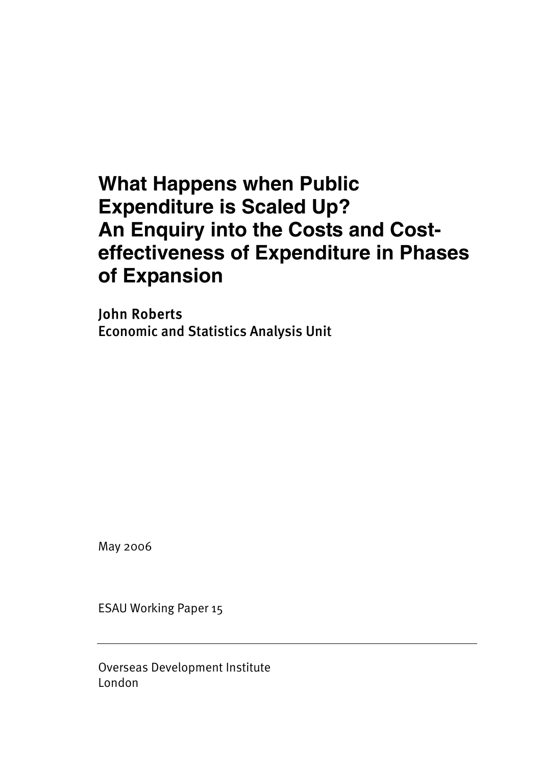# What Happens when Public Expenditure is Scaled Up? An Enquiry into the Costs and Cost-effectiveness of Expenditure in Phases of Expansion

John Roberts
Economic and Statistics Analysis Unit

May 2006

ESAU Working Paper 15

---

Overseas Development Institute
London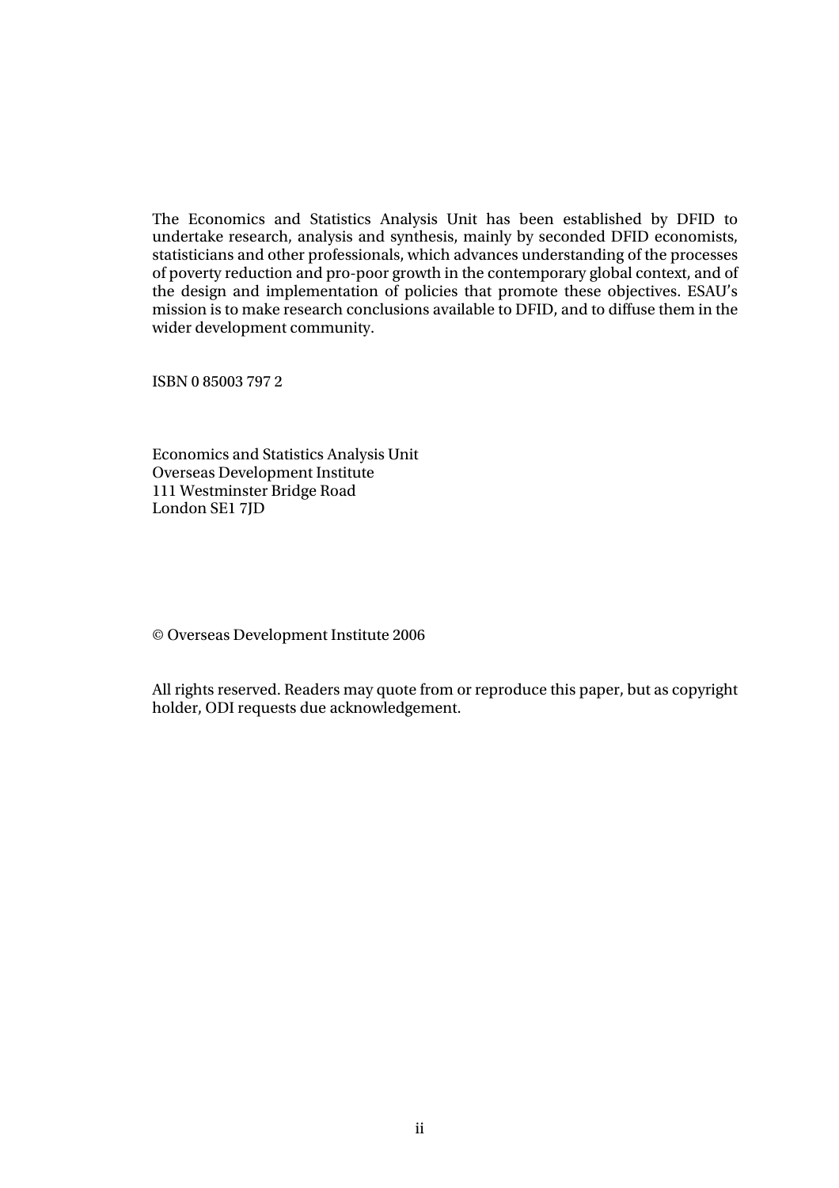The Economics and Statistics Analysis Unit has been established by DFID to undertake research, analysis and synthesis, mainly by seconded DFID economists, statisticians and other professionals, which advances understanding of the processes of poverty reduction and pro-poor growth in the contemporary global context, and of the design and implementation of policies that promote these objectives. ESAU's mission is to make research conclusions available to DFID, and to diffuse them in the wider development community.

ISBN 0 85003 797 2

Economics and Statistics Analysis Unit
Overseas Development Institute
111 Westminster Bridge Road
London SE1 7JD

© Overseas Development Institute 2006

All rights reserved. Readers may quote from or reproduce this paper, but as copyright holder, ODI requests due acknowledgement.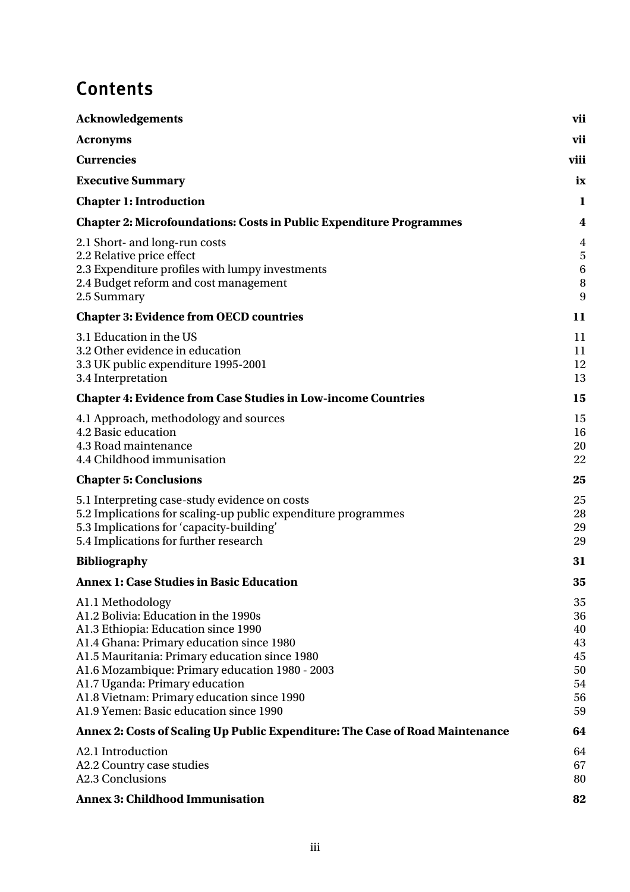# Contents

| | |
|---|---|
| **Acknowledgements** | **vii** |
| **Acronyms** | **vii** |
| **Currencies** | **viii** |
| **Executive Summary** | **ix** |
| **Chapter 1: Introduction** | **1** |
| **Chapter 2: Microfoundations: Costs in Public Expenditure Programmes** | **4** |
| 2.1 Short- and long-run costs | 4 |
| 2.2 Relative price effect | 5 |
| 2.3 Expenditure profiles with lumpy investments | 6 |
| 2.4 Budget reform and cost management | 8 |
| 2.5 Summary | 9 |
| **Chapter 3: Evidence from OECD countries** | **11** |
| 3.1 Education in the US | 11 |
| 3.2 Other evidence in education | 11 |
| 3.3 UK public expenditure 1995-2001 | 12 |
| 3.4 Interpretation | 13 |
| **Chapter 4: Evidence from Case Studies in Low-income Countries** | **15** |
| 4.1 Approach, methodology and sources | 15 |
| 4.2 Basic education | 16 |
| 4.3 Road maintenance | 20 |
| 4.4 Childhood immunisation | 22 |
| **Chapter 5: Conclusions** | **25** |
| 5.1 Interpreting case-study evidence on costs | 25 |
| 5.2 Implications for scaling-up public expenditure programmes | 28 |
| 5.3 Implications for 'capacity-building' | 29 |
| 5.4 Implications for further research | 29 |
| **Bibliography** | **31** |
| **Annex 1: Case Studies in Basic Education** | **35** |
| A1.1 Methodology | 35 |
| A1.2 Bolivia: Education in the 1990s | 36 |
| A1.3 Ethiopia: Education since 1990 | 40 |
| A1.4 Ghana: Primary education since 1980 | 43 |
| A1.5 Mauritania: Primary education since 1980 | 45 |
| A1.6 Mozambique: Primary education 1980 - 2003 | 50 |
| A1.7 Uganda: Primary education | 54 |
| A1.8 Vietnam: Primary education since 1990 | 56 |
| A1.9 Yemen: Basic education since 1990 | 59 |
| **Annex 2: Costs of Scaling Up Public Expenditure: The Case of Road Maintenance** | **64** |
| A2.1 Introduction | 64 |
| A2.2 Country case studies | 67 |
| A2.3 Conclusions | 80 |
| **Annex 3: Childhood Immunisation** | **82** |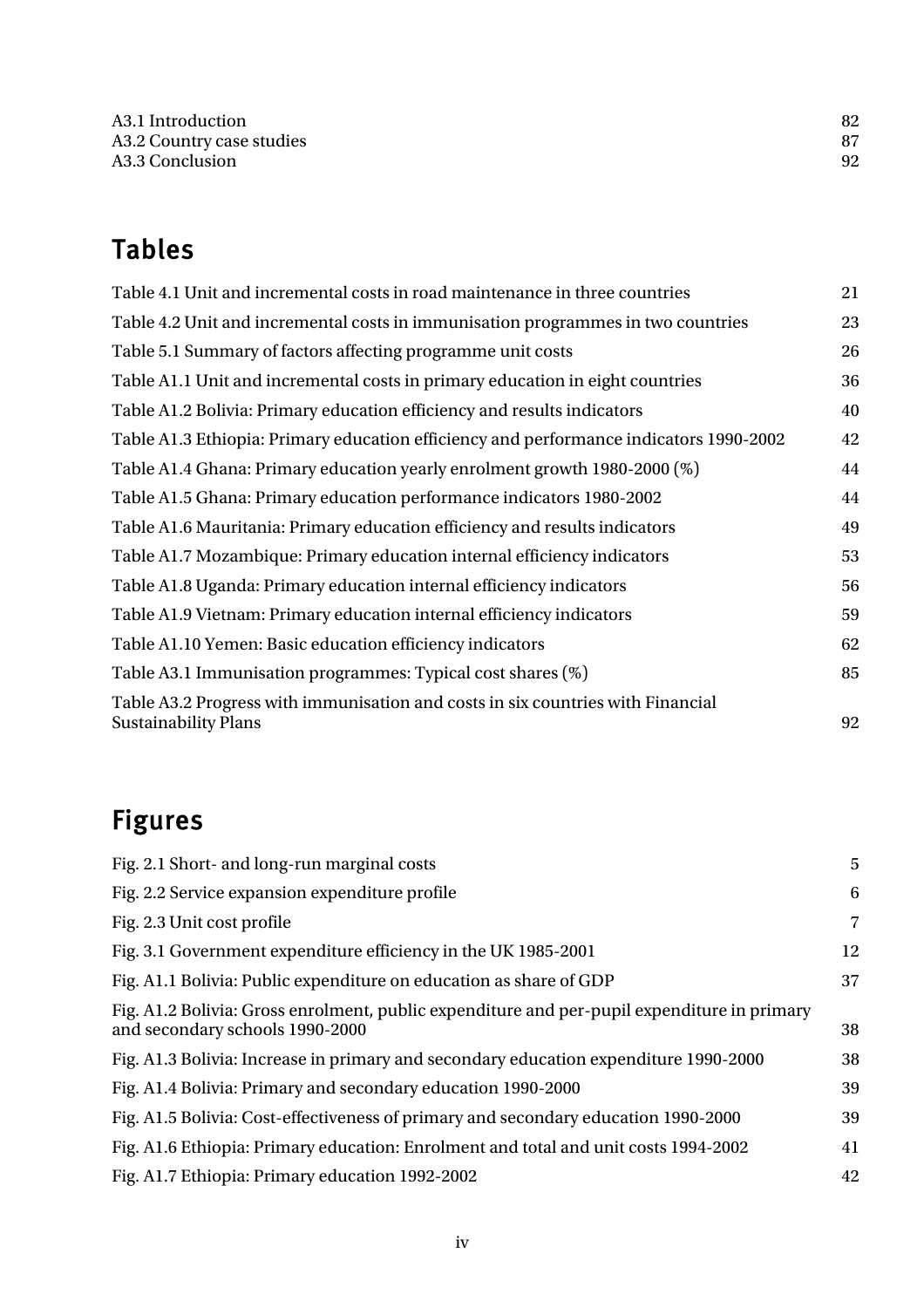A3.1 Introduction 82
A3.2 Country case studies 87
A3.3 Conclusion 92

## Tables

Table 4.1 Unit and incremental costs in road maintenance in three countries 21
Table 4.2 Unit and incremental costs in immunisation programmes in two countries 23
Table 5.1 Summary of factors affecting programme unit costs 26
Table A1.1 Unit and incremental costs in primary education in eight countries 36
Table A1.2 Bolivia: Primary education efficiency and results indicators 40
Table A1.3 Ethiopia: Primary education efficiency and performance indicators 1990-2002 42
Table A1.4 Ghana: Primary education yearly enrolment growth 1980-2000 (%) 44
Table A1.5 Ghana: Primary education performance indicators 1980-2002 44
Table A1.6 Mauritania: Primary education efficiency and results indicators 49
Table A1.7 Mozambique: Primary education internal efficiency indicators 53
Table A1.8 Uganda: Primary education internal efficiency indicators 56
Table A1.9 Vietnam: Primary education internal efficiency indicators 59
Table A1.10 Yemen: Basic education efficiency indicators 62
Table A3.1 Immunisation programmes: Typical cost shares (%) 85
Table A3.2 Progress with immunisation and costs in six countries with Financial Sustainability Plans 92

## Figures

Fig. 2.1 Short- and long-run marginal costs 5
Fig. 2.2 Service expansion expenditure profile 6
Fig. 2.3 Unit cost profile 7
Fig. 3.1 Government expenditure efficiency in the UK 1985-2001 12
Fig. A1.1 Bolivia: Public expenditure on education as share of GDP 37
Fig. A1.2 Bolivia: Gross enrolment, public expenditure and per-pupil expenditure in primary and secondary schools 1990-2000 38
Fig. A1.3 Bolivia: Increase in primary and secondary education expenditure 1990-2000 38
Fig. A1.4 Bolivia: Primary and secondary education 1990-2000 39
Fig. A1.5 Bolivia: Cost-effectiveness of primary and secondary education 1990-2000 39
Fig. A1.6 Ethiopia: Primary education: Enrolment and total and unit costs 1994-2002 41
Fig. A1.7 Ethiopia: Primary education 1992-2002 42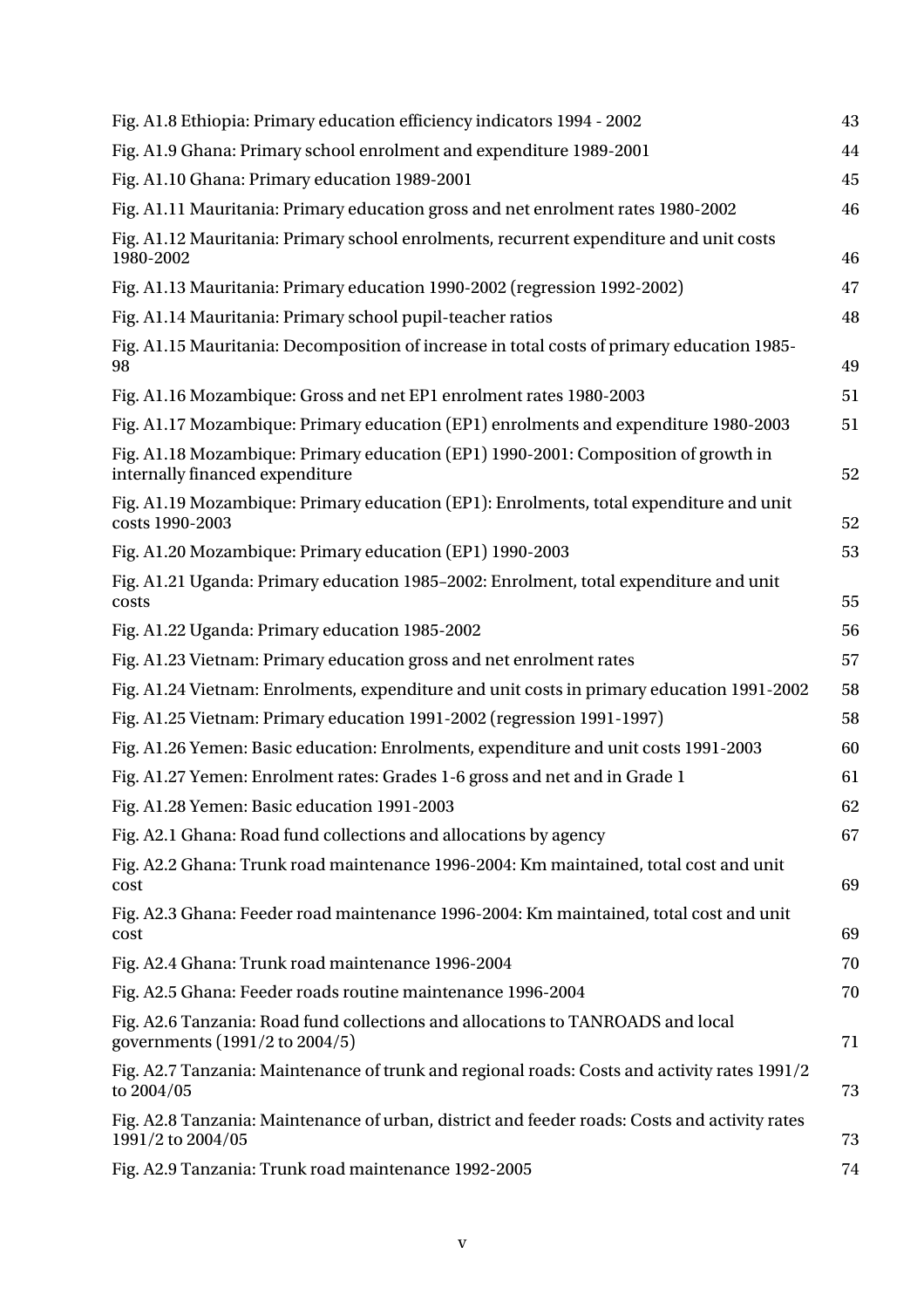| | |
|---|---|
| Fig. A1.8 Ethiopia: Primary education efficiency indicators 1994 - 2002 | 43 |
| Fig. A1.9 Ghana: Primary school enrolment and expenditure 1989-2001 | 44 |
| Fig. A1.10 Ghana: Primary education 1989-2001 | 45 |
| Fig. A1.11 Mauritania: Primary education gross and net enrolment rates 1980-2002 | 46 |
| Fig. A1.12 Mauritania: Primary school enrolments, recurrent expenditure and unit costs 1980-2002 | 46 |
| Fig. A1.13 Mauritania: Primary education 1990-2002 (regression 1992-2002) | 47 |
| Fig. A1.14 Mauritania: Primary school pupil-teacher ratios | 48 |
| Fig. A1.15 Mauritania: Decomposition of increase in total costs of primary education 1985-98 | 49 |
| Fig. A1.16 Mozambique: Gross and net EP1 enrolment rates 1980-2003 | 51 |
| Fig. A1.17 Mozambique: Primary education (EP1) enrolments and expenditure 1980-2003 | 51 |
| Fig. A1.18 Mozambique: Primary education (EP1) 1990-2001: Composition of growth in internally financed expenditure | 52 |
| Fig. A1.19 Mozambique: Primary education (EP1): Enrolments, total expenditure and unit costs 1990-2003 | 52 |
| Fig. A1.20 Mozambique: Primary education (EP1) 1990-2003 | 53 |
| Fig. A1.21 Uganda: Primary education 1985–2002: Enrolment, total expenditure and unit costs | 55 |
| Fig. A1.22 Uganda: Primary education 1985-2002 | 56 |
| Fig. A1.23 Vietnam: Primary education gross and net enrolment rates | 57 |
| Fig. A1.24 Vietnam: Enrolments, expenditure and unit costs in primary education 1991-2002 | 58 |
| Fig. A1.25 Vietnam: Primary education 1991-2002 (regression 1991-1997) | 58 |
| Fig. A1.26 Yemen: Basic education: Enrolments, expenditure and unit costs 1991-2003 | 60 |
| Fig. A1.27 Yemen: Enrolment rates: Grades 1-6 gross and net and in Grade 1 | 61 |
| Fig. A1.28 Yemen: Basic education 1991-2003 | 62 |
| Fig. A2.1 Ghana: Road fund collections and allocations by agency | 67 |
| Fig. A2.2 Ghana: Trunk road maintenance 1996-2004: Km maintained, total cost and unit cost | 69 |
| Fig. A2.3 Ghana: Feeder road maintenance 1996-2004: Km maintained, total cost and unit cost | 69 |
| Fig. A2.4 Ghana: Trunk road maintenance 1996-2004 | 70 |
| Fig. A2.5 Ghana: Feeder roads routine maintenance 1996-2004 | 70 |
| Fig. A2.6 Tanzania: Road fund collections and allocations to TANROADS and local governments (1991/2 to 2004/5) | 71 |
| Fig. A2.7 Tanzania: Maintenance of trunk and regional roads: Costs and activity rates 1991/2 to 2004/05 | 73 |
| Fig. A2.8 Tanzania: Maintenance of urban, district and feeder roads: Costs and activity rates 1991/2 to 2004/05 | 73 |
| Fig. A2.9 Tanzania: Trunk road maintenance 1992-2005 | 74 |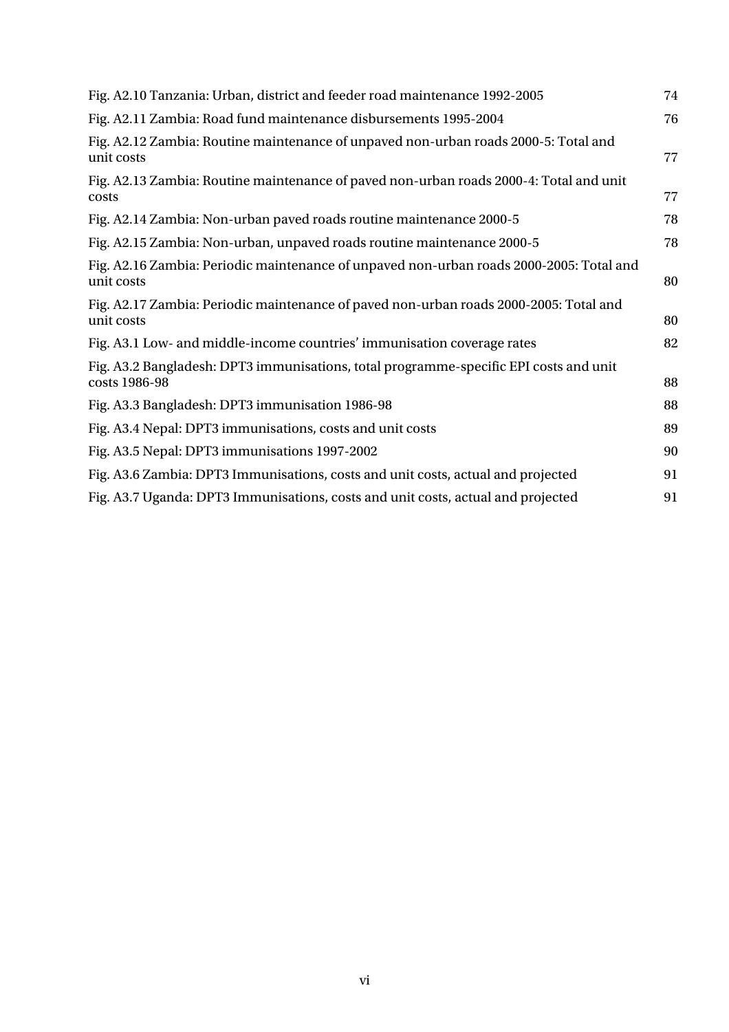| | |
|---|---|
| Fig. A2.10 Tanzania: Urban, district and feeder road maintenance 1992-2005 | 74 |
| Fig. A2.11 Zambia: Road fund maintenance disbursements 1995-2004 | 76 |
| Fig. A2.12 Zambia: Routine maintenance of unpaved non-urban roads 2000-5: Total and unit costs | 77 |
| Fig. A2.13 Zambia: Routine maintenance of paved non-urban roads 2000-4: Total and unit costs | 77 |
| Fig. A2.14 Zambia: Non-urban paved roads routine maintenance 2000-5 | 78 |
| Fig. A2.15 Zambia: Non-urban, unpaved roads routine maintenance 2000-5 | 78 |
| Fig. A2.16 Zambia: Periodic maintenance of unpaved non-urban roads 2000-2005: Total and unit costs | 80 |
| Fig. A2.17 Zambia: Periodic maintenance of paved non-urban roads 2000-2005: Total and unit costs | 80 |
| Fig. A3.1 Low- and middle-income countries' immunisation coverage rates | 82 |
| Fig. A3.2 Bangladesh: DPT3 immunisations, total programme-specific EPI costs and unit costs 1986-98 | 88 |
| Fig. A3.3 Bangladesh: DPT3 immunisation 1986-98 | 88 |
| Fig. A3.4 Nepal: DPT3 immunisations, costs and unit costs | 89 |
| Fig. A3.5 Nepal: DPT3 immunisations 1997-2002 | 90 |
| Fig. A3.6 Zambia: DPT3 Immunisations, costs and unit costs, actual and projected | 91 |
| Fig. A3.7 Uganda: DPT3 Immunisations, costs and unit costs, actual and projected | 91 |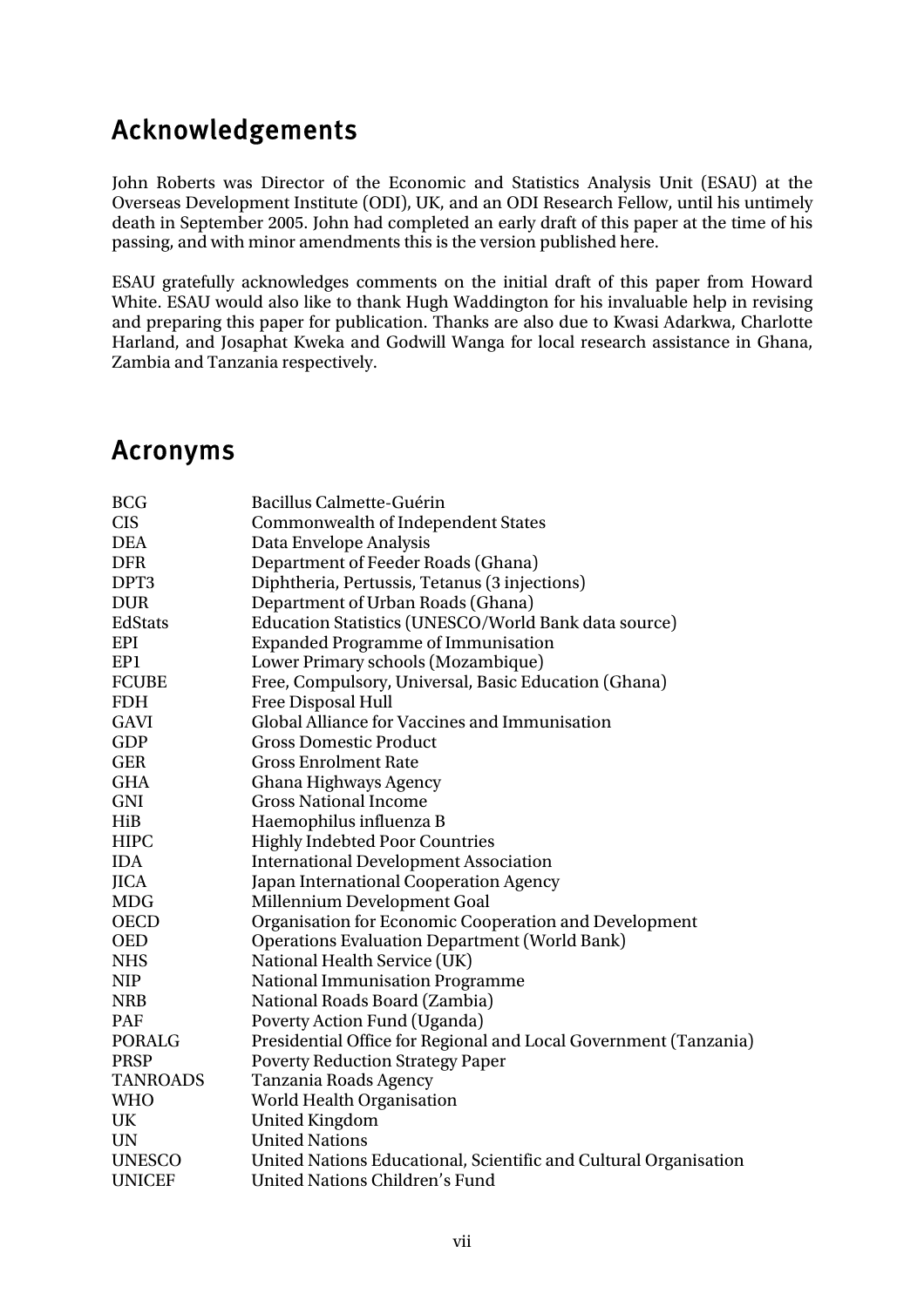## Acknowledgements

John Roberts was Director of the Economic and Statistics Analysis Unit (ESAU) at the Overseas Development Institute (ODI), UK, and an ODI Research Fellow, until his untimely death in September 2005. John had completed an early draft of this paper at the time of his passing, and with minor amendments this is the version published here.

ESAU gratefully acknowledges comments on the initial draft of this paper from Howard White. ESAU would also like to thank Hugh Waddington for his invaluable help in revising and preparing this paper for publication. Thanks are also due to Kwasi Adarkwa, Charlotte Harland, and Josaphat Kweka and Godwill Wanga for local research assistance in Ghana, Zambia and Tanzania respectively.

## Acronyms

| | |
|---|---|
| BCG | Bacillus Calmette-Guérin |
| CIS | Commonwealth of Independent States |
| DEA | Data Envelope Analysis |
| DFR | Department of Feeder Roads (Ghana) |
| DPT3 | Diphtheria, Pertussis, Tetanus (3 injections) |
| DUR | Department of Urban Roads (Ghana) |
| EdStats | Education Statistics (UNESCO/World Bank data source) |
| EPI | Expanded Programme of Immunisation |
| EP1 | Lower Primary schools (Mozambique) |
| FCUBE | Free, Compulsory, Universal, Basic Education (Ghana) |
| FDH | Free Disposal Hull |
| GAVI | Global Alliance for Vaccines and Immunisation |
| GDP | Gross Domestic Product |
| GER | Gross Enrolment Rate |
| GHA | Ghana Highways Agency |
| GNI | Gross National Income |
| HiB | Haemophilus influenza B |
| HIPC | Highly Indebted Poor Countries |
| IDA | International Development Association |
| JICA | Japan International Cooperation Agency |
| MDG | Millennium Development Goal |
| OECD | Organisation for Economic Cooperation and Development |
| OED | Operations Evaluation Department (World Bank) |
| NHS | National Health Service (UK) |
| NIP | National Immunisation Programme |
| NRB | National Roads Board (Zambia) |
| PAF | Poverty Action Fund (Uganda) |
| PORALG | Presidential Office for Regional and Local Government (Tanzania) |
| PRSP | Poverty Reduction Strategy Paper |
| TANROADS | Tanzania Roads Agency |
| WHO | World Health Organisation |
| UK | United Kingdom |
| UN | United Nations |
| UNESCO | United Nations Educational, Scientific and Cultural Organisation |
| UNICEF | United Nations Children's Fund |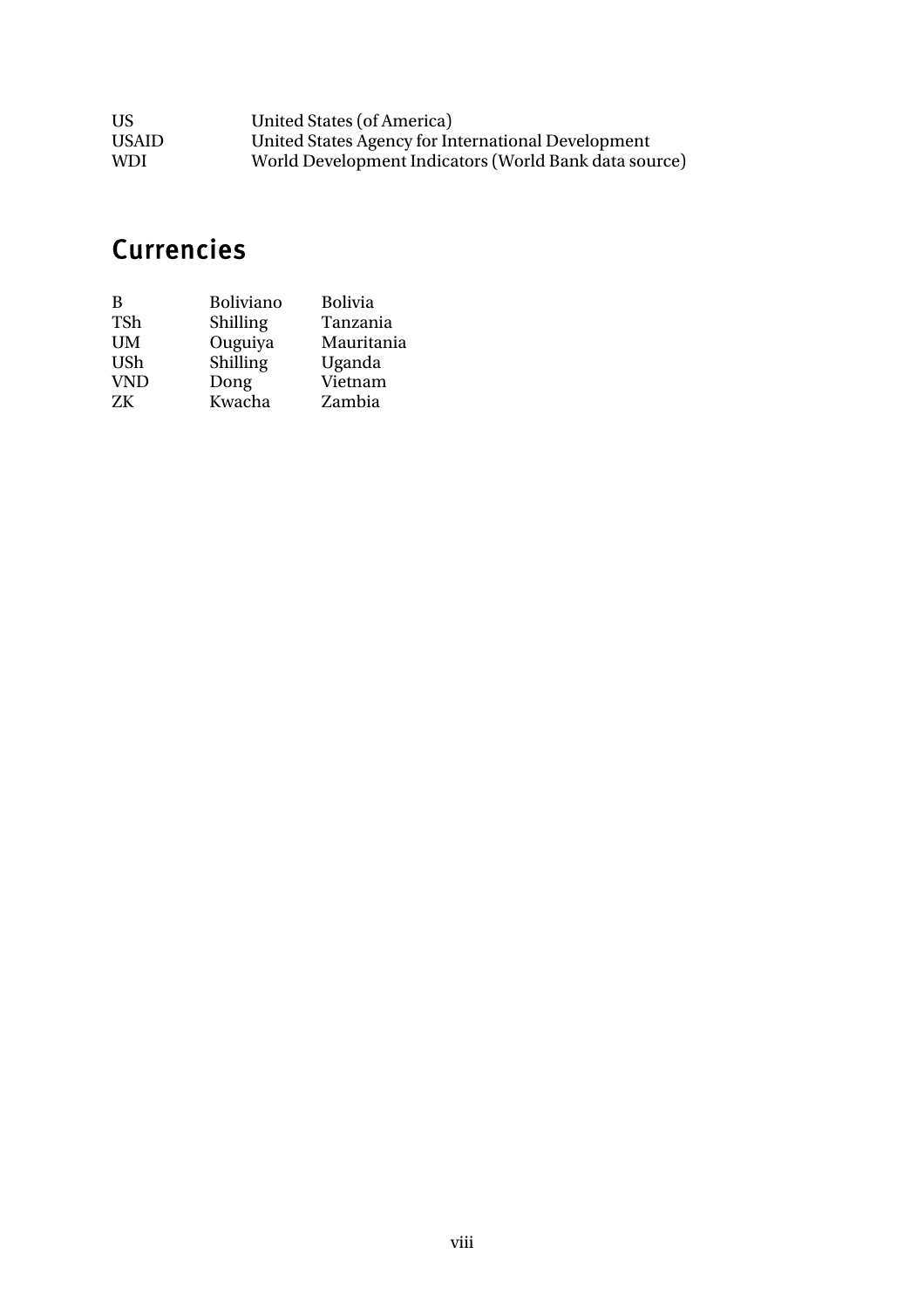| | |
|---|---|
| US | United States (of America) |
| USAID | United States Agency for International Development |
| WDI | World Development Indicators (World Bank data source) |

## Currencies

| | | |
|---|---|---|
| B | Boliviano | Bolivia |
| TSh | Shilling | Tanzania |
| UM | Ouguiya | Mauritania |
| USh | Shilling | Uganda |
| VND | Dong | Vietnam |
| ZK | Kwacha | Zambia |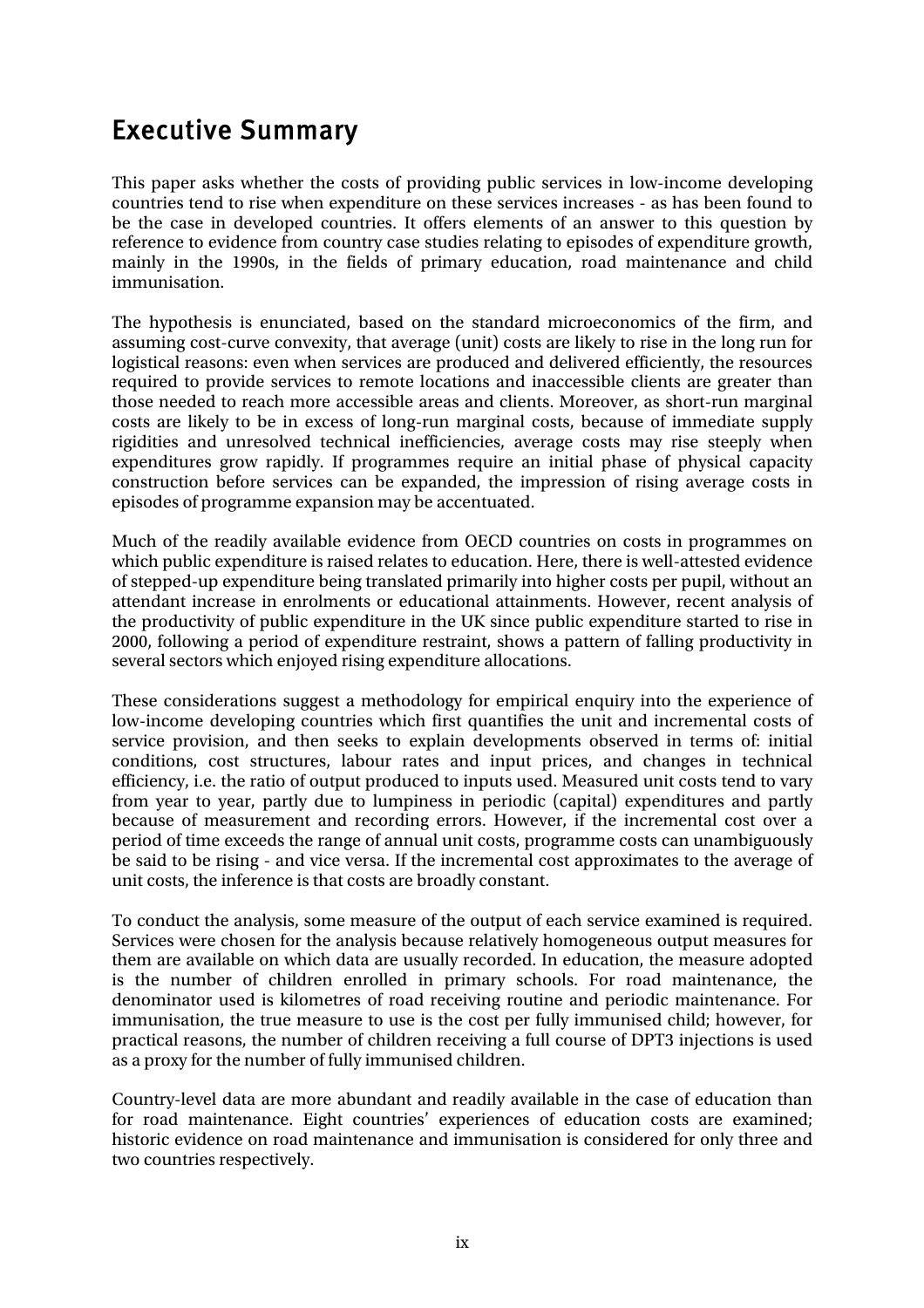# Executive Summary

This paper asks whether the costs of providing public services in low-income developing countries tend to rise when expenditure on these services increases - as has been found to be the case in developed countries. It offers elements of an answer to this question by reference to evidence from country case studies relating to episodes of expenditure growth, mainly in the 1990s, in the fields of primary education, road maintenance and child immunisation.

The hypothesis is enunciated, based on the standard microeconomics of the firm, and assuming cost-curve convexity, that average (unit) costs are likely to rise in the long run for logistical reasons: even when services are produced and delivered efficiently, the resources required to provide services to remote locations and inaccessible clients are greater than those needed to reach more accessible areas and clients. Moreover, as short-run marginal costs are likely to be in excess of long-run marginal costs, because of immediate supply rigidities and unresolved technical inefficiencies, average costs may rise steeply when expenditures grow rapidly. If programmes require an initial phase of physical capacity construction before services can be expanded, the impression of rising average costs in episodes of programme expansion may be accentuated.

Much of the readily available evidence from OECD countries on costs in programmes on which public expenditure is raised relates to education. Here, there is well-attested evidence of stepped-up expenditure being translated primarily into higher costs per pupil, without an attendant increase in enrolments or educational attainments. However, recent analysis of the productivity of public expenditure in the UK since public expenditure started to rise in 2000, following a period of expenditure restraint, shows a pattern of falling productivity in several sectors which enjoyed rising expenditure allocations.

These considerations suggest a methodology for empirical enquiry into the experience of low-income developing countries which first quantifies the unit and incremental costs of service provision, and then seeks to explain developments observed in terms of: initial conditions, cost structures, labour rates and input prices, and changes in technical efficiency, i.e. the ratio of output produced to inputs used. Measured unit costs tend to vary from year to year, partly due to lumpiness in periodic (capital) expenditures and partly because of measurement and recording errors. However, if the incremental cost over a period of time exceeds the range of annual unit costs, programme costs can unambiguously be said to be rising - and vice versa. If the incremental cost approximates to the average of unit costs, the inference is that costs are broadly constant.

To conduct the analysis, some measure of the output of each service examined is required. Services were chosen for the analysis because relatively homogeneous output measures for them are available on which data are usually recorded. In education, the measure adopted is the number of children enrolled in primary schools. For road maintenance, the denominator used is kilometres of road receiving routine and periodic maintenance. For immunisation, the true measure to use is the cost per fully immunised child; however, for practical reasons, the number of children receiving a full course of DPT3 injections is used as a proxy for the number of fully immunised children.

Country-level data are more abundant and readily available in the case of education than for road maintenance. Eight countries' experiences of education costs are examined; historic evidence on road maintenance and immunisation is considered for only three and two countries respectively.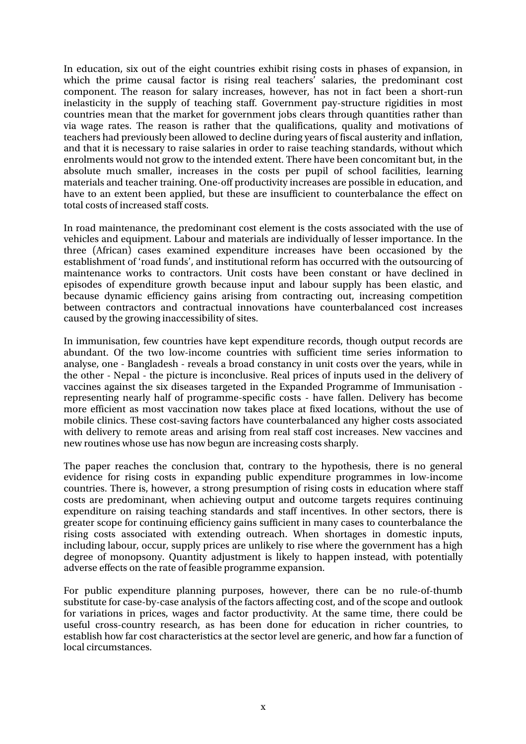In education, six out of the eight countries exhibit rising costs in phases of expansion, in which the prime causal factor is rising real teachers' salaries, the predominant cost component. The reason for salary increases, however, has not in fact been a short-run inelasticity in the supply of teaching staff. Government pay-structure rigidities in most countries mean that the market for government jobs clears through quantities rather than via wage rates. The reason is rather that the qualifications, quality and motivations of teachers had previously been allowed to decline during years of fiscal austerity and inflation, and that it is necessary to raise salaries in order to raise teaching standards, without which enrolments would not grow to the intended extent. There have been concomitant but, in the absolute much smaller, increases in the costs per pupil of school facilities, learning materials and teacher training. One-off productivity increases are possible in education, and have to an extent been applied, but these are insufficient to counterbalance the effect on total costs of increased staff costs.

In road maintenance, the predominant cost element is the costs associated with the use of vehicles and equipment. Labour and materials are individually of lesser importance. In the three (African) cases examined expenditure increases have been occasioned by the establishment of 'road funds', and institutional reform has occurred with the outsourcing of maintenance works to contractors. Unit costs have been constant or have declined in episodes of expenditure growth because input and labour supply has been elastic, and because dynamic efficiency gains arising from contracting out, increasing competition between contractors and contractual innovations have counterbalanced cost increases caused by the growing inaccessibility of sites.

In immunisation, few countries have kept expenditure records, though output records are abundant. Of the two low-income countries with sufficient time series information to analyse, one - Bangladesh - reveals a broad constancy in unit costs over the years, while in the other - Nepal - the picture is inconclusive. Real prices of inputs used in the delivery of vaccines against the six diseases targeted in the Expanded Programme of Immunisation - representing nearly half of programme-specific costs - have fallen. Delivery has become more efficient as most vaccination now takes place at fixed locations, without the use of mobile clinics. These cost-saving factors have counterbalanced any higher costs associated with delivery to remote areas and arising from real staff cost increases. New vaccines and new routines whose use has now begun are increasing costs sharply.

The paper reaches the conclusion that, contrary to the hypothesis, there is no general evidence for rising costs in expanding public expenditure programmes in low-income countries. There is, however, a strong presumption of rising costs in education where staff costs are predominant, when achieving output and outcome targets requires continuing expenditure on raising teaching standards and staff incentives. In other sectors, there is greater scope for continuing efficiency gains sufficient in many cases to counterbalance the rising costs associated with extending outreach. When shortages in domestic inputs, including labour, occur, supply prices are unlikely to rise where the government has a high degree of monopsony. Quantity adjustment is likely to happen instead, with potentially adverse effects on the rate of feasible programme expansion.

For public expenditure planning purposes, however, there can be no rule-of-thumb substitute for case-by-case analysis of the factors affecting cost, and of the scope and outlook for variations in prices, wages and factor productivity. At the same time, there could be useful cross-country research, as has been done for education in richer countries, to establish how far cost characteristics at the sector level are generic, and how far a function of local circumstances.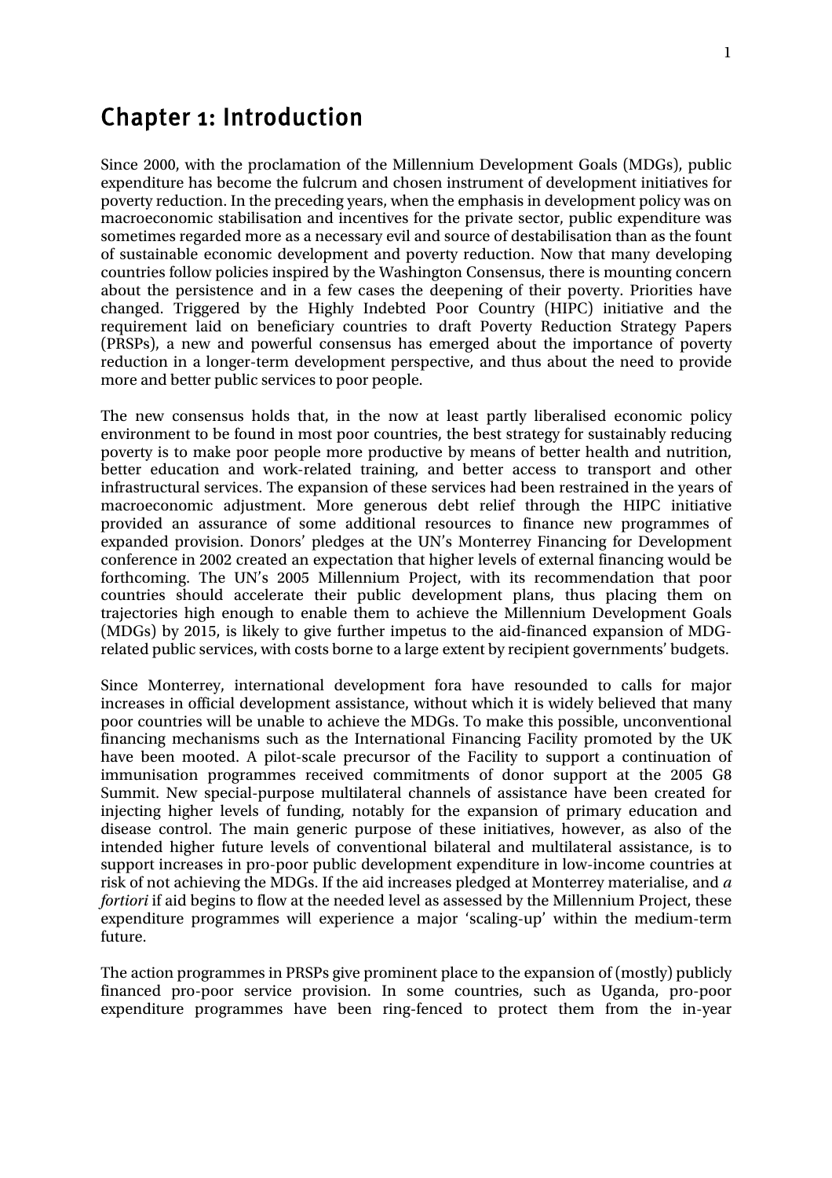# Chapter 1: Introduction

Since 2000, with the proclamation of the Millennium Development Goals (MDGs), public expenditure has become the fulcrum and chosen instrument of development initiatives for poverty reduction. In the preceding years, when the emphasis in development policy was on macroeconomic stabilisation and incentives for the private sector, public expenditure was sometimes regarded more as a necessary evil and source of destabilisation than as the fount of sustainable economic development and poverty reduction. Now that many developing countries follow policies inspired by the Washington Consensus, there is mounting concern about the persistence and in a few cases the deepening of their poverty. Priorities have changed. Triggered by the Highly Indebted Poor Country (HIPC) initiative and the requirement laid on beneficiary countries to draft Poverty Reduction Strategy Papers (PRSPs), a new and powerful consensus has emerged about the importance of poverty reduction in a longer-term development perspective, and thus about the need to provide more and better public services to poor people.

The new consensus holds that, in the now at least partly liberalised economic policy environment to be found in most poor countries, the best strategy for sustainably reducing poverty is to make poor people more productive by means of better health and nutrition, better education and work-related training, and better access to transport and other infrastructural services. The expansion of these services had been restrained in the years of macroeconomic adjustment. More generous debt relief through the HIPC initiative provided an assurance of some additional resources to finance new programmes of expanded provision. Donors' pledges at the UN's Monterrey Financing for Development conference in 2002 created an expectation that higher levels of external financing would be forthcoming. The UN's 2005 Millennium Project, with its recommendation that poor countries should accelerate their public development plans, thus placing them on trajectories high enough to enable them to achieve the Millennium Development Goals (MDGs) by 2015, is likely to give further impetus to the aid-financed expansion of MDG-related public services, with costs borne to a large extent by recipient governments' budgets.

Since Monterrey, international development fora have resounded to calls for major increases in official development assistance, without which it is widely believed that many poor countries will be unable to achieve the MDGs. To make this possible, unconventional financing mechanisms such as the International Financing Facility promoted by the UK have been mooted. A pilot-scale precursor of the Facility to support a continuation of immunisation programmes received commitments of donor support at the 2005 G8 Summit. New special-purpose multilateral channels of assistance have been created for injecting higher levels of funding, notably for the expansion of primary education and disease control. The main generic purpose of these initiatives, however, as also of the intended higher future levels of conventional bilateral and multilateral assistance, is to support increases in pro-poor public development expenditure in low-income countries at risk of not achieving the MDGs. If the aid increases pledged at Monterrey materialise, and *a fortiori* if aid begins to flow at the needed level as assessed by the Millennium Project, these expenditure programmes will experience a major 'scaling-up' within the medium-term future.

The action programmes in PRSPs give prominent place to the expansion of (mostly) publicly financed pro-poor service provision. In some countries, such as Uganda, pro-poor expenditure programmes have been ring-fenced to protect them from the in-year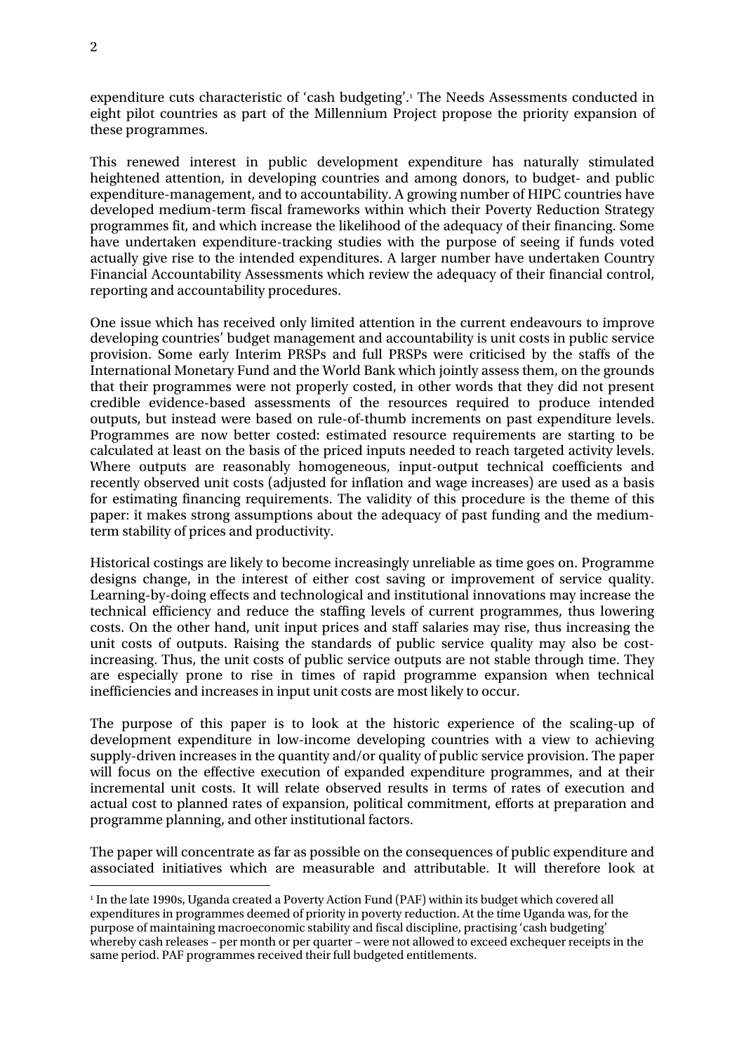expenditure cuts characteristic of 'cash budgeting'.[1] The Needs Assessments conducted in eight pilot countries as part of the Millennium Project propose the priority expansion of these programmes.

This renewed interest in public development expenditure has naturally stimulated heightened attention, in developing countries and among donors, to budget- and public expenditure-management, and to accountability. A growing number of HIPC countries have developed medium-term fiscal frameworks within which their Poverty Reduction Strategy programmes fit, and which increase the likelihood of the adequacy of their financing. Some have undertaken expenditure-tracking studies with the purpose of seeing if funds voted actually give rise to the intended expenditures. A larger number have undertaken Country Financial Accountability Assessments which review the adequacy of their financial control, reporting and accountability procedures.

One issue which has received only limited attention in the current endeavours to improve developing countries' budget management and accountability is unit costs in public service provision. Some early Interim PRSPs and full PRSPs were criticised by the staffs of the International Monetary Fund and the World Bank which jointly assess them, on the grounds that their programmes were not properly costed, in other words that they did not present credible evidence-based assessments of the resources required to produce intended outputs, but instead were based on rule-of-thumb increments on past expenditure levels. Programmes are now better costed: estimated resource requirements are starting to be calculated at least on the basis of the priced inputs needed to reach targeted activity levels. Where outputs are reasonably homogeneous, input-output technical coefficients and recently observed unit costs (adjusted for inflation and wage increases) are used as a basis for estimating financing requirements. The validity of this procedure is the theme of this paper: it makes strong assumptions about the adequacy of past funding and the medium-term stability of prices and productivity.

Historical costings are likely to become increasingly unreliable as time goes on. Programme designs change, in the interest of either cost saving or improvement of service quality. Learning-by-doing effects and technological and institutional innovations may increase the technical efficiency and reduce the staffing levels of current programmes, thus lowering costs. On the other hand, unit input prices and staff salaries may rise, thus increasing the unit costs of outputs. Raising the standards of public service quality may also be cost-increasing. Thus, the unit costs of public service outputs are not stable through time. They are especially prone to rise in times of rapid programme expansion when technical inefficiencies and increases in input unit costs are most likely to occur.

The purpose of this paper is to look at the historic experience of the scaling-up of development expenditure in low-income developing countries with a view to achieving supply-driven increases in the quantity and/or quality of public service provision. The paper will focus on the effective execution of expanded expenditure programmes, and at their incremental unit costs. It will relate observed results in terms of rates of execution and actual cost to planned rates of expansion, political commitment, efforts at preparation and programme planning, and other institutional factors.

The paper will concentrate as far as possible on the consequences of public expenditure and associated initiatives which are measurable and attributable. It will therefore look at

---

[1] In the late 1990s, Uganda created a Poverty Action Fund (PAF) within its budget which covered all expenditures in programmes deemed of priority in poverty reduction. At the time Uganda was, for the purpose of maintaining macroeconomic stability and fiscal discipline, practising 'cash budgeting' whereby cash releases – per month or per quarter – were not allowed to exceed exchequer receipts in the same period. PAF programmes received their full budgeted entitlements.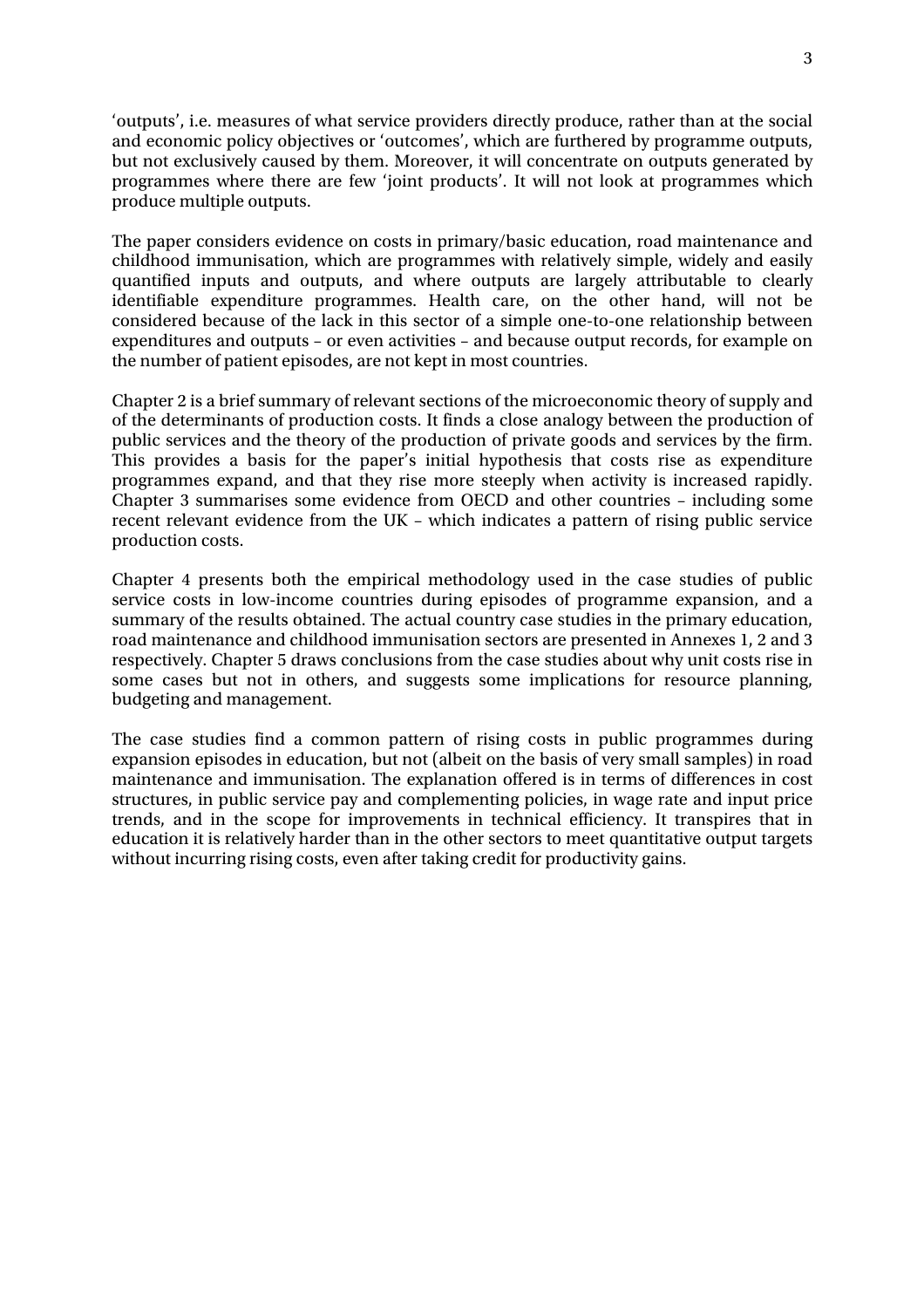'outputs', i.e. measures of what service providers directly produce, rather than at the social and economic policy objectives or 'outcomes', which are furthered by programme outputs, but not exclusively caused by them. Moreover, it will concentrate on outputs generated by programmes where there are few 'joint products'. It will not look at programmes which produce multiple outputs.

The paper considers evidence on costs in primary/basic education, road maintenance and childhood immunisation, which are programmes with relatively simple, widely and easily quantified inputs and outputs, and where outputs are largely attributable to clearly identifiable expenditure programmes. Health care, on the other hand, will not be considered because of the lack in this sector of a simple one-to-one relationship between expenditures and outputs – or even activities – and because output records, for example on the number of patient episodes, are not kept in most countries.

Chapter 2 is a brief summary of relevant sections of the microeconomic theory of supply and of the determinants of production costs. It finds a close analogy between the production of public services and the theory of the production of private goods and services by the firm. This provides a basis for the paper's initial hypothesis that costs rise as expenditure programmes expand, and that they rise more steeply when activity is increased rapidly. Chapter 3 summarises some evidence from OECD and other countries – including some recent relevant evidence from the UK – which indicates a pattern of rising public service production costs.

Chapter 4 presents both the empirical methodology used in the case studies of public service costs in low-income countries during episodes of programme expansion, and a summary of the results obtained. The actual country case studies in the primary education, road maintenance and childhood immunisation sectors are presented in Annexes 1, 2 and 3 respectively. Chapter 5 draws conclusions from the case studies about why unit costs rise in some cases but not in others, and suggests some implications for resource planning, budgeting and management.

The case studies find a common pattern of rising costs in public programmes during expansion episodes in education, but not (albeit on the basis of very small samples) in road maintenance and immunisation. The explanation offered is in terms of differences in cost structures, in public service pay and complementing policies, in wage rate and input price trends, and in the scope for improvements in technical efficiency. It transpires that in education it is relatively harder than in the other sectors to meet quantitative output targets without incurring rising costs, even after taking credit for productivity gains.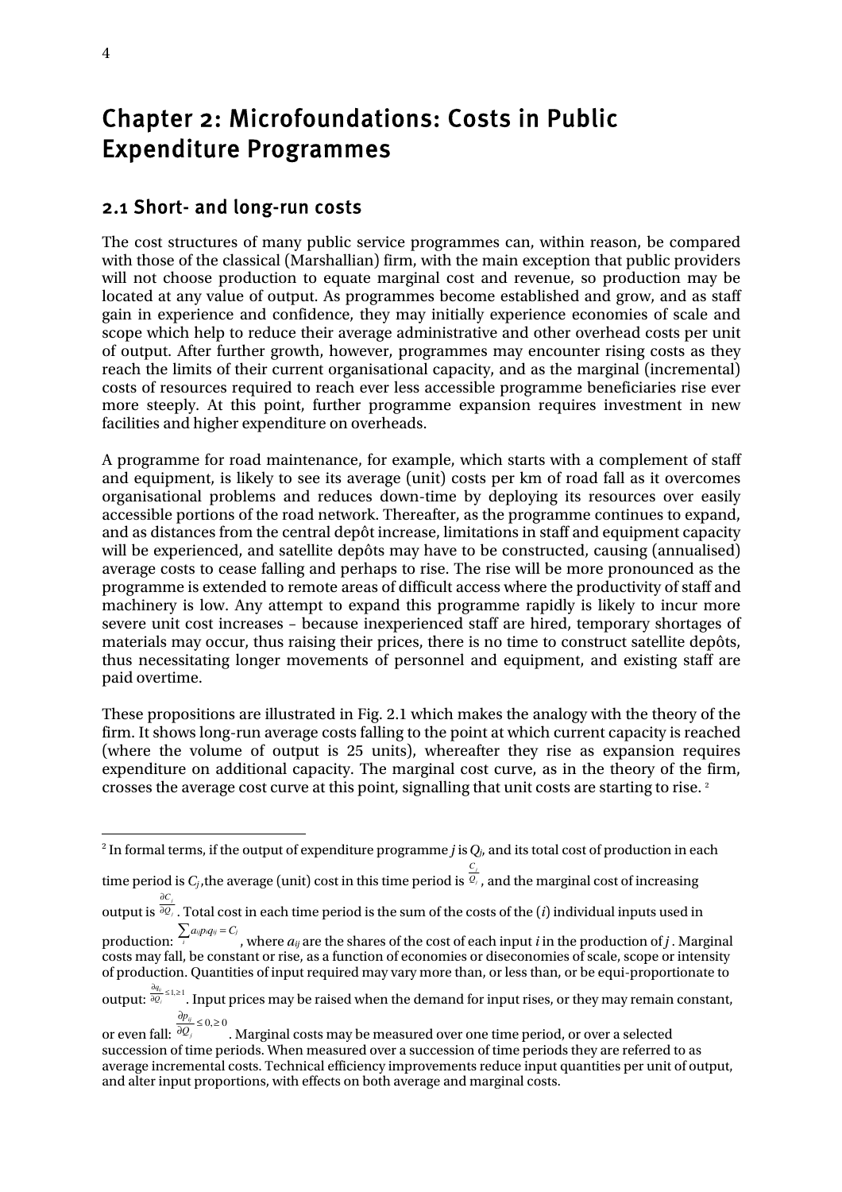# Chapter 2: Microfoundations: Costs in Public Expenditure Programmes

## 2.1 Short- and long-run costs

The cost structures of many public service programmes can, within reason, be compared with those of the classical (Marshallian) firm, with the main exception that public providers will not choose production to equate marginal cost and revenue, so production may be located at any value of output. As programmes become established and grow, and as staff gain in experience and confidence, they may initially experience economies of scale and scope which help to reduce their average administrative and other overhead costs per unit of output. After further growth, however, programmes may encounter rising costs as they reach the limits of their current organisational capacity, and as the marginal (incremental) costs of resources required to reach ever less accessible programme beneficiaries rise ever more steeply. At this point, further programme expansion requires investment in new facilities and higher expenditure on overheads.

A programme for road maintenance, for example, which starts with a complement of staff and equipment, is likely to see its average (unit) costs per km of road fall as it overcomes organisational problems and reduces down-time by deploying its resources over easily accessible portions of the road network. Thereafter, as the programme continues to expand, and as distances from the central depôt increase, limitations in staff and equipment capacity will be experienced, and satellite depôts may have to be constructed, causing (annualised) average costs to cease falling and perhaps to rise. The rise will be more pronounced as the programme is extended to remote areas of difficult access where the productivity of staff and machinery is low. Any attempt to expand this programme rapidly is likely to incur more severe unit cost increases – because inexperienced staff are hired, temporary shortages of materials may occur, thus raising their prices, there is no time to construct satellite depôts, thus necessitating longer movements of personnel and equipment, and existing staff are paid overtime.

These propositions are illustrated in Fig. 2.1 which makes the analogy with the theory of the firm. It shows long-run average costs falling to the point at which current capacity is reached (where the volume of output is 25 units), whereafter they rise as expansion requires expenditure on additional capacity. The marginal cost curve, as in the theory of the firm, crosses the average cost curve at this point, signalling that unit costs are starting to rise. [2]

---

[2] In formal terms, if the output of expenditure programme *j* is $Q_j$, and its total cost of production in each time period is $C_j$, the average (unit) cost in this time period is $\frac{C_j}{Q_j}$, and the marginal cost of increasing output is $\frac{\partial C_j}{\partial Q_j}$. Total cost in each time period is the sum of the costs of the (*i*) individual inputs used in production: $\sum_i a_{ij} p_{ij} q_{ij} = C_j$, where $a_{ij}$ are the shares of the cost of each input *i* in the production of *j*. Marginal costs may fall, be constant or rise, as a function of economies or diseconomies of scale, scope or intensity of production. Quantities of input required may vary more than, or less than, or be equi-proportionate to output: $\frac{\partial q_{ij}}{\partial Q_j} \leq 1, \geq 1$. Input prices may be raised when the demand for input rises, or they may remain constant, or even fall: $\frac{\partial p_{ij}}{\partial Q_j} \leq 0, \geq 0$. Marginal costs may be measured over one time period, or over a selected succession of time periods. When measured over a succession of time periods they are referred to as average incremental costs. Technical efficiency improvements reduce input quantities per unit of output, and alter input proportions, with effects on both average and marginal costs.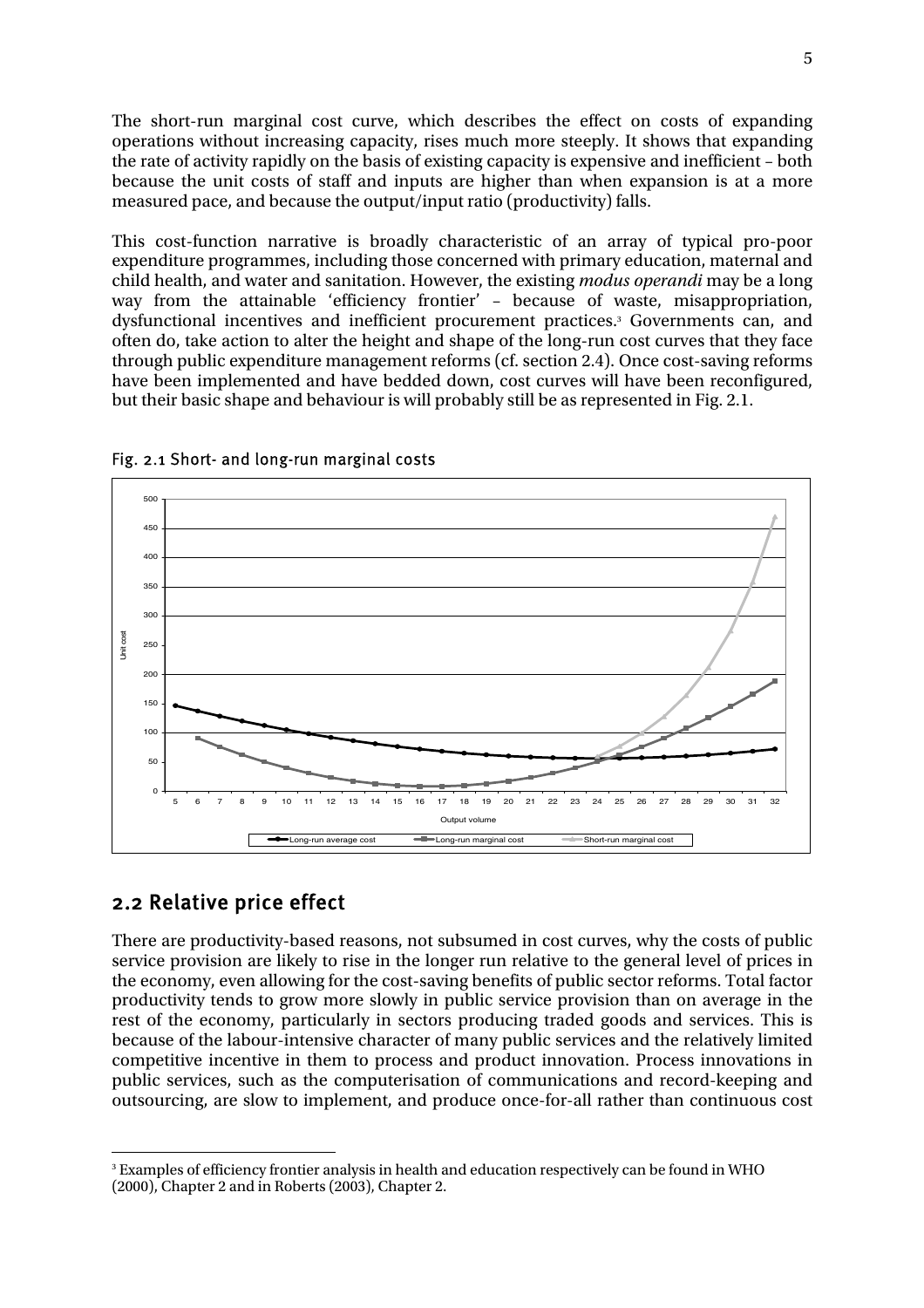The short-run marginal cost curve, which describes the effect on costs of expanding operations without increasing capacity, rises much more steeply. It shows that expanding the rate of activity rapidly on the basis of existing capacity is expensive and inefficient – both because the unit costs of staff and inputs are higher than when expansion is at a more measured pace, and because the output/input ratio (productivity) falls.

This cost-function narrative is broadly characteristic of an array of typical pro-poor expenditure programmes, including those concerned with primary education, maternal and child health, and water and sanitation. However, the existing *modus operandi* may be a long way from the attainable 'efficiency frontier' – because of waste, misappropriation, dysfunctional incentives and inefficient procurement practices.[3] Governments can, and often do, take action to alter the height and shape of the long-run cost curves that they face through public expenditure management reforms (cf. section 2.4). Once cost-saving reforms have been implemented and have bedded down, cost curves will have been reconfigured, but their basic shape and behaviour is will probably still be as represented in Fig. 2.1.

Fig. 2.1 Short- and long-run marginal costs

## 2.2 Relative price effect

There are productivity-based reasons, not subsumed in cost curves, why the costs of public service provision are likely to rise in the longer run relative to the general level of prices in the economy, even allowing for the cost-saving benefits of public sector reforms. Total factor productivity tends to grow more slowly in public service provision than on average in the rest of the economy, particularly in sectors producing traded goods and services. This is because of the labour-intensive character of many public services and the relatively limited competitive incentive in them to process and product innovation. Process innovations in public services, such as the computerisation of communications and record-keeping and outsourcing, are slow to implement, and produce once-for-all rather than continuous cost

[3] Examples of efficiency frontier analysis in health and education respectively can be found in WHO (2000), Chapter 2 and in Roberts (2003), Chapter 2.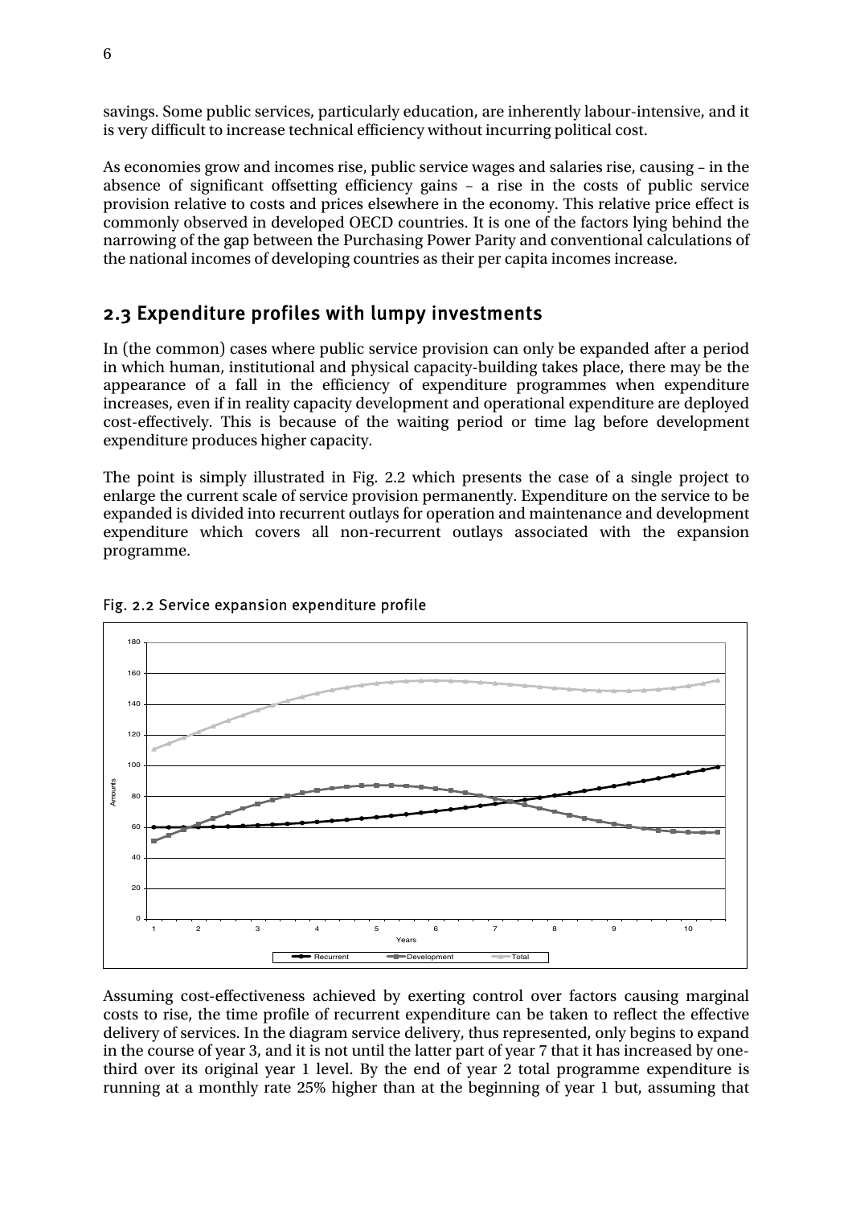savings. Some public services, particularly education, are inherently labour-intensive, and it is very difficult to increase technical efficiency without incurring political cost.

As economies grow and incomes rise, public service wages and salaries rise, causing – in the absence of significant offsetting efficiency gains – a rise in the costs of public service provision relative to costs and prices elsewhere in the economy. This relative price effect is commonly observed in developed OECD countries. It is one of the factors lying behind the narrowing of the gap between the Purchasing Power Parity and conventional calculations of the national incomes of developing countries as their per capita incomes increase.

## 2.3 Expenditure profiles with lumpy investments

In (the common) cases where public service provision can only be expanded after a period in which human, institutional and physical capacity-building takes place, there may be the appearance of a fall in the efficiency of expenditure programmes when expenditure increases, even if in reality capacity development and operational expenditure are deployed cost-effectively. This is because of the waiting period or time lag before development expenditure produces higher capacity.

The point is simply illustrated in Fig. 2.2 which presents the case of a single project to enlarge the current scale of service provision permanently. Expenditure on the service to be expanded is divided into recurrent outlays for operation and maintenance and development expenditure which covers all non-recurrent outlays associated with the expansion programme.

Fig. 2.2 Service expansion expenditure profile

Assuming cost-effectiveness achieved by exerting control over factors causing marginal costs to rise, the time profile of recurrent expenditure can be taken to reflect the effective delivery of services. In the diagram service delivery, thus represented, only begins to expand in the course of year 3, and it is not until the latter part of year 7 that it has increased by one-third over its original year 1 level. By the end of year 2 total programme expenditure is running at a monthly rate 25% higher than at the beginning of year 1 but, assuming that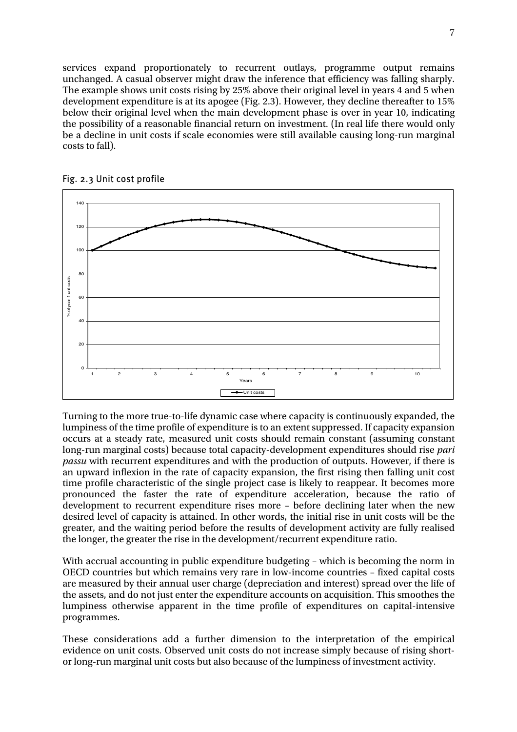services expand proportionately to recurrent outlays, programme output remains unchanged. A casual observer might draw the inference that efficiency was falling sharply. The example shows unit costs rising by 25% above their original level in years 4 and 5 when development expenditure is at its apogee (Fig. 2.3). However, they decline thereafter to 15% below their original level when the main development phase is over in year 10, indicating the possibility of a reasonable financial return on investment. (In real life there would only be a decline in unit costs if scale economies were still available causing long-run marginal costs to fall).

Fig. 2.3 Unit cost profile

Turning to the more true-to-life dynamic case where capacity is continuously expanded, the lumpiness of the time profile of expenditure is to an extent suppressed. If capacity expansion occurs at a steady rate, measured unit costs should remain constant (assuming constant long-run marginal costs) because total capacity-development expenditures should rise *pari passu* with recurrent expenditures and with the production of outputs. However, if there is an upward inflexion in the rate of capacity expansion, the first rising then falling unit cost time profile characteristic of the single project case is likely to reappear. It becomes more pronounced the faster the rate of expenditure acceleration, because the ratio of development to recurrent expenditure rises more – before declining later when the new desired level of capacity is attained. In other words, the initial rise in unit costs will be the greater, and the waiting period before the results of development activity are fully realised the longer, the greater the rise in the development/recurrent expenditure ratio.

With accrual accounting in public expenditure budgeting – which is becoming the norm in OECD countries but which remains very rare in low-income countries – fixed capital costs are measured by their annual user charge (depreciation and interest) spread over the life of the assets, and do not just enter the expenditure accounts on acquisition. This smoothes the lumpiness otherwise apparent in the time profile of expenditures on capital-intensive programmes.

These considerations add a further dimension to the interpretation of the empirical evidence on unit costs. Observed unit costs do not increase simply because of rising short- or long-run marginal unit costs but also because of the lumpiness of investment activity.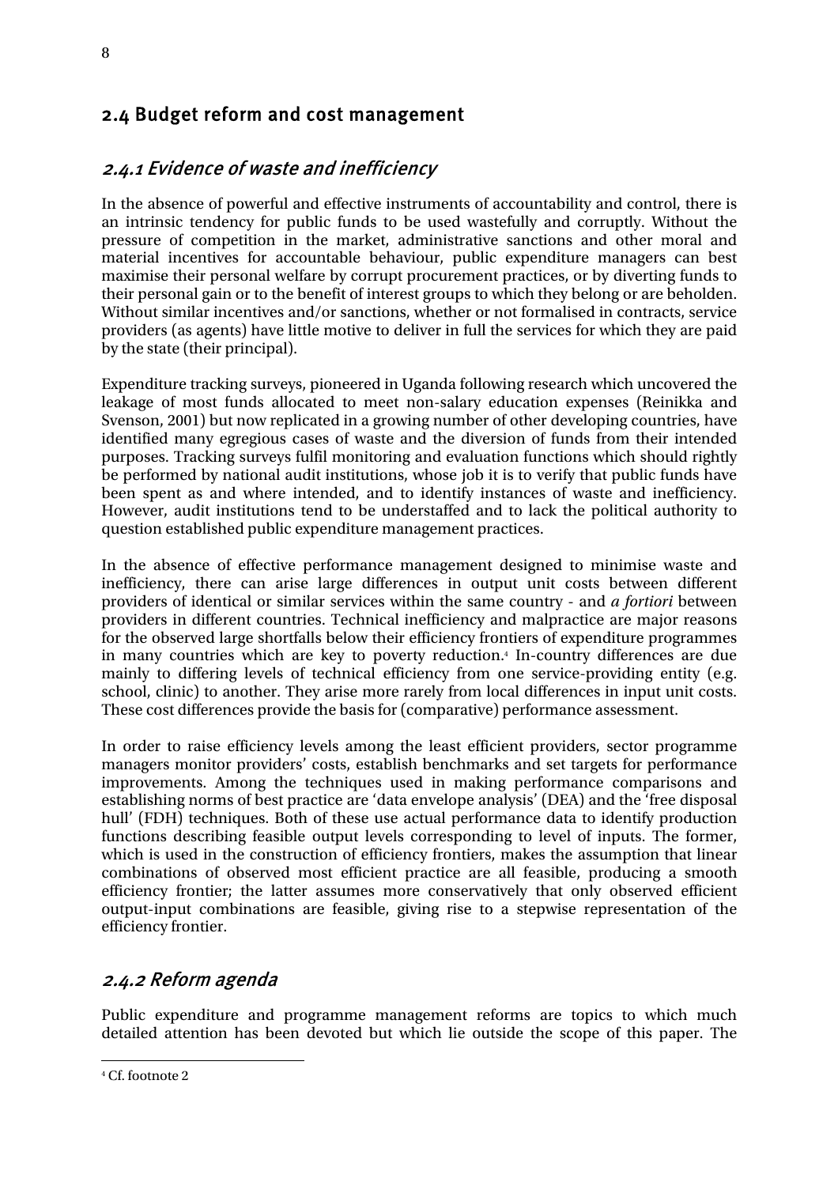## 2.4 Budget reform and cost management

### *2.4.1 Evidence of waste and inefficiency*

In the absence of powerful and effective instruments of accountability and control, there is an intrinsic tendency for public funds to be used wastefully and corruptly. Without the pressure of competition in the market, administrative sanctions and other moral and material incentives for accountable behaviour, public expenditure managers can best maximise their personal welfare by corrupt procurement practices, or by diverting funds to their personal gain or to the benefit of interest groups to which they belong or are beholden. Without similar incentives and/or sanctions, whether or not formalised in contracts, service providers (as agents) have little motive to deliver in full the services for which they are paid by the state (their principal).

Expenditure tracking surveys, pioneered in Uganda following research which uncovered the leakage of most funds allocated to meet non-salary education expenses (Reinikka and Svenson, 2001) but now replicated in a growing number of other developing countries, have identified many egregious cases of waste and the diversion of funds from their intended purposes. Tracking surveys fulfil monitoring and evaluation functions which should rightly be performed by national audit institutions, whose job it is to verify that public funds have been spent as and where intended, and to identify instances of waste and inefficiency. However, audit institutions tend to be understaffed and to lack the political authority to question established public expenditure management practices.

In the absence of effective performance management designed to minimise waste and inefficiency, there can arise large differences in output unit costs between different providers of identical or similar services within the same country - and *a fortiori* between providers in different countries. Technical inefficiency and malpractice are major reasons for the observed large shortfalls below their efficiency frontiers of expenditure programmes in many countries which are key to poverty reduction.[4] In-country differences are due mainly to differing levels of technical efficiency from one service-providing entity (e.g. school, clinic) to another. They arise more rarely from local differences in input unit costs. These cost differences provide the basis for (comparative) performance assessment.

In order to raise efficiency levels among the least efficient providers, sector programme managers monitor providers' costs, establish benchmarks and set targets for performance improvements. Among the techniques used in making performance comparisons and establishing norms of best practice are 'data envelope analysis' (DEA) and the 'free disposal hull' (FDH) techniques. Both of these use actual performance data to identify production functions describing feasible output levels corresponding to level of inputs. The former, which is used in the construction of efficiency frontiers, makes the assumption that linear combinations of observed most efficient practice are all feasible, producing a smooth efficiency frontier; the latter assumes more conservatively that only observed efficient output-input combinations are feasible, giving rise to a stepwise representation of the efficiency frontier.

### *2.4.2 Reform agenda*

Public expenditure and programme management reforms are topics to which much detailed attention has been devoted but which lie outside the scope of this paper. The

---

[4] Cf. footnote 2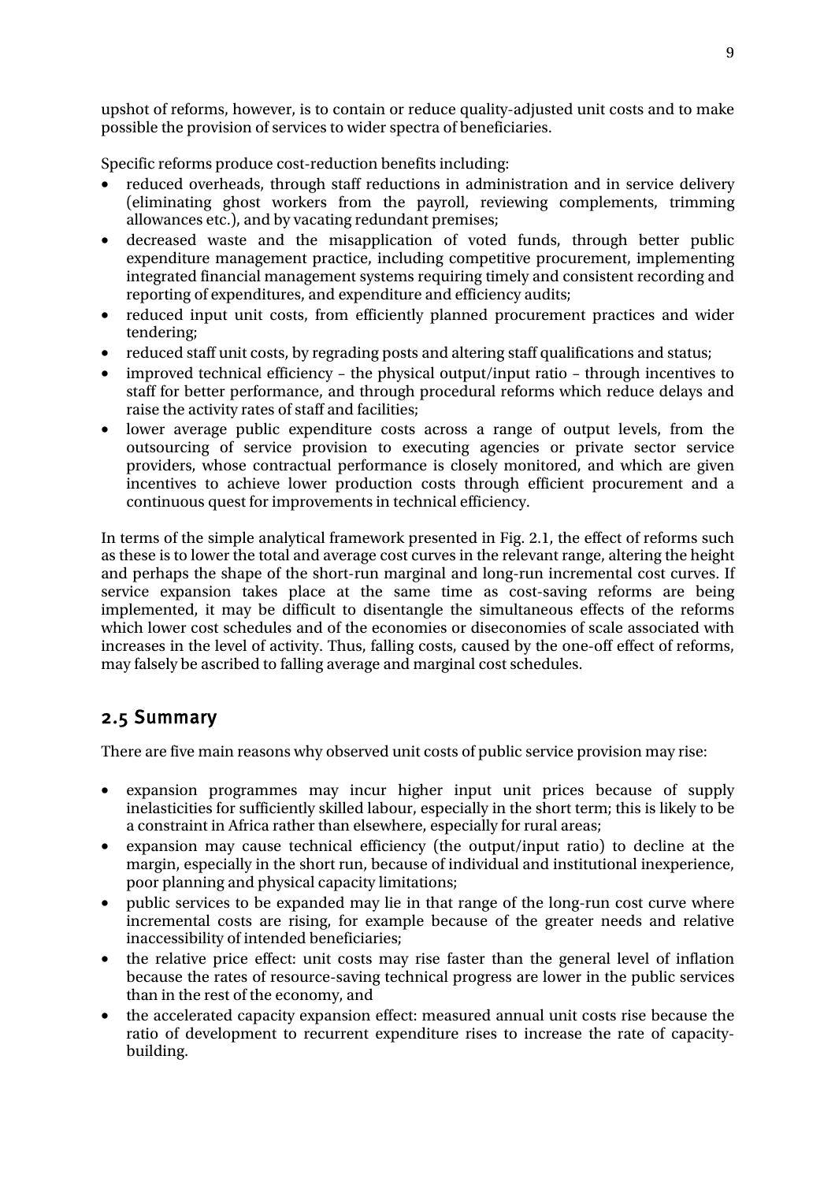upshot of reforms, however, is to contain or reduce quality-adjusted unit costs and to make possible the provision of services to wider spectra of beneficiaries.

Specific reforms produce cost-reduction benefits including:

- reduced overheads, through staff reductions in administration and in service delivery (eliminating ghost workers from the payroll, reviewing complements, trimming allowances etc.), and by vacating redundant premises;
- decreased waste and the misapplication of voted funds, through better public expenditure management practice, including competitive procurement, implementing integrated financial management systems requiring timely and consistent recording and reporting of expenditures, and expenditure and efficiency audits;
- reduced input unit costs, from efficiently planned procurement practices and wider tendering;
- reduced staff unit costs, by regrading posts and altering staff qualifications and status;
- improved technical efficiency – the physical output/input ratio – through incentives to staff for better performance, and through procedural reforms which reduce delays and raise the activity rates of staff and facilities;
- lower average public expenditure costs across a range of output levels, from the outsourcing of service provision to executing agencies or private sector service providers, whose contractual performance is closely monitored, and which are given incentives to achieve lower production costs through efficient procurement and a continuous quest for improvements in technical efficiency.

In terms of the simple analytical framework presented in Fig. 2.1, the effect of reforms such as these is to lower the total and average cost curves in the relevant range, altering the height and perhaps the shape of the short-run marginal and long-run incremental cost curves. If service expansion takes place at the same time as cost-saving reforms are being implemented, it may be difficult to disentangle the simultaneous effects of the reforms which lower cost schedules and of the economies or diseconomies of scale associated with increases in the level of activity. Thus, falling costs, caused by the one-off effect of reforms, may falsely be ascribed to falling average and marginal cost schedules.

## 2.5 Summary

There are five main reasons why observed unit costs of public service provision may rise:

- expansion programmes may incur higher input unit prices because of supply inelasticities for sufficiently skilled labour, especially in the short term; this is likely to be a constraint in Africa rather than elsewhere, especially for rural areas;
- expansion may cause technical efficiency (the output/input ratio) to decline at the margin, especially in the short run, because of individual and institutional inexperience, poor planning and physical capacity limitations;
- public services to be expanded may lie in that range of the long-run cost curve where incremental costs are rising, for example because of the greater needs and relative inaccessibility of intended beneficiaries;
- the relative price effect: unit costs may rise faster than the general level of inflation because the rates of resource-saving technical progress are lower in the public services than in the rest of the economy, and
- the accelerated capacity expansion effect: measured annual unit costs rise because the ratio of development to recurrent expenditure rises to increase the rate of capacity-building.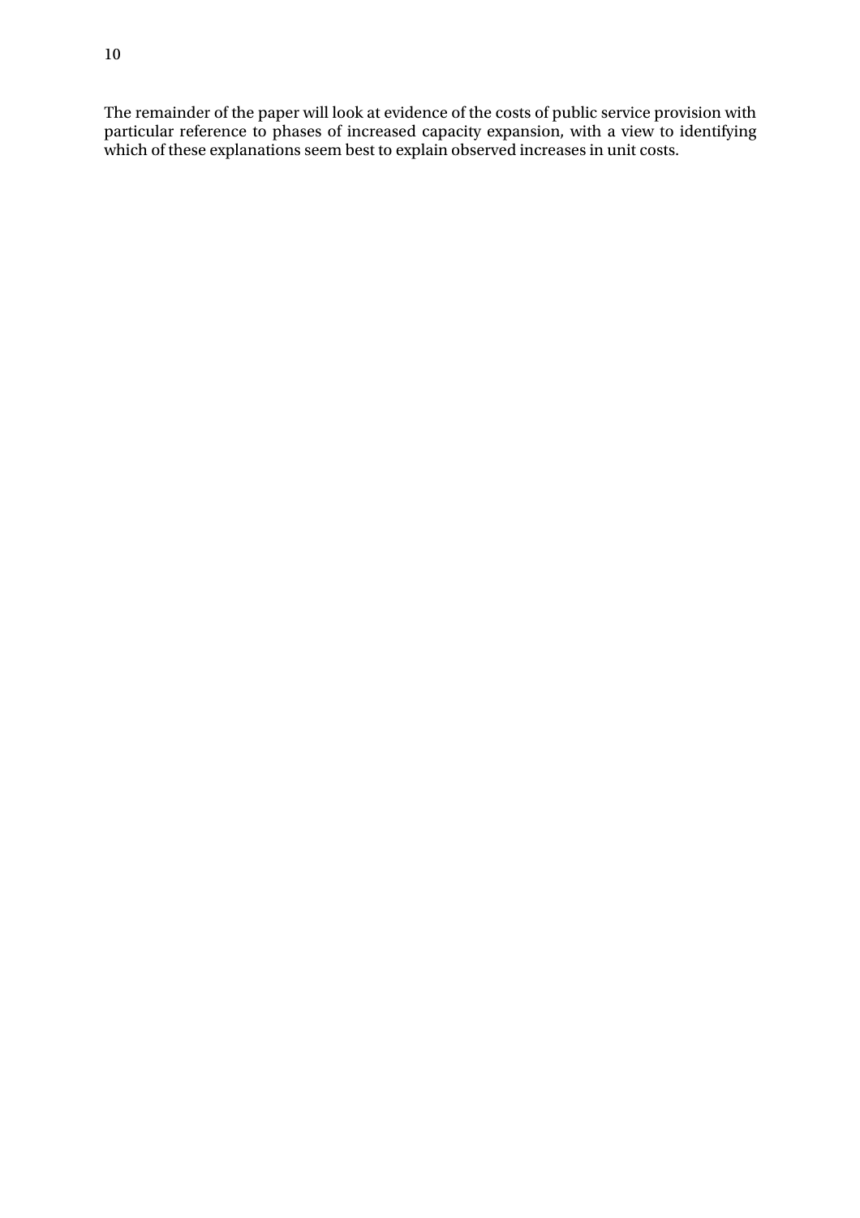The remainder of the paper will look at evidence of the costs of public service provision with particular reference to phases of increased capacity expansion, with a view to identifying which of these explanations seem best to explain observed increases in unit costs.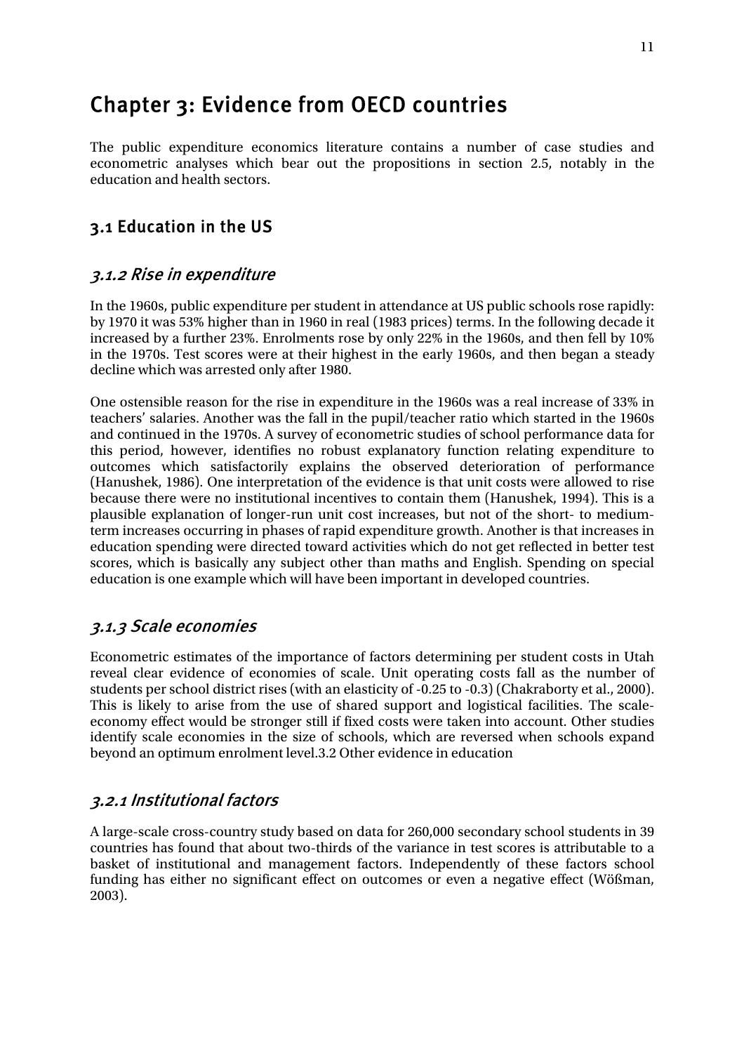# Chapter 3: Evidence from OECD countries

The public expenditure economics literature contains a number of case studies and econometric analyses which bear out the propositions in section 2.5, notably in the education and health sectors.

## 3.1 Education in the US

### *3.1.2 Rise in expenditure*

In the 1960s, public expenditure per student in attendance at US public schools rose rapidly: by 1970 it was 53% higher than in 1960 in real (1983 prices) terms. In the following decade it increased by a further 23%. Enrolments rose by only 22% in the 1960s, and then fell by 10% in the 1970s. Test scores were at their highest in the early 1960s, and then began a steady decline which was arrested only after 1980.

One ostensible reason for the rise in expenditure in the 1960s was a real increase of 33% in teachers' salaries. Another was the fall in the pupil/teacher ratio which started in the 1960s and continued in the 1970s. A survey of econometric studies of school performance data for this period, however, identifies no robust explanatory function relating expenditure to outcomes which satisfactorily explains the observed deterioration of performance (Hanushek, 1986). One interpretation of the evidence is that unit costs were allowed to rise because there were no institutional incentives to contain them (Hanushek, 1994). This is a plausible explanation of longer-run unit cost increases, but not of the short- to medium-term increases occurring in phases of rapid expenditure growth. Another is that increases in education spending were directed toward activities which do not get reflected in better test scores, which is basically any subject other than maths and English. Spending on special education is one example which will have been important in developed countries.

### *3.1.3 Scale economies*

Econometric estimates of the importance of factors determining per student costs in Utah reveal clear evidence of economies of scale. Unit operating costs fall as the number of students per school district rises (with an elasticity of -0.25 to -0.3) (Chakraborty et al., 2000). This is likely to arise from the use of shared support and logistical facilities. The scale-economy effect would be stronger still if fixed costs were taken into account. Other studies identify scale economies in the size of schools, which are reversed when schools expand beyond an optimum enrolment level.3.2 Other evidence in education

### *3.2.1 Institutional factors*

A large-scale cross-country study based on data for 260,000 secondary school students in 39 countries has found that about two-thirds of the variance in test scores is attributable to a basket of institutional and management factors. Independently of these factors school funding has either no significant effect on outcomes or even a negative effect (Wößman, 2003).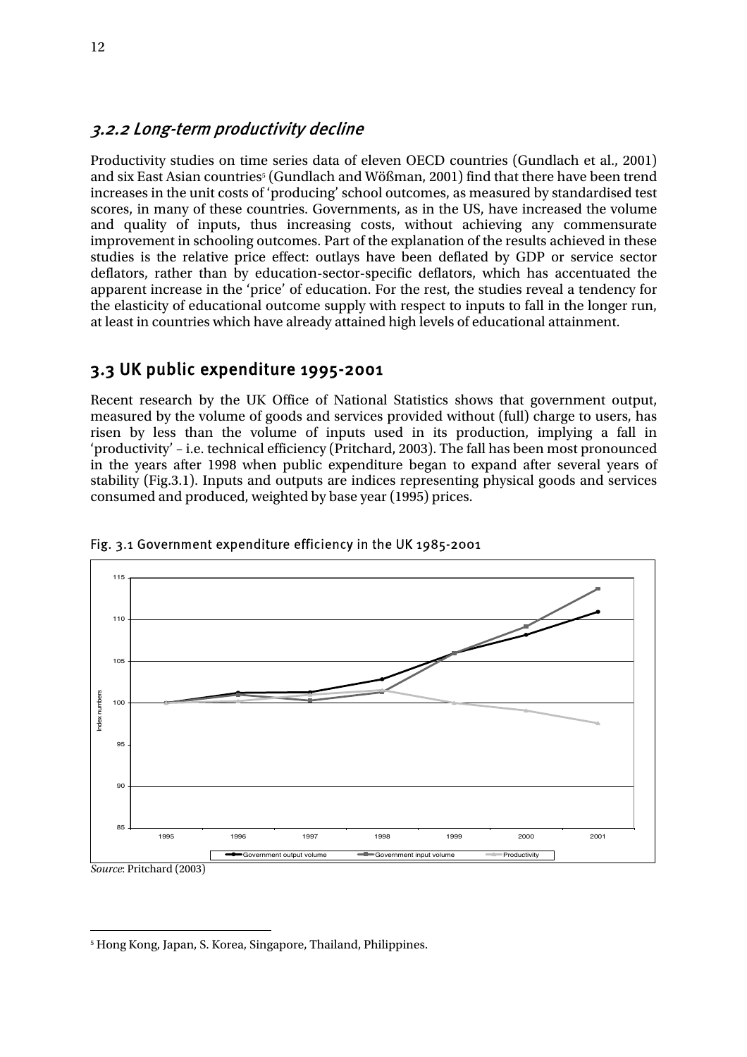### 3.2.2 Long-term productivity decline

Productivity studies on time series data of eleven OECD countries (Gundlach et al., 2001) and six East Asian countries[5] (Gundlach and Wößman, 2001) find that there have been trend increases in the unit costs of 'producing' school outcomes, as measured by standardised test scores, in many of these countries. Governments, as in the US, have increased the volume and quality of inputs, thus increasing costs, without achieving any commensurate improvement in schooling outcomes. Part of the explanation of the results achieved in these studies is the relative price effect: outlays have been deflated by GDP or service sector deflators, rather than by education-sector-specific deflators, which has accentuated the apparent increase in the 'price' of education. For the rest, the studies reveal a tendency for the elasticity of educational outcome supply with respect to inputs to fall in the longer run, at least in countries which have already attained high levels of educational attainment.

## 3.3 UK public expenditure 1995-2001

Recent research by the UK Office of National Statistics shows that government output, measured by the volume of goods and services provided without (full) charge to users, has risen by less than the volume of inputs used in its production, implying a fall in 'productivity' – i.e. technical efficiency (Pritchard, 2003). The fall has been most pronounced in the years after 1998 when public expenditure began to expand after several years of stability (Fig.3.1). Inputs and outputs are indices representing physical goods and services consumed and produced, weighted by base year (1995) prices.

Fig. 3.1 Government expenditure efficiency in the UK 1985-2001

*Source*: Pritchard (2003)

[5] Hong Kong, Japan, S. Korea, Singapore, Thailand, Philippines.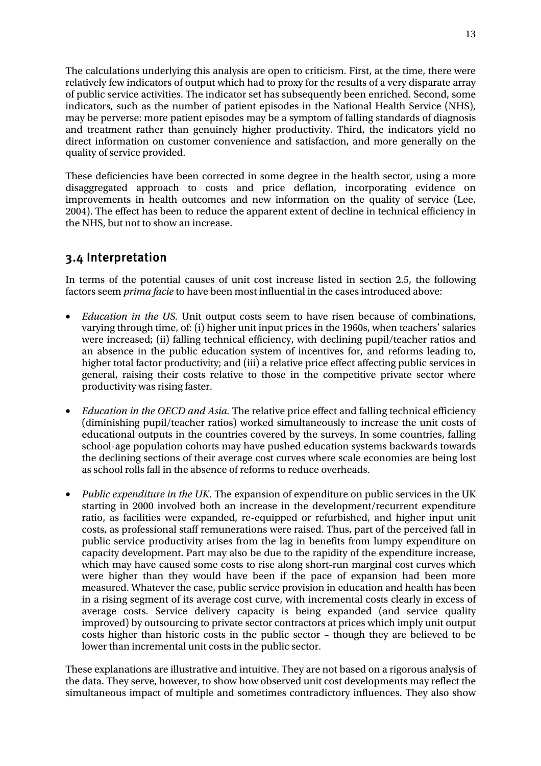The calculations underlying this analysis are open to criticism. First, at the time, there were relatively few indicators of output which had to proxy for the results of a very disparate array of public service activities. The indicator set has subsequently been enriched. Second, some indicators, such as the number of patient episodes in the National Health Service (NHS), may be perverse: more patient episodes may be a symptom of falling standards of diagnosis and treatment rather than genuinely higher productivity. Third, the indicators yield no direct information on customer convenience and satisfaction, and more generally on the quality of service provided.

These deficiencies have been corrected in some degree in the health sector, using a more disaggregated approach to costs and price deflation, incorporating evidence on improvements in health outcomes and new information on the quality of service (Lee, 2004). The effect has been to reduce the apparent extent of decline in technical efficiency in the NHS, but not to show an increase.

## 3.4 Interpretation

In terms of the potential causes of unit cost increase listed in section 2.5, the following factors seem *prima facie* to have been most influential in the cases introduced above:

- *Education in the US.* Unit output costs seem to have risen because of combinations, varying through time, of: (i) higher unit input prices in the 1960s, when teachers' salaries were increased; (ii) falling technical efficiency, with declining pupil/teacher ratios and an absence in the public education system of incentives for, and reforms leading to, higher total factor productivity; and (iii) a relative price effect affecting public services in general, raising their costs relative to those in the competitive private sector where productivity was rising faster.

- *Education in the OECD and Asia.* The relative price effect and falling technical efficiency (diminishing pupil/teacher ratios) worked simultaneously to increase the unit costs of educational outputs in the countries covered by the surveys. In some countries, falling school-age population cohorts may have pushed education systems backwards towards the declining sections of their average cost curves where scale economies are being lost as school rolls fall in the absence of reforms to reduce overheads.

- *Public expenditure in the UK.* The expansion of expenditure on public services in the UK starting in 2000 involved both an increase in the development/recurrent expenditure ratio, as facilities were expanded, re-equipped or refurbished, and higher input unit costs, as professional staff remunerations were raised. Thus, part of the perceived fall in public service productivity arises from the lag in benefits from lumpy expenditure on capacity development. Part may also be due to the rapidity of the expenditure increase, which may have caused some costs to rise along short-run marginal cost curves which were higher than they would have been if the pace of expansion had been more measured. Whatever the case, public service provision in education and health has been in a rising segment of its average cost curve, with incremental costs clearly in excess of average costs. Service delivery capacity is being expanded (and service quality improved) by outsourcing to private sector contractors at prices which imply unit output costs higher than historic costs in the public sector – though they are believed to be lower than incremental unit costs in the public sector.

These explanations are illustrative and intuitive. They are not based on a rigorous analysis of the data. They serve, however, to show how observed unit cost developments may reflect the simultaneous impact of multiple and sometimes contradictory influences. They also show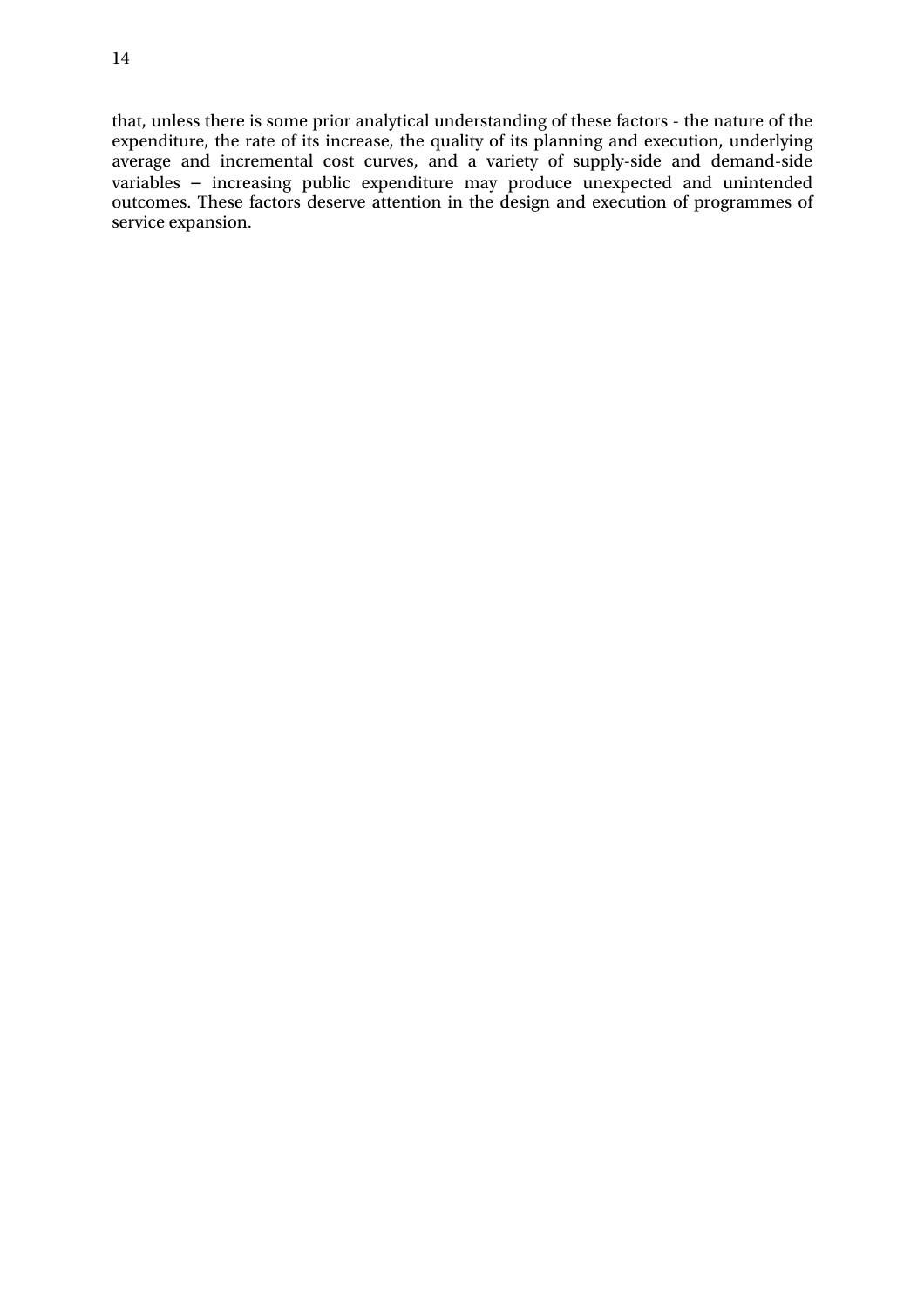that, unless there is some prior analytical understanding of these factors - the nature of the expenditure, the rate of its increase, the quality of its planning and execution, underlying average and incremental cost curves, and a variety of supply-side and demand-side variables – increasing public expenditure may produce unexpected and unintended outcomes. These factors deserve attention in the design and execution of programmes of service expansion.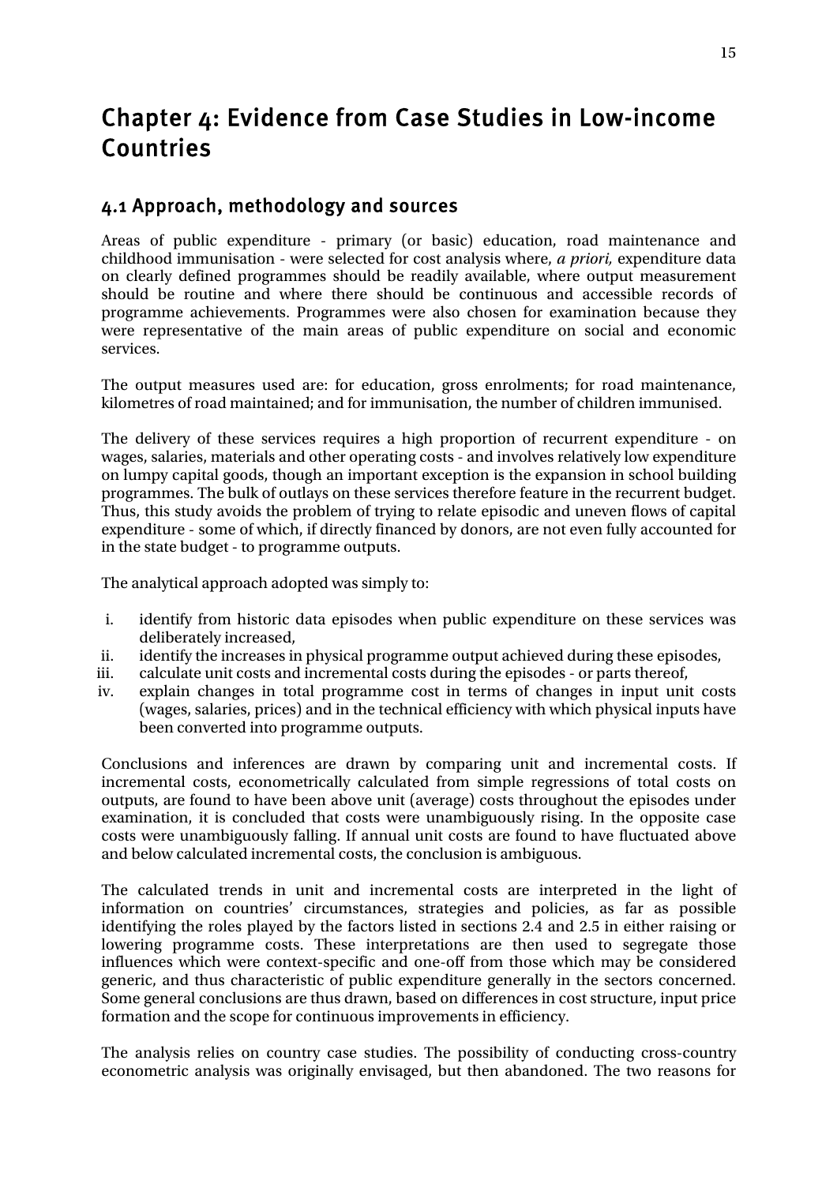# Chapter 4: Evidence from Case Studies in Low-income Countries

## 4.1 Approach, methodology and sources

Areas of public expenditure - primary (or basic) education, road maintenance and childhood immunisation - were selected for cost analysis where, *a priori,* expenditure data on clearly defined programmes should be readily available, where output measurement should be routine and where there should be continuous and accessible records of programme achievements. Programmes were also chosen for examination because they were representative of the main areas of public expenditure on social and economic services.

The output measures used are: for education, gross enrolments; for road maintenance, kilometres of road maintained; and for immunisation, the number of children immunised.

The delivery of these services requires a high proportion of recurrent expenditure - on wages, salaries, materials and other operating costs - and involves relatively low expenditure on lumpy capital goods, though an important exception is the expansion in school building programmes. The bulk of outlays on these services therefore feature in the recurrent budget. Thus, this study avoids the problem of trying to relate episodic and uneven flows of capital expenditure - some of which, if directly financed by donors, are not even fully accounted for in the state budget - to programme outputs.

The analytical approach adopted was simply to:

i. identify from historic data episodes when public expenditure on these services was deliberately increased,
ii. identify the increases in physical programme output achieved during these episodes,
iii. calculate unit costs and incremental costs during the episodes - or parts thereof,
iv. explain changes in total programme cost in terms of changes in input unit costs (wages, salaries, prices) and in the technical efficiency with which physical inputs have been converted into programme outputs.

Conclusions and inferences are drawn by comparing unit and incremental costs. If incremental costs, econometrically calculated from simple regressions of total costs on outputs, are found to have been above unit (average) costs throughout the episodes under examination, it is concluded that costs were unambiguously rising. In the opposite case costs were unambiguously falling. If annual unit costs are found to have fluctuated above and below calculated incremental costs, the conclusion is ambiguous.

The calculated trends in unit and incremental costs are interpreted in the light of information on countries' circumstances, strategies and policies, as far as possible identifying the roles played by the factors listed in sections 2.4 and 2.5 in either raising or lowering programme costs. These interpretations are then used to segregate those influences which were context-specific and one-off from those which may be considered generic, and thus characteristic of public expenditure generally in the sectors concerned. Some general conclusions are thus drawn, based on differences in cost structure, input price formation and the scope for continuous improvements in efficiency.

The analysis relies on country case studies. The possibility of conducting cross-country econometric analysis was originally envisaged, but then abandoned. The two reasons for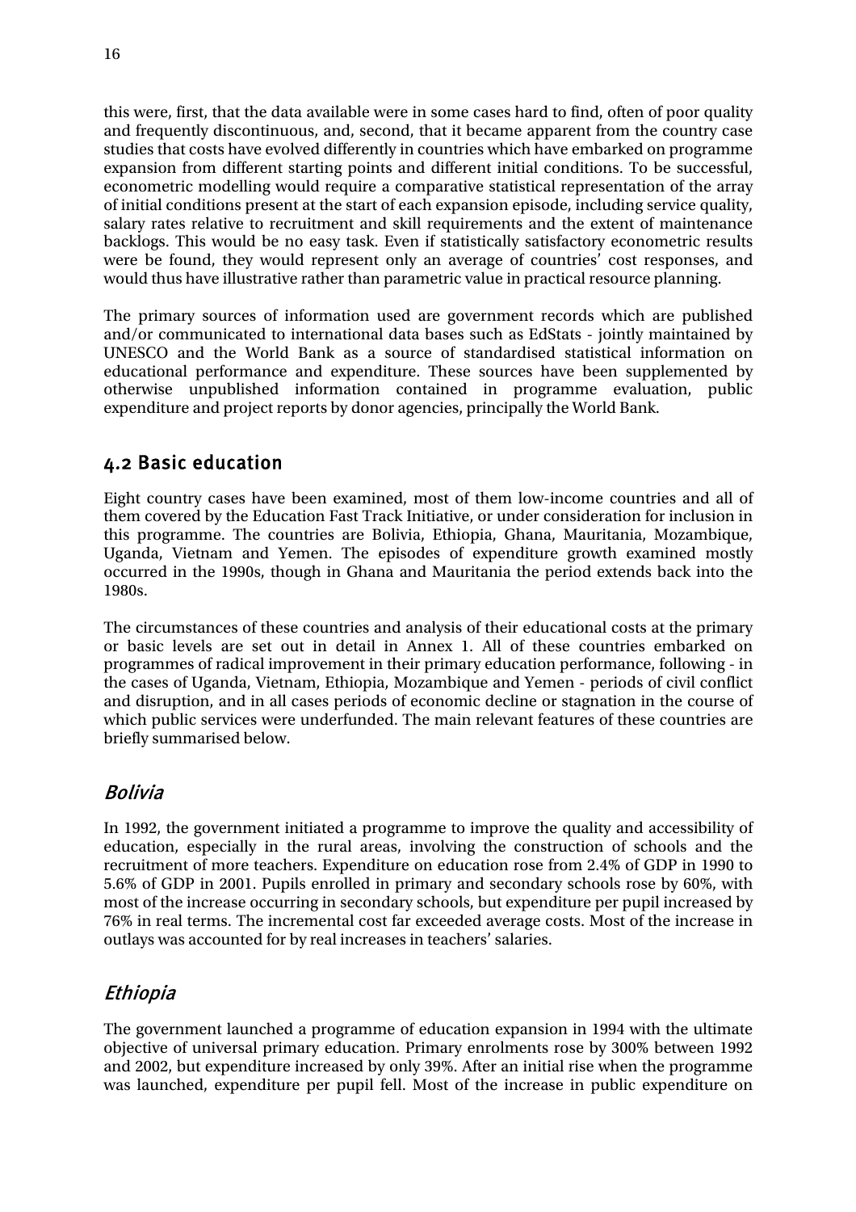this were, first, that the data available were in some cases hard to find, often of poor quality and frequently discontinuous, and, second, that it became apparent from the country case studies that costs have evolved differently in countries which have embarked on programme expansion from different starting points and different initial conditions. To be successful, econometric modelling would require a comparative statistical representation of the array of initial conditions present at the start of each expansion episode, including service quality, salary rates relative to recruitment and skill requirements and the extent of maintenance backlogs. This would be no easy task. Even if statistically satisfactory econometric results were be found, they would represent only an average of countries' cost responses, and would thus have illustrative rather than parametric value in practical resource planning.

The primary sources of information used are government records which are published and/or communicated to international data bases such as EdStats - jointly maintained by UNESCO and the World Bank as a source of standardised statistical information on educational performance and expenditure. These sources have been supplemented by otherwise unpublished information contained in programme evaluation, public expenditure and project reports by donor agencies, principally the World Bank.

## 4.2 Basic education

Eight country cases have been examined, most of them low-income countries and all of them covered by the Education Fast Track Initiative, or under consideration for inclusion in this programme. The countries are Bolivia, Ethiopia, Ghana, Mauritania, Mozambique, Uganda, Vietnam and Yemen. The episodes of expenditure growth examined mostly occurred in the 1990s, though in Ghana and Mauritania the period extends back into the 1980s.

The circumstances of these countries and analysis of their educational costs at the primary or basic levels are set out in detail in Annex 1. All of these countries embarked on programmes of radical improvement in their primary education performance, following - in the cases of Uganda, Vietnam, Ethiopia, Mozambique and Yemen - periods of civil conflict and disruption, and in all cases periods of economic decline or stagnation in the course of which public services were underfunded. The main relevant features of these countries are briefly summarised below.

### *Bolivia*

In 1992, the government initiated a programme to improve the quality and accessibility of education, especially in the rural areas, involving the construction of schools and the recruitment of more teachers. Expenditure on education rose from 2.4% of GDP in 1990 to 5.6% of GDP in 2001. Pupils enrolled in primary and secondary schools rose by 60%, with most of the increase occurring in secondary schools, but expenditure per pupil increased by 76% in real terms. The incremental cost far exceeded average costs. Most of the increase in outlays was accounted for by real increases in teachers' salaries.

### *Ethiopia*

The government launched a programme of education expansion in 1994 with the ultimate objective of universal primary education. Primary enrolments rose by 300% between 1992 and 2002, but expenditure increased by only 39%. After an initial rise when the programme was launched, expenditure per pupil fell. Most of the increase in public expenditure on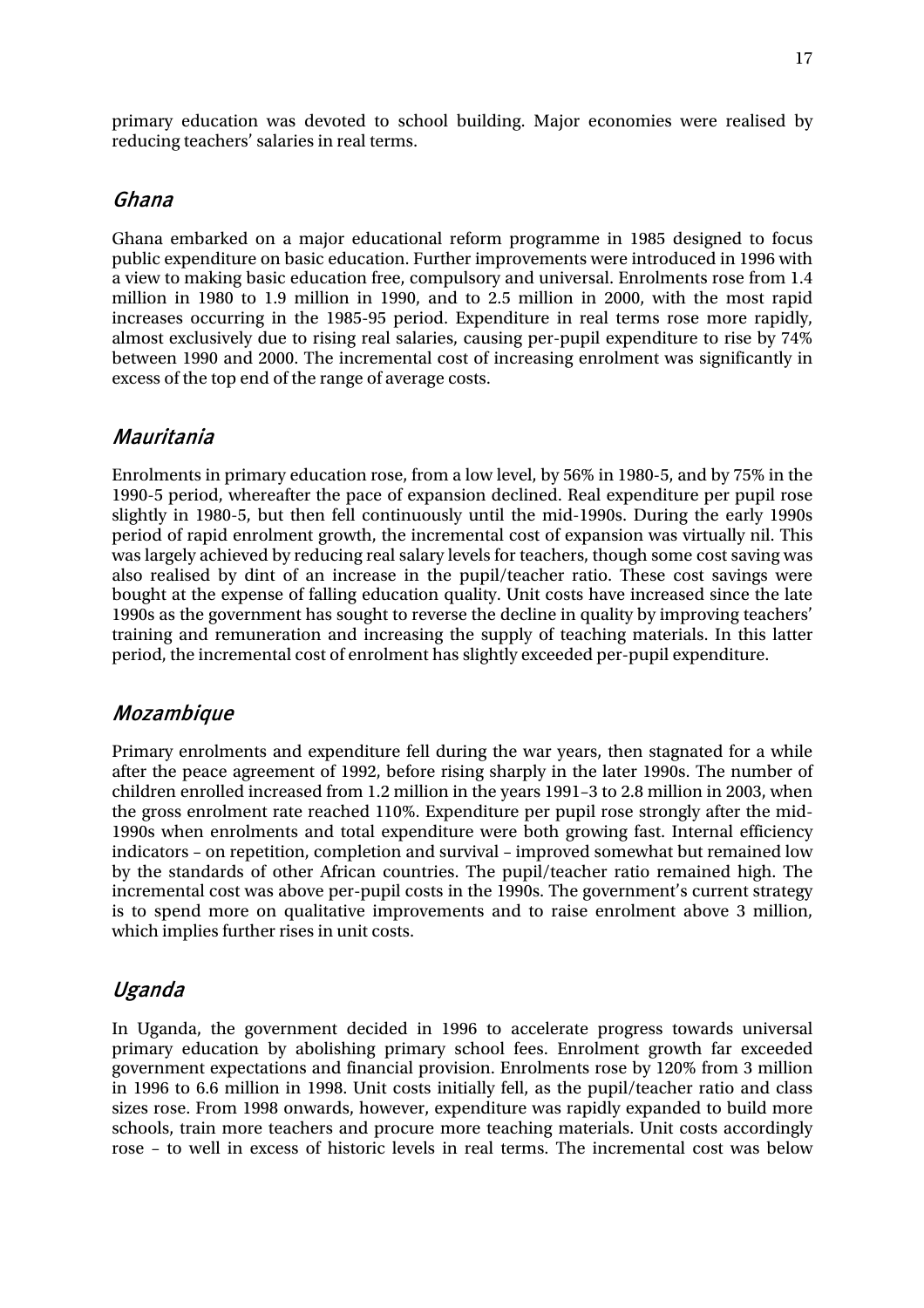primary education was devoted to school building. Major economies were realised by reducing teachers' salaries in real terms.

### *Ghana*

Ghana embarked on a major educational reform programme in 1985 designed to focus public expenditure on basic education. Further improvements were introduced in 1996 with a view to making basic education free, compulsory and universal. Enrolments rose from 1.4 million in 1980 to 1.9 million in 1990, and to 2.5 million in 2000, with the most rapid increases occurring in the 1985-95 period. Expenditure in real terms rose more rapidly, almost exclusively due to rising real salaries, causing per-pupil expenditure to rise by 74% between 1990 and 2000. The incremental cost of increasing enrolment was significantly in excess of the top end of the range of average costs.

### *Mauritania*

Enrolments in primary education rose, from a low level, by 56% in 1980-5, and by 75% in the 1990-5 period, whereafter the pace of expansion declined. Real expenditure per pupil rose slightly in 1980-5, but then fell continuously until the mid-1990s. During the early 1990s period of rapid enrolment growth, the incremental cost of expansion was virtually nil. This was largely achieved by reducing real salary levels for teachers, though some cost saving was also realised by dint of an increase in the pupil/teacher ratio. These cost savings were bought at the expense of falling education quality. Unit costs have increased since the late 1990s as the government has sought to reverse the decline in quality by improving teachers' training and remuneration and increasing the supply of teaching materials. In this latter period, the incremental cost of enrolment has slightly exceeded per-pupil expenditure.

### *Mozambique*

Primary enrolments and expenditure fell during the war years, then stagnated for a while after the peace agreement of 1992, before rising sharply in the later 1990s. The number of children enrolled increased from 1.2 million in the years 1991–3 to 2.8 million in 2003, when the gross enrolment rate reached 110%. Expenditure per pupil rose strongly after the mid-1990s when enrolments and total expenditure were both growing fast. Internal efficiency indicators – on repetition, completion and survival – improved somewhat but remained low by the standards of other African countries. The pupil/teacher ratio remained high. The incremental cost was above per-pupil costs in the 1990s. The government's current strategy is to spend more on qualitative improvements and to raise enrolment above 3 million, which implies further rises in unit costs.

### *Uganda*

In Uganda, the government decided in 1996 to accelerate progress towards universal primary education by abolishing primary school fees. Enrolment growth far exceeded government expectations and financial provision. Enrolments rose by 120% from 3 million in 1996 to 6.6 million in 1998. Unit costs initially fell, as the pupil/teacher ratio and class sizes rose. From 1998 onwards, however, expenditure was rapidly expanded to build more schools, train more teachers and procure more teaching materials. Unit costs accordingly rose – to well in excess of historic levels in real terms. The incremental cost was below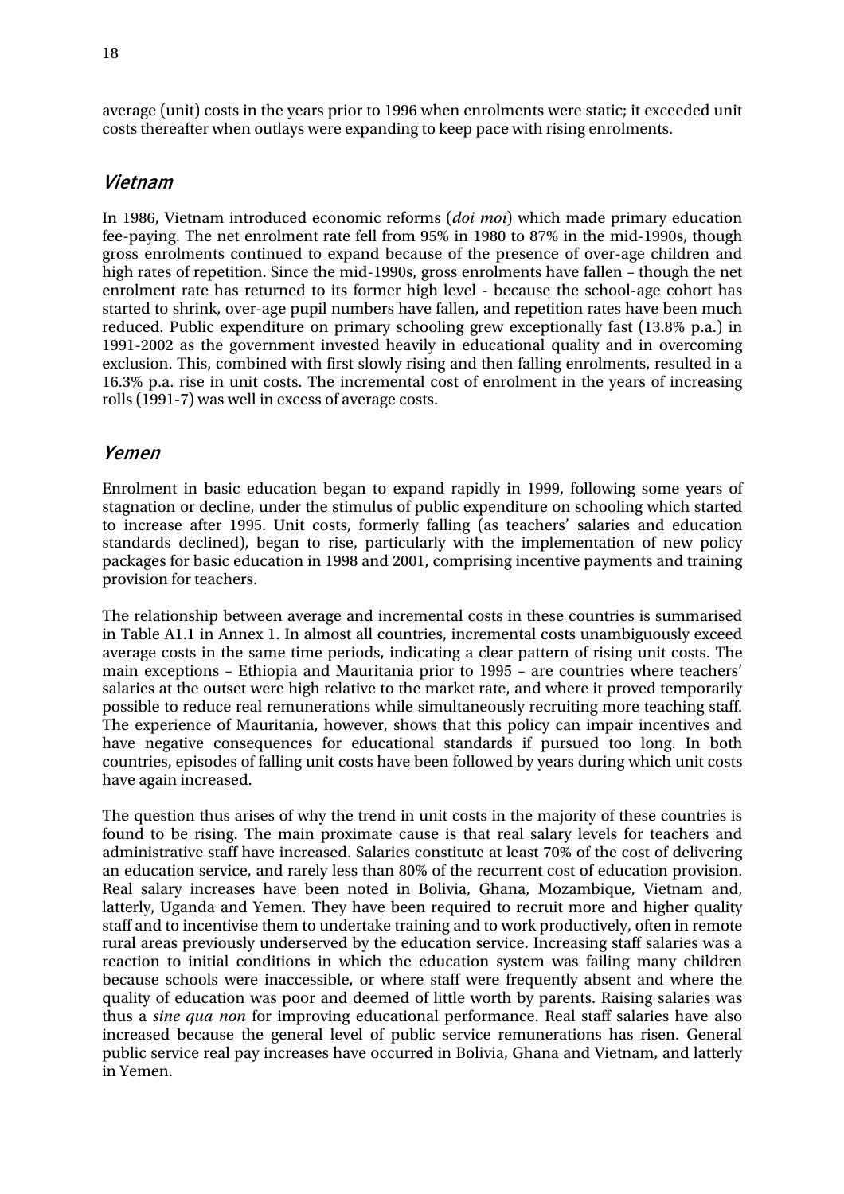average (unit) costs in the years prior to 1996 when enrolments were static; it exceeded unit costs thereafter when outlays were expanding to keep pace with rising enrolments.

### Vietnam

In 1986, Vietnam introduced economic reforms (*doi moi*) which made primary education fee-paying. The net enrolment rate fell from 95% in 1980 to 87% in the mid-1990s, though gross enrolments continued to expand because of the presence of over-age children and high rates of repetition. Since the mid-1990s, gross enrolments have fallen – though the net enrolment rate has returned to its former high level - because the school-age cohort has started to shrink, over-age pupil numbers have fallen, and repetition rates have been much reduced. Public expenditure on primary schooling grew exceptionally fast (13.8% p.a.) in 1991-2002 as the government invested heavily in educational quality and in overcoming exclusion. This, combined with first slowly rising and then falling enrolments, resulted in a 16.3% p.a. rise in unit costs. The incremental cost of enrolment in the years of increasing rolls (1991-7) was well in excess of average costs.

### Yemen

Enrolment in basic education began to expand rapidly in 1999, following some years of stagnation or decline, under the stimulus of public expenditure on schooling which started to increase after 1995. Unit costs, formerly falling (as teachers' salaries and education standards declined), began to rise, particularly with the implementation of new policy packages for basic education in 1998 and 2001, comprising incentive payments and training provision for teachers.

The relationship between average and incremental costs in these countries is summarised in Table A1.1 in Annex 1. In almost all countries, incremental costs unambiguously exceed average costs in the same time periods, indicating a clear pattern of rising unit costs. The main exceptions – Ethiopia and Mauritania prior to 1995 – are countries where teachers' salaries at the outset were high relative to the market rate, and where it proved temporarily possible to reduce real remunerations while simultaneously recruiting more teaching staff. The experience of Mauritania, however, shows that this policy can impair incentives and have negative consequences for educational standards if pursued too long. In both countries, episodes of falling unit costs have been followed by years during which unit costs have again increased.

The question thus arises of why the trend in unit costs in the majority of these countries is found to be rising. The main proximate cause is that real salary levels for teachers and administrative staff have increased. Salaries constitute at least 70% of the cost of delivering an education service, and rarely less than 80% of the recurrent cost of education provision. Real salary increases have been noted in Bolivia, Ghana, Mozambique, Vietnam and, latterly, Uganda and Yemen. They have been required to recruit more and higher quality staff and to incentivise them to undertake training and to work productively, often in remote rural areas previously underserved by the education service. Increasing staff salaries was a reaction to initial conditions in which the education system was failing many children because schools were inaccessible, or where staff were frequently absent and where the quality of education was poor and deemed of little worth by parents. Raising salaries was thus a *sine qua non* for improving educational performance. Real staff salaries have also increased because the general level of public service remunerations has risen. General public service real pay increases have occurred in Bolivia, Ghana and Vietnam, and latterly in Yemen.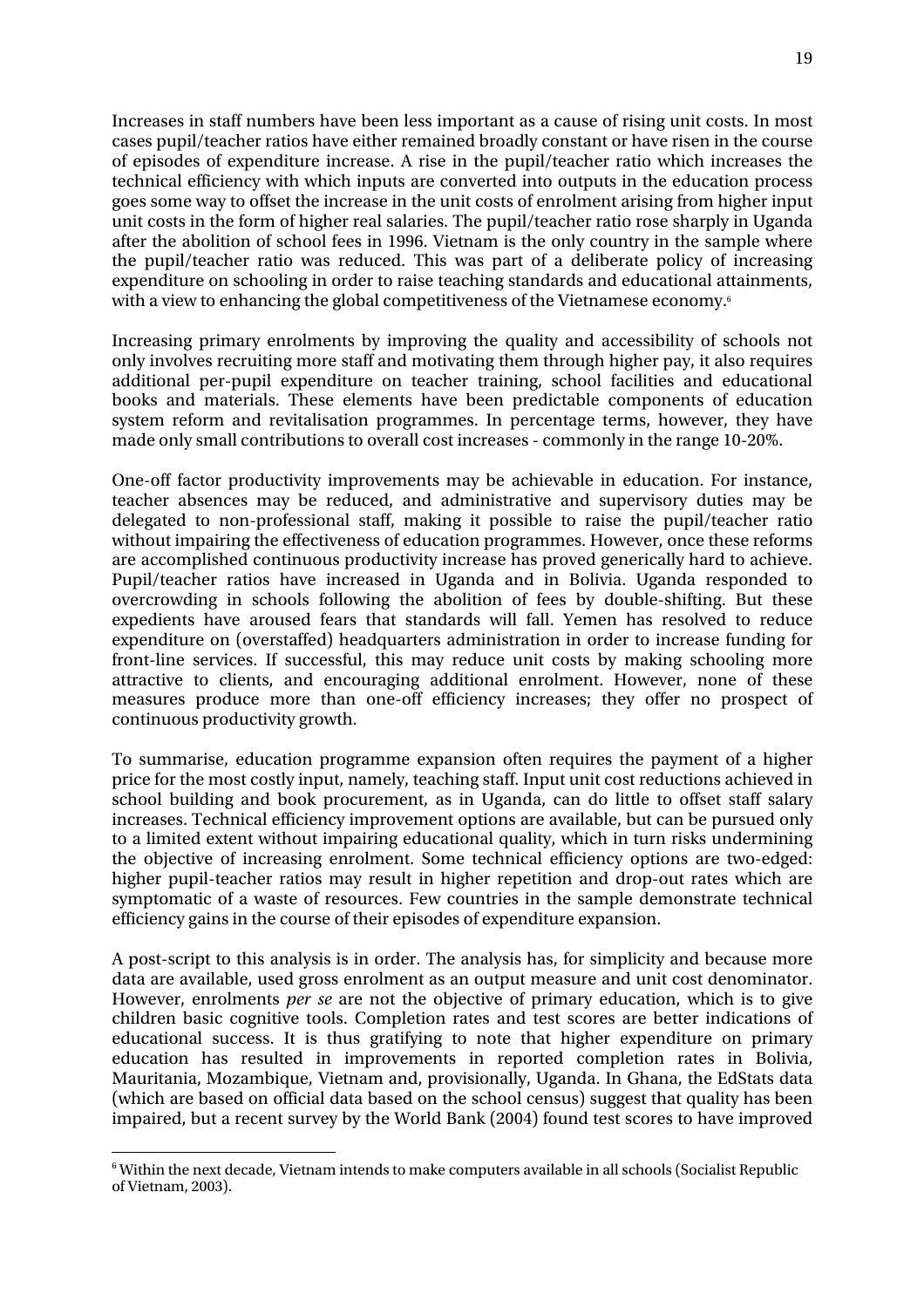Increases in staff numbers have been less important as a cause of rising unit costs. In most cases pupil/teacher ratios have either remained broadly constant or have risen in the course of episodes of expenditure increase. A rise in the pupil/teacher ratio which increases the technical efficiency with which inputs are converted into outputs in the education process goes some way to offset the increase in the unit costs of enrolment arising from higher input unit costs in the form of higher real salaries. The pupil/teacher ratio rose sharply in Uganda after the abolition of school fees in 1996. Vietnam is the only country in the sample where the pupil/teacher ratio was reduced. This was part of a deliberate policy of increasing expenditure on schooling in order to raise teaching standards and educational attainments, with a view to enhancing the global competitiveness of the Vietnamese economy.[6]

Increasing primary enrolments by improving the quality and accessibility of schools not only involves recruiting more staff and motivating them through higher pay, it also requires additional per-pupil expenditure on teacher training, school facilities and educational books and materials. These elements have been predictable components of education system reform and revitalisation programmes. In percentage terms, however, they have made only small contributions to overall cost increases - commonly in the range 10-20%.

One-off factor productivity improvements may be achievable in education. For instance, teacher absences may be reduced, and administrative and supervisory duties may be delegated to non-professional staff, making it possible to raise the pupil/teacher ratio without impairing the effectiveness of education programmes. However, once these reforms are accomplished continuous productivity increase has proved generically hard to achieve. Pupil/teacher ratios have increased in Uganda and in Bolivia. Uganda responded to overcrowding in schools following the abolition of fees by double-shifting. But these expedients have aroused fears that standards will fall. Yemen has resolved to reduce expenditure on (overstaffed) headquarters administration in order to increase funding for front-line services. If successful, this may reduce unit costs by making schooling more attractive to clients, and encouraging additional enrolment. However, none of these measures produce more than one-off efficiency increases; they offer no prospect of continuous productivity growth.

To summarise, education programme expansion often requires the payment of a higher price for the most costly input, namely, teaching staff. Input unit cost reductions achieved in school building and book procurement, as in Uganda, can do little to offset staff salary increases. Technical efficiency improvement options are available, but can be pursued only to a limited extent without impairing educational quality, which in turn risks undermining the objective of increasing enrolment. Some technical efficiency options are two-edged: higher pupil-teacher ratios may result in higher repetition and drop-out rates which are symptomatic of a waste of resources. Few countries in the sample demonstrate technical efficiency gains in the course of their episodes of expenditure expansion.

A post-script to this analysis is in order. The analysis has, for simplicity and because more data are available, used gross enrolment as an output measure and unit cost denominator. However, enrolments *per se* are not the objective of primary education, which is to give children basic cognitive tools. Completion rates and test scores are better indications of educational success. It is thus gratifying to note that higher expenditure on primary education has resulted in improvements in reported completion rates in Bolivia, Mauritania, Mozambique, Vietnam and, provisionally, Uganda. In Ghana, the EdStats data (which are based on official data based on the school census) suggest that quality has been impaired, but a recent survey by the World Bank (2004) found test scores to have improved

[6] Within the next decade, Vietnam intends to make computers available in all schools (Socialist Republic of Vietnam, 2003).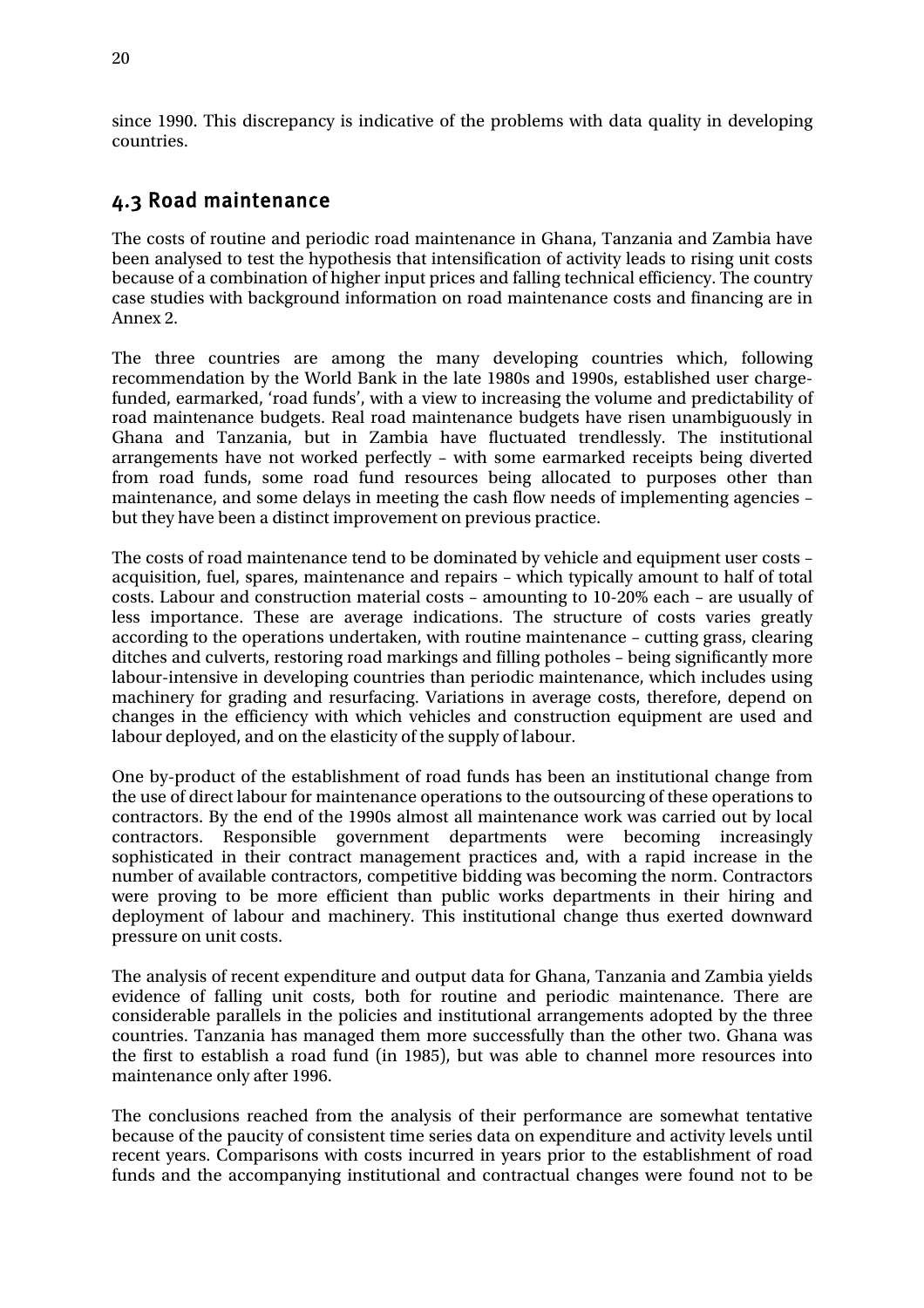since 1990. This discrepancy is indicative of the problems with data quality in developing countries.

## 4.3 Road maintenance

The costs of routine and periodic road maintenance in Ghana, Tanzania and Zambia have been analysed to test the hypothesis that intensification of activity leads to rising unit costs because of a combination of higher input prices and falling technical efficiency. The country case studies with background information on road maintenance costs and financing are in Annex 2.

The three countries are among the many developing countries which, following recommendation by the World Bank in the late 1980s and 1990s, established user charge-funded, earmarked, 'road funds', with a view to increasing the volume and predictability of road maintenance budgets. Real road maintenance budgets have risen unambiguously in Ghana and Tanzania, but in Zambia have fluctuated trendlessly. The institutional arrangements have not worked perfectly – with some earmarked receipts being diverted from road funds, some road fund resources being allocated to purposes other than maintenance, and some delays in meeting the cash flow needs of implementing agencies – but they have been a distinct improvement on previous practice.

The costs of road maintenance tend to be dominated by vehicle and equipment user costs – acquisition, fuel, spares, maintenance and repairs – which typically amount to half of total costs. Labour and construction material costs – amounting to 10-20% each – are usually of less importance. These are average indications. The structure of costs varies greatly according to the operations undertaken, with routine maintenance – cutting grass, clearing ditches and culverts, restoring road markings and filling potholes – being significantly more labour-intensive in developing countries than periodic maintenance, which includes using machinery for grading and resurfacing. Variations in average costs, therefore, depend on changes in the efficiency with which vehicles and construction equipment are used and labour deployed, and on the elasticity of the supply of labour.

One by-product of the establishment of road funds has been an institutional change from the use of direct labour for maintenance operations to the outsourcing of these operations to contractors. By the end of the 1990s almost all maintenance work was carried out by local contractors. Responsible government departments were becoming increasingly sophisticated in their contract management practices and, with a rapid increase in the number of available contractors, competitive bidding was becoming the norm. Contractors were proving to be more efficient than public works departments in their hiring and deployment of labour and machinery. This institutional change thus exerted downward pressure on unit costs.

The analysis of recent expenditure and output data for Ghana, Tanzania and Zambia yields evidence of falling unit costs, both for routine and periodic maintenance. There are considerable parallels in the policies and institutional arrangements adopted by the three countries. Tanzania has managed them more successfully than the other two. Ghana was the first to establish a road fund (in 1985), but was able to channel more resources into maintenance only after 1996.

The conclusions reached from the analysis of their performance are somewhat tentative because of the paucity of consistent time series data on expenditure and activity levels until recent years. Comparisons with costs incurred in years prior to the establishment of road funds and the accompanying institutional and contractual changes were found not to be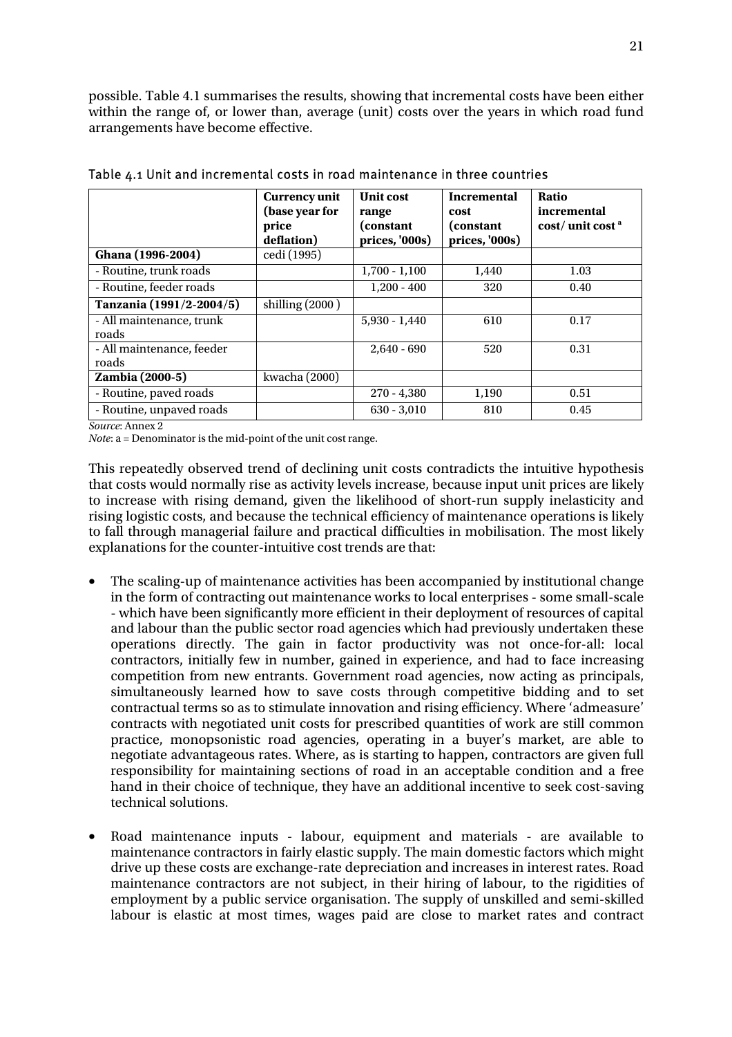possible. Table 4.1 summarises the results, showing that incremental costs have been either within the range of, or lower than, average (unit) costs over the years in which road fund arrangements have become effective.

Table 4.1 Unit and incremental costs in road maintenance in three countries

| | Currency unit (base year for price deflation) | Unit cost range (constant prices, '000s) | Incremental cost (constant prices, '000s) | Ratio incremental cost/ unit cost [a] |
|---|---|---|---|---|
| **Ghana (1996-2004)** | cedi (1995) | | | |
| - Routine, trunk roads | | 1,700 - 1,100 | 1,440 | 1.03 |
| - Routine, feeder roads | | 1,200 - 400 | 320 | 0.40 |
| **Tanzania (1991/2-2004/5)** | shilling (2000 ) | | | |
| - All maintenance, trunk roads | | 5,930 - 1,440 | 610 | 0.17 |
| - All maintenance, feeder roads | | 2,640 - 690 | 520 | 0.31 |
| **Zambia (2000-5)** | kwacha (2000) | | | |
| - Routine, paved roads | | 270 - 4,380 | 1,190 | 0.51 |
| - Routine, unpaved roads | | 630 - 3,010 | 810 | 0.45 |

*Source*: Annex 2

*Note*: a = Denominator is the mid-point of the unit cost range.

This repeatedly observed trend of declining unit costs contradicts the intuitive hypothesis that costs would normally rise as activity levels increase, because input unit prices are likely to increase with rising demand, given the likelihood of short-run supply inelasticity and rising logistic costs, and because the technical efficiency of maintenance operations is likely to fall through managerial failure and practical difficulties in mobilisation. The most likely explanations for the counter-intuitive cost trends are that:

- The scaling-up of maintenance activities has been accompanied by institutional change in the form of contracting out maintenance works to local enterprises - some small-scale - which have been significantly more efficient in their deployment of resources of capital and labour than the public sector road agencies which had previously undertaken these operations directly. The gain in factor productivity was not once-for-all: local contractors, initially few in number, gained in experience, and had to face increasing competition from new entrants. Government road agencies, now acting as principals, simultaneously learned how to save costs through competitive bidding and to set contractual terms so as to stimulate innovation and rising efficiency. Where 'admeasure' contracts with negotiated unit costs for prescribed quantities of work are still common practice, monopsonistic road agencies, operating in a buyer's market, are able to negotiate advantageous rates. Where, as is starting to happen, contractors are given full responsibility for maintaining sections of road in an acceptable condition and a free hand in their choice of technique, they have an additional incentive to seek cost-saving technical solutions.

- Road maintenance inputs - labour, equipment and materials - are available to maintenance contractors in fairly elastic supply. The main domestic factors which might drive up these costs are exchange-rate depreciation and increases in interest rates. Road maintenance contractors are not subject, in their hiring of labour, to the rigidities of employment by a public service organisation. The supply of unskilled and semi-skilled labour is elastic at most times, wages paid are close to market rates and contract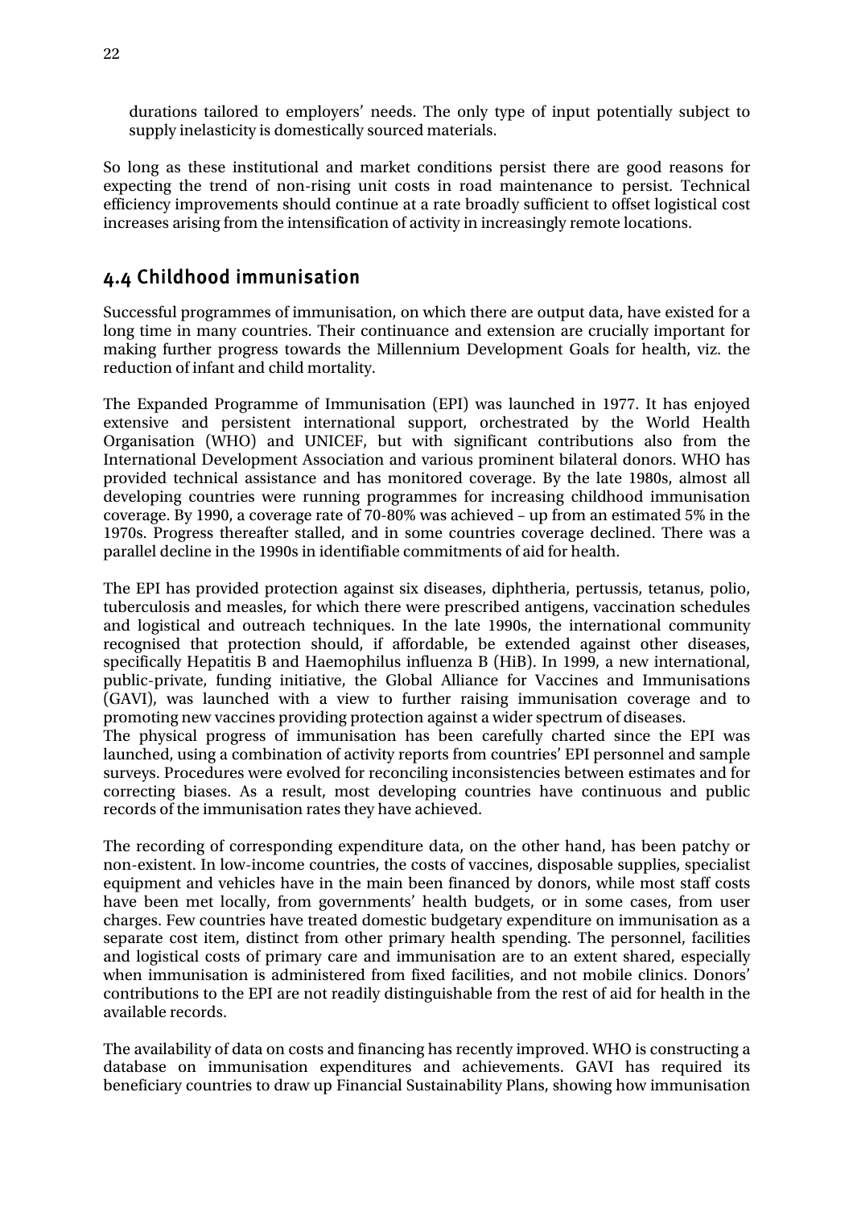durations tailored to employers' needs. The only type of input potentially subject to supply inelasticity is domestically sourced materials.

So long as these institutional and market conditions persist there are good reasons for expecting the trend of non-rising unit costs in road maintenance to persist. Technical efficiency improvements should continue at a rate broadly sufficient to offset logistical cost increases arising from the intensification of activity in increasingly remote locations.

## 4.4 Childhood immunisation

Successful programmes of immunisation, on which there are output data, have existed for a long time in many countries. Their continuance and extension are crucially important for making further progress towards the Millennium Development Goals for health, viz. the reduction of infant and child mortality.

The Expanded Programme of Immunisation (EPI) was launched in 1977. It has enjoyed extensive and persistent international support, orchestrated by the World Health Organisation (WHO) and UNICEF, but with significant contributions also from the International Development Association and various prominent bilateral donors. WHO has provided technical assistance and has monitored coverage. By the late 1980s, almost all developing countries were running programmes for increasing childhood immunisation coverage. By 1990, a coverage rate of 70-80% was achieved – up from an estimated 5% in the 1970s. Progress thereafter stalled, and in some countries coverage declined. There was a parallel decline in the 1990s in identifiable commitments of aid for health.

The EPI has provided protection against six diseases, diphtheria, pertussis, tetanus, polio, tuberculosis and measles, for which there were prescribed antigens, vaccination schedules and logistical and outreach techniques. In the late 1990s, the international community recognised that protection should, if affordable, be extended against other diseases, specifically Hepatitis B and Haemophilus influenza B (HiB). In 1999, a new international, public-private, funding initiative, the Global Alliance for Vaccines and Immunisations (GAVI), was launched with a view to further raising immunisation coverage and to promoting new vaccines providing protection against a wider spectrum of diseases.

The physical progress of immunisation has been carefully charted since the EPI was launched, using a combination of activity reports from countries' EPI personnel and sample surveys. Procedures were evolved for reconciling inconsistencies between estimates and for correcting biases. As a result, most developing countries have continuous and public records of the immunisation rates they have achieved.

The recording of corresponding expenditure data, on the other hand, has been patchy or non-existent. In low-income countries, the costs of vaccines, disposable supplies, specialist equipment and vehicles have in the main been financed by donors, while most staff costs have been met locally, from governments' health budgets, or in some cases, from user charges. Few countries have treated domestic budgetary expenditure on immunisation as a separate cost item, distinct from other primary health spending. The personnel, facilities and logistical costs of primary care and immunisation are to an extent shared, especially when immunisation is administered from fixed facilities, and not mobile clinics. Donors' contributions to the EPI are not readily distinguishable from the rest of aid for health in the available records.

The availability of data on costs and financing has recently improved. WHO is constructing a database on immunisation expenditures and achievements. GAVI has required its beneficiary countries to draw up Financial Sustainability Plans, showing how immunisation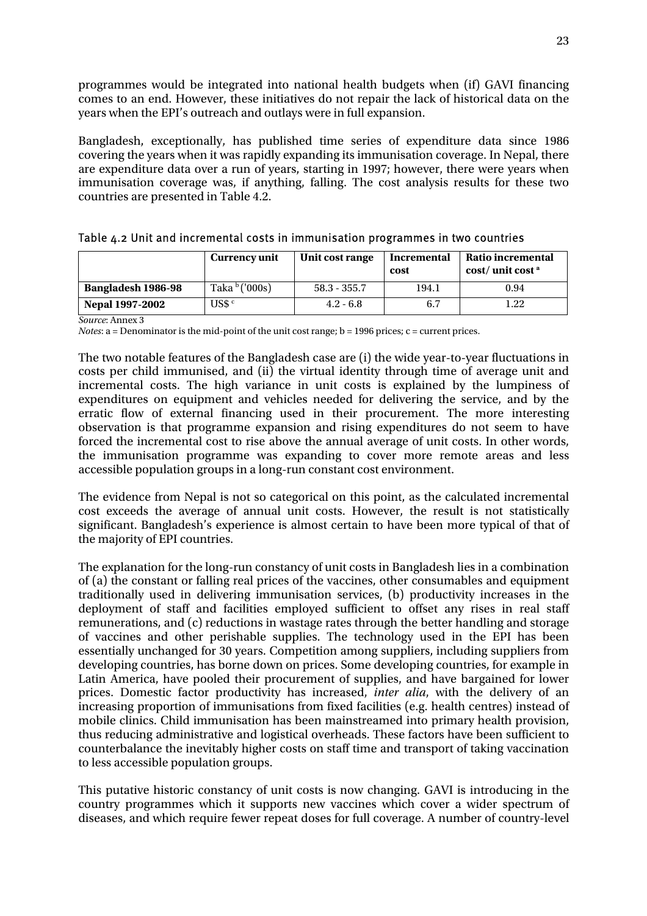programmes would be integrated into national health budgets when (if) GAVI financing comes to an end. However, these initiatives do not repair the lack of historical data on the years when the EPI's outreach and outlays were in full expansion.

Bangladesh, exceptionally, has published time series of expenditure data since 1986 covering the years when it was rapidly expanding its immunisation coverage. In Nepal, there are expenditure data over a run of years, starting in 1997; however, there were years when immunisation coverage was, if anything, falling. The cost analysis results for these two countries are presented in Table 4.2.

Table 4.2 Unit and incremental costs in immunisation programmes in two countries

| | Currency unit | Unit cost range | Incremental cost | Ratio incremental cost/ unit cost [a] |
|---|---|---|---|---|
| **Bangladesh 1986-98** | Taka [b] ('000s) | 58.3 - 355.7 | 194.1 | 0.94 |
| **Nepal 1997-2002** | US$ [c] | 4.2 - 6.8 | 6.7 | 1.22 |

*Source*: Annex 3

*Notes*: a = Denominator is the mid-point of the unit cost range; b = 1996 prices; c = current prices.

The two notable features of the Bangladesh case are (i) the wide year-to-year fluctuations in costs per child immunised, and (ii) the virtual identity through time of average unit and incremental costs. The high variance in unit costs is explained by the lumpiness of expenditures on equipment and vehicles needed for delivering the service, and by the erratic flow of external financing used in their procurement. The more interesting observation is that programme expansion and rising expenditures do not seem to have forced the incremental cost to rise above the annual average of unit costs. In other words, the immunisation programme was expanding to cover more remote areas and less accessible population groups in a long-run constant cost environment.

The evidence from Nepal is not so categorical on this point, as the calculated incremental cost exceeds the average of annual unit costs. However, the result is not statistically significant. Bangladesh's experience is almost certain to have been more typical of that of the majority of EPI countries.

The explanation for the long-run constancy of unit costs in Bangladesh lies in a combination of (a) the constant or falling real prices of the vaccines, other consumables and equipment traditionally used in delivering immunisation services, (b) productivity increases in the deployment of staff and facilities employed sufficient to offset any rises in real staff remunerations, and (c) reductions in wastage rates through the better handling and storage of vaccines and other perishable supplies. The technology used in the EPI has been essentially unchanged for 30 years. Competition among suppliers, including suppliers from developing countries, has borne down on prices. Some developing countries, for example in Latin America, have pooled their procurement of supplies, and have bargained for lower prices. Domestic factor productivity has increased, *inter alia*, with the delivery of an increasing proportion of immunisations from fixed facilities (e.g. health centres) instead of mobile clinics. Child immunisation has been mainstreamed into primary health provision, thus reducing administrative and logistical overheads. These factors have been sufficient to counterbalance the inevitably higher costs on staff time and transport of taking vaccination to less accessible population groups.

This putative historic constancy of unit costs is now changing. GAVI is introducing in the country programmes which it supports new vaccines which cover a wider spectrum of diseases, and which require fewer repeat doses for full coverage. A number of country-level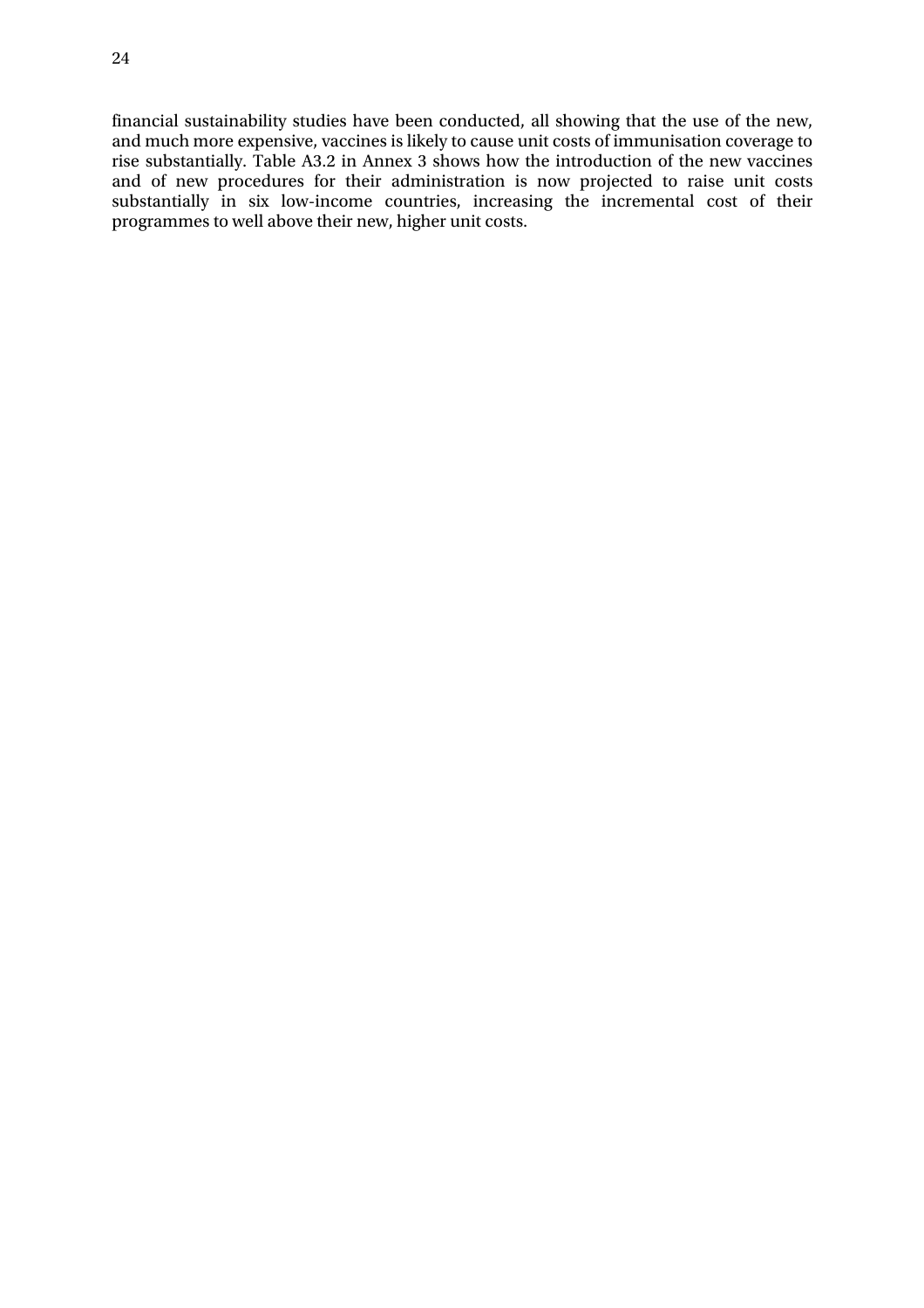financial sustainability studies have been conducted, all showing that the use of the new, and much more expensive, vaccines is likely to cause unit costs of immunisation coverage to rise substantially. Table A3.2 in Annex 3 shows how the introduction of the new vaccines and of new procedures for their administration is now projected to raise unit costs substantially in six low-income countries, increasing the incremental cost of their programmes to well above their new, higher unit costs.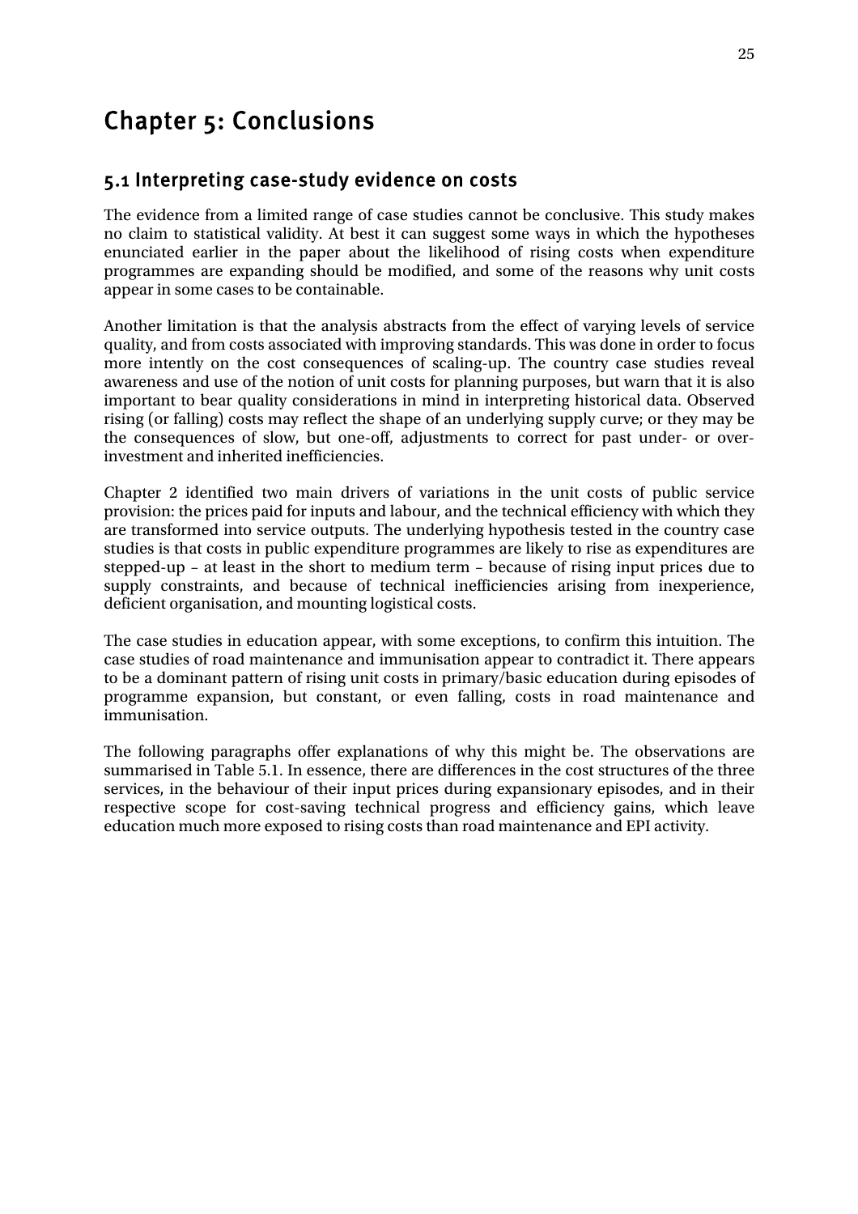# Chapter 5: Conclusions

## 5.1 Interpreting case-study evidence on costs

The evidence from a limited range of case studies cannot be conclusive. This study makes no claim to statistical validity. At best it can suggest some ways in which the hypotheses enunciated earlier in the paper about the likelihood of rising costs when expenditure programmes are expanding should be modified, and some of the reasons why unit costs appear in some cases to be containable.

Another limitation is that the analysis abstracts from the effect of varying levels of service quality, and from costs associated with improving standards. This was done in order to focus more intently on the cost consequences of scaling-up. The country case studies reveal awareness and use of the notion of unit costs for planning purposes, but warn that it is also important to bear quality considerations in mind in interpreting historical data. Observed rising (or falling) costs may reflect the shape of an underlying supply curve; or they may be the consequences of slow, but one-off, adjustments to correct for past under- or over-investment and inherited inefficiencies.

Chapter 2 identified two main drivers of variations in the unit costs of public service provision: the prices paid for inputs and labour, and the technical efficiency with which they are transformed into service outputs. The underlying hypothesis tested in the country case studies is that costs in public expenditure programmes are likely to rise as expenditures are stepped-up – at least in the short to medium term – because of rising input prices due to supply constraints, and because of technical inefficiencies arising from inexperience, deficient organisation, and mounting logistical costs.

The case studies in education appear, with some exceptions, to confirm this intuition. The case studies of road maintenance and immunisation appear to contradict it. There appears to be a dominant pattern of rising unit costs in primary/basic education during episodes of programme expansion, but constant, or even falling, costs in road maintenance and immunisation.

The following paragraphs offer explanations of why this might be. The observations are summarised in Table 5.1. In essence, there are differences in the cost structures of the three services, in the behaviour of their input prices during expansionary episodes, and in their respective scope for cost-saving technical progress and efficiency gains, which leave education much more exposed to rising costs than road maintenance and EPI activity.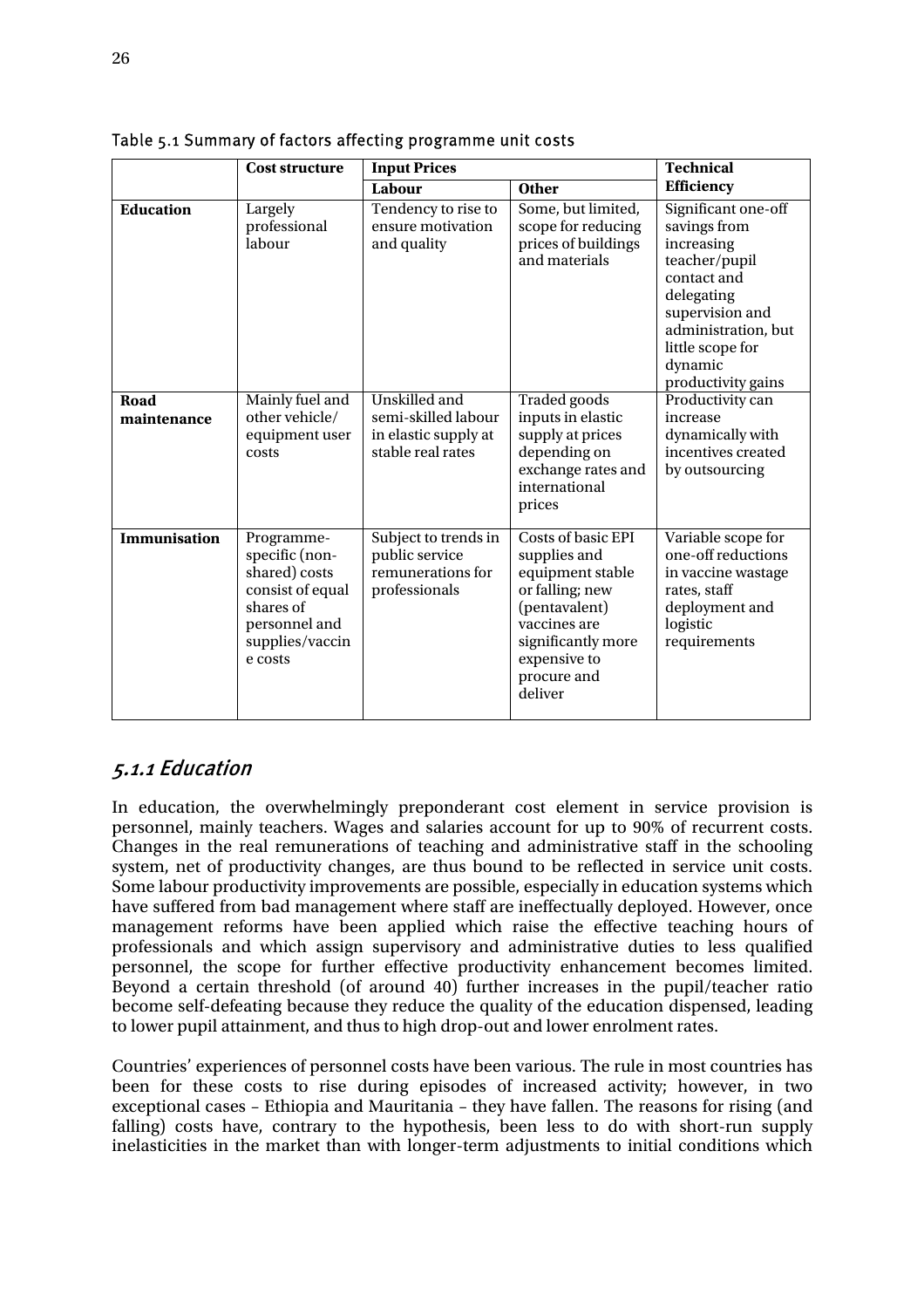Table 5.1 Summary of factors affecting programme unit costs

| | Cost structure | Input Prices | | Technical Efficiency |
|---|---|---|---|---|
| | | Labour | Other | |
| **Education** | Largely professional labour | Tendency to rise to ensure motivation and quality | Some, but limited, scope for reducing prices of buildings and materials | Significant one-off savings from increasing teacher/pupil contact and delegating supervision and administration, but little scope for dynamic productivity gains |
| **Road maintenance** | Mainly fuel and other vehicle/ equipment user costs | Unskilled and semi-skilled labour in elastic supply at stable real rates | Traded goods inputs in elastic supply at prices depending on exchange rates and international prices | Productivity can increase dynamically with incentives created by outsourcing |
| **Immunisation** | Programme-specific (non-shared) costs consist of equal shares of personnel and supplies/vaccine costs | Subject to trends in public service remunerations for professionals | Costs of basic EPI supplies and equipment stable or falling; new (pentavalent) vaccines are significantly more expensive to procure and deliver | Variable scope for one-off reductions in vaccine wastage rates, staff deployment and logistic requirements |

## 5.1.1 Education

In education, the overwhelmingly preponderant cost element in service provision is personnel, mainly teachers. Wages and salaries account for up to 90% of recurrent costs. Changes in the real remunerations of teaching and administrative staff in the schooling system, net of productivity changes, are thus bound to be reflected in service unit costs. Some labour productivity improvements are possible, especially in education systems which have suffered from bad management where staff are ineffectually deployed. However, once management reforms have been applied which raise the effective teaching hours of professionals and which assign supervisory and administrative duties to less qualified personnel, the scope for further effective productivity enhancement becomes limited. Beyond a certain threshold (of around 40) further increases in the pupil/teacher ratio become self-defeating because they reduce the quality of the education dispensed, leading to lower pupil attainment, and thus to high drop-out and lower enrolment rates.

Countries' experiences of personnel costs have been various. The rule in most countries has been for these costs to rise during episodes of increased activity; however, in two exceptional cases – Ethiopia and Mauritania – they have fallen. The reasons for rising (and falling) costs have, contrary to the hypothesis, been less to do with short-run supply inelasticities in the market than with longer-term adjustments to initial conditions which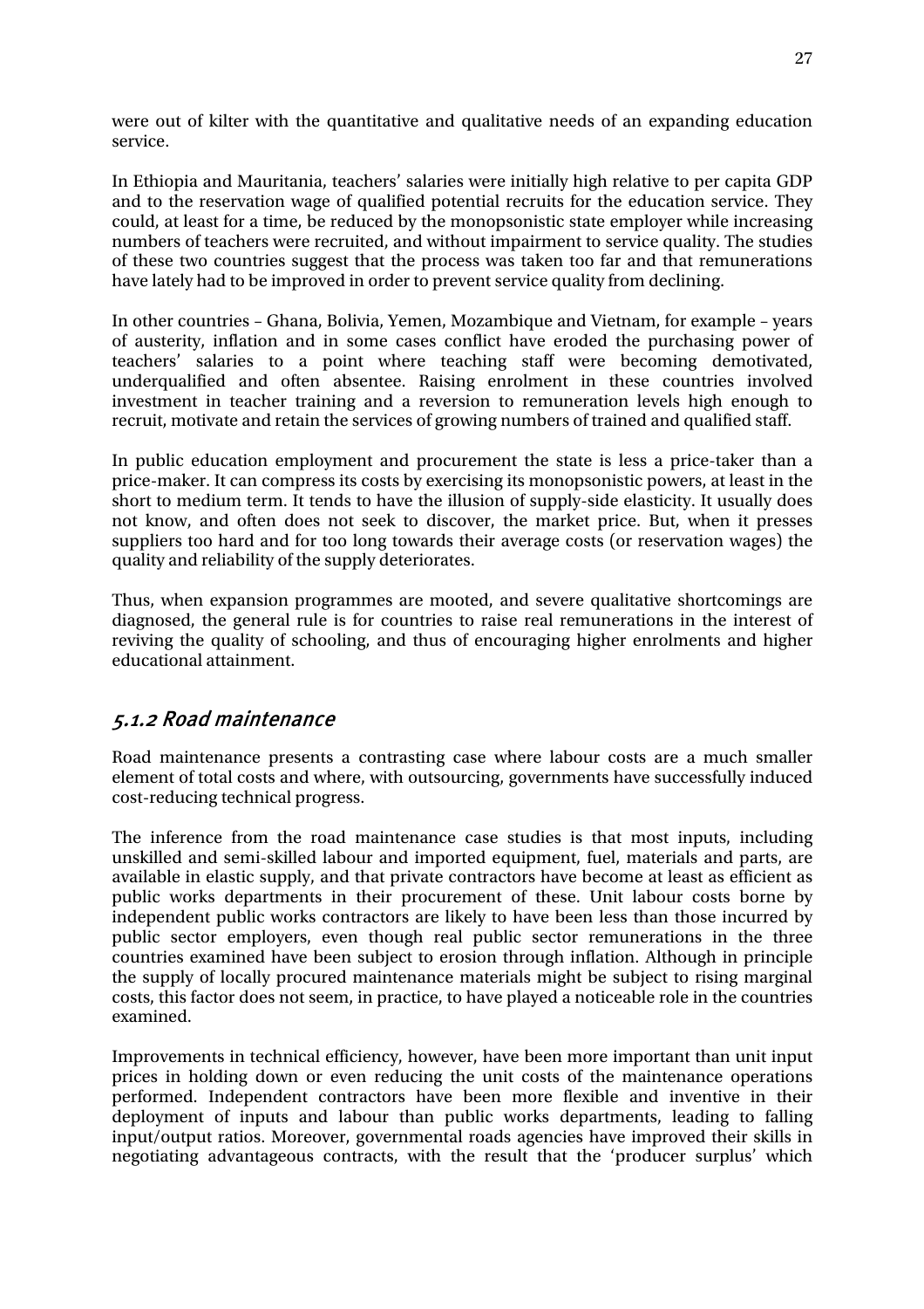were out of kilter with the quantitative and qualitative needs of an expanding education service.

In Ethiopia and Mauritania, teachers' salaries were initially high relative to per capita GDP and to the reservation wage of qualified potential recruits for the education service. They could, at least for a time, be reduced by the monopsonistic state employer while increasing numbers of teachers were recruited, and without impairment to service quality. The studies of these two countries suggest that the process was taken too far and that remunerations have lately had to be improved in order to prevent service quality from declining.

In other countries – Ghana, Bolivia, Yemen, Mozambique and Vietnam, for example – years of austerity, inflation and in some cases conflict have eroded the purchasing power of teachers' salaries to a point where teaching staff were becoming demotivated, underqualified and often absentee. Raising enrolment in these countries involved investment in teacher training and a reversion to remuneration levels high enough to recruit, motivate and retain the services of growing numbers of trained and qualified staff.

In public education employment and procurement the state is less a price-taker than a price-maker. It can compress its costs by exercising its monopsonistic powers, at least in the short to medium term. It tends to have the illusion of supply-side elasticity. It usually does not know, and often does not seek to discover, the market price. But, when it presses suppliers too hard and for too long towards their average costs (or reservation wages) the quality and reliability of the supply deteriorates.

Thus, when expansion programmes are mooted, and severe qualitative shortcomings are diagnosed, the general rule is for countries to raise real remunerations in the interest of reviving the quality of schooling, and thus of encouraging higher enrolments and higher educational attainment.

### *5.1.2 Road maintenance*

Road maintenance presents a contrasting case where labour costs are a much smaller element of total costs and where, with outsourcing, governments have successfully induced cost-reducing technical progress.

The inference from the road maintenance case studies is that most inputs, including unskilled and semi-skilled labour and imported equipment, fuel, materials and parts, are available in elastic supply, and that private contractors have become at least as efficient as public works departments in their procurement of these. Unit labour costs borne by independent public works contractors are likely to have been less than those incurred by public sector employers, even though real public sector remunerations in the three countries examined have been subject to erosion through inflation. Although in principle the supply of locally procured maintenance materials might be subject to rising marginal costs, this factor does not seem, in practice, to have played a noticeable role in the countries examined.

Improvements in technical efficiency, however, have been more important than unit input prices in holding down or even reducing the unit costs of the maintenance operations performed. Independent contractors have been more flexible and inventive in their deployment of inputs and labour than public works departments, leading to falling input/output ratios. Moreover, governmental roads agencies have improved their skills in negotiating advantageous contracts, with the result that the 'producer surplus' which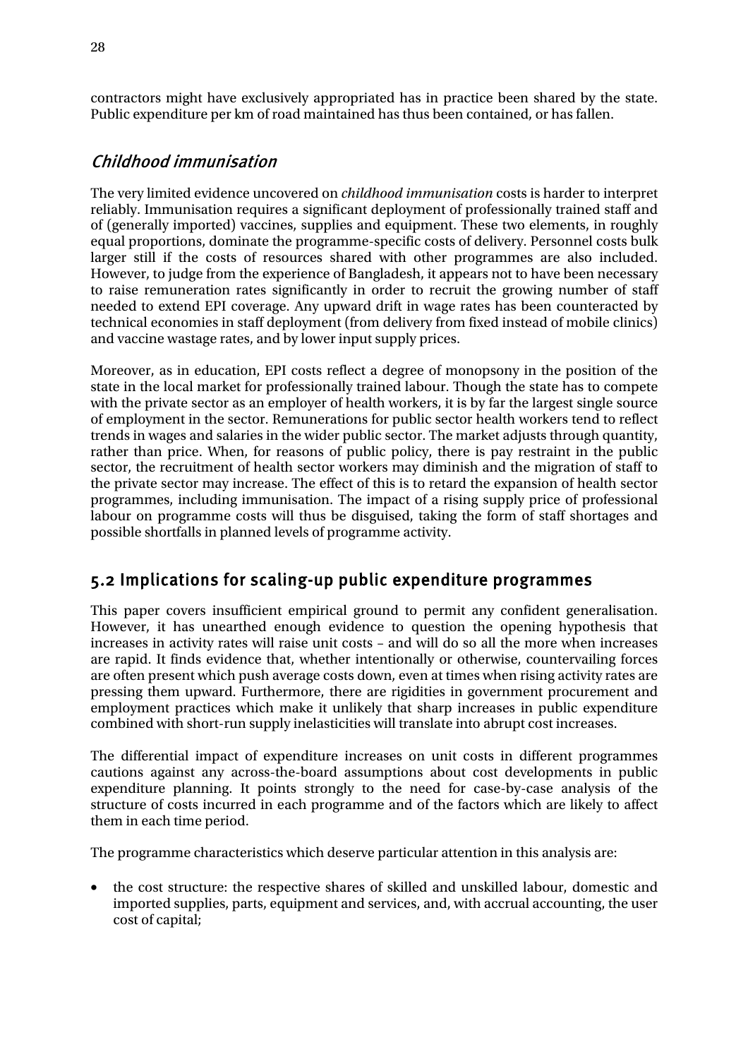contractors might have exclusively appropriated has in practice been shared by the state. Public expenditure per km of road maintained has thus been contained, or has fallen.

### *Childhood immunisation*

The very limited evidence uncovered on *childhood immunisation* costs is harder to interpret reliably. Immunisation requires a significant deployment of professionally trained staff and of (generally imported) vaccines, supplies and equipment. These two elements, in roughly equal proportions, dominate the programme-specific costs of delivery. Personnel costs bulk larger still if the costs of resources shared with other programmes are also included. However, to judge from the experience of Bangladesh, it appears not to have been necessary to raise remuneration rates significantly in order to recruit the growing number of staff needed to extend EPI coverage. Any upward drift in wage rates has been counteracted by technical economies in staff deployment (from delivery from fixed instead of mobile clinics) and vaccine wastage rates, and by lower input supply prices.

Moreover, as in education, EPI costs reflect a degree of monopsony in the position of the state in the local market for professionally trained labour. Though the state has to compete with the private sector as an employer of health workers, it is by far the largest single source of employment in the sector. Remunerations for public sector health workers tend to reflect trends in wages and salaries in the wider public sector. The market adjusts through quantity, rather than price. When, for reasons of public policy, there is pay restraint in the public sector, the recruitment of health sector workers may diminish and the migration of staff to the private sector may increase. The effect of this is to retard the expansion of health sector programmes, including immunisation. The impact of a rising supply price of professional labour on programme costs will thus be disguised, taking the form of staff shortages and possible shortfalls in planned levels of programme activity.

## 5.2 Implications for scaling-up public expenditure programmes

This paper covers insufficient empirical ground to permit any confident generalisation. However, it has unearthed enough evidence to question the opening hypothesis that increases in activity rates will raise unit costs – and will do so all the more when increases are rapid. It finds evidence that, whether intentionally or otherwise, countervailing forces are often present which push average costs down, even at times when rising activity rates are pressing them upward. Furthermore, there are rigidities in government procurement and employment practices which make it unlikely that sharp increases in public expenditure combined with short-run supply inelasticities will translate into abrupt cost increases.

The differential impact of expenditure increases on unit costs in different programmes cautions against any across-the-board assumptions about cost developments in public expenditure planning. It points strongly to the need for case-by-case analysis of the structure of costs incurred in each programme and of the factors which are likely to affect them in each time period.

The programme characteristics which deserve particular attention in this analysis are:

- the cost structure: the respective shares of skilled and unskilled labour, domestic and imported supplies, parts, equipment and services, and, with accrual accounting, the user cost of capital;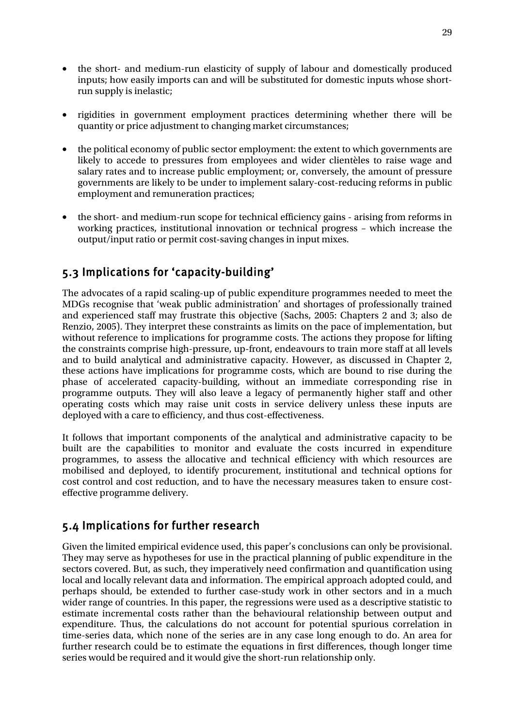- the short- and medium-run elasticity of supply of labour and domestically produced inputs; how easily imports can and will be substituted for domestic inputs whose short-run supply is inelastic;

- rigidities in government employment practices determining whether there will be quantity or price adjustment to changing market circumstances;

- the political economy of public sector employment: the extent to which governments are likely to accede to pressures from employees and wider clientèles to raise wage and salary rates and to increase public employment; or, conversely, the amount of pressure governments are likely to be under to implement salary-cost-reducing reforms in public employment and remuneration practices;

- the short- and medium-run scope for technical efficiency gains - arising from reforms in working practices, institutional innovation or technical progress – which increase the output/input ratio or permit cost-saving changes in input mixes.

## 5.3 Implications for 'capacity-building'

The advocates of a rapid scaling-up of public expenditure programmes needed to meet the MDGs recognise that 'weak public administration' and shortages of professionally trained and experienced staff may frustrate this objective (Sachs, 2005: Chapters 2 and 3; also de Renzio, 2005). They interpret these constraints as limits on the pace of implementation, but without reference to implications for programme costs. The actions they propose for lifting the constraints comprise high-pressure, up-front, endeavours to train more staff at all levels and to build analytical and administrative capacity. However, as discussed in Chapter 2, these actions have implications for programme costs, which are bound to rise during the phase of accelerated capacity-building, without an immediate corresponding rise in programme outputs. They will also leave a legacy of permanently higher staff and other operating costs which may raise unit costs in service delivery unless these inputs are deployed with a care to efficiency, and thus cost-effectiveness.

It follows that important components of the analytical and administrative capacity to be built are the capabilities to monitor and evaluate the costs incurred in expenditure programmes, to assess the allocative and technical efficiency with which resources are mobilised and deployed, to identify procurement, institutional and technical options for cost control and cost reduction, and to have the necessary measures taken to ensure cost-effective programme delivery.

## 5.4 Implications for further research

Given the limited empirical evidence used, this paper's conclusions can only be provisional. They may serve as hypotheses for use in the practical planning of public expenditure in the sectors covered. But, as such, they imperatively need confirmation and quantification using local and locally relevant data and information. The empirical approach adopted could, and perhaps should, be extended to further case-study work in other sectors and in a much wider range of countries. In this paper, the regressions were used as a descriptive statistic to estimate incremental costs rather than the behavioural relationship between output and expenditure. Thus, the calculations do not account for potential spurious correlation in time-series data, which none of the series are in any case long enough to do. An area for further research could be to estimate the equations in first differences, though longer time series would be required and it would give the short-run relationship only.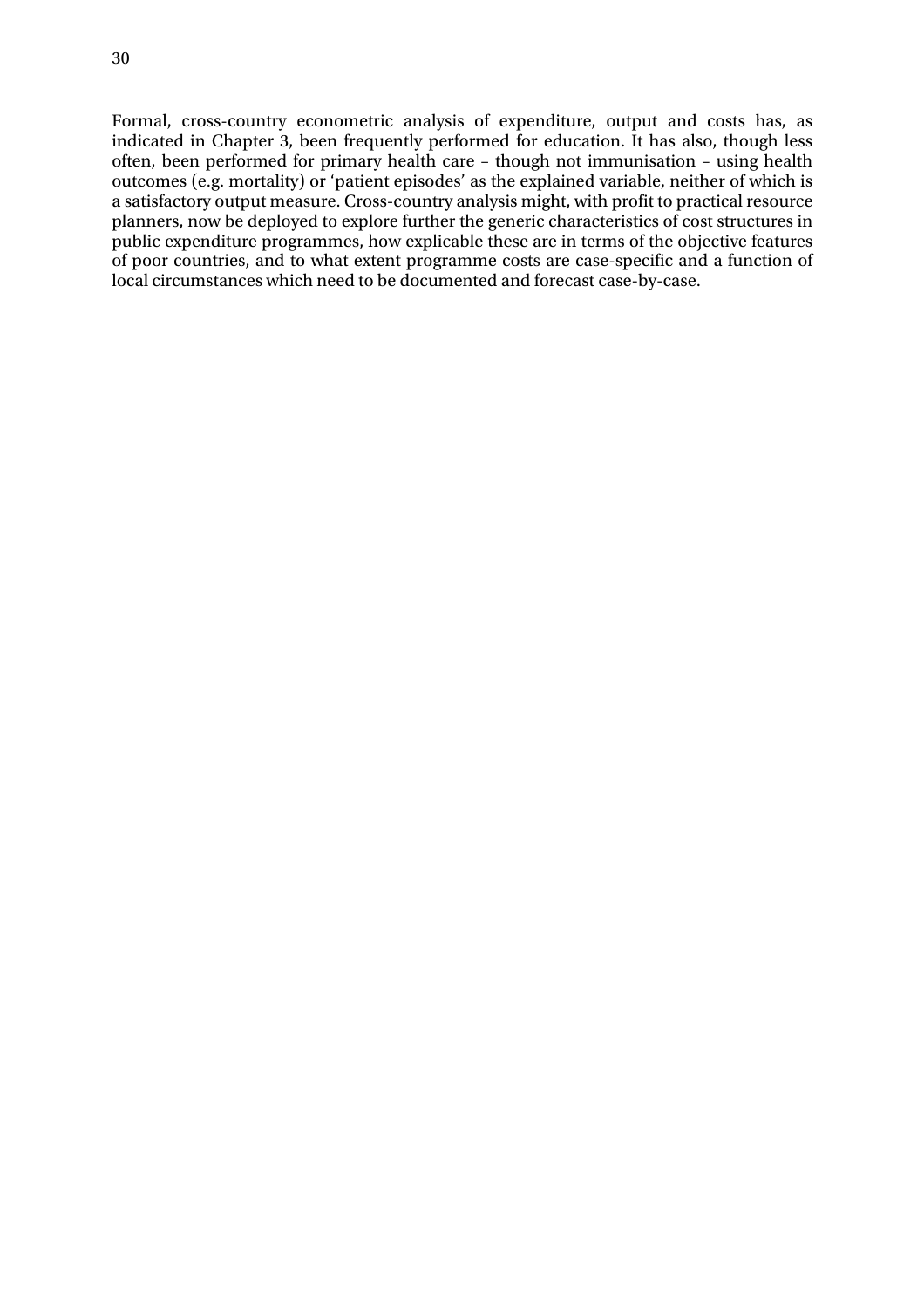Formal, cross-country econometric analysis of expenditure, output and costs has, as indicated in Chapter 3, been frequently performed for education. It has also, though less often, been performed for primary health care – though not immunisation – using health outcomes (e.g. mortality) or 'patient episodes' as the explained variable, neither of which is a satisfactory output measure. Cross-country analysis might, with profit to practical resource planners, now be deployed to explore further the generic characteristics of cost structures in public expenditure programmes, how explicable these are in terms of the objective features of poor countries, and to what extent programme costs are case-specific and a function of local circumstances which need to be documented and forecast case-by-case.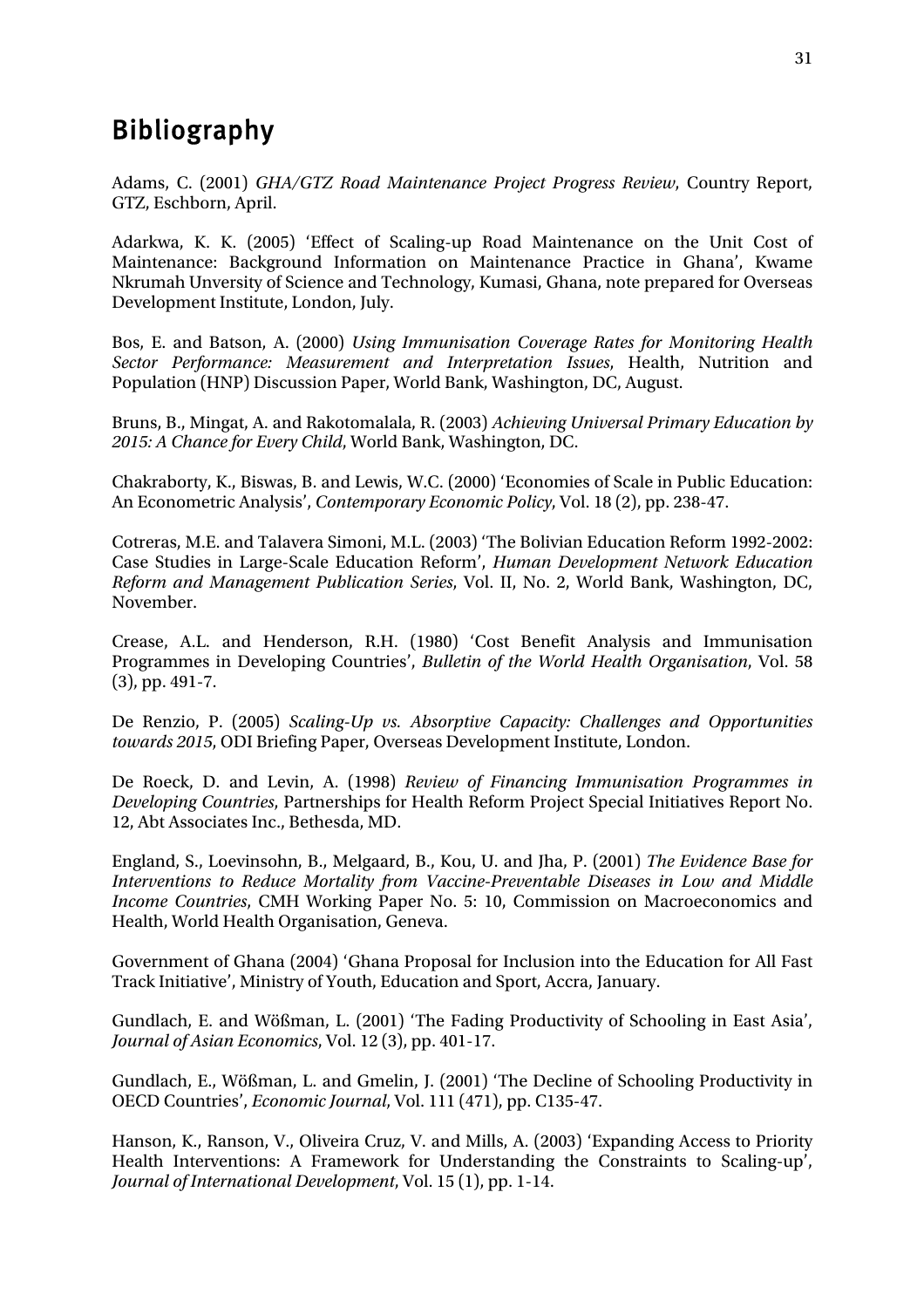# Bibliography

Adams, C. (2001) *GHA/GTZ Road Maintenance Project Progress Review*, Country Report, GTZ, Eschborn, April.

Adarkwa, K. K. (2005) 'Effect of Scaling-up Road Maintenance on the Unit Cost of Maintenance: Background Information on Maintenance Practice in Ghana', Kwame Nkrumah Unversity of Science and Technology, Kumasi, Ghana, note prepared for Overseas Development Institute, London, July.

Bos, E. and Batson, A. (2000) *Using Immunisation Coverage Rates for Monitoring Health Sector Performance: Measurement and Interpretation Issues*, Health, Nutrition and Population (HNP) Discussion Paper, World Bank, Washington, DC, August.

Bruns, B., Mingat, A. and Rakotomalala, R. (2003) *Achieving Universal Primary Education by 2015: A Chance for Every Child*, World Bank, Washington, DC.

Chakraborty, K., Biswas, B. and Lewis, W.C. (2000) 'Economies of Scale in Public Education: An Econometric Analysis', *Contemporary Economic Policy*, Vol. 18 (2), pp. 238-47.

Cotreras, M.E. and Talavera Simoni, M.L. (2003) 'The Bolivian Education Reform 1992-2002: Case Studies in Large-Scale Education Reform', *Human Development Network Education Reform and Management Publication Series*, Vol. II, No. 2, World Bank, Washington, DC, November.

Crease, A.L. and Henderson, R.H. (1980) 'Cost Benefit Analysis and Immunisation Programmes in Developing Countries', *Bulletin of the World Health Organisation*, Vol. 58 (3), pp. 491-7.

De Renzio, P. (2005) *Scaling-Up vs. Absorptive Capacity: Challenges and Opportunities towards 2015*, ODI Briefing Paper, Overseas Development Institute, London.

De Roeck, D. and Levin, A. (1998) *Review of Financing Immunisation Programmes in Developing Countries*, Partnerships for Health Reform Project Special Initiatives Report No. 12, Abt Associates Inc., Bethesda, MD.

England, S., Loevinsohn, B., Melgaard, B., Kou, U. and Jha, P. (2001) *The Evidence Base for Interventions to Reduce Mortality from Vaccine-Preventable Diseases in Low and Middle Income Countries*, CMH Working Paper No. 5: 10, Commission on Macroeconomics and Health, World Health Organisation, Geneva.

Government of Ghana (2004) 'Ghana Proposal for Inclusion into the Education for All Fast Track Initiative', Ministry of Youth, Education and Sport, Accra, January.

Gundlach, E. and Wößman, L. (2001) 'The Fading Productivity of Schooling in East Asia', *Journal of Asian Economics*, Vol. 12 (3), pp. 401-17.

Gundlach, E., Wößman, L. and Gmelin, J. (2001) 'The Decline of Schooling Productivity in OECD Countries', *Economic Journal*, Vol. 111 (471), pp. C135-47.

Hanson, K., Ranson, V., Oliveira Cruz, V. and Mills, A. (2003) 'Expanding Access to Priority Health Interventions: A Framework for Understanding the Constraints to Scaling-up', *Journal of International Development*, Vol. 15 (1), pp. 1-14.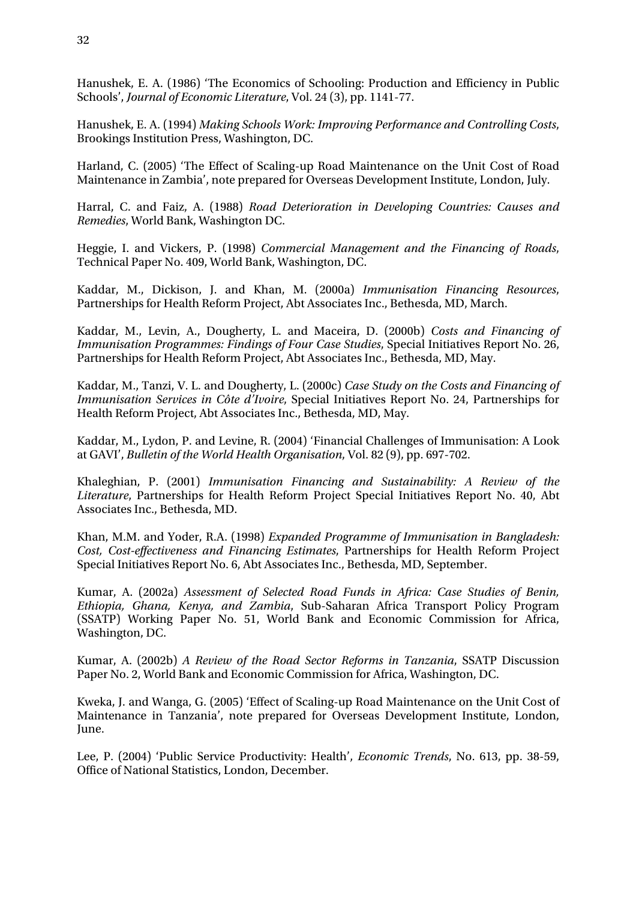Hanushek, E. A. (1986) 'The Economics of Schooling: Production and Efficiency in Public Schools', *Journal of Economic Literature*, Vol. 24 (3), pp. 1141-77.

Hanushek, E. A. (1994) *Making Schools Work: Improving Performance and Controlling Costs*, Brookings Institution Press, Washington, DC.

Harland, C. (2005) 'The Effect of Scaling-up Road Maintenance on the Unit Cost of Road Maintenance in Zambia', note prepared for Overseas Development Institute, London, July.

Harral, C. and Faiz, A. (1988) *Road Deterioration in Developing Countries: Causes and Remedies*, World Bank, Washington DC.

Heggie, I. and Vickers, P. (1998) *Commercial Management and the Financing of Roads*, Technical Paper No. 409, World Bank, Washington, DC.

Kaddar, M., Dickison, J. and Khan, M. (2000a) *Immunisation Financing Resources*, Partnerships for Health Reform Project, Abt Associates Inc., Bethesda, MD, March.

Kaddar, M., Levin, A., Dougherty, L. and Maceira, D. (2000b) *Costs and Financing of Immunisation Programmes: Findings of Four Case Studies*, Special Initiatives Report No. 26, Partnerships for Health Reform Project, Abt Associates Inc., Bethesda, MD, May.

Kaddar, M., Tanzi, V. L. and Dougherty, L. (2000c) *Case Study on the Costs and Financing of Immunisation Services in Côte d'Ivoire*, Special Initiatives Report No. 24, Partnerships for Health Reform Project, Abt Associates Inc., Bethesda, MD, May.

Kaddar, M., Lydon, P. and Levine, R. (2004) 'Financial Challenges of Immunisation: A Look at GAVI', *Bulletin of the World Health Organisation*, Vol. 82 (9), pp. 697-702.

Khaleghian, P. (2001) *Immunisation Financing and Sustainability: A Review of the Literature*, Partnerships for Health Reform Project Special Initiatives Report No. 40, Abt Associates Inc., Bethesda, MD.

Khan, M.M. and Yoder, R.A. (1998) *Expanded Programme of Immunisation in Bangladesh: Cost, Cost-effectiveness and Financing Estimates*, Partnerships for Health Reform Project Special Initiatives Report No. 6, Abt Associates Inc., Bethesda, MD, September.

Kumar, A. (2002a) *Assessment of Selected Road Funds in Africa: Case Studies of Benin, Ethiopia, Ghana, Kenya, and Zambia*, Sub-Saharan Africa Transport Policy Program (SSATP) Working Paper No. 51, World Bank and Economic Commission for Africa, Washington, DC.

Kumar, A. (2002b) *A Review of the Road Sector Reforms in Tanzania*, SSATP Discussion Paper No. 2, World Bank and Economic Commission for Africa, Washington, DC.

Kweka, J. and Wanga, G. (2005) 'Effect of Scaling-up Road Maintenance on the Unit Cost of Maintenance in Tanzania', note prepared for Overseas Development Institute, London, June.

Lee, P. (2004) 'Public Service Productivity: Health', *Economic Trends*, No. 613, pp. 38-59, Office of National Statistics, London, December.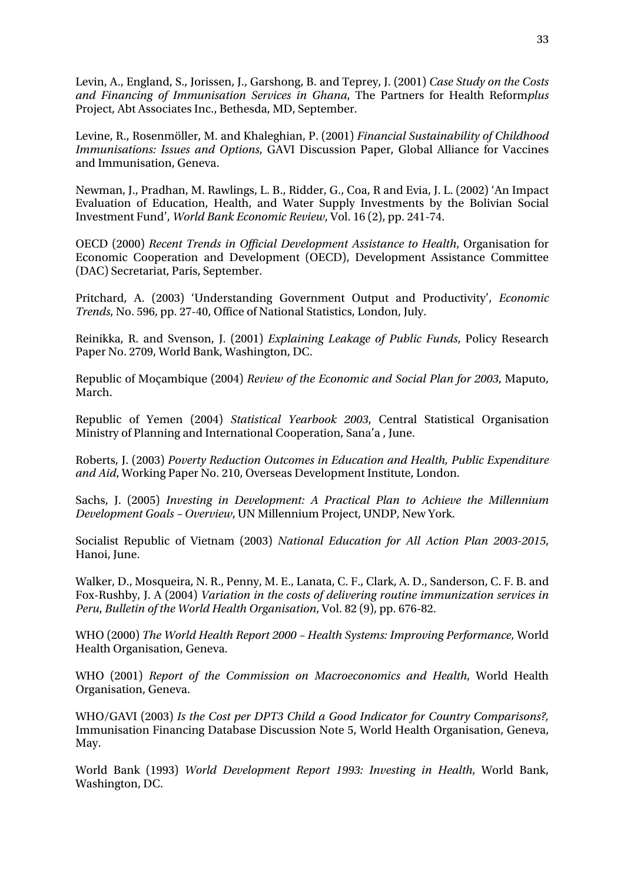Levin, A., England, S., Jorissen, J., Garshong, B. and Teprey, J. (2001) *Case Study on the Costs and Financing of Immunisation Services in Ghana*, The Partners for Health Reform*plus* Project, Abt Associates Inc., Bethesda, MD, September.

Levine, R., Rosenmöller, M. and Khaleghian, P. (2001) *Financial Sustainability of Childhood Immunisations: Issues and Options*, GAVI Discussion Paper, Global Alliance for Vaccines and Immunisation, Geneva.

Newman, J., Pradhan, M. Rawlings, L. B., Ridder, G., Coa, R and Evia, J. L. (2002) 'An Impact Evaluation of Education, Health, and Water Supply Investments by the Bolivian Social Investment Fund', *World Bank Economic Review*, Vol. 16 (2), pp. 241-74.

OECD (2000) *Recent Trends in Official Development Assistance to Health*, Organisation for Economic Cooperation and Development (OECD), Development Assistance Committee (DAC) Secretariat, Paris, September.

Pritchard, A. (2003) 'Understanding Government Output and Productivity', *Economic Trends*, No. 596, pp. 27-40, Office of National Statistics, London, July.

Reinikka, R. and Svenson, J. (2001) *Explaining Leakage of Public Funds*, Policy Research Paper No. 2709, World Bank, Washington, DC.

Republic of Moçambique (2004) *Review of the Economic and Social Plan for 2003*, Maputo, March.

Republic of Yemen (2004) *Statistical Yearbook 2003*, Central Statistical Organisation Ministry of Planning and International Cooperation, Sana'a , June.

Roberts, J. (2003) *Poverty Reduction Outcomes in Education and Health, Public Expenditure and Aid*, Working Paper No. 210, Overseas Development Institute, London.

Sachs, J. (2005) *Investing in Development: A Practical Plan to Achieve the Millennium Development Goals – Overview*, UN Millennium Project, UNDP, New York.

Socialist Republic of Vietnam (2003) *National Education for All Action Plan 2003-2015*, Hanoi, June.

Walker, D., Mosqueira, N. R., Penny, M. E., Lanata, C. F., Clark, A. D., Sanderson, C. F. B. and Fox-Rushby, J. A (2004) *Variation in the costs of delivering routine immunization services in Peru*, *Bulletin of the World Health Organisation*, Vol. 82 (9), pp. 676-82.

WHO (2000) *The World Health Report 2000 – Health Systems: Improving Performance*, World Health Organisation, Geneva.

WHO (2001) *Report of the Commission on Macroeconomics and Health*, World Health Organisation, Geneva.

WHO/GAVI (2003) *Is the Cost per DPT3 Child a Good Indicator for Country Comparisons?,* Immunisation Financing Database Discussion Note 5, World Health Organisation, Geneva, May.

World Bank (1993) *World Development Report 1993: Investing in Health*, World Bank, Washington, DC.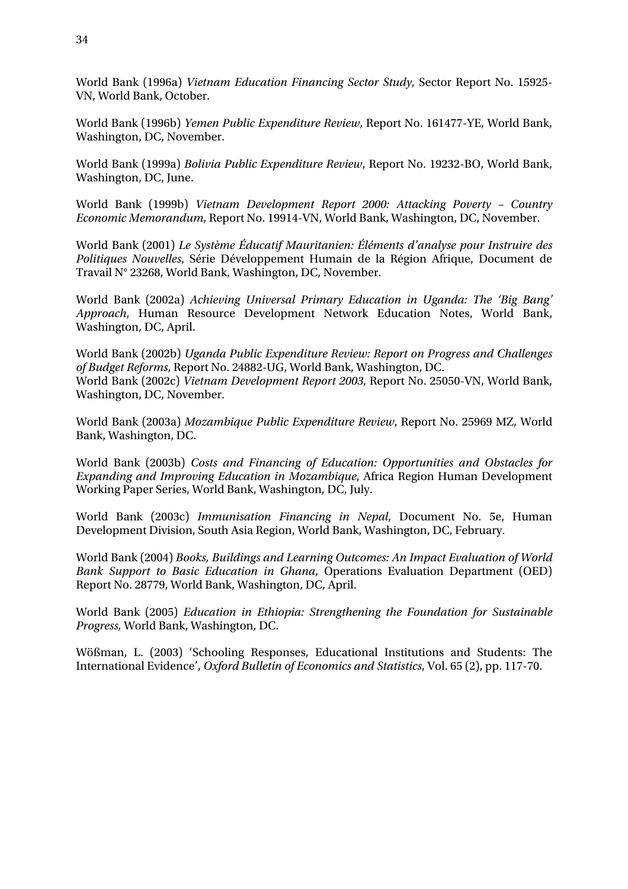World Bank (1996a) *Vietnam Education Financing Sector Study*, Sector Report No. 15925-VN, World Bank, October.

World Bank (1996b) *Yemen Public Expenditure Review*, Report No. 161477-YE, World Bank, Washington, DC, November.

World Bank (1999a) *Bolivia Public Expenditure Review*, Report No. 19232-BO, World Bank, Washington, DC, June.

World Bank (1999b) *Vietnam Development Report 2000: Attacking Poverty – Country Economic Memorandum*, Report No. 19914-VN, World Bank, Washington, DC, November.

World Bank (2001) *Le Système Éducatif Mauritanien: Éléments d'analyse pour Instruire des Politiques Nouvelles*, Série Développement Humain de la Région Afrique, Document de Travail N° 23268, World Bank, Washington, DC, November.

World Bank (2002a) *Achieving Universal Primary Education in Uganda: The 'Big Bang' Approach*, Human Resource Development Network Education Notes, World Bank, Washington, DC, April.

World Bank (2002b) *Uganda Public Expenditure Review: Report on Progress and Challenges of Budget Reforms*, Report No. 24882-UG, World Bank, Washington, DC.

World Bank (2002c) *Vietnam Development Report 2003*, Report No. 25050-VN, World Bank, Washington, DC, November.

World Bank (2003a) *Mozambique Public Expenditure Review*, Report No. 25969 MZ, World Bank, Washington, DC.

World Bank (2003b) *Costs and Financing of Education: Opportunities and Obstacles for Expanding and Improving Education in Mozambique*, Africa Region Human Development Working Paper Series, World Bank, Washington, DC, July.

World Bank (2003c) *Immunisation Financing in Nepal*, Document No. 5e, Human Development Division, South Asia Region, World Bank, Washington, DC, February.

World Bank (2004) *Books, Buildings and Learning Outcomes: An Impact Evaluation of World Bank Support to Basic Education in Ghana*, Operations Evaluation Department (OED) Report No. 28779, World Bank, Washington, DC, April.

World Bank (2005) *Education in Ethiopia: Strengthening the Foundation for Sustainable Progress,* World Bank, Washington, DC.

Wößman, L. (2003) 'Schooling Responses, Educational Institutions and Students: The International Evidence', *Oxford Bulletin of Economics and Statistics*, Vol. 65 (2), pp. 117-70.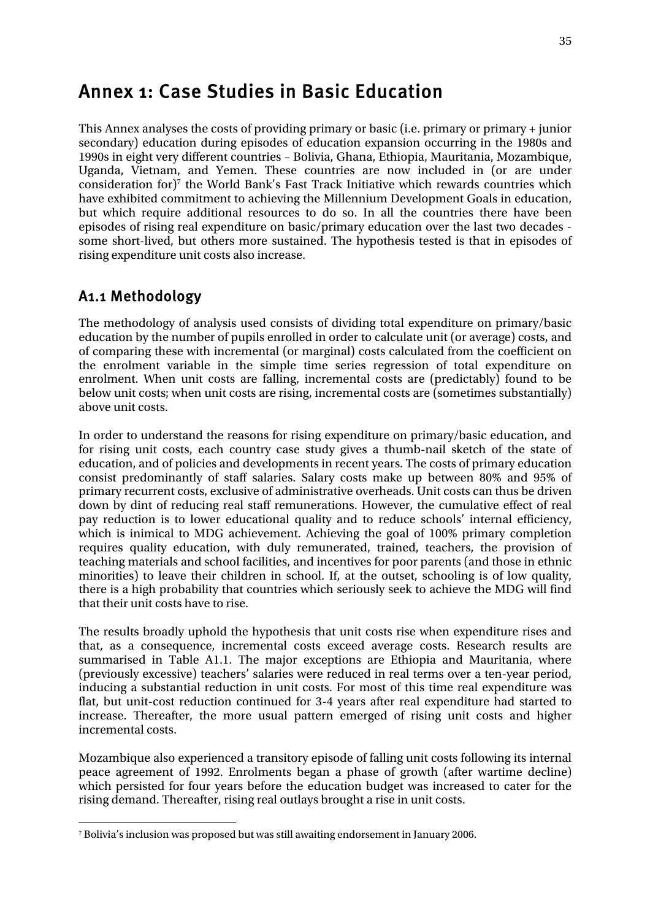# Annex 1: Case Studies in Basic Education

This Annex analyses the costs of providing primary or basic (i.e. primary or primary + junior secondary) education during episodes of education expansion occurring in the 1980s and 1990s in eight very different countries – Bolivia, Ghana, Ethiopia, Mauritania, Mozambique, Uganda, Vietnam, and Yemen. These countries are now included in (or are under consideration for)[7] the World Bank's Fast Track Initiative which rewards countries which have exhibited commitment to achieving the Millennium Development Goals in education, but which require additional resources to do so. In all the countries there have been episodes of rising real expenditure on basic/primary education over the last two decades - some short-lived, but others more sustained. The hypothesis tested is that in episodes of rising expenditure unit costs also increase.

## A1.1 Methodology

The methodology of analysis used consists of dividing total expenditure on primary/basic education by the number of pupils enrolled in order to calculate unit (or average) costs, and of comparing these with incremental (or marginal) costs calculated from the coefficient on the enrolment variable in the simple time series regression of total expenditure on enrolment. When unit costs are falling, incremental costs are (predictably) found to be below unit costs; when unit costs are rising, incremental costs are (sometimes substantially) above unit costs.

In order to understand the reasons for rising expenditure on primary/basic education, and for rising unit costs, each country case study gives a thumb-nail sketch of the state of education, and of policies and developments in recent years. The costs of primary education consist predominantly of staff salaries. Salary costs make up between 80% and 95% of primary recurrent costs, exclusive of administrative overheads. Unit costs can thus be driven down by dint of reducing real staff remunerations. However, the cumulative effect of real pay reduction is to lower educational quality and to reduce schools' internal efficiency, which is inimical to MDG achievement. Achieving the goal of 100% primary completion requires quality education, with duly remunerated, trained, teachers, the provision of teaching materials and school facilities, and incentives for poor parents (and those in ethnic minorities) to leave their children in school. If, at the outset, schooling is of low quality, there is a high probability that countries which seriously seek to achieve the MDG will find that their unit costs have to rise.

The results broadly uphold the hypothesis that unit costs rise when expenditure rises and that, as a consequence, incremental costs exceed average costs. Research results are summarised in Table A1.1. The major exceptions are Ethiopia and Mauritania, where (previously excessive) teachers' salaries were reduced in real terms over a ten-year period, inducing a substantial reduction in unit costs. For most of this time real expenditure was flat, but unit-cost reduction continued for 3-4 years after real expenditure had started to increase. Thereafter, the more usual pattern emerged of rising unit costs and higher incremental costs.

Mozambique also experienced a transitory episode of falling unit costs following its internal peace agreement of 1992. Enrolments began a phase of growth (after wartime decline) which persisted for four years before the education budget was increased to cater for the rising demand. Thereafter, rising real outlays brought a rise in unit costs.

[7] Bolivia's inclusion was proposed but was still awaiting endorsement in January 2006.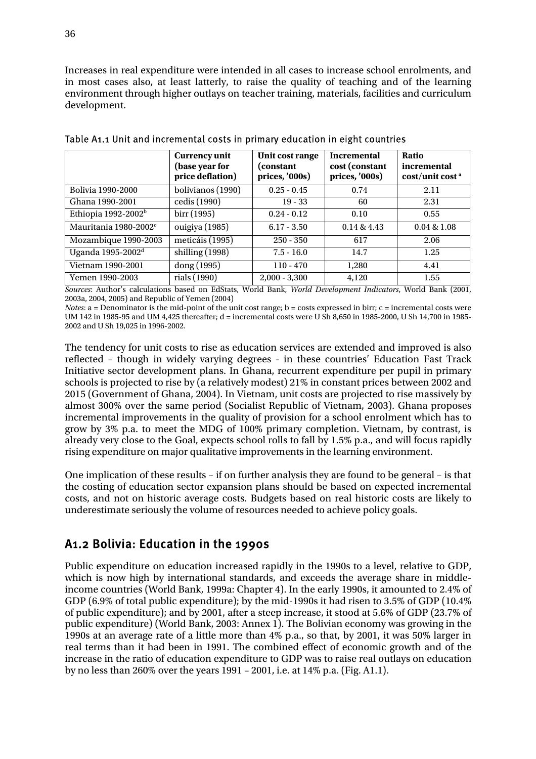Increases in real expenditure were intended in all cases to increase school enrolments, and in most cases also, at least latterly, to raise the quality of teaching and of the learning environment through higher outlays on teacher training, materials, facilities and curriculum development.

Table A1.1 Unit and incremental costs in primary education in eight countries

| | Currency unit (base year for price deflation) | Unit cost range (constant prices, '000s) | Incremental cost (constant prices, '000s) | Ratio incremental cost/unit cost [a] |
|---|---|---|---|---|
| Bolivia 1990-2000 | bolivianos (1990) | 0.25 - 0.45 | 0.74 | 2.11 |
| Ghana 1990-2001 | cedis (1990) | 19 - 33 | 60 | 2.31 |
| Ethiopia 1992-2002[b] | birr (1995) | 0.24 - 0.12 | 0.10 | 0.55 |
| Mauritania 1980-2002[c] | ouigiya (1985) | 6.17 - 3.50 | 0.14 & 4.43 | 0.04 & 1.08 |
| Mozambique 1990-2003 | meticáis (1995) | 250 - 350 | 617 | 2.06 |
| Uganda 1995-2002[d] | shilling (1998) | 7.5 - 16.0 | 14.7 | 1.25 |
| Vietnam 1990-2001 | dong (1995) | 110 - 470 | 1,280 | 4.41 |
| Yemen 1990-2003 | rials (1990) | 2,000 - 3,300 | 4,120 | 1.55 |

*Sources*: Author's calculations based on EdStats, World Bank, *World Development Indicators*, World Bank (2001, 2003a, 2004, 2005) and Republic of Yemen (2004)

*Notes*: a = Denominator is the mid-point of the unit cost range; b = costs expressed in birr; c = incremental costs were UM 142 in 1985-95 and UM 4,425 thereafter; d = incremental costs were U Sh 8,650 in 1985-2000, U Sh 14,700 in 1985-2002 and U Sh 19,025 in 1996-2002.

The tendency for unit costs to rise as education services are extended and improved is also reflected – though in widely varying degrees - in these countries' Education Fast Track Initiative sector development plans. In Ghana, recurrent expenditure per pupil in primary schools is projected to rise by (a relatively modest) 21% in constant prices between 2002 and 2015 (Government of Ghana, 2004). In Vietnam, unit costs are projected to rise massively by almost 300% over the same period (Socialist Republic of Vietnam, 2003). Ghana proposes incremental improvements in the quality of provision for a school enrolment which has to grow by 3% p.a. to meet the MDG of 100% primary completion. Vietnam, by contrast, is already very close to the Goal, expects school rolls to fall by 1.5% p.a., and will focus rapidly rising expenditure on major qualitative improvements in the learning environment.

One implication of these results – if on further analysis they are found to be general – is that the costing of education sector expansion plans should be based on expected incremental costs, and not on historic average costs. Budgets based on real historic costs are likely to underestimate seriously the volume of resources needed to achieve policy goals.

## A1.2 Bolivia: Education in the 1990s

Public expenditure on education increased rapidly in the 1990s to a level, relative to GDP, which is now high by international standards, and exceeds the average share in middle-income countries (World Bank, 1999a: Chapter 4). In the early 1990s, it amounted to 2.4% of GDP (6.9% of total public expenditure); by the mid-1990s it had risen to 3.5% of GDP (10.4% of public expenditure); and by 2001, after a steep increase, it stood at 5.6% of GDP (23.7% of public expenditure) (World Bank, 2003: Annex 1). The Bolivian economy was growing in the 1990s at an average rate of a little more than 4% p.a., so that, by 2001, it was 50% larger in real terms than it had been in 1991. The combined effect of economic growth and of the increase in the ratio of education expenditure to GDP was to raise real outlays on education by no less than 260% over the years 1991 – 2001, i.e. at 14% p.a. (Fig. A1.1).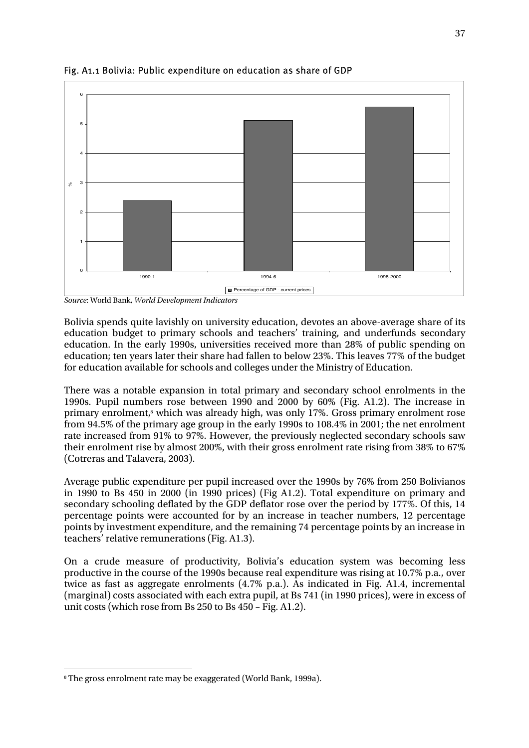Fig. A1.1 Bolivia: Public expenditure on education as share of GDP

*Source*: World Bank, *World Development Indicators*

Bolivia spends quite lavishly on university education, devotes an above-average share of its education budget to primary schools and teachers' training, and underfunds secondary education. In the early 1990s, universities received more than 28% of public spending on education; ten years later their share had fallen to below 23%. This leaves 77% of the budget for education available for schools and colleges under the Ministry of Education.

There was a notable expansion in total primary and secondary school enrolments in the 1990s. Pupil numbers rose between 1990 and 2000 by 60% (Fig. A1.2). The increase in primary enrolment,[8] which was already high, was only 17%. Gross primary enrolment rose from 94.5% of the primary age group in the early 1990s to 108.4% in 2001; the net enrolment rate increased from 91% to 97%. However, the previously neglected secondary schools saw their enrolment rise by almost 200%, with their gross enrolment rate rising from 38% to 67% (Cotreras and Talavera, 2003).

Average public expenditure per pupil increased over the 1990s by 76% from 250 Bolivianos in 1990 to Bs 450 in 2000 (in 1990 prices) (Fig A1.2). Total expenditure on primary and secondary schooling deflated by the GDP deflator rose over the period by 177%. Of this, 14 percentage points were accounted for by an increase in teacher numbers, 12 percentage points by investment expenditure, and the remaining 74 percentage points by an increase in teachers' relative remunerations (Fig. A1.3).

On a crude measure of productivity, Bolivia's education system was becoming less productive in the course of the 1990s because real expenditure was rising at 10.7% p.a., over twice as fast as aggregate enrolments (4.7% p.a.). As indicated in Fig. A1.4, incremental (marginal) costs associated with each extra pupil, at Bs 741 (in 1990 prices), were in excess of unit costs (which rose from Bs 250 to Bs 450 – Fig. A1.2).

[8] The gross enrolment rate may be exaggerated (World Bank, 1999a).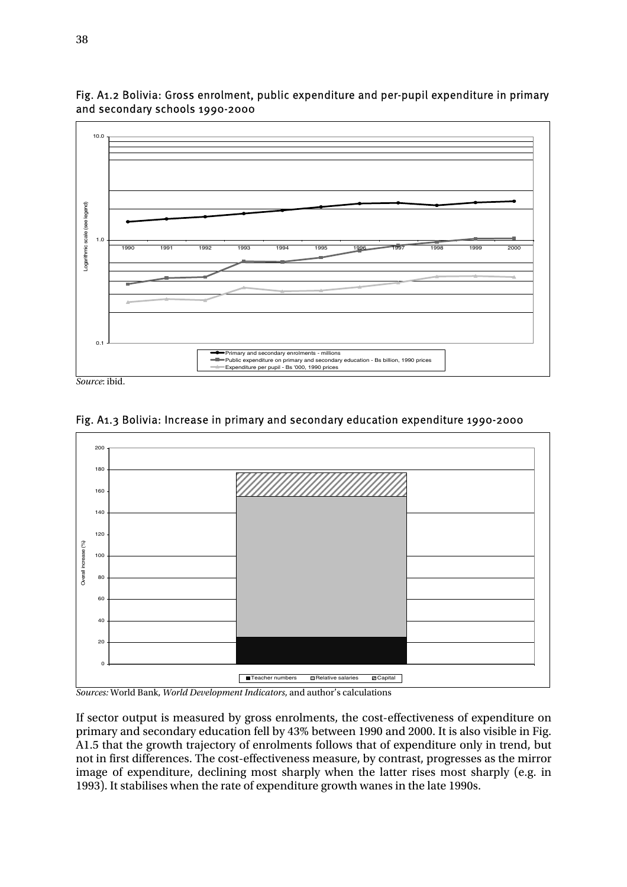Fig. A1.2 Bolivia: Gross enrolment, public expenditure and per-pupil expenditure in primary and secondary schools 1990-2000

*Source*: ibid.

Fig. A1.3 Bolivia: Increase in primary and secondary education expenditure 1990-2000

*Sources:* World Bank, *World Development Indicators*, and author's calculations

If sector output is measured by gross enrolments, the cost-effectiveness of expenditure on primary and secondary education fell by 43% between 1990 and 2000. It is also visible in Fig. A1.5 that the growth trajectory of enrolments follows that of expenditure only in trend, but not in first differences. The cost-effectiveness measure, by contrast, progresses as the mirror image of expenditure, declining most sharply when the latter rises most sharply (e.g. in 1993). It stabilises when the rate of expenditure growth wanes in the late 1990s.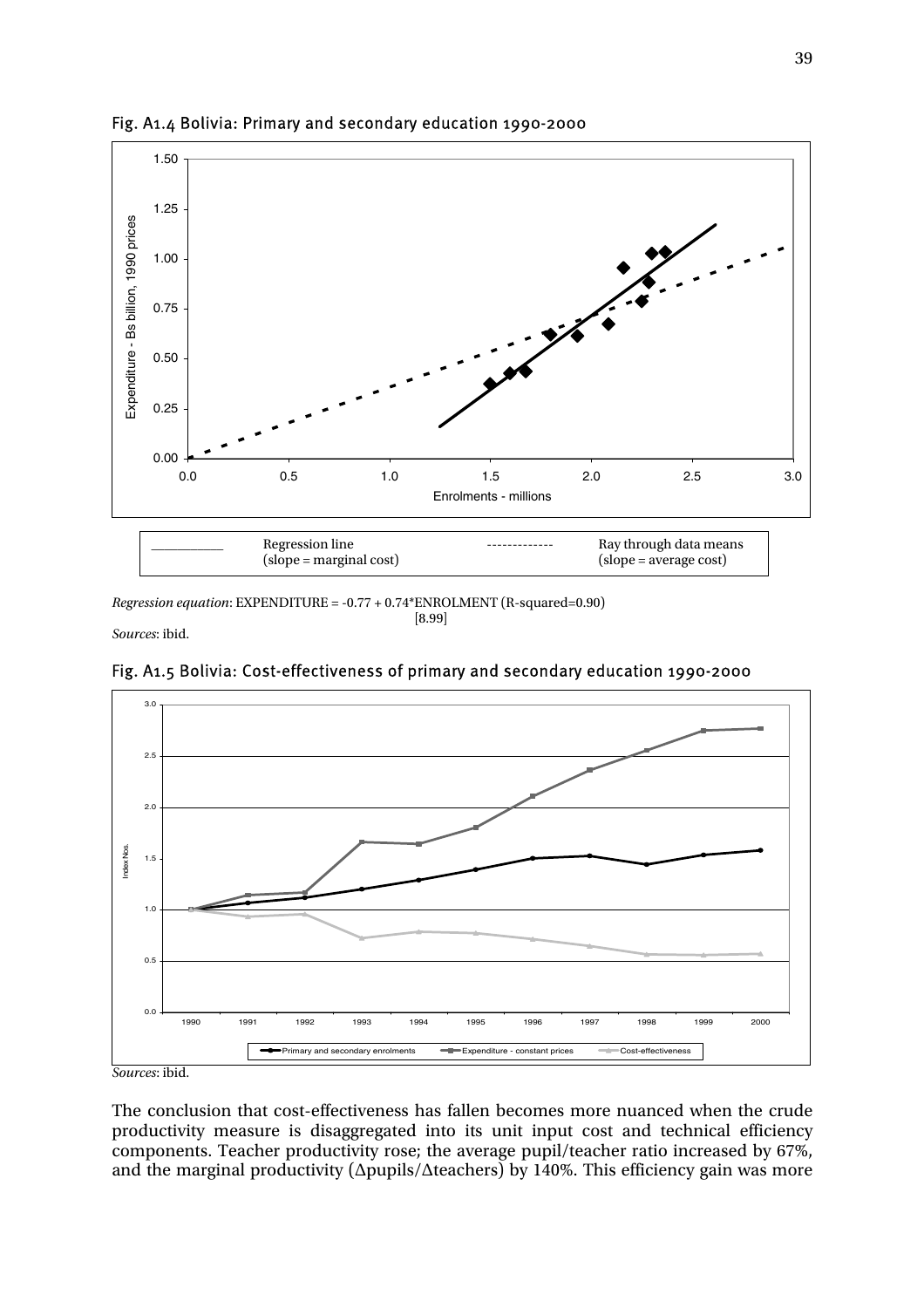Fig. A1.4 Bolivia: Primary and secondary education 1990-2000

| ________ | Regression line (slope = marginal cost) | ------------ | Ray through data means (slope = average cost) |
|---|---|---|---|

*Regression equation*: EXPENDITURE = -0.77 + 0.74*ENROLMENT (R-squared=0.90)
[8.99]

*Sources*: ibid.

Fig. A1.5 Bolivia: Cost-effectiveness of primary and secondary education 1990-2000

*Sources*: ibid.

The conclusion that cost-effectiveness has fallen becomes more nuanced when the crude productivity measure is disaggregated into its unit input cost and technical efficiency components. Teacher productivity rose; the average pupil/teacher ratio increased by 67%, and the marginal productivity (Δpupils/Δteachers) by 140%. This efficiency gain was more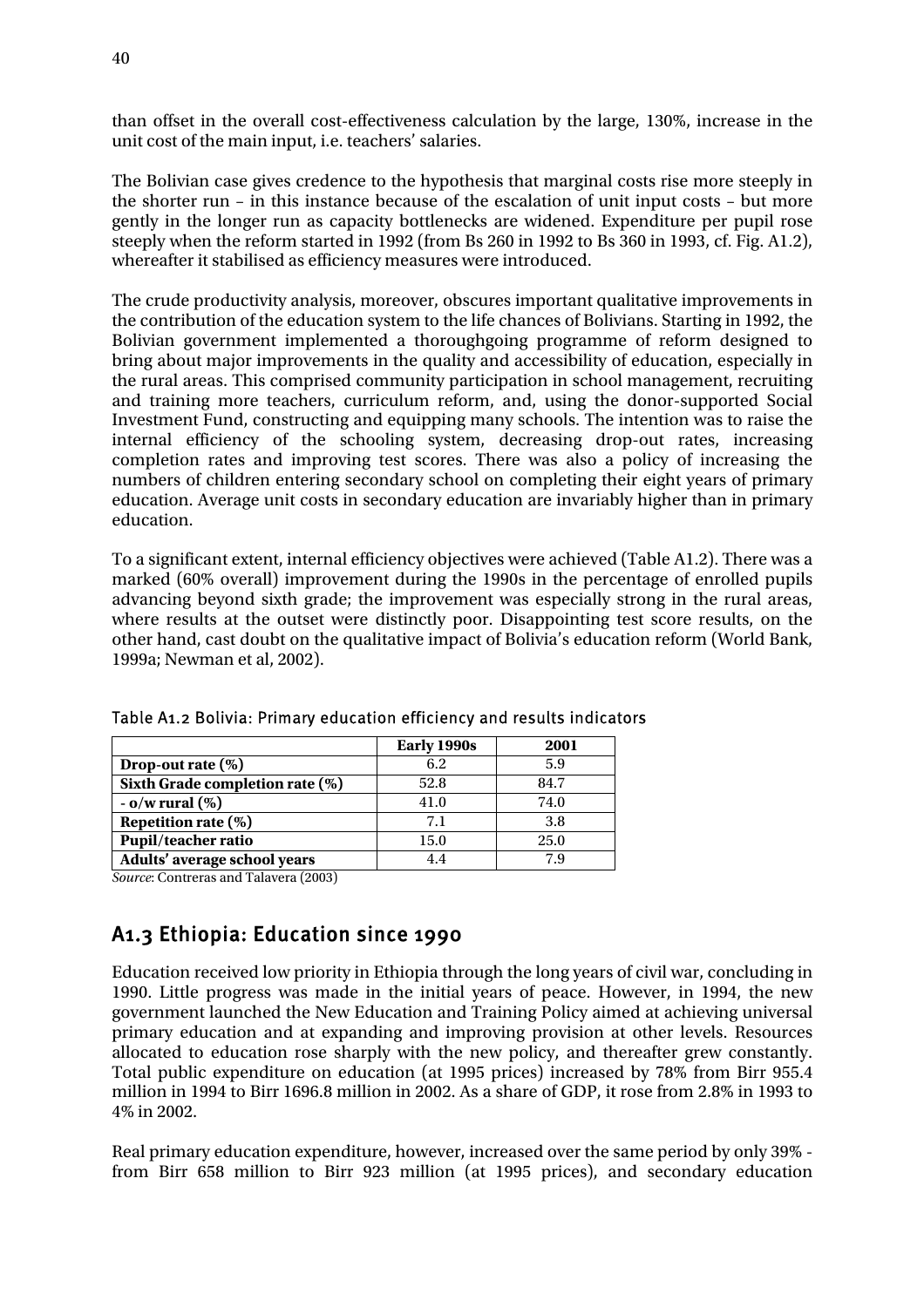than offset in the overall cost-effectiveness calculation by the large, 130%, increase in the unit cost of the main input, i.e. teachers' salaries.

The Bolivian case gives credence to the hypothesis that marginal costs rise more steeply in the shorter run – in this instance because of the escalation of unit input costs – but more gently in the longer run as capacity bottlenecks are widened. Expenditure per pupil rose steeply when the reform started in 1992 (from Bs 260 in 1992 to Bs 360 in 1993, cf. Fig. A1.2), whereafter it stabilised as efficiency measures were introduced.

The crude productivity analysis, moreover, obscures important qualitative improvements in the contribution of the education system to the life chances of Bolivians. Starting in 1992, the Bolivian government implemented a thoroughgoing programme of reform designed to bring about major improvements in the quality and accessibility of education, especially in the rural areas. This comprised community participation in school management, recruiting and training more teachers, curriculum reform, and, using the donor-supported Social Investment Fund, constructing and equipping many schools. The intention was to raise the internal efficiency of the schooling system, decreasing drop-out rates, increasing completion rates and improving test scores. There was also a policy of increasing the numbers of children entering secondary school on completing their eight years of primary education. Average unit costs in secondary education are invariably higher than in primary education.

To a significant extent, internal efficiency objectives were achieved (Table A1.2). There was a marked (60% overall) improvement during the 1990s in the percentage of enrolled pupils advancing beyond sixth grade; the improvement was especially strong in the rural areas, where results at the outset were distinctly poor. Disappointing test score results, on the other hand, cast doubt on the qualitative impact of Bolivia's education reform (World Bank, 1999a; Newman et al, 2002).

Table A1.2 Bolivia: Primary education efficiency and results indicators

| | **Early 1990s** | **2001** |
|---|---|---|
| **Drop-out rate (%)** | 6.2 | 5.9 |
| **Sixth Grade completion rate (%)** | 52.8 | 84.7 |
| **- o/w rural (%)** | 41.0 | 74.0 |
| **Repetition rate (%)** | 7.1 | 3.8 |
| **Pupil/teacher ratio** | 15.0 | 25.0 |
| **Adults' average school years** | 4.4 | 7.9 |

*Source*: Contreras and Talavera (2003)

## A1.3 Ethiopia: Education since 1990

Education received low priority in Ethiopia through the long years of civil war, concluding in 1990. Little progress was made in the initial years of peace. However, in 1994, the new government launched the New Education and Training Policy aimed at achieving universal primary education and at expanding and improving provision at other levels. Resources allocated to education rose sharply with the new policy, and thereafter grew constantly. Total public expenditure on education (at 1995 prices) increased by 78% from Birr 955.4 million in 1994 to Birr 1696.8 million in 2002. As a share of GDP, it rose from 2.8% in 1993 to 4% in 2002.

Real primary education expenditure, however, increased over the same period by only 39% - from Birr 658 million to Birr 923 million (at 1995 prices), and secondary education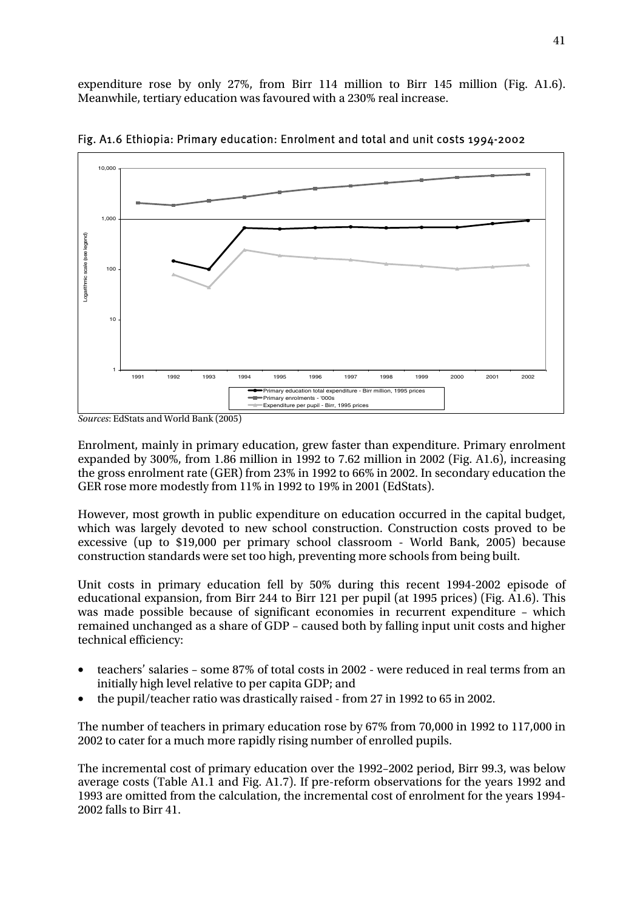expenditure rose by only 27%, from Birr 114 million to Birr 145 million (Fig. A1.6). Meanwhile, tertiary education was favoured with a 230% real increase.

Fig. A1.6 Ethiopia: Primary education: Enrolment and total and unit costs 1994-2002

*Sources*: EdStats and World Bank (2005)

Enrolment, mainly in primary education, grew faster than expenditure. Primary enrolment expanded by 300%, from 1.86 million in 1992 to 7.62 million in 2002 (Fig. A1.6), increasing the gross enrolment rate (GER) from 23% in 1992 to 66% in 2002. In secondary education the GER rose more modestly from 11% in 1992 to 19% in 2001 (EdStats).

However, most growth in public expenditure on education occurred in the capital budget, which was largely devoted to new school construction. Construction costs proved to be excessive (up to \$19,000 per primary school classroom - World Bank, 2005) because construction standards were set too high, preventing more schools from being built.

Unit costs in primary education fell by 50% during this recent 1994-2002 episode of educational expansion, from Birr 244 to Birr 121 per pupil (at 1995 prices) (Fig. A1.6). This was made possible because of significant economies in recurrent expenditure – which remained unchanged as a share of GDP – caused both by falling input unit costs and higher technical efficiency:

- teachers' salaries – some 87% of total costs in 2002 - were reduced in real terms from an initially high level relative to per capita GDP; and
- the pupil/teacher ratio was drastically raised - from 27 in 1992 to 65 in 2002.

The number of teachers in primary education rose by 67% from 70,000 in 1992 to 117,000 in 2002 to cater for a much more rapidly rising number of enrolled pupils.

The incremental cost of primary education over the 1992–2002 period, Birr 99.3, was below average costs (Table A1.1 and Fig. A1.7). If pre-reform observations for the years 1992 and 1993 are omitted from the calculation, the incremental cost of enrolment for the years 1994-2002 falls to Birr 41.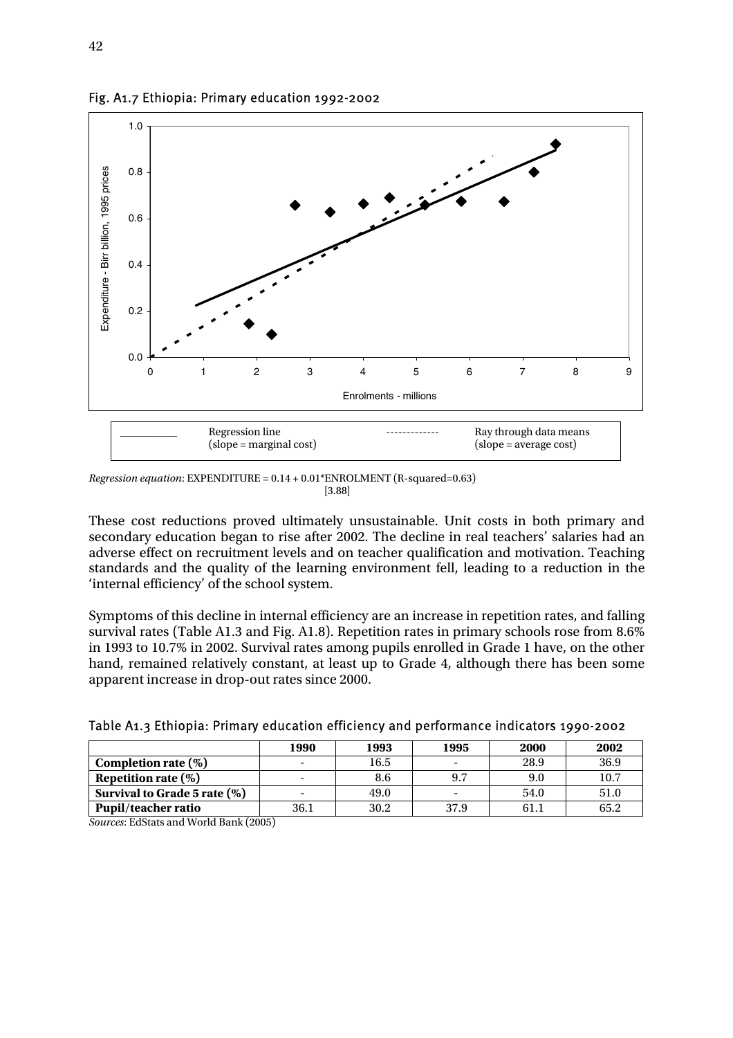Fig. A1.7 Ethiopia: Primary education 1992-2002

| ________ | Regression line (slope = marginal cost) | ------------- | Ray through data means (slope = average cost) |
|---|---|---|---|

*Regression equation*: EXPENDITURE = 0.14 + 0.01*ENROLMENT (R-squared=0.63)
[3.88]

These cost reductions proved ultimately unsustainable. Unit costs in both primary and secondary education began to rise after 2002. The decline in real teachers' salaries had an adverse effect on recruitment levels and on teacher qualification and motivation. Teaching standards and the quality of the learning environment fell, leading to a reduction in the 'internal efficiency' of the school system.

Symptoms of this decline in internal efficiency are an increase in repetition rates, and falling survival rates (Table A1.3 and Fig. A1.8). Repetition rates in primary schools rose from 8.6% in 1993 to 10.7% in 2002. Survival rates among pupils enrolled in Grade 1 have, on the other hand, remained relatively constant, at least up to Grade 4, although there has been some apparent increase in drop-out rates since 2000.

Table A1.3 Ethiopia: Primary education efficiency and performance indicators 1990-2002

| | 1990 | 1993 | 1995 | 2000 | 2002 |
|---|---|---|---|---|---|
| **Completion rate (%)** | - | 16.5 | - | 28.9 | 36.9 |
| **Repetition rate (%)** | - | 8.6 | 9.7 | 9.0 | 10.7 |
| **Survival to Grade 5 rate (%)** | - | 49.0 | - | 54.0 | 51.0 |
| **Pupil/teacher ratio** | 36.1 | 30.2 | 37.9 | 61.1 | 65.2 |

*Sources*: EdStats and World Bank (2005)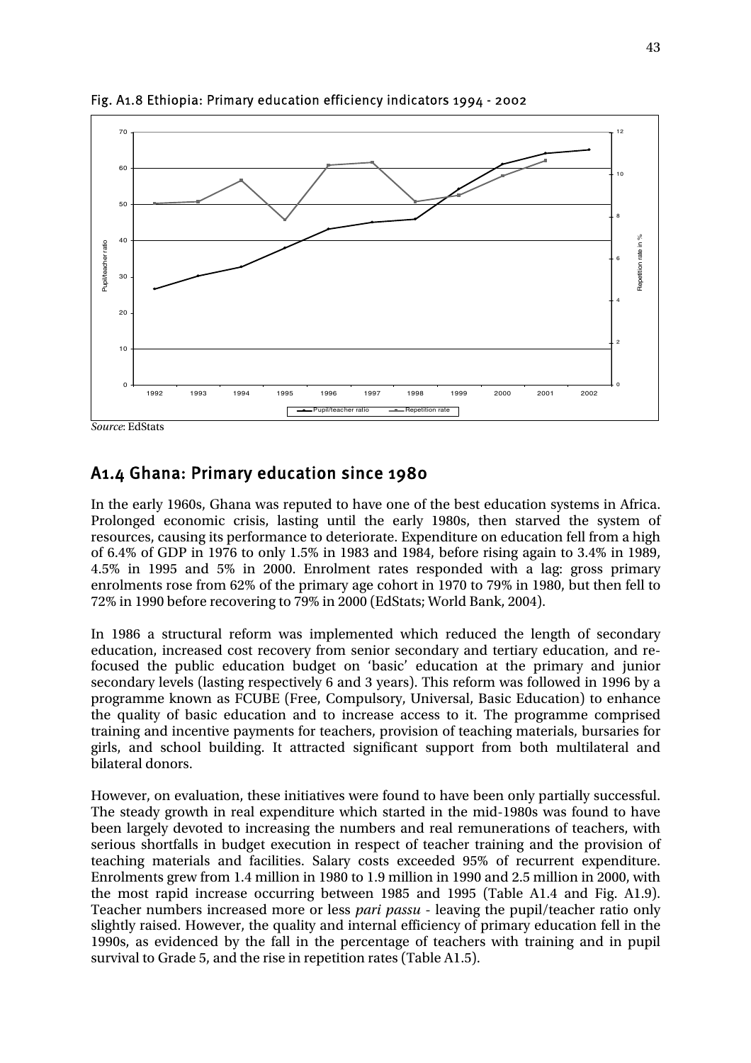Fig. A1.8 Ethiopia: Primary education efficiency indicators 1994 - 2002

*Source*: EdStats

## A1.4 Ghana: Primary education since 1980

In the early 1960s, Ghana was reputed to have one of the best education systems in Africa. Prolonged economic crisis, lasting until the early 1980s, then starved the system of resources, causing its performance to deteriorate. Expenditure on education fell from a high of 6.4% of GDP in 1976 to only 1.5% in 1983 and 1984, before rising again to 3.4% in 1989, 4.5% in 1995 and 5% in 2000. Enrolment rates responded with a lag: gross primary enrolments rose from 62% of the primary age cohort in 1970 to 79% in 1980, but then fell to 72% in 1990 before recovering to 79% in 2000 (EdStats; World Bank, 2004).

In 1986 a structural reform was implemented which reduced the length of secondary education, increased cost recovery from senior secondary and tertiary education, and re-focused the public education budget on 'basic' education at the primary and junior secondary levels (lasting respectively 6 and 3 years). This reform was followed in 1996 by a programme known as FCUBE (Free, Compulsory, Universal, Basic Education) to enhance the quality of basic education and to increase access to it. The programme comprised training and incentive payments for teachers, provision of teaching materials, bursaries for girls, and school building. It attracted significant support from both multilateral and bilateral donors.

However, on evaluation, these initiatives were found to have been only partially successful. The steady growth in real expenditure which started in the mid-1980s was found to have been largely devoted to increasing the numbers and real remunerations of teachers, with serious shortfalls in budget execution in respect of teacher training and the provision of teaching materials and facilities. Salary costs exceeded 95% of recurrent expenditure. Enrolments grew from 1.4 million in 1980 to 1.9 million in 1990 and 2.5 million in 2000, with the most rapid increase occurring between 1985 and 1995 (Table A1.4 and Fig. A1.9). Teacher numbers increased more or less *pari passu* - leaving the pupil/teacher ratio only slightly raised. However, the quality and internal efficiency of primary education fell in the 1990s, as evidenced by the fall in the percentage of teachers with training and in pupil survival to Grade 5, and the rise in repetition rates (Table A1.5).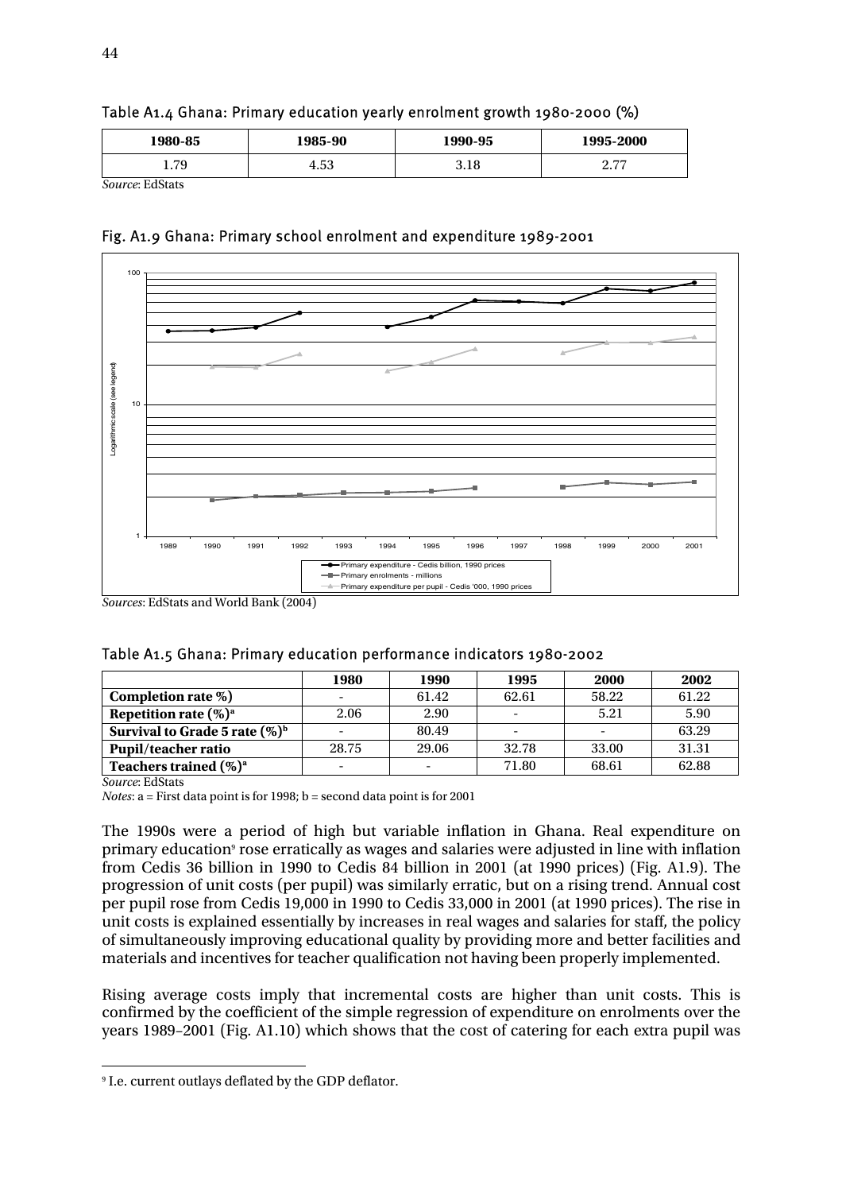Table A1.4 Ghana: Primary education yearly enrolment growth 1980-2000 (%)

| 1980-85 | 1985-90 | 1990-95 | 1995-2000 |
|---|---|---|---|
| 1.79 | 4.53 | 3.18 | 2.77 |

*Source*: EdStats

Fig. A1.9 Ghana: Primary school enrolment and expenditure 1989-2001

*Sources*: EdStats and World Bank (2004)

Table A1.5 Ghana: Primary education performance indicators 1980-2002

| | 1980 | 1990 | 1995 | 2000 | 2002 |
|---|---|---|---|---|---|
| **Completion rate %)** | - | 61.42 | 62.61 | 58.22 | 61.22 |
| **Repetition rate (%)[a]** | 2.06 | 2.90 | - | 5.21 | 5.90 |
| **Survival to Grade 5 rate (%)[b]** | - | 80.49 | - | - | 63.29 |
| **Pupil/teacher ratio** | 28.75 | 29.06 | 32.78 | 33.00 | 31.31 |
| **Teachers trained (%)[a]** | - | - | 71.80 | 68.61 | 62.88 |

*Source*: EdStats

*Notes*: a = First data point is for 1998; b = second data point is for 2001

The 1990s were a period of high but variable inflation in Ghana. Real expenditure on primary education[9] rose erratically as wages and salaries were adjusted in line with inflation from Cedis 36 billion in 1990 to Cedis 84 billion in 2001 (at 1990 prices) (Fig. A1.9). The progression of unit costs (per pupil) was similarly erratic, but on a rising trend. Annual cost per pupil rose from Cedis 19,000 in 1990 to Cedis 33,000 in 2001 (at 1990 prices). The rise in unit costs is explained essentially by increases in real wages and salaries for staff, the policy of simultaneously improving educational quality by providing more and better facilities and materials and incentives for teacher qualification not having been properly implemented.

Rising average costs imply that incremental costs are higher than unit costs. This is confirmed by the coefficient of the simple regression of expenditure on enrolments over the years 1989–2001 (Fig. A1.10) which shows that the cost of catering for each extra pupil was

[9] I.e. current outlays deflated by the GDP deflator.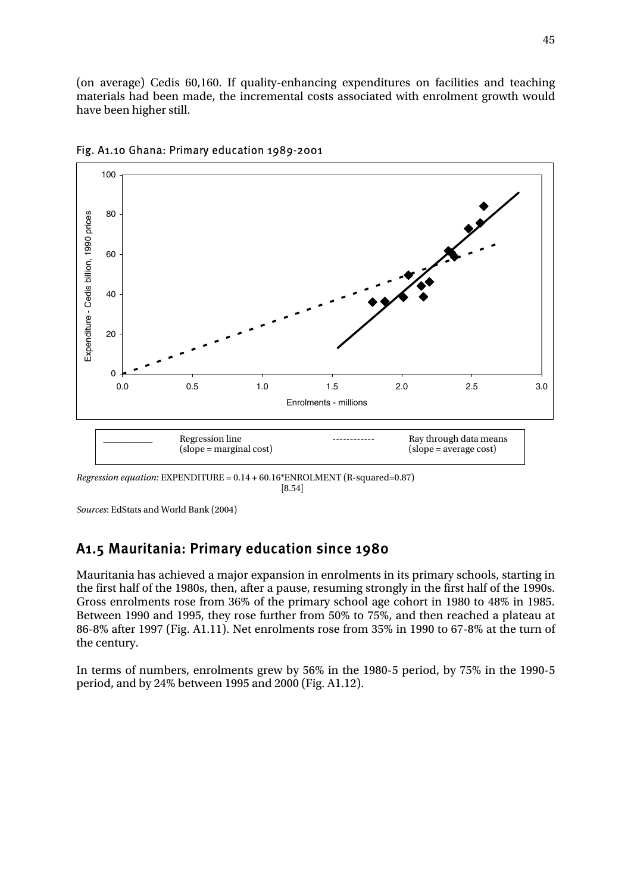(on average) Cedis 60,160. If quality-enhancing expenditures on facilities and teaching materials had been made, the incremental costs associated with enrolment growth would have been higher still.

Fig. A1.10 Ghana: Primary education 1989-2001

*Regression equation*: EXPENDITURE = 0.14 + 60.16*ENROLMENT (R-squared=0.87)
[8.54]

*Sources*: EdStats and World Bank (2004)

## A1.5 Mauritania: Primary education since 1980

Mauritania has achieved a major expansion in enrolments in its primary schools, starting in the first half of the 1980s, then, after a pause, resuming strongly in the first half of the 1990s. Gross enrolments rose from 36% of the primary school age cohort in 1980 to 48% in 1985. Between 1990 and 1995, they rose further from 50% to 75%, and then reached a plateau at 86-8% after 1997 (Fig. A1.11). Net enrolments rose from 35% in 1990 to 67-8% at the turn of the century.

In terms of numbers, enrolments grew by 56% in the 1980-5 period, by 75% in the 1990-5 period, and by 24% between 1995 and 2000 (Fig. A1.12).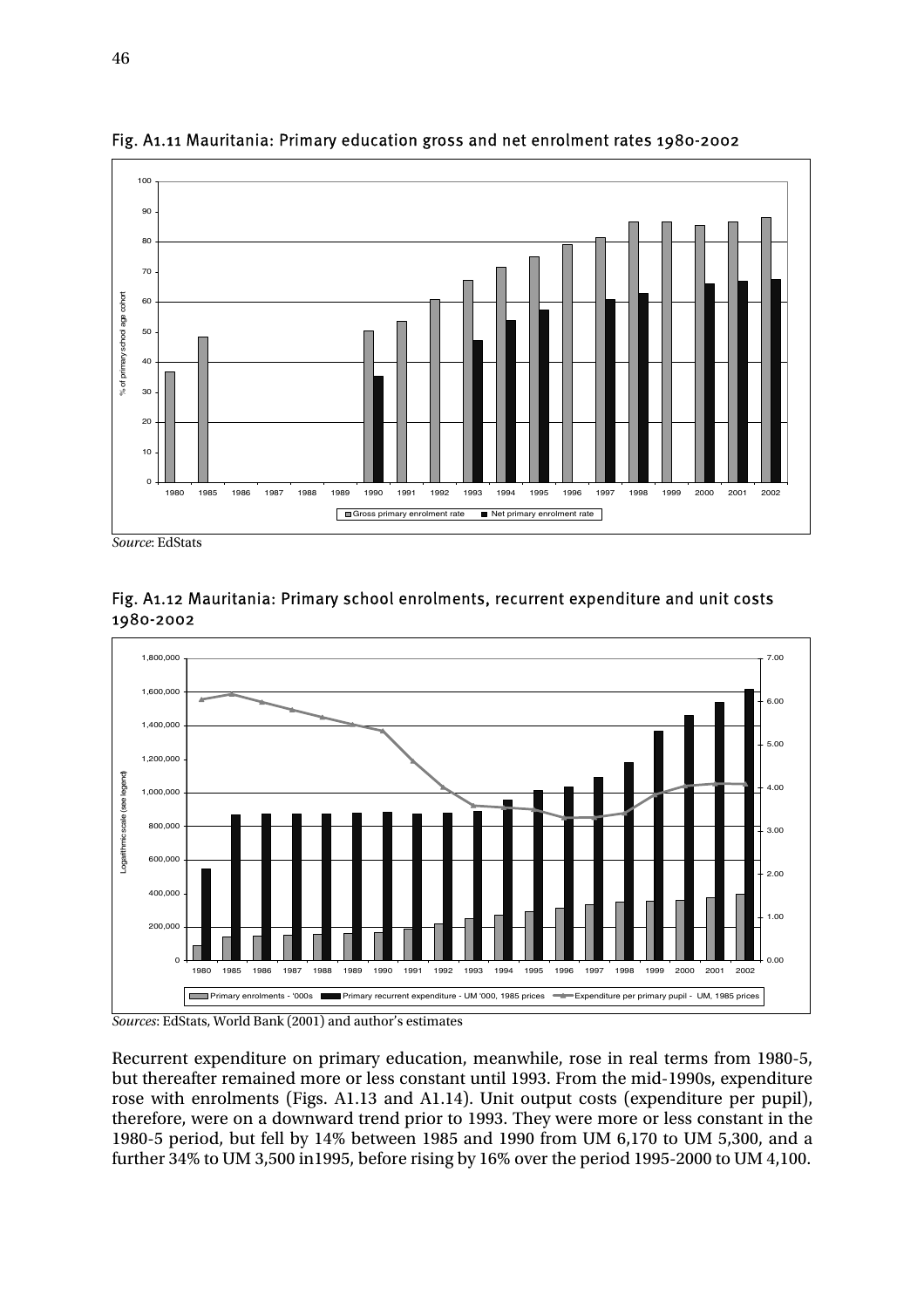Fig. A1.11 Mauritania: Primary education gross and net enrolment rates 1980-2002

*Source*: EdStats

Fig. A1.12 Mauritania: Primary school enrolments, recurrent expenditure and unit costs 1980-2002

*Sources*: EdStats, World Bank (2001) and author's estimates

Recurrent expenditure on primary education, meanwhile, rose in real terms from 1980-5, but thereafter remained more or less constant until 1993. From the mid-1990s, expenditure rose with enrolments (Figs. A1.13 and A1.14). Unit output costs (expenditure per pupil), therefore, were on a downward trend prior to 1993. They were more or less constant in the 1980-5 period, but fell by 14% between 1985 and 1990 from UM 6,170 to UM 5,300, and a further 34% to UM 3,500 in1995, before rising by 16% over the period 1995-2000 to UM 4,100.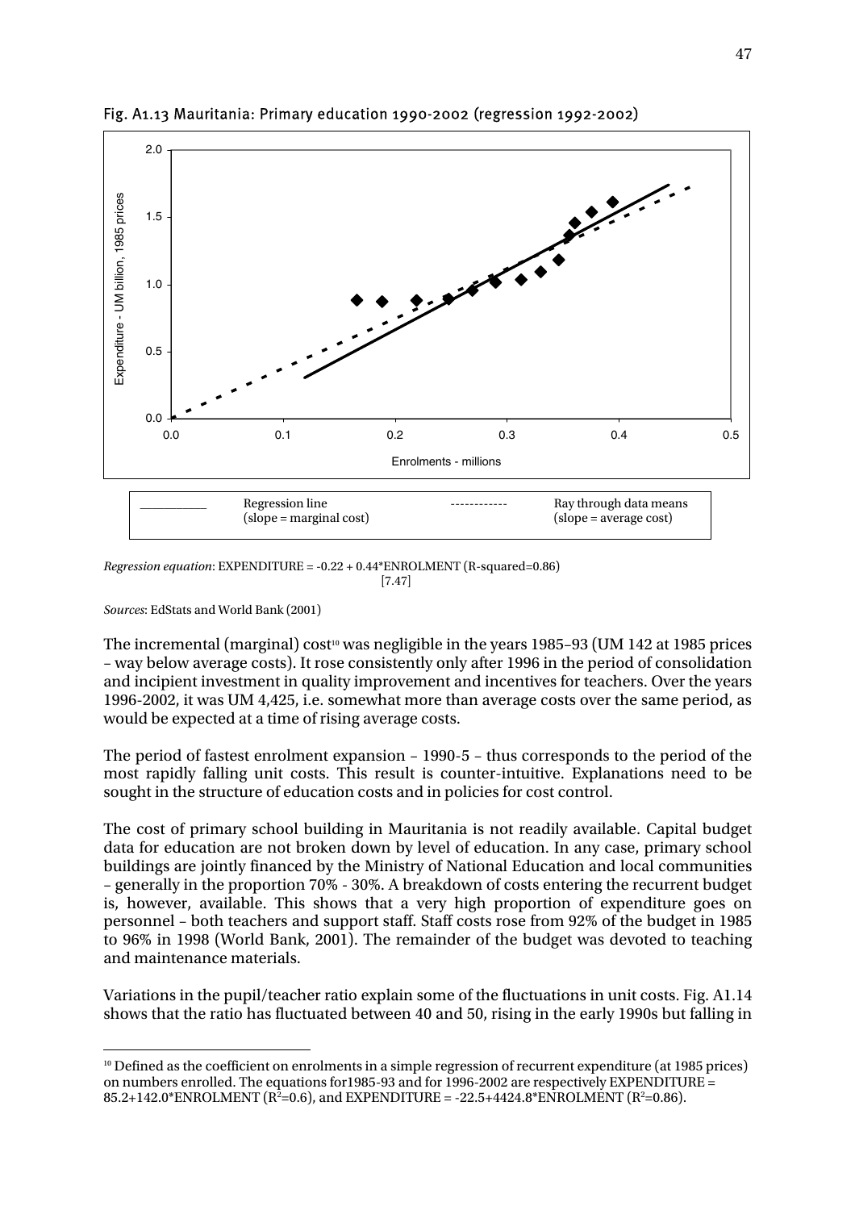Fig. A1.13 Mauritania: Primary education 1990-2002 (regression 1992-2002)

Regression line (slope = marginal cost) ------------ Ray through data means (slope = average cost)

*Regression equation*: EXPENDITURE = -0.22 + 0.44*ENROLMENT (R-squared=0.86)
[7.47]

*Sources*: EdStats and World Bank (2001)

The incremental (marginal) cost[10] was negligible in the years 1985–93 (UM 142 at 1985 prices – way below average costs). It rose consistently only after 1996 in the period of consolidation and incipient investment in quality improvement and incentives for teachers. Over the years 1996-2002, it was UM 4,425, i.e. somewhat more than average costs over the same period, as would be expected at a time of rising average costs.

The period of fastest enrolment expansion – 1990-5 – thus corresponds to the period of the most rapidly falling unit costs. This result is counter-intuitive. Explanations need to be sought in the structure of education costs and in policies for cost control.

The cost of primary school building in Mauritania is not readily available. Capital budget data for education are not broken down by level of education. In any case, primary school buildings are jointly financed by the Ministry of National Education and local communities – generally in the proportion 70% - 30%. A breakdown of costs entering the recurrent budget is, however, available. This shows that a very high proportion of expenditure goes on personnel – both teachers and support staff. Staff costs rose from 92% of the budget in 1985 to 96% in 1998 (World Bank, 2001). The remainder of the budget was devoted to teaching and maintenance materials.

Variations in the pupil/teacher ratio explain some of the fluctuations in unit costs. Fig. A1.14 shows that the ratio has fluctuated between 40 and 50, rising in the early 1990s but falling in

[10] Defined as the coefficient on enrolments in a simple regression of recurrent expenditure (at 1985 prices) on numbers enrolled. The equations for1985-93 and for 1996-2002 are respectively EXPENDITURE = 85.2+142.0*ENROLMENT ($R^2$=0.6), and EXPENDITURE = -22.5+4424.8*ENROLMENT ($R^2$=0.86).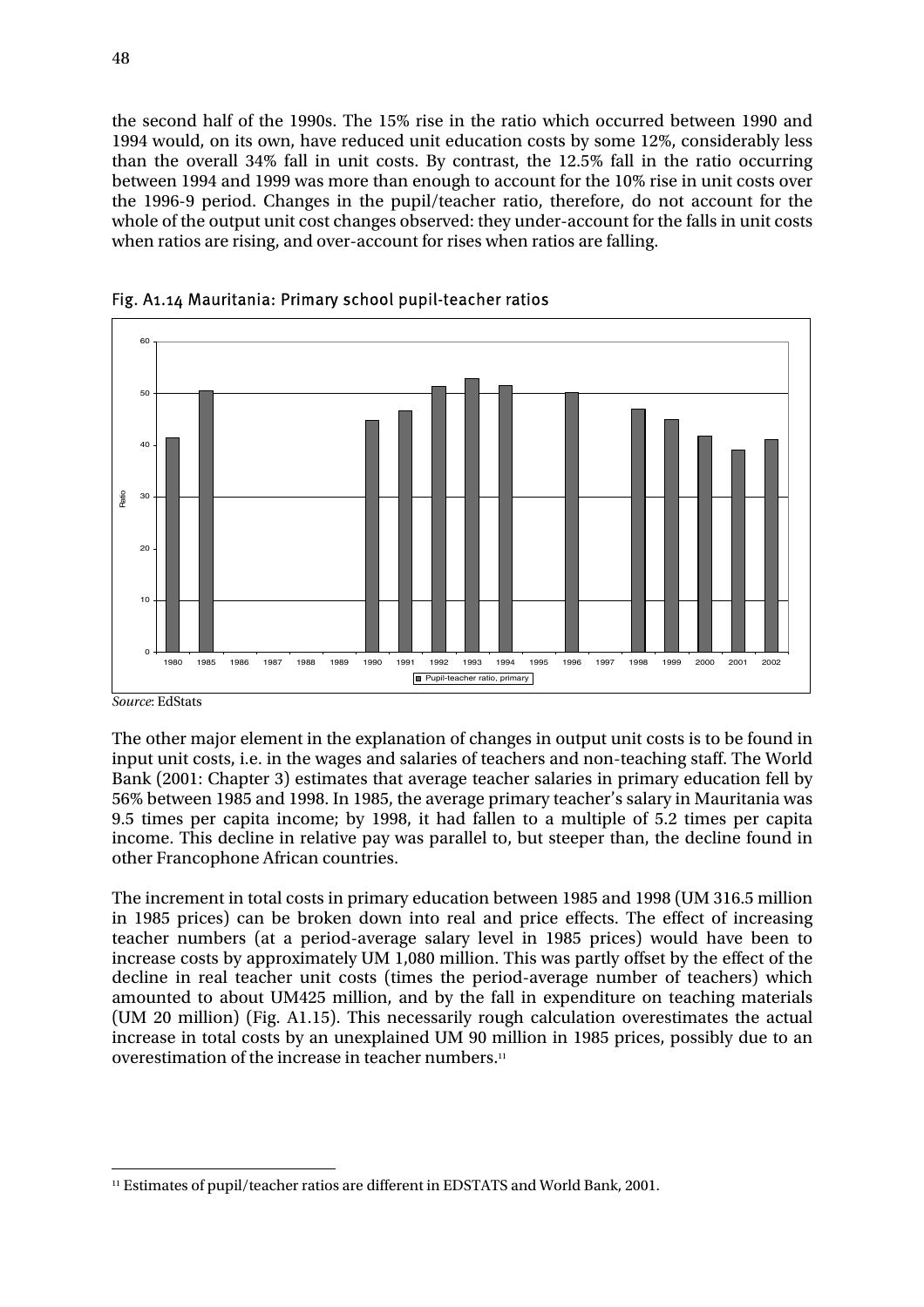the second half of the 1990s. The 15% rise in the ratio which occurred between 1990 and 1994 would, on its own, have reduced unit education costs by some 12%, considerably less than the overall 34% fall in unit costs. By contrast, the 12.5% fall in the ratio occurring between 1994 and 1999 was more than enough to account for the 10% rise in unit costs over the 1996-9 period. Changes in the pupil/teacher ratio, therefore, do not account for the whole of the output unit cost changes observed: they under-account for the falls in unit costs when ratios are rising, and over-account for rises when ratios are falling.

Fig. A1.14 Mauritania: Primary school pupil-teacher ratios

*Source*: EdStats

The other major element in the explanation of changes in output unit costs is to be found in input unit costs, i.e. in the wages and salaries of teachers and non-teaching staff. The World Bank (2001: Chapter 3) estimates that average teacher salaries in primary education fell by 56% between 1985 and 1998. In 1985, the average primary teacher's salary in Mauritania was 9.5 times per capita income; by 1998, it had fallen to a multiple of 5.2 times per capita income. This decline in relative pay was parallel to, but steeper than, the decline found in other Francophone African countries.

The increment in total costs in primary education between 1985 and 1998 (UM 316.5 million in 1985 prices) can be broken down into real and price effects. The effect of increasing teacher numbers (at a period-average salary level in 1985 prices) would have been to increase costs by approximately UM 1,080 million. This was partly offset by the effect of the decline in real teacher unit costs (times the period-average number of teachers) which amounted to about UM425 million, and by the fall in expenditure on teaching materials (UM 20 million) (Fig. A1.15). This necessarily rough calculation overestimates the actual increase in total costs by an unexplained UM 90 million in 1985 prices, possibly due to an overestimation of the increase in teacher numbers.[11]

[11] Estimates of pupil/teacher ratios are different in EDSTATS and World Bank, 2001.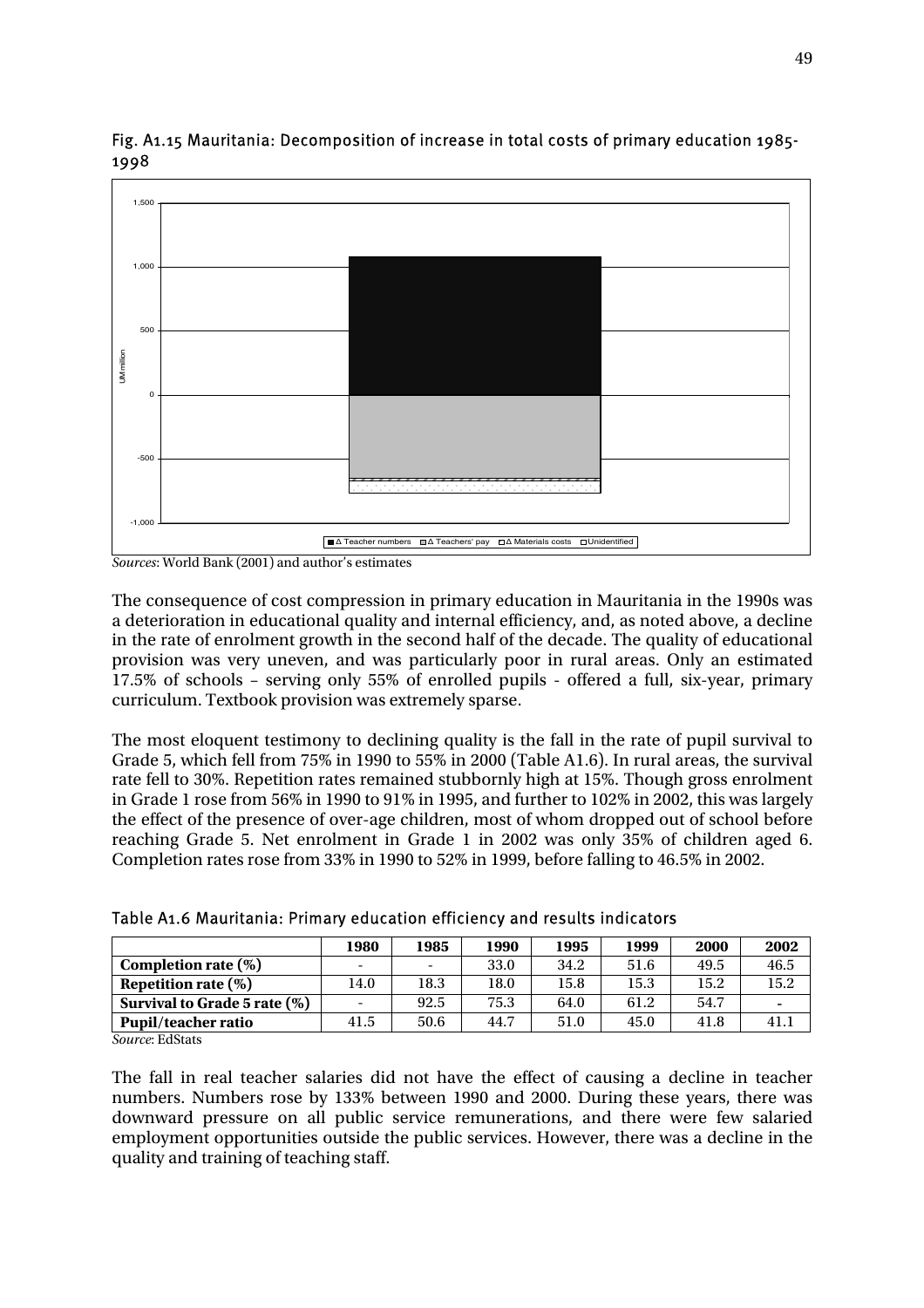Fig. A1.15 Mauritania: Decomposition of increase in total costs of primary education 1985-1998

*Sources*: World Bank (2001) and author's estimates

The consequence of cost compression in primary education in Mauritania in the 1990s was a deterioration in educational quality and internal efficiency, and, as noted above, a decline in the rate of enrolment growth in the second half of the decade. The quality of educational provision was very uneven, and was particularly poor in rural areas. Only an estimated 17.5% of schools – serving only 55% of enrolled pupils - offered a full, six-year, primary curriculum. Textbook provision was extremely sparse.

The most eloquent testimony to declining quality is the fall in the rate of pupil survival to Grade 5, which fell from 75% in 1990 to 55% in 2000 (Table A1.6). In rural areas, the survival rate fell to 30%. Repetition rates remained stubbornly high at 15%. Though gross enrolment in Grade 1 rose from 56% in 1990 to 91% in 1995, and further to 102% in 2002, this was largely the effect of the presence of over-age children, most of whom dropped out of school before reaching Grade 5. Net enrolment in Grade 1 in 2002 was only 35% of children aged 6. Completion rates rose from 33% in 1990 to 52% in 1999, before falling to 46.5% in 2002.

Table A1.6 Mauritania: Primary education efficiency and results indicators

| | 1980 | 1985 | 1990 | 1995 | 1999 | 2000 | 2002 |
|---|---|---|---|---|---|---|---|
| **Completion rate (%)** | - | - | 33.0 | 34.2 | 51.6 | 49.5 | 46.5 |
| **Repetition rate (%)** | 14.0 | 18.3 | 18.0 | 15.8 | 15.3 | 15.2 | 15.2 |
| **Survival to Grade 5 rate (%)** | - | 92.5 | 75.3 | 64.0 | 61.2 | 54.7 | - |
| **Pupil/teacher ratio** | 41.5 | 50.6 | 44.7 | 51.0 | 45.0 | 41.8 | 41.1 |

*Source*: EdStats

The fall in real teacher salaries did not have the effect of causing a decline in teacher numbers. Numbers rose by 133% between 1990 and 2000. During these years, there was downward pressure on all public service remunerations, and there were few salaried employment opportunities outside the public services. However, there was a decline in the quality and training of teaching staff.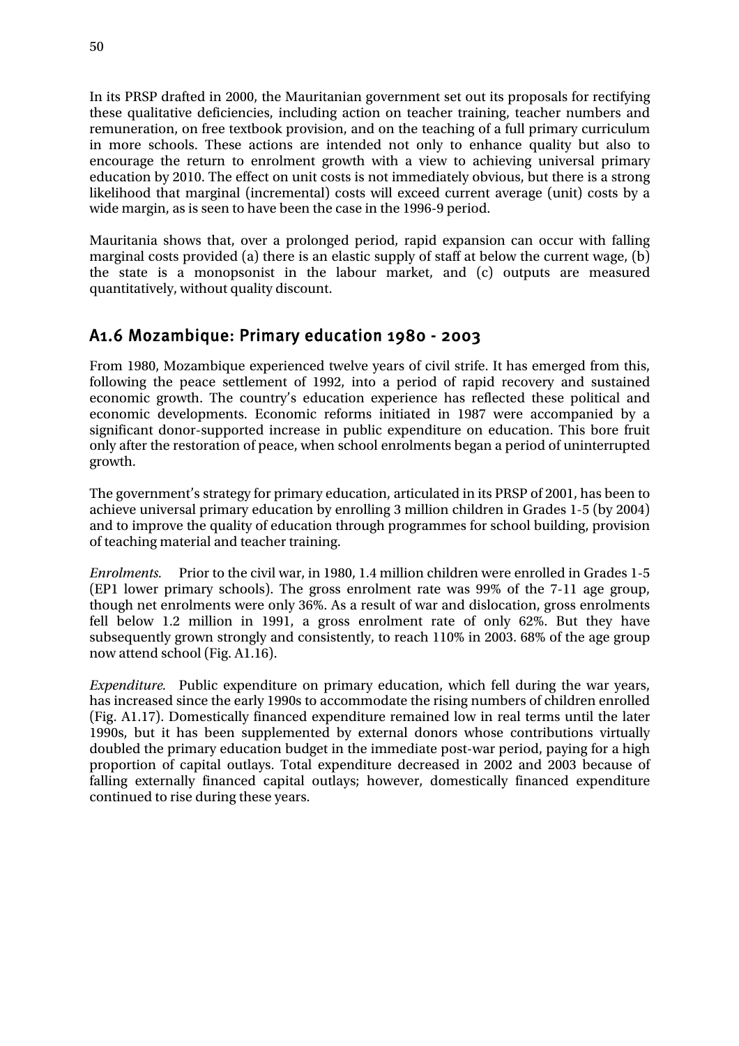In its PRSP drafted in 2000, the Mauritanian government set out its proposals for rectifying these qualitative deficiencies, including action on teacher training, teacher numbers and remuneration, on free textbook provision, and on the teaching of a full primary curriculum in more schools. These actions are intended not only to enhance quality but also to encourage the return to enrolment growth with a view to achieving universal primary education by 2010. The effect on unit costs is not immediately obvious, but there is a strong likelihood that marginal (incremental) costs will exceed current average (unit) costs by a wide margin, as is seen to have been the case in the 1996-9 period.

Mauritania shows that, over a prolonged period, rapid expansion can occur with falling marginal costs provided (a) there is an elastic supply of staff at below the current wage, (b) the state is a monopsonist in the labour market, and (c) outputs are measured quantitatively, without quality discount.

## A1.6 Mozambique: Primary education 1980 - 2003

From 1980, Mozambique experienced twelve years of civil strife. It has emerged from this, following the peace settlement of 1992, into a period of rapid recovery and sustained economic growth. The country's education experience has reflected these political and economic developments. Economic reforms initiated in 1987 were accompanied by a significant donor-supported increase in public expenditure on education. This bore fruit only after the restoration of peace, when school enrolments began a period of uninterrupted growth.

The government's strategy for primary education, articulated in its PRSP of 2001, has been to achieve universal primary education by enrolling 3 million children in Grades 1-5 (by 2004) and to improve the quality of education through programmes for school building, provision of teaching material and teacher training.

*Enrolments.* Prior to the civil war, in 1980, 1.4 million children were enrolled in Grades 1-5 (EP1 lower primary schools). The gross enrolment rate was 99% of the 7-11 age group, though net enrolments were only 36%. As a result of war and dislocation, gross enrolments fell below 1.2 million in 1991, a gross enrolment rate of only 62%. But they have subsequently grown strongly and consistently, to reach 110% in 2003. 68% of the age group now attend school (Fig. A1.16).

*Expenditure.* Public expenditure on primary education, which fell during the war years, has increased since the early 1990s to accommodate the rising numbers of children enrolled (Fig. A1.17). Domestically financed expenditure remained low in real terms until the later 1990s, but it has been supplemented by external donors whose contributions virtually doubled the primary education budget in the immediate post-war period, paying for a high proportion of capital outlays. Total expenditure decreased in 2002 and 2003 because of falling externally financed capital outlays; however, domestically financed expenditure continued to rise during these years.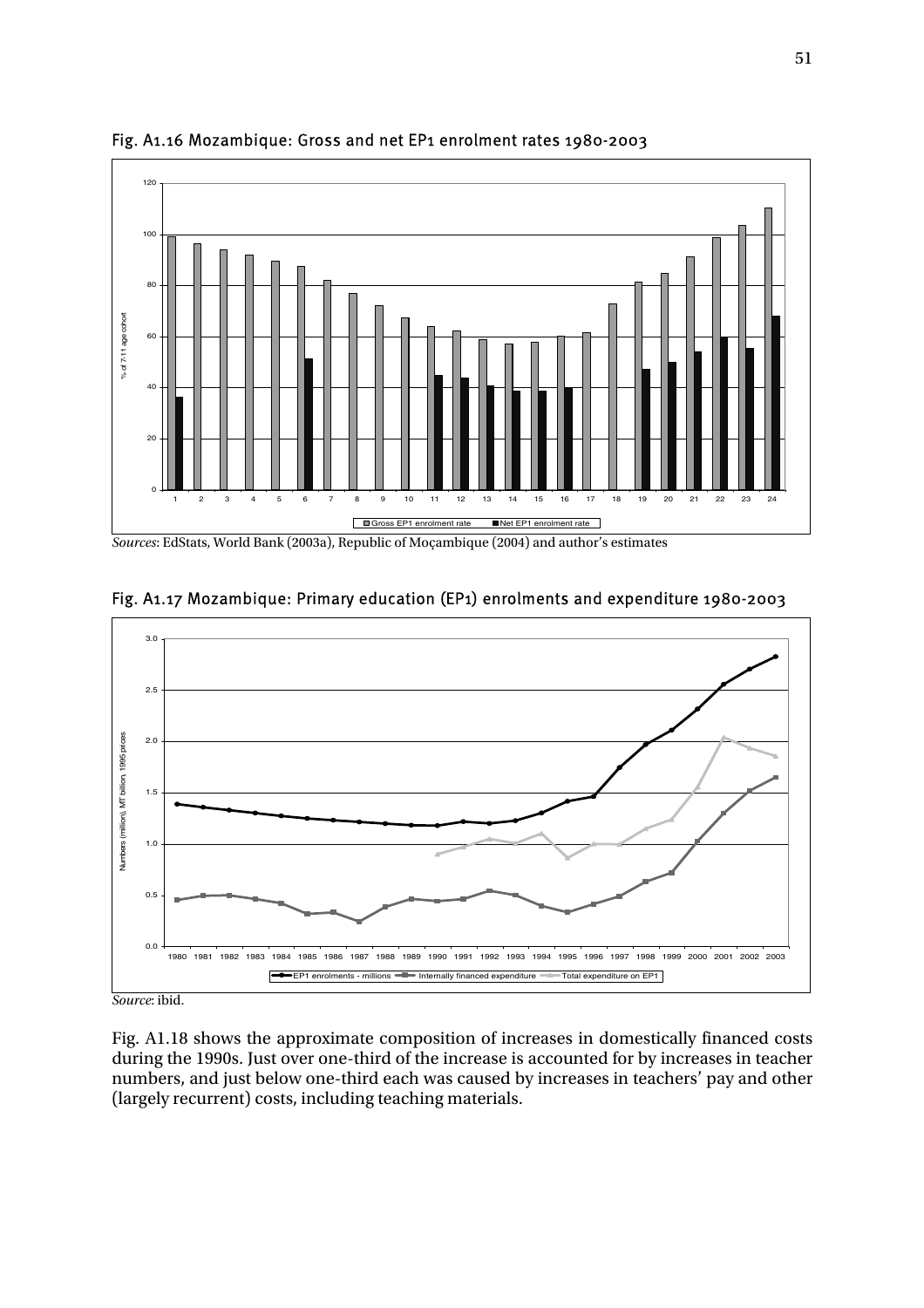Fig. A1.16 Mozambique: Gross and net EP1 enrolment rates 1980-2003

*Sources*: EdStats, World Bank (2003a), Republic of Moçambique (2004) and author's estimates

Fig. A1.17 Mozambique: Primary education (EP1) enrolments and expenditure 1980-2003

*Source*: ibid.

Fig. A1.18 shows the approximate composition of increases in domestically financed costs during the 1990s. Just over one-third of the increase is accounted for by increases in teacher numbers, and just below one-third each was caused by increases in teachers' pay and other (largely recurrent) costs, including teaching materials.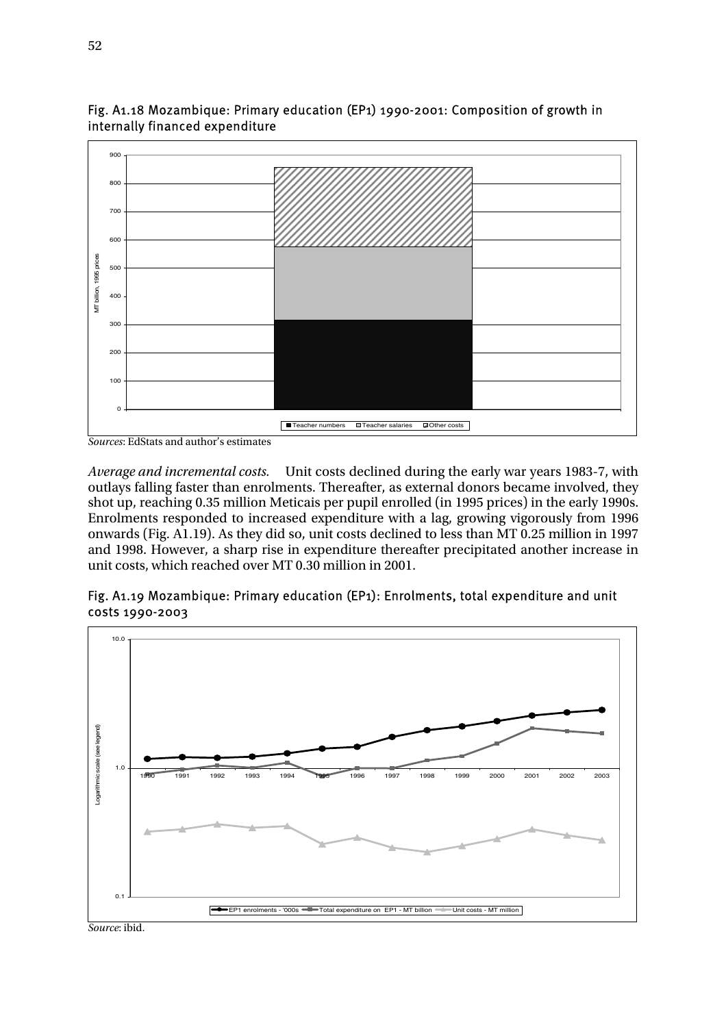Fig. A1.18 Mozambique: Primary education (EP1) 1990-2001: Composition of growth in internally financed expenditure

*Sources*: EdStats and author's estimates

*Average and incremental costs.* Unit costs declined during the early war years 1983-7, with outlays falling faster than enrolments. Thereafter, as external donors became involved, they shot up, reaching 0.35 million Meticais per pupil enrolled (in 1995 prices) in the early 1990s. Enrolments responded to increased expenditure with a lag, growing vigorously from 1996 onwards (Fig. A1.19). As they did so, unit costs declined to less than MT 0.25 million in 1997 and 1998. However, a sharp rise in expenditure thereafter precipitated another increase in unit costs, which reached over MT 0.30 million in 2001.

Fig. A1.19 Mozambique: Primary education (EP1): Enrolments, total expenditure and unit costs 1990-2003

*Source*: ibid.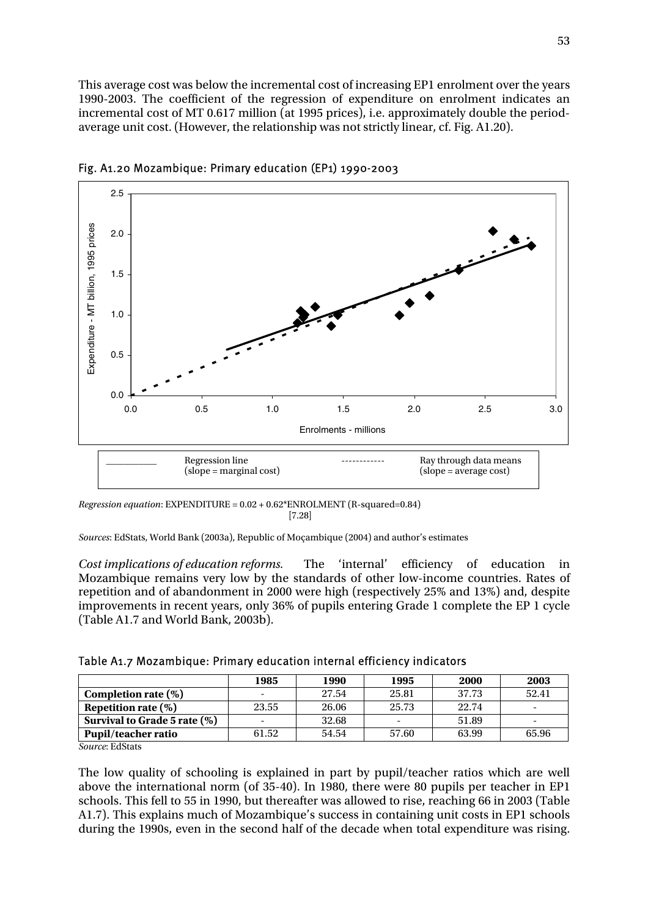This average cost was below the incremental cost of increasing EP1 enrolment over the years 1990-2003. The coefficient of the regression of expenditure on enrolment indicates an incremental cost of MT 0.617 million (at 1995 prices), i.e. approximately double the period-average unit cost. (However, the relationship was not strictly linear, cf. Fig. A1.20).

Fig. A1.20 Mozambique: Primary education (EP1) 1990-2003

*Regression equation*: EXPENDITURE = 0.02 + 0.62*ENROLMENT (R-squared=0.84)
[7.28]

*Sources*: EdStats, World Bank (2003a), Republic of Moçambique (2004) and author's estimates

*Cost implications of education reforms.* The 'internal' efficiency of education in Mozambique remains very low by the standards of other low-income countries. Rates of repetition and of abandonment in 2000 were high (respectively 25% and 13%) and, despite improvements in recent years, only 36% of pupils entering Grade 1 complete the EP 1 cycle (Table A1.7 and World Bank, 2003b).

Table A1.7 Mozambique: Primary education internal efficiency indicators

| | 1985 | 1990 | 1995 | 2000 | 2003 |
|---|---|---|---|---|---|
| **Completion rate (%)** | - | 27.54 | 25.81 | 37.73 | 52.41 |
| **Repetition rate (%)** | 23.55 | 26.06 | 25.73 | 22.74 | - |
| **Survival to Grade 5 rate (%)** | - | 32.68 | - | 51.89 | - |
| **Pupil/teacher ratio** | 61.52 | 54.54 | 57.60 | 63.99 | 65.96 |

*Source*: EdStats

The low quality of schooling is explained in part by pupil/teacher ratios which are well above the international norm (of 35-40). In 1980, there were 80 pupils per teacher in EP1 schools. This fell to 55 in 1990, but thereafter was allowed to rise, reaching 66 in 2003 (Table A1.7). This explains much of Mozambique's success in containing unit costs in EP1 schools during the 1990s, even in the second half of the decade when total expenditure was rising.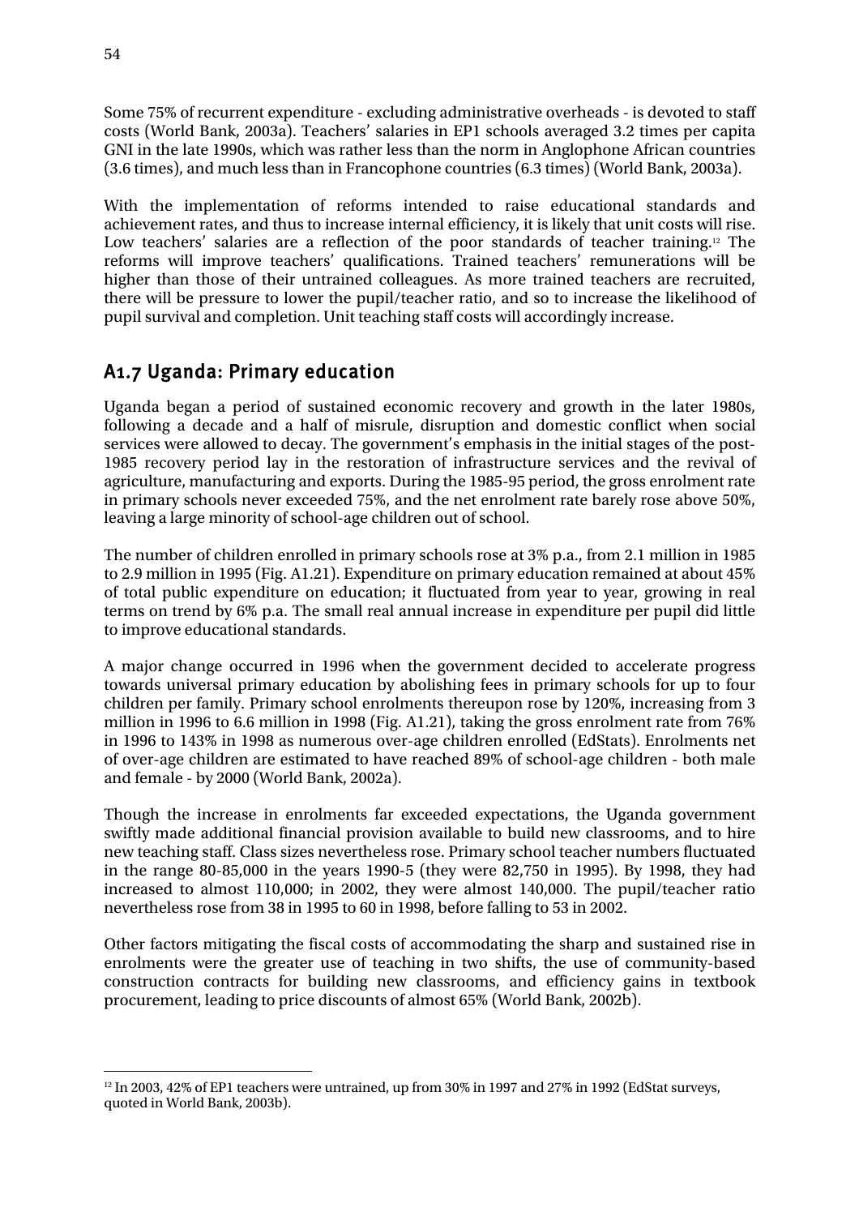Some 75% of recurrent expenditure - excluding administrative overheads - is devoted to staff costs (World Bank, 2003a). Teachers' salaries in EP1 schools averaged 3.2 times per capita GNI in the late 1990s, which was rather less than the norm in Anglophone African countries (3.6 times), and much less than in Francophone countries (6.3 times) (World Bank, 2003a).

With the implementation of reforms intended to raise educational standards and achievement rates, and thus to increase internal efficiency, it is likely that unit costs will rise. Low teachers' salaries are a reflection of the poor standards of teacher training.[12] The reforms will improve teachers' qualifications. Trained teachers' remunerations will be higher than those of their untrained colleagues. As more trained teachers are recruited, there will be pressure to lower the pupil/teacher ratio, and so to increase the likelihood of pupil survival and completion. Unit teaching staff costs will accordingly increase.

## A1.7 Uganda: Primary education

Uganda began a period of sustained economic recovery and growth in the later 1980s, following a decade and a half of misrule, disruption and domestic conflict when social services were allowed to decay. The government's emphasis in the initial stages of the post-1985 recovery period lay in the restoration of infrastructure services and the revival of agriculture, manufacturing and exports. During the 1985-95 period, the gross enrolment rate in primary schools never exceeded 75%, and the net enrolment rate barely rose above 50%, leaving a large minority of school-age children out of school.

The number of children enrolled in primary schools rose at 3% p.a., from 2.1 million in 1985 to 2.9 million in 1995 (Fig. A1.21). Expenditure on primary education remained at about 45% of total public expenditure on education; it fluctuated from year to year, growing in real terms on trend by 6% p.a. The small real annual increase in expenditure per pupil did little to improve educational standards.

A major change occurred in 1996 when the government decided to accelerate progress towards universal primary education by abolishing fees in primary schools for up to four children per family. Primary school enrolments thereupon rose by 120%, increasing from 3 million in 1996 to 6.6 million in 1998 (Fig. A1.21), taking the gross enrolment rate from 76% in 1996 to 143% in 1998 as numerous over-age children enrolled (EdStats). Enrolments net of over-age children are estimated to have reached 89% of school-age children - both male and female - by 2000 (World Bank, 2002a).

Though the increase in enrolments far exceeded expectations, the Uganda government swiftly made additional financial provision available to build new classrooms, and to hire new teaching staff. Class sizes nevertheless rose. Primary school teacher numbers fluctuated in the range 80-85,000 in the years 1990-5 (they were 82,750 in 1995). By 1998, they had increased to almost 110,000; in 2002, they were almost 140,000. The pupil/teacher ratio nevertheless rose from 38 in 1995 to 60 in 1998, before falling to 53 in 2002.

Other factors mitigating the fiscal costs of accommodating the sharp and sustained rise in enrolments were the greater use of teaching in two shifts, the use of community-based construction contracts for building new classrooms, and efficiency gains in textbook procurement, leading to price discounts of almost 65% (World Bank, 2002b).

---

[12] In 2003, 42% of EP1 teachers were untrained, up from 30% in 1997 and 27% in 1992 (EdStat surveys, quoted in World Bank, 2003b).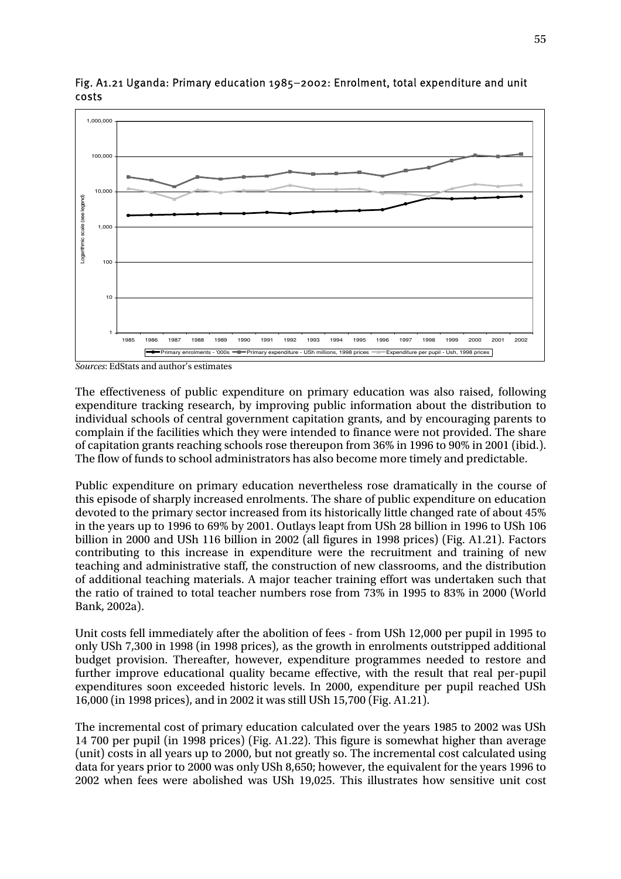Fig. A1.21 Uganda: Primary education 1985–2002: Enrolment, total expenditure and unit costs

*Sources*: EdStats and author's estimates

The effectiveness of public expenditure on primary education was also raised, following expenditure tracking research, by improving public information about the distribution to individual schools of central government capitation grants, and by encouraging parents to complain if the facilities which they were intended to finance were not provided. The share of capitation grants reaching schools rose thereupon from 36% in 1996 to 90% in 2001 (ibid.). The flow of funds to school administrators has also become more timely and predictable.

Public expenditure on primary education nevertheless rose dramatically in the course of this episode of sharply increased enrolments. The share of public expenditure on education devoted to the primary sector increased from its historically little changed rate of about 45% in the years up to 1996 to 69% by 2001. Outlays leapt from USh 28 billion in 1996 to USh 106 billion in 2000 and USh 116 billion in 2002 (all figures in 1998 prices) (Fig. A1.21). Factors contributing to this increase in expenditure were the recruitment and training of new teaching and administrative staff, the construction of new classrooms, and the distribution of additional teaching materials. A major teacher training effort was undertaken such that the ratio of trained to total teacher numbers rose from 73% in 1995 to 83% in 2000 (World Bank, 2002a).

Unit costs fell immediately after the abolition of fees - from USh 12,000 per pupil in 1995 to only USh 7,300 in 1998 (in 1998 prices), as the growth in enrolments outstripped additional budget provision. Thereafter, however, expenditure programmes needed to restore and further improve educational quality became effective, with the result that real per-pupil expenditures soon exceeded historic levels. In 2000, expenditure per pupil reached USh 16,000 (in 1998 prices), and in 2002 it was still USh 15,700 (Fig. A1.21).

The incremental cost of primary education calculated over the years 1985 to 2002 was USh 14 700 per pupil (in 1998 prices) (Fig. A1.22). This figure is somewhat higher than average (unit) costs in all years up to 2000, but not greatly so. The incremental cost calculated using data for years prior to 2000 was only USh 8,650; however, the equivalent for the years 1996 to 2002 when fees were abolished was USh 19,025. This illustrates how sensitive unit cost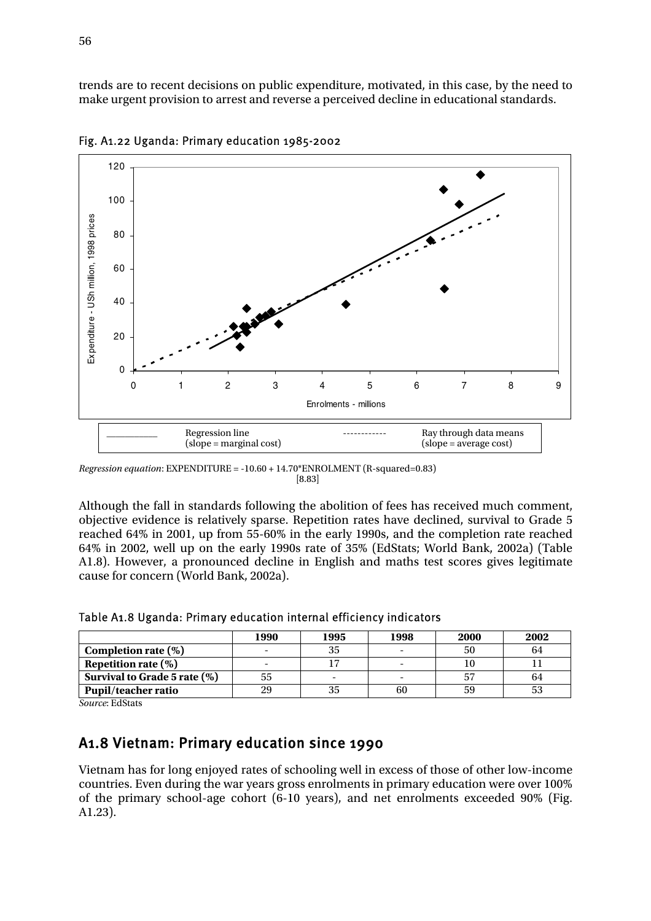trends are to recent decisions on public expenditure, motivated, in this case, by the need to make urgent provision to arrest and reverse a perceived decline in educational standards.

Fig. A1.22 Uganda: Primary education 1985-2002

| Regression line (slope = marginal cost) | Ray through data means (slope = average cost) |
|---|---|

*Regression equation*: EXPENDITURE = -10.60 + 14.70*ENROLMENT (R-squared=0.83)
[8.83]

Although the fall in standards following the abolition of fees has received much comment, objective evidence is relatively sparse. Repetition rates have declined, survival to Grade 5 reached 64% in 2001, up from 55-60% in the early 1990s, and the completion rate reached 64% in 2002, well up on the early 1990s rate of 35% (EdStats; World Bank, 2002a) (Table A1.8). However, a pronounced decline in English and maths test scores gives legitimate cause for concern (World Bank, 2002a).

Table A1.8 Uganda: Primary education internal efficiency indicators

| | 1990 | 1995 | 1998 | 2000 | 2002 |
|---|---|---|---|---|---|
| **Completion rate (%)** | - | 35 | - | 50 | 64 |
| **Repetition rate (%)** | - | 17 | - | 10 | 11 |
| **Survival to Grade 5 rate (%)** | 55 | - | - | 57 | 64 |
| **Pupil/teacher ratio** | 29 | 35 | 60 | 59 | 53 |

*Source*: EdStats

## A1.8 Vietnam: Primary education since 1990

Vietnam has for long enjoyed rates of schooling well in excess of those of other low-income countries. Even during the war years gross enrolments in primary education were over 100% of the primary school-age cohort (6-10 years), and net enrolments exceeded 90% (Fig. A1.23).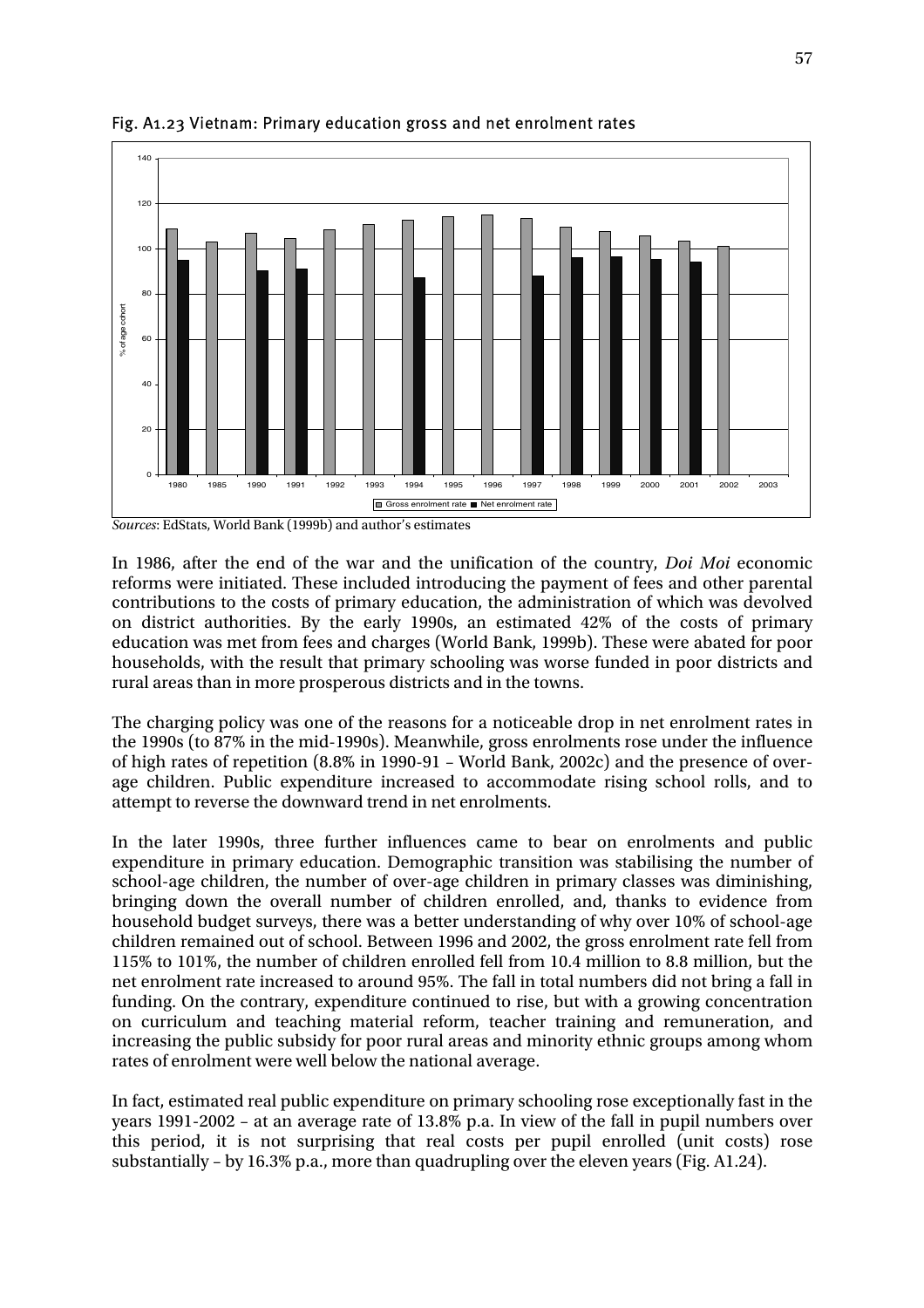Fig. A1.23 Vietnam: Primary education gross and net enrolment rates

*Sources*: EdStats, World Bank (1999b) and author's estimates

In 1986, after the end of the war and the unification of the country, *Doi Moi* economic reforms were initiated. These included introducing the payment of fees and other parental contributions to the costs of primary education, the administration of which was devolved on district authorities. By the early 1990s, an estimated 42% of the costs of primary education was met from fees and charges (World Bank, 1999b). These were abated for poor households, with the result that primary schooling was worse funded in poor districts and rural areas than in more prosperous districts and in the towns.

The charging policy was one of the reasons for a noticeable drop in net enrolment rates in the 1990s (to 87% in the mid-1990s). Meanwhile, gross enrolments rose under the influence of high rates of repetition (8.8% in 1990-91 – World Bank, 2002c) and the presence of over-age children. Public expenditure increased to accommodate rising school rolls, and to attempt to reverse the downward trend in net enrolments.

In the later 1990s, three further influences came to bear on enrolments and public expenditure in primary education. Demographic transition was stabilising the number of school-age children, the number of over-age children in primary classes was diminishing, bringing down the overall number of children enrolled, and, thanks to evidence from household budget surveys, there was a better understanding of why over 10% of school-age children remained out of school. Between 1996 and 2002, the gross enrolment rate fell from 115% to 101%, the number of children enrolled fell from 10.4 million to 8.8 million, but the net enrolment rate increased to around 95%. The fall in total numbers did not bring a fall in funding. On the contrary, expenditure continued to rise, but with a growing concentration on curriculum and teaching material reform, teacher training and remuneration, and increasing the public subsidy for poor rural areas and minority ethnic groups among whom rates of enrolment were well below the national average.

In fact, estimated real public expenditure on primary schooling rose exceptionally fast in the years 1991-2002 – at an average rate of 13.8% p.a. In view of the fall in pupil numbers over this period, it is not surprising that real costs per pupil enrolled (unit costs) rose substantially – by 16.3% p.a., more than quadrupling over the eleven years (Fig. A1.24).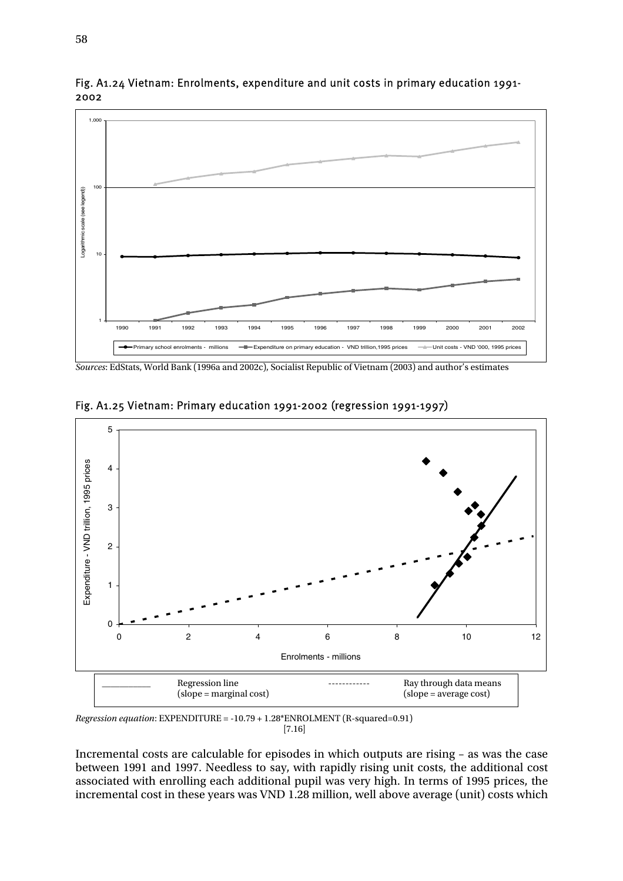Fig. A1.24 Vietnam: Enrolments, expenditure and unit costs in primary education 1991-2002

*Sources*: EdStats, World Bank (1996a and 2002c), Socialist Republic of Vietnam (2003) and author's estimates

Fig. A1.25 Vietnam: Primary education 1991-2002 (regression 1991-1997)

*Regression equation*: EXPENDITURE = -10.79 + 1.28*ENROLMENT (R-squared=0.91)

[7.16]

Incremental costs are calculable for episodes in which outputs are rising – as was the case between 1991 and 1997. Needless to say, with rapidly rising unit costs, the additional cost associated with enrolling each additional pupil was very high. In terms of 1995 prices, the incremental cost in these years was VND 1.28 million, well above average (unit) costs which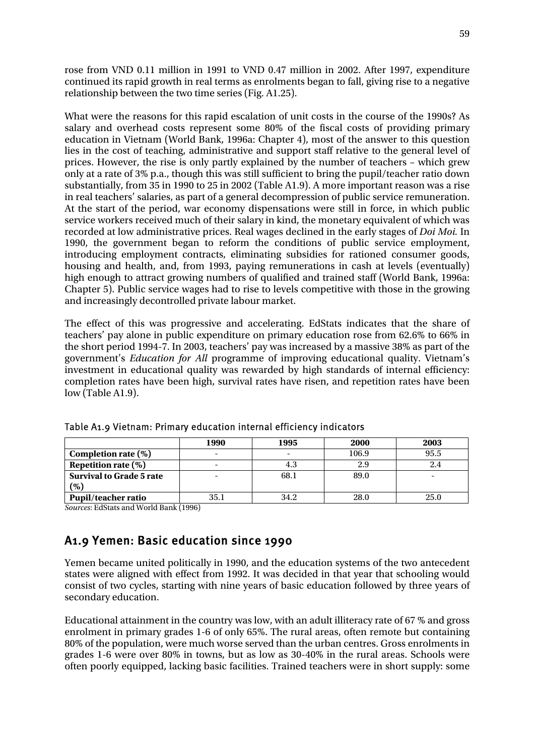rose from VND 0.11 million in 1991 to VND 0.47 million in 2002. After 1997, expenditure continued its rapid growth in real terms as enrolments began to fall, giving rise to a negative relationship between the two time series (Fig. A1.25).

What were the reasons for this rapid escalation of unit costs in the course of the 1990s? As salary and overhead costs represent some 80% of the fiscal costs of providing primary education in Vietnam (World Bank, 1996a: Chapter 4), most of the answer to this question lies in the cost of teaching, administrative and support staff relative to the general level of prices. However, the rise is only partly explained by the number of teachers – which grew only at a rate of 3% p.a., though this was still sufficient to bring the pupil/teacher ratio down substantially, from 35 in 1990 to 25 in 2002 (Table A1.9). A more important reason was a rise in real teachers' salaries, as part of a general decompression of public service remuneration. At the start of the period, war economy dispensations were still in force, in which public service workers received much of their salary in kind, the monetary equivalent of which was recorded at low administrative prices. Real wages declined in the early stages of *Doi Moi*. In 1990, the government began to reform the conditions of public service employment, introducing employment contracts, eliminating subsidies for rationed consumer goods, housing and health, and, from 1993, paying remunerations in cash at levels (eventually) high enough to attract growing numbers of qualified and trained staff (World Bank, 1996a: Chapter 5). Public service wages had to rise to levels competitive with those in the growing and increasingly decontrolled private labour market.

The effect of this was progressive and accelerating. EdStats indicates that the share of teachers' pay alone in public expenditure on primary education rose from 62.6% to 66% in the short period 1994-7. In 2003, teachers' pay was increased by a massive 38% as part of the government's *Education for All* programme of improving educational quality. Vietnam's investment in educational quality was rewarded by high standards of internal efficiency: completion rates have been high, survival rates have risen, and repetition rates have been low (Table A1.9).

Table A1.9 Vietnam: Primary education internal efficiency indicators

| | 1990 | 1995 | 2000 | 2003 |
|---|---|---|---|---|
| **Completion rate (%)** | - | - | 106.9 | 95.5 |
| **Repetition rate (%)** | - | 4.3 | 2.9 | 2.4 |
| **Survival to Grade 5 rate (%)** | - | 68.1 | 89.0 | - |
| **Pupil/teacher ratio** | 35.1 | 34.2 | 28.0 | 25.0 |

*Sources*: EdStats and World Bank (1996)

## A1.9 Yemen: Basic education since 1990

Yemen became united politically in 1990, and the education systems of the two antecedent states were aligned with effect from 1992. It was decided in that year that schooling would consist of two cycles, starting with nine years of basic education followed by three years of secondary education.

Educational attainment in the country was low, with an adult illiteracy rate of 67 % and gross enrolment in primary grades 1-6 of only 65%. The rural areas, often remote but containing 80% of the population, were much worse served than the urban centres. Gross enrolments in grades 1-6 were over 80% in towns, but as low as 30-40% in the rural areas. Schools were often poorly equipped, lacking basic facilities. Trained teachers were in short supply: some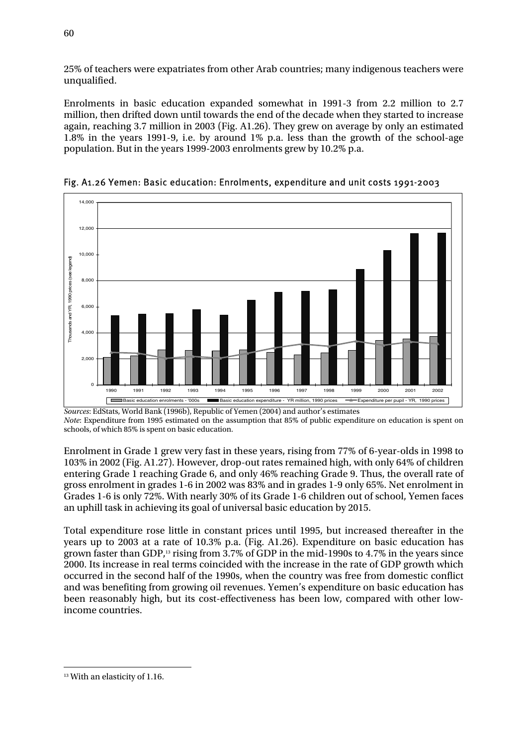25% of teachers were expatriates from other Arab countries; many indigenous teachers were unqualified.

Enrolments in basic education expanded somewhat in 1991-3 from 2.2 million to 2.7 million, then drifted down until towards the end of the decade when they started to increase again, reaching 3.7 million in 2003 (Fig. A1.26). They grew on average by only an estimated 1.8% in the years 1991-9, i.e. by around 1% p.a. less than the growth of the school-age population. But in the years 1999-2003 enrolments grew by 10.2% p.a.

Fig. A1.26 Yemen: Basic education: Enrolments, expenditure and unit costs 1991-2003

*Sources*: EdStats, World Bank (1996b), Republic of Yemen (2004) and author's estimates
*Note*: Expenditure from 1995 estimated on the assumption that 85% of public expenditure on education is spent on schools, of which 85% is spent on basic education.

Enrolment in Grade 1 grew very fast in these years, rising from 77% of 6-year-olds in 1998 to 103% in 2002 (Fig. A1.27). However, drop-out rates remained high, with only 64% of children entering Grade 1 reaching Grade 6, and only 46% reaching Grade 9. Thus, the overall rate of gross enrolment in grades 1-6 in 2002 was 83% and in grades 1-9 only 65%. Net enrolment in Grades 1-6 is only 72%. With nearly 30% of its Grade 1-6 children out of school, Yemen faces an uphill task in achieving its goal of universal basic education by 2015.

Total expenditure rose little in constant prices until 1995, but increased thereafter in the years up to 2003 at a rate of 10.3% p.a. (Fig. A1.26). Expenditure on basic education has grown faster than GDP,[13] rising from 3.7% of GDP in the mid-1990s to 4.7% in the years since 2000. Its increase in real terms coincided with the increase in the rate of GDP growth which occurred in the second half of the 1990s, when the country was free from domestic conflict and was benefiting from growing oil revenues. Yemen's expenditure on basic education has been reasonably high, but its cost-effectiveness has been low, compared with other low-income countries.

[13] With an elasticity of 1.16.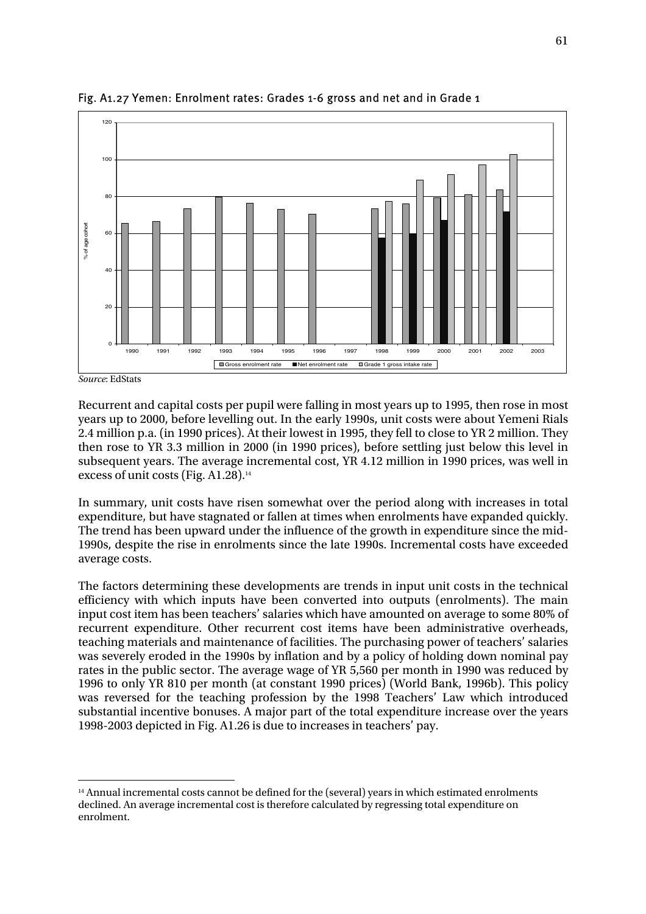Fig. A1.27 Yemen: Enrolment rates: Grades 1-6 gross and net and in Grade 1

*Source*: EdStats

Recurrent and capital costs per pupil were falling in most years up to 1995, then rose in most years up to 2000, before levelling out. In the early 1990s, unit costs were about Yemeni Rials 2.4 million p.a. (in 1990 prices). At their lowest in 1995, they fell to close to YR 2 million. They then rose to YR 3.3 million in 2000 (in 1990 prices), before settling just below this level in subsequent years. The average incremental cost, YR 4.12 million in 1990 prices, was well in excess of unit costs (Fig. A1.28).[14]

In summary, unit costs have risen somewhat over the period along with increases in total expenditure, but have stagnated or fallen at times when enrolments have expanded quickly. The trend has been upward under the influence of the growth in expenditure since the mid-1990s, despite the rise in enrolments since the late 1990s. Incremental costs have exceeded average costs.

The factors determining these developments are trends in input unit costs in the technical efficiency with which inputs have been converted into outputs (enrolments). The main input cost item has been teachers' salaries which have amounted on average to some 80% of recurrent expenditure. Other recurrent cost items have been administrative overheads, teaching materials and maintenance of facilities. The purchasing power of teachers' salaries was severely eroded in the 1990s by inflation and by a policy of holding down nominal pay rates in the public sector. The average wage of YR 5,560 per month in 1990 was reduced by 1996 to only YR 810 per month (at constant 1990 prices) (World Bank, 1996b). This policy was reversed for the teaching profession by the 1998 Teachers' Law which introduced substantial incentive bonuses. A major part of the total expenditure increase over the years 1998-2003 depicted in Fig. A1.26 is due to increases in teachers' pay.

[14] Annual incremental costs cannot be defined for the (several) years in which estimated enrolments declined. An average incremental cost is therefore calculated by regressing total expenditure on enrolment.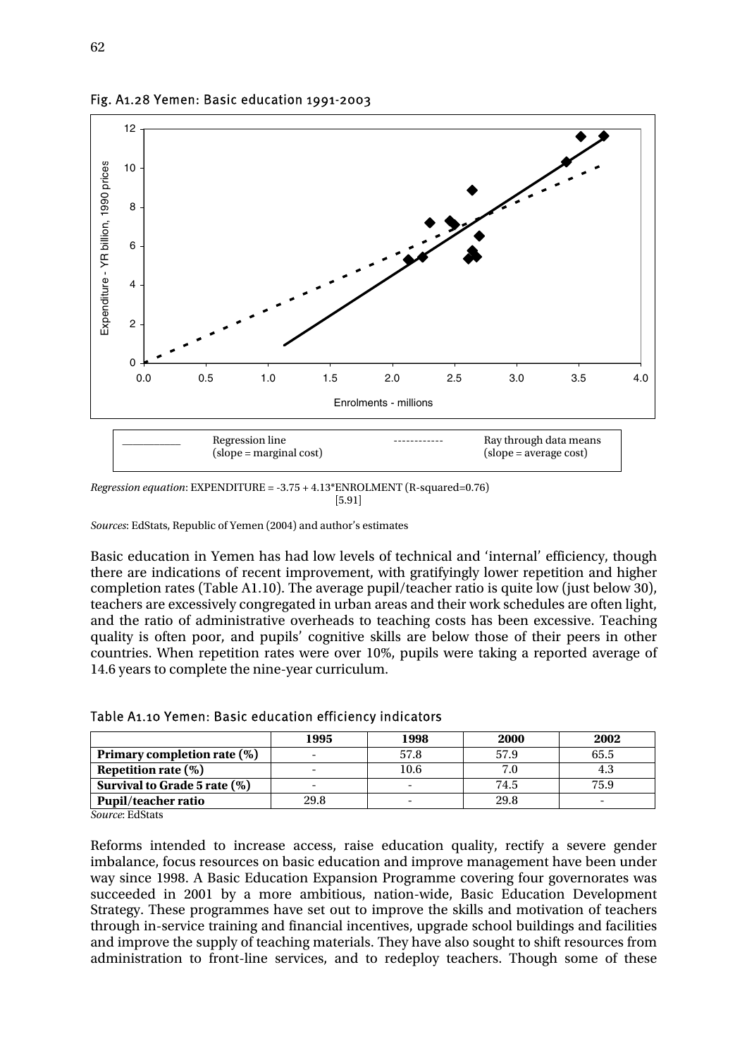Fig. A1.28 Yemen: Basic education 1991-2003

| \_\_\_\_\_\_\_\_\_\_ | Regression line (slope = marginal cost) | ------------ | Ray through data means (slope = average cost) |
|---|---|---|---|

*Regression equation*: EXPENDITURE = -3.75 + 4.13*ENROLMENT (R-squared=0.76)
[5.91]

*Sources*: EdStats, Republic of Yemen (2004) and author's estimates

Basic education in Yemen has had low levels of technical and 'internal' efficiency, though there are indications of recent improvement, with gratifyingly lower repetition and higher completion rates (Table A1.10). The average pupil/teacher ratio is quite low (just below 30), teachers are excessively congregated in urban areas and their work schedules are often light, and the ratio of administrative overheads to teaching costs has been excessive. Teaching quality is often poor, and pupils' cognitive skills are below those of their peers in other countries. When repetition rates were over 10%, pupils were taking a reported average of 14.6 years to complete the nine-year curriculum.

Table A1.10 Yemen: Basic education efficiency indicators

| | 1995 | 1998 | 2000 | 2002 |
|---|---|---|---|---|
| **Primary completion rate (%)** | - | 57.8 | 57.9 | 65.5 |
| **Repetition rate (%)** | - | 10.6 | 7.0 | 4.3 |
| **Survival to Grade 5 rate (%)** | - | - | 74.5 | 75.9 |
| **Pupil/teacher ratio** | 29.8 | - | 29.8 | - |

*Source*: EdStats

Reforms intended to increase access, raise education quality, rectify a severe gender imbalance, focus resources on basic education and improve management have been under way since 1998. A Basic Education Expansion Programme covering four governorates was succeeded in 2001 by a more ambitious, nation-wide, Basic Education Development Strategy. These programmes have set out to improve the skills and motivation of teachers through in-service training and financial incentives, upgrade school buildings and facilities and improve the supply of teaching materials. They have also sought to shift resources from administration to front-line services, and to redeploy teachers. Though some of these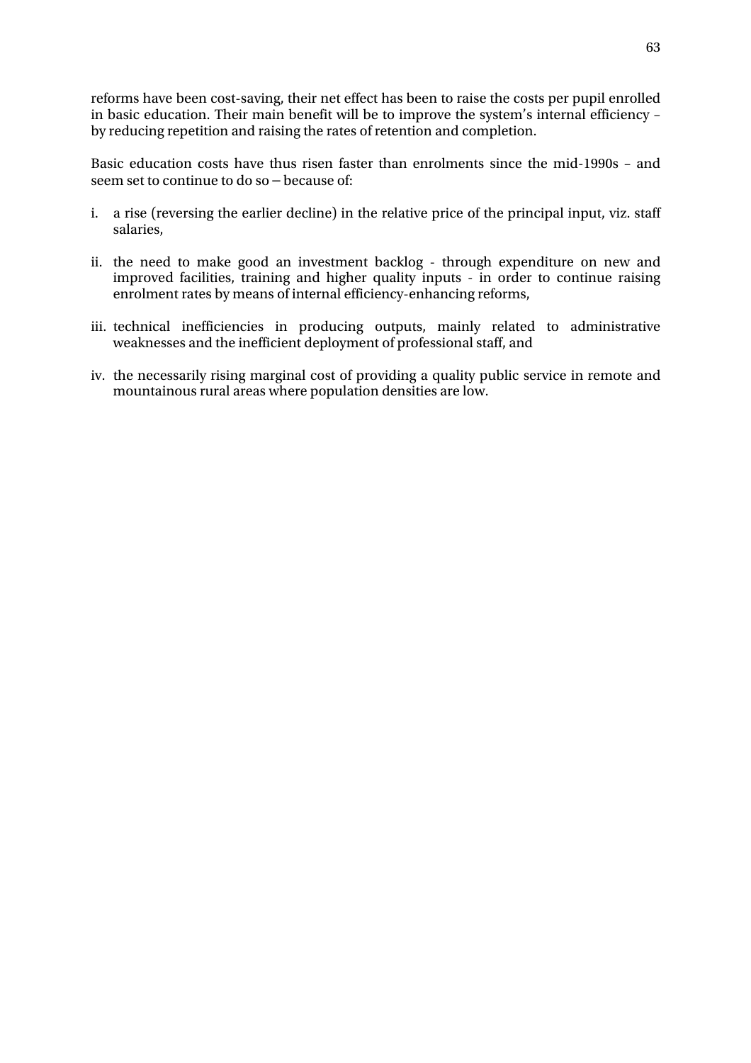reforms have been cost-saving, their net effect has been to raise the costs per pupil enrolled in basic education. Their main benefit will be to improve the system's internal efficiency – by reducing repetition and raising the rates of retention and completion.

Basic education costs have thus risen faster than enrolments since the mid-1990s – and seem set to continue to do so – because of:

i. a rise (reversing the earlier decline) in the relative price of the principal input, viz. staff salaries,

ii. the need to make good an investment backlog - through expenditure on new and improved facilities, training and higher quality inputs - in order to continue raising enrolment rates by means of internal efficiency-enhancing reforms,

iii. technical inefficiencies in producing outputs, mainly related to administrative weaknesses and the inefficient deployment of professional staff, and

iv. the necessarily rising marginal cost of providing a quality public service in remote and mountainous rural areas where population densities are low.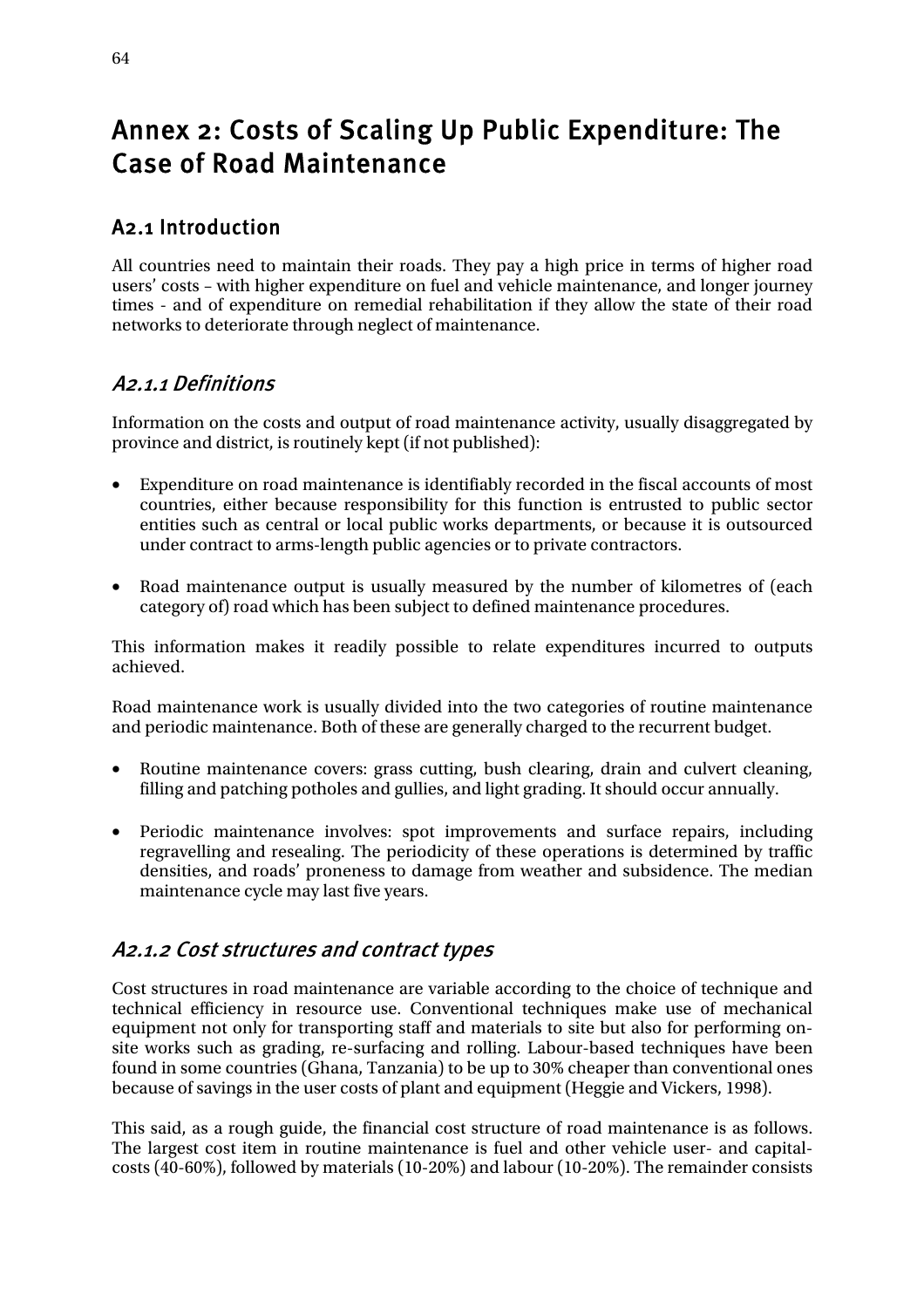# Annex 2: Costs of Scaling Up Public Expenditure: The Case of Road Maintenance

## A2.1 Introduction

All countries need to maintain their roads. They pay a high price in terms of higher road users' costs – with higher expenditure on fuel and vehicle maintenance, and longer journey times - and of expenditure on remedial rehabilitation if they allow the state of their road networks to deteriorate through neglect of maintenance.

### *A2.1.1 Definitions*

Information on the costs and output of road maintenance activity, usually disaggregated by province and district, is routinely kept (if not published):

- Expenditure on road maintenance is identifiably recorded in the fiscal accounts of most countries, either because responsibility for this function is entrusted to public sector entities such as central or local public works departments, or because it is outsourced under contract to arms-length public agencies or to private contractors.
- Road maintenance output is usually measured by the number of kilometres of (each category of) road which has been subject to defined maintenance procedures.

This information makes it readily possible to relate expenditures incurred to outputs achieved.

Road maintenance work is usually divided into the two categories of routine maintenance and periodic maintenance. Both of these are generally charged to the recurrent budget.

- Routine maintenance covers: grass cutting, bush clearing, drain and culvert cleaning, filling and patching potholes and gullies, and light grading. It should occur annually.
- Periodic maintenance involves: spot improvements and surface repairs, including regravelling and resealing. The periodicity of these operations is determined by traffic densities, and roads' proneness to damage from weather and subsidence. The median maintenance cycle may last five years.

### *A2.1.2 Cost structures and contract types*

Cost structures in road maintenance are variable according to the choice of technique and technical efficiency in resource use. Conventional techniques make use of mechanical equipment not only for transporting staff and materials to site but also for performing on-site works such as grading, re-surfacing and rolling. Labour-based techniques have been found in some countries (Ghana, Tanzania) to be up to 30% cheaper than conventional ones because of savings in the user costs of plant and equipment (Heggie and Vickers, 1998).

This said, as a rough guide, the financial cost structure of road maintenance is as follows. The largest cost item in routine maintenance is fuel and other vehicle user- and capital-costs (40-60%), followed by materials (10-20%) and labour (10-20%). The remainder consists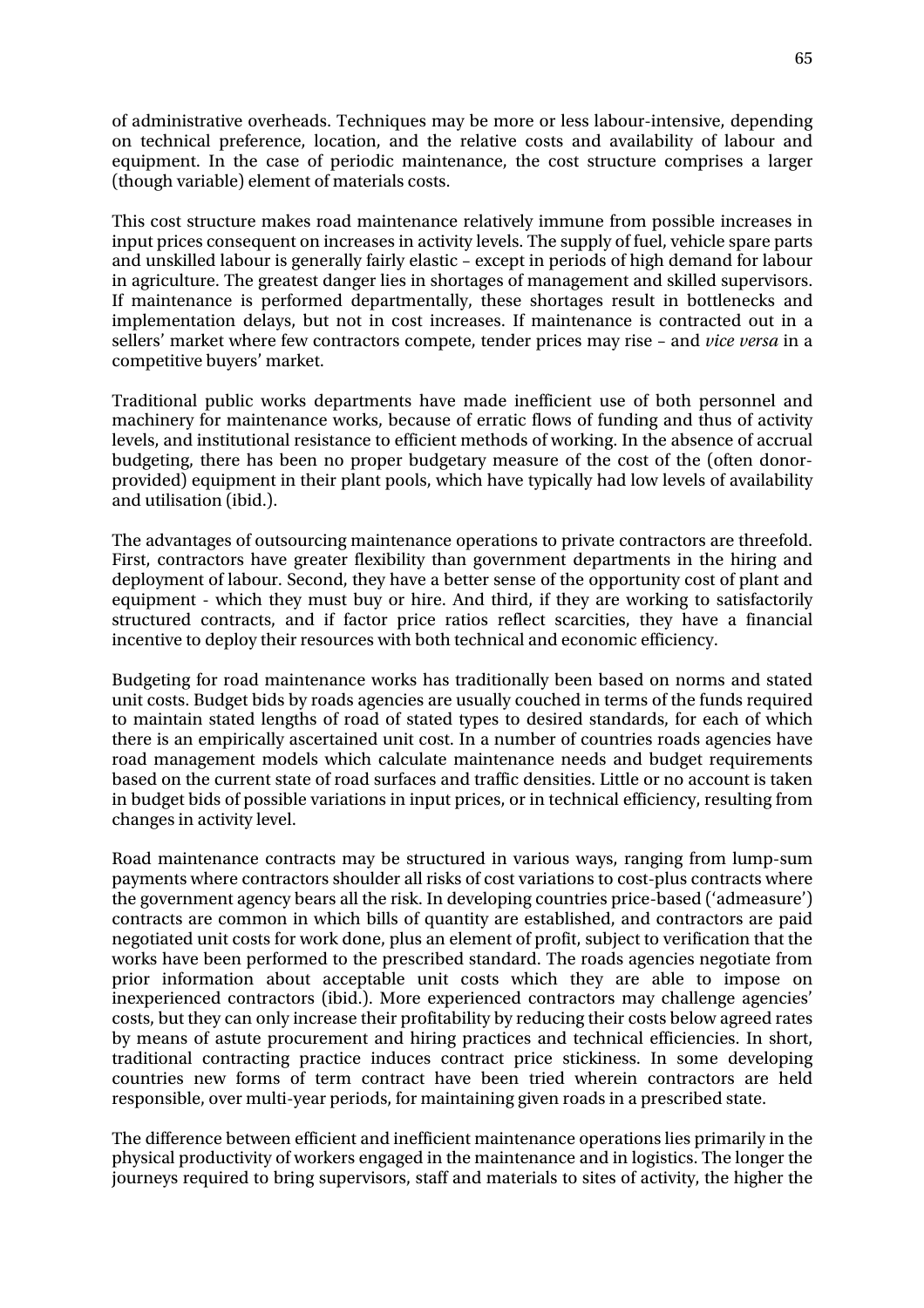of administrative overheads. Techniques may be more or less labour-intensive, depending on technical preference, location, and the relative costs and availability of labour and equipment. In the case of periodic maintenance, the cost structure comprises a larger (though variable) element of materials costs.

This cost structure makes road maintenance relatively immune from possible increases in input prices consequent on increases in activity levels. The supply of fuel, vehicle spare parts and unskilled labour is generally fairly elastic – except in periods of high demand for labour in agriculture. The greatest danger lies in shortages of management and skilled supervisors. If maintenance is performed departmentally, these shortages result in bottlenecks and implementation delays, but not in cost increases. If maintenance is contracted out in a sellers' market where few contractors compete, tender prices may rise – and *vice versa* in a competitive buyers' market.

Traditional public works departments have made inefficient use of both personnel and machinery for maintenance works, because of erratic flows of funding and thus of activity levels, and institutional resistance to efficient methods of working. In the absence of accrual budgeting, there has been no proper budgetary measure of the cost of the (often donor-provided) equipment in their plant pools, which have typically had low levels of availability and utilisation (ibid.).

The advantages of outsourcing maintenance operations to private contractors are threefold. First, contractors have greater flexibility than government departments in the hiring and deployment of labour. Second, they have a better sense of the opportunity cost of plant and equipment - which they must buy or hire. And third, if they are working to satisfactorily structured contracts, and if factor price ratios reflect scarcities, they have a financial incentive to deploy their resources with both technical and economic efficiency.

Budgeting for road maintenance works has traditionally been based on norms and stated unit costs. Budget bids by roads agencies are usually couched in terms of the funds required to maintain stated lengths of road of stated types to desired standards, for each of which there is an empirically ascertained unit cost. In a number of countries roads agencies have road management models which calculate maintenance needs and budget requirements based on the current state of road surfaces and traffic densities. Little or no account is taken in budget bids of possible variations in input prices, or in technical efficiency, resulting from changes in activity level.

Road maintenance contracts may be structured in various ways, ranging from lump-sum payments where contractors shoulder all risks of cost variations to cost-plus contracts where the government agency bears all the risk. In developing countries price-based ('admeasure') contracts are common in which bills of quantity are established, and contractors are paid negotiated unit costs for work done, plus an element of profit, subject to verification that the works have been performed to the prescribed standard. The roads agencies negotiate from prior information about acceptable unit costs which they are able to impose on inexperienced contractors (ibid.). More experienced contractors may challenge agencies' costs, but they can only increase their profitability by reducing their costs below agreed rates by means of astute procurement and hiring practices and technical efficiencies. In short, traditional contracting practice induces contract price stickiness. In some developing countries new forms of term contract have been tried wherein contractors are held responsible, over multi-year periods, for maintaining given roads in a prescribed state.

The difference between efficient and inefficient maintenance operations lies primarily in the physical productivity of workers engaged in the maintenance and in logistics. The longer the journeys required to bring supervisors, staff and materials to sites of activity, the higher the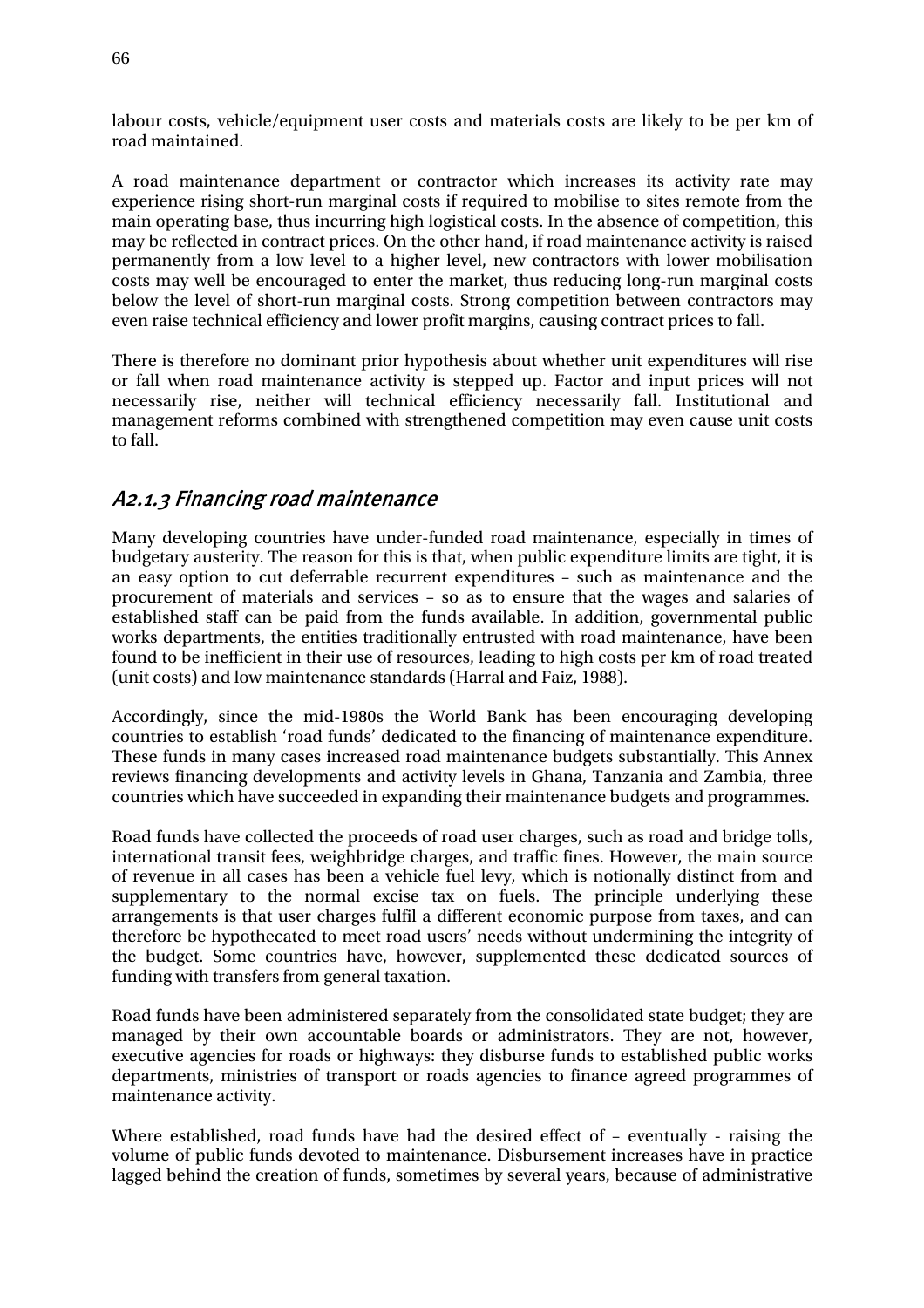labour costs, vehicle/equipment user costs and materials costs are likely to be per km of road maintained.

A road maintenance department or contractor which increases its activity rate may experience rising short-run marginal costs if required to mobilise to sites remote from the main operating base, thus incurring high logistical costs. In the absence of competition, this may be reflected in contract prices. On the other hand, if road maintenance activity is raised permanently from a low level to a higher level, new contractors with lower mobilisation costs may well be encouraged to enter the market, thus reducing long-run marginal costs below the level of short-run marginal costs. Strong competition between contractors may even raise technical efficiency and lower profit margins, causing contract prices to fall.

There is therefore no dominant prior hypothesis about whether unit expenditures will rise or fall when road maintenance activity is stepped up. Factor and input prices will not necessarily rise, neither will technical efficiency necessarily fall. Institutional and management reforms combined with strengthened competition may even cause unit costs to fall.

### A2.1.3 Financing road maintenance

Many developing countries have under-funded road maintenance, especially in times of budgetary austerity. The reason for this is that, when public expenditure limits are tight, it is an easy option to cut deferrable recurrent expenditures – such as maintenance and the procurement of materials and services – so as to ensure that the wages and salaries of established staff can be paid from the funds available. In addition, governmental public works departments, the entities traditionally entrusted with road maintenance, have been found to be inefficient in their use of resources, leading to high costs per km of road treated (unit costs) and low maintenance standards (Harral and Faiz, 1988).

Accordingly, since the mid-1980s the World Bank has been encouraging developing countries to establish 'road funds' dedicated to the financing of maintenance expenditure. These funds in many cases increased road maintenance budgets substantially. This Annex reviews financing developments and activity levels in Ghana, Tanzania and Zambia, three countries which have succeeded in expanding their maintenance budgets and programmes.

Road funds have collected the proceeds of road user charges, such as road and bridge tolls, international transit fees, weighbridge charges, and traffic fines. However, the main source of revenue in all cases has been a vehicle fuel levy, which is notionally distinct from and supplementary to the normal excise tax on fuels. The principle underlying these arrangements is that user charges fulfil a different economic purpose from taxes, and can therefore be hypothecated to meet road users' needs without undermining the integrity of the budget. Some countries have, however, supplemented these dedicated sources of funding with transfers from general taxation.

Road funds have been administered separately from the consolidated state budget; they are managed by their own accountable boards or administrators. They are not, however, executive agencies for roads or highways: they disburse funds to established public works departments, ministries of transport or roads agencies to finance agreed programmes of maintenance activity.

Where established, road funds have had the desired effect of – eventually - raising the volume of public funds devoted to maintenance. Disbursement increases have in practice lagged behind the creation of funds, sometimes by several years, because of administrative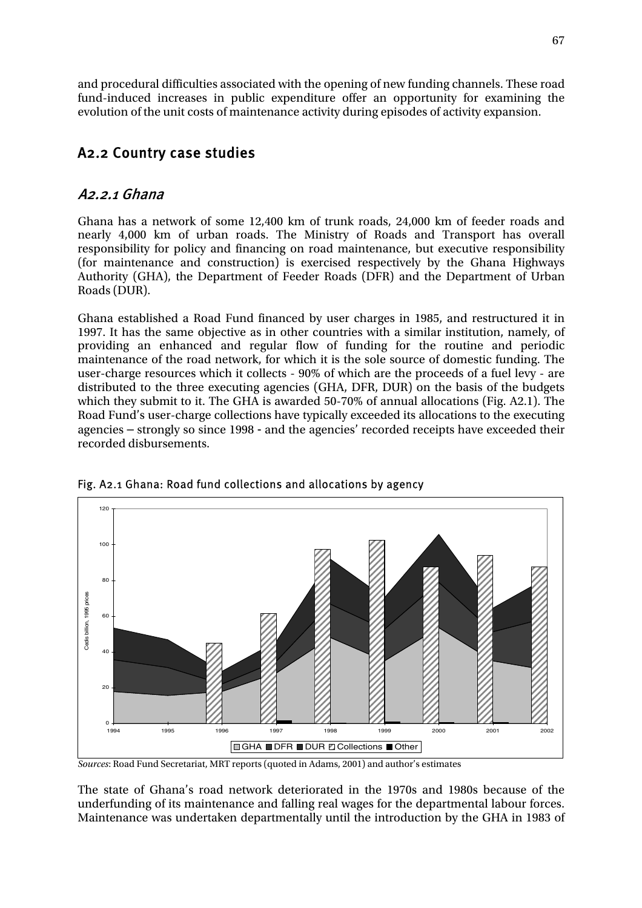and procedural difficulties associated with the opening of new funding channels. These road fund-induced increases in public expenditure offer an opportunity for examining the evolution of the unit costs of maintenance activity during episodes of activity expansion.

## A2.2 Country case studies

### *A2.2.1 Ghana*

Ghana has a network of some 12,400 km of trunk roads, 24,000 km of feeder roads and nearly 4,000 km of urban roads. The Ministry of Roads and Transport has overall responsibility for policy and financing on road maintenance, but executive responsibility (for maintenance and construction) is exercised respectively by the Ghana Highways Authority (GHA), the Department of Feeder Roads (DFR) and the Department of Urban Roads (DUR).

Ghana established a Road Fund financed by user charges in 1985, and restructured it in 1997. It has the same objective as in other countries with a similar institution, namely, of providing an enhanced and regular flow of funding for the routine and periodic maintenance of the road network, for which it is the sole source of domestic funding. The user-charge resources which it collects - 90% of which are the proceeds of a fuel levy - are distributed to the three executing agencies (GHA, DFR, DUR) on the basis of the budgets which they submit to it. The GHA is awarded 50-70% of annual allocations (Fig. A2.1). The Road Fund's user-charge collections have typically exceeded its allocations to the executing agencies – strongly so since 1998 - and the agencies' recorded receipts have exceeded their recorded disbursements.

Fig. A2.1 Ghana: Road fund collections and allocations by agency

*Sources*: Road Fund Secretariat, MRT reports (quoted in Adams, 2001) and author's estimates

The state of Ghana's road network deteriorated in the 1970s and 1980s because of the underfunding of its maintenance and falling real wages for the departmental labour forces. Maintenance was undertaken departmentally until the introduction by the GHA in 1983 of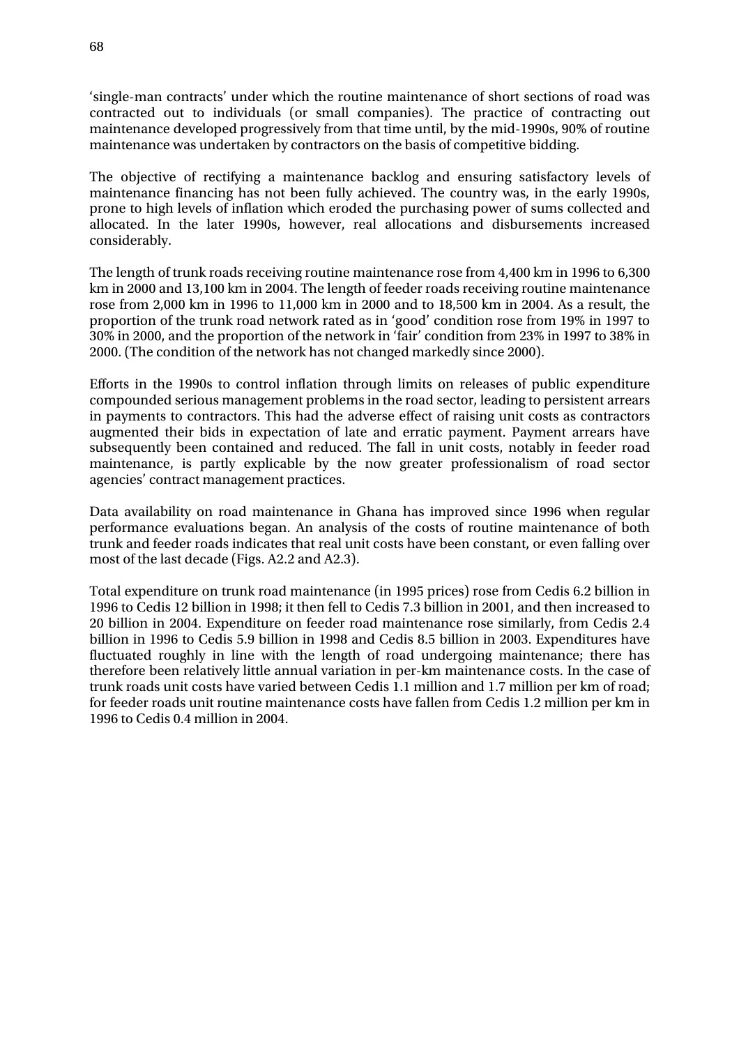'single-man contracts' under which the routine maintenance of short sections of road was contracted out to individuals (or small companies). The practice of contracting out maintenance developed progressively from that time until, by the mid-1990s, 90% of routine maintenance was undertaken by contractors on the basis of competitive bidding.

The objective of rectifying a maintenance backlog and ensuring satisfactory levels of maintenance financing has not been fully achieved. The country was, in the early 1990s, prone to high levels of inflation which eroded the purchasing power of sums collected and allocated. In the later 1990s, however, real allocations and disbursements increased considerably.

The length of trunk roads receiving routine maintenance rose from 4,400 km in 1996 to 6,300 km in 2000 and 13,100 km in 2004. The length of feeder roads receiving routine maintenance rose from 2,000 km in 1996 to 11,000 km in 2000 and to 18,500 km in 2004. As a result, the proportion of the trunk road network rated as in 'good' condition rose from 19% in 1997 to 30% in 2000, and the proportion of the network in 'fair' condition from 23% in 1997 to 38% in 2000. (The condition of the network has not changed markedly since 2000).

Efforts in the 1990s to control inflation through limits on releases of public expenditure compounded serious management problems in the road sector, leading to persistent arrears in payments to contractors. This had the adverse effect of raising unit costs as contractors augmented their bids in expectation of late and erratic payment. Payment arrears have subsequently been contained and reduced. The fall in unit costs, notably in feeder road maintenance, is partly explicable by the now greater professionalism of road sector agencies' contract management practices.

Data availability on road maintenance in Ghana has improved since 1996 when regular performance evaluations began. An analysis of the costs of routine maintenance of both trunk and feeder roads indicates that real unit costs have been constant, or even falling over most of the last decade (Figs. A2.2 and A2.3).

Total expenditure on trunk road maintenance (in 1995 prices) rose from Cedis 6.2 billion in 1996 to Cedis 12 billion in 1998; it then fell to Cedis 7.3 billion in 2001, and then increased to 20 billion in 2004. Expenditure on feeder road maintenance rose similarly, from Cedis 2.4 billion in 1996 to Cedis 5.9 billion in 1998 and Cedis 8.5 billion in 2003. Expenditures have fluctuated roughly in line with the length of road undergoing maintenance; there has therefore been relatively little annual variation in per-km maintenance costs. In the case of trunk roads unit costs have varied between Cedis 1.1 million and 1.7 million per km of road; for feeder roads unit routine maintenance costs have fallen from Cedis 1.2 million per km in 1996 to Cedis 0.4 million in 2004.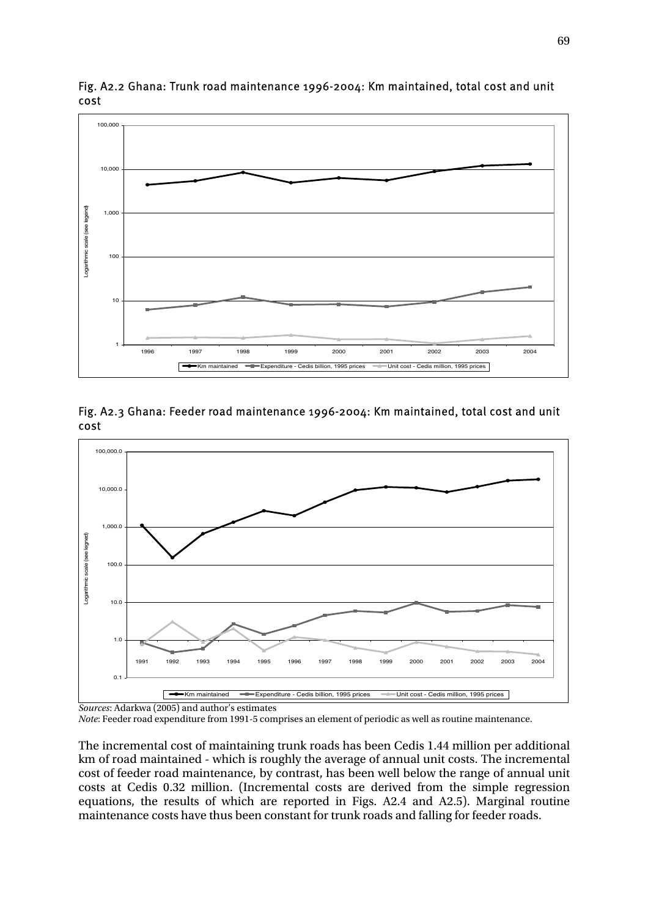Fig. A2.2 Ghana: Trunk road maintenance 1996-2004: Km maintained, total cost and unit cost

Fig. A2.3 Ghana: Feeder road maintenance 1996-2004: Km maintained, total cost and unit cost

*Sources*: Adarkwa (2005) and author's estimates

*Note*: Feeder road expenditure from 1991-5 comprises an element of periodic as well as routine maintenance.

The incremental cost of maintaining trunk roads has been Cedis 1.44 million per additional km of road maintained - which is roughly the average of annual unit costs. The incremental cost of feeder road maintenance, by contrast, has been well below the range of annual unit costs at Cedis 0.32 million. (Incremental costs are derived from the simple regression equations, the results of which are reported in Figs. A2.4 and A2.5). Marginal routine maintenance costs have thus been constant for trunk roads and falling for feeder roads.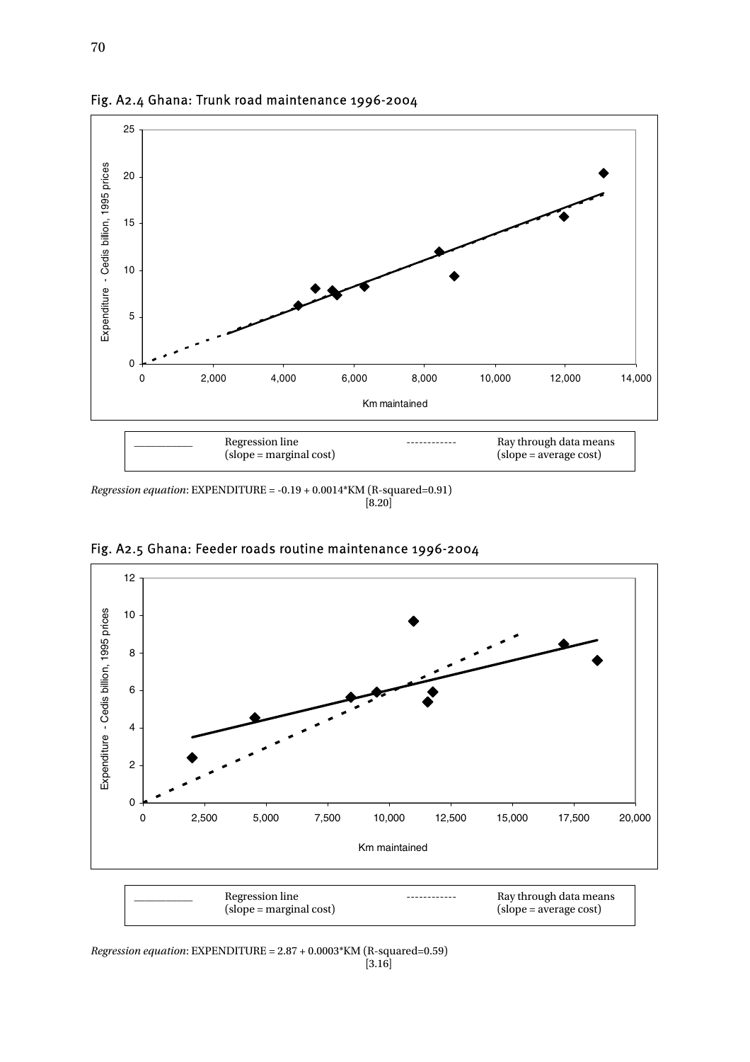Fig. A2.4 Ghana: Trunk road maintenance 1996-2004

| ____________ | Regression line (slope = marginal cost) | ------------ | Ray through data means (slope = average cost) |
|---|---|---|---|

*Regression equation*: EXPENDITURE = -0.19 + 0.0014*KM (R-squared=0.91)
[8.20]

Fig. A2.5 Ghana: Feeder roads routine maintenance 1996-2004

| ____________ | Regression line (slope = marginal cost) | ------------ | Ray through data means (slope = average cost) |
|---|---|---|---|

*Regression equation*: EXPENDITURE = 2.87 + 0.0003*KM (R-squared=0.59)
[3.16]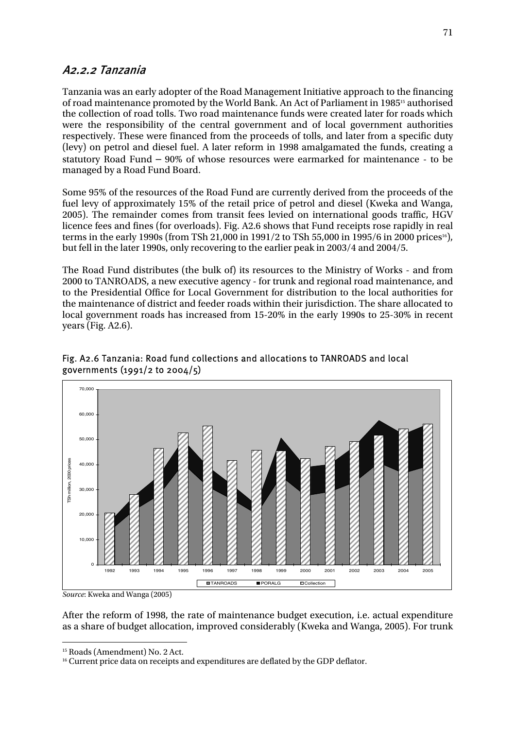### A2.2.2 Tanzania

Tanzania was an early adopter of the Road Management Initiative approach to the financing of road maintenance promoted by the World Bank. An Act of Parliament in 1985[15] authorised the collection of road tolls. Two road maintenance funds were created later for roads which were the responsibility of the central government and of local government authorities respectively. These were financed from the proceeds of tolls, and later from a specific duty (levy) on petrol and diesel fuel. A later reform in 1998 amalgamated the funds, creating a statutory Road Fund – 90% of whose resources were earmarked for maintenance - to be managed by a Road Fund Board.

Some 95% of the resources of the Road Fund are currently derived from the proceeds of the fuel levy of approximately 15% of the retail price of petrol and diesel (Kweka and Wanga, 2005). The remainder comes from transit fees levied on international goods traffic, HGV licence fees and fines (for overloads). Fig. A2.6 shows that Fund receipts rose rapidly in real terms in the early 1990s (from TSh 21,000 in 1991/2 to TSh 55,000 in 1995/6 in 2000 prices[16]), but fell in the later 1990s, only recovering to the earlier peak in 2003/4 and 2004/5.

The Road Fund distributes (the bulk of) its resources to the Ministry of Works - and from 2000 to TANROADS, a new executive agency - for trunk and regional road maintenance, and to the Presidential Office for Local Government for distribution to the local authorities for the maintenance of district and feeder roads within their jurisdiction. The share allocated to local government roads has increased from 15-20% in the early 1990s to 25-30% in recent years (Fig. A2.6).

Fig. A2.6 Tanzania: Road fund collections and allocations to TANROADS and local governments (1991/2 to 2004/5)

*Source*: Kweka and Wanga (2005)

After the reform of 1998, the rate of maintenance budget execution, i.e. actual expenditure as a share of budget allocation, improved considerably (Kweka and Wanga, 2005). For trunk

---

[15] Roads (Amendment) No. 2 Act.

[16] Current price data on receipts and expenditures are deflated by the GDP deflator.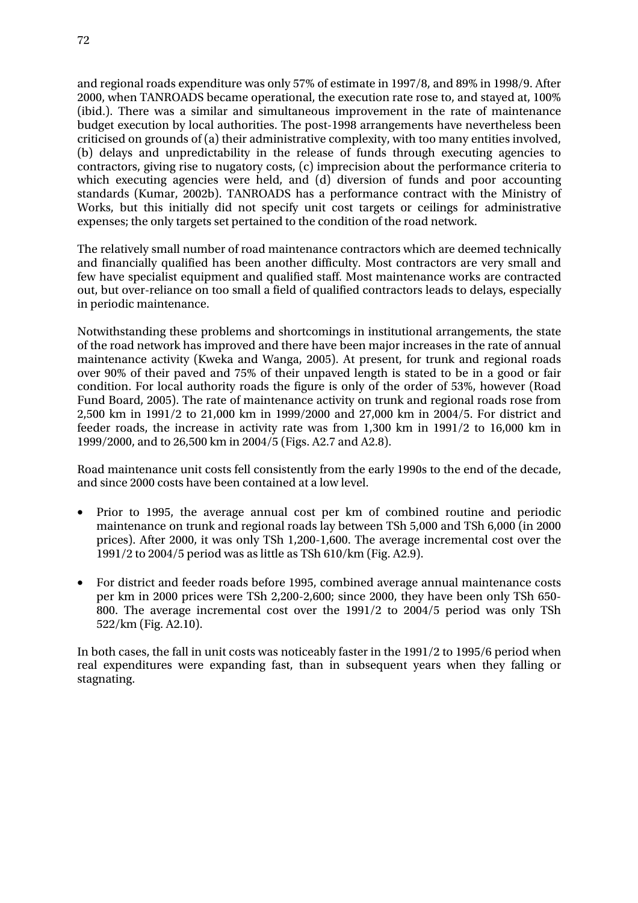and regional roads expenditure was only 57% of estimate in 1997/8, and 89% in 1998/9. After 2000, when TANROADS became operational, the execution rate rose to, and stayed at, 100% (ibid.). There was a similar and simultaneous improvement in the rate of maintenance budget execution by local authorities. The post-1998 arrangements have nevertheless been criticised on grounds of (a) their administrative complexity, with too many entities involved, (b) delays and unpredictability in the release of funds through executing agencies to contractors, giving rise to nugatory costs, (c) imprecision about the performance criteria to which executing agencies were held, and (d) diversion of funds and poor accounting standards (Kumar, 2002b). TANROADS has a performance contract with the Ministry of Works, but this initially did not specify unit cost targets or ceilings for administrative expenses; the only targets set pertained to the condition of the road network.

The relatively small number of road maintenance contractors which are deemed technically and financially qualified has been another difficulty. Most contractors are very small and few have specialist equipment and qualified staff. Most maintenance works are contracted out, but over-reliance on too small a field of qualified contractors leads to delays, especially in periodic maintenance.

Notwithstanding these problems and shortcomings in institutional arrangements, the state of the road network has improved and there have been major increases in the rate of annual maintenance activity (Kweka and Wanga, 2005). At present, for trunk and regional roads over 90% of their paved and 75% of their unpaved length is stated to be in a good or fair condition. For local authority roads the figure is only of the order of 53%, however (Road Fund Board, 2005). The rate of maintenance activity on trunk and regional roads rose from 2,500 km in 1991/2 to 21,000 km in 1999/2000 and 27,000 km in 2004/5. For district and feeder roads, the increase in activity rate was from 1,300 km in 1991/2 to 16,000 km in 1999/2000, and to 26,500 km in 2004/5 (Figs. A2.7 and A2.8).

Road maintenance unit costs fell consistently from the early 1990s to the end of the decade, and since 2000 costs have been contained at a low level.

- Prior to 1995, the average annual cost per km of combined routine and periodic maintenance on trunk and regional roads lay between TSh 5,000 and TSh 6,000 (in 2000 prices). After 2000, it was only TSh 1,200-1,600. The average incremental cost over the 1991/2 to 2004/5 period was as little as TSh 610/km (Fig. A2.9).
- For district and feeder roads before 1995, combined average annual maintenance costs per km in 2000 prices were TSh 2,200-2,600; since 2000, they have been only TSh 650-800. The average incremental cost over the 1991/2 to 2004/5 period was only TSh 522/km (Fig. A2.10).

In both cases, the fall in unit costs was noticeably faster in the 1991/2 to 1995/6 period when real expenditures were expanding fast, than in subsequent years when they falling or stagnating.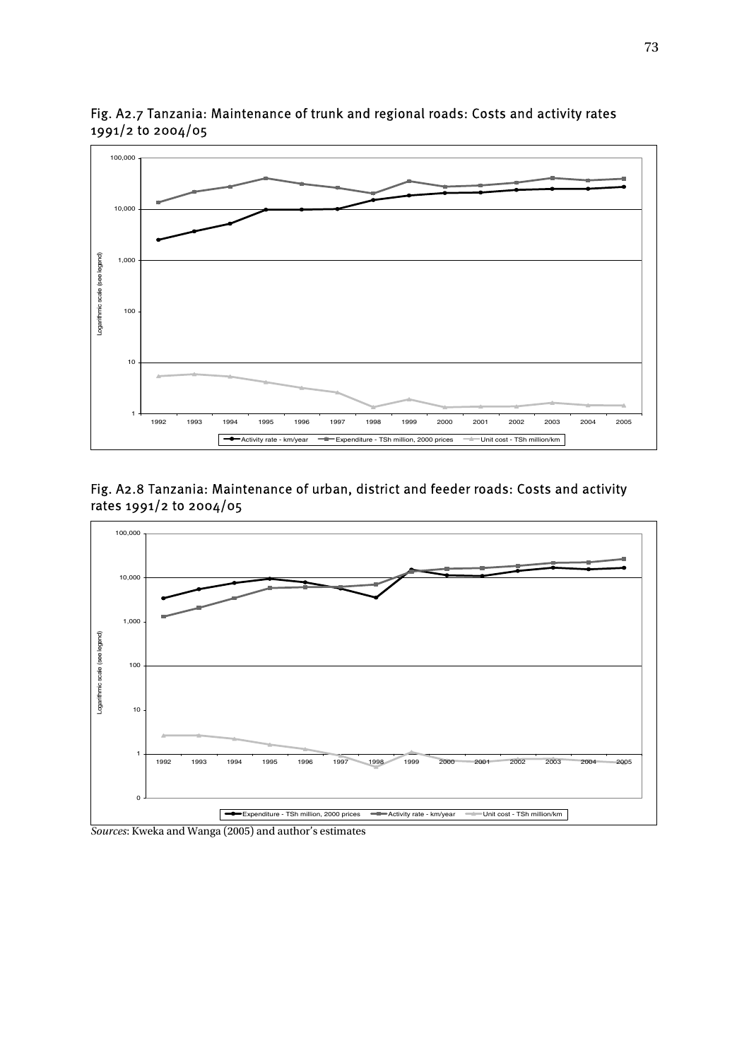Fig. A2.7 Tanzania: Maintenance of trunk and regional roads: Costs and activity rates 1991/2 to 2004/05

Fig. A2.8 Tanzania: Maintenance of urban, district and feeder roads: Costs and activity rates 1991/2 to 2004/05

*Sources*: Kweka and Wanga (2005) and author's estimates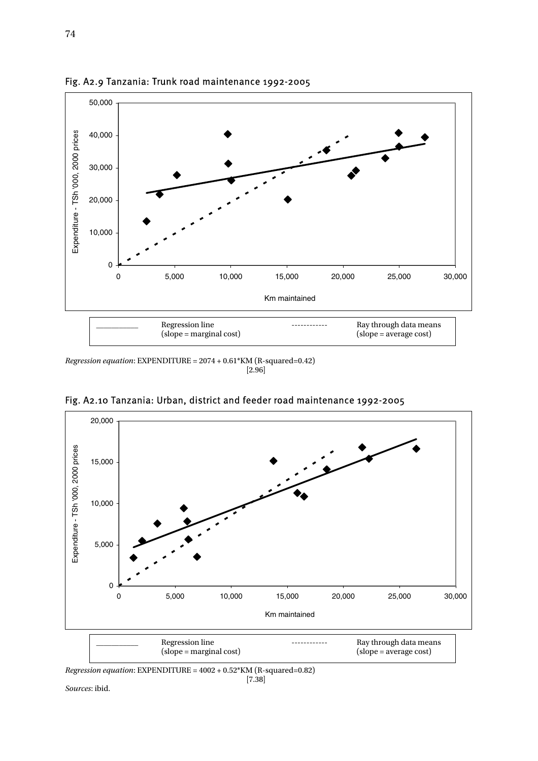## Fig. A2.9 Tanzania: Trunk road maintenance 1992-2005

Regression line (slope = marginal cost) ------------ Ray through data means (slope = average cost)

*Regression equation*: EXPENDITURE = 2074 + 0.61*KM (R-squared=0.42)
[2.96]

## Fig. A2.10 Tanzania: Urban, district and feeder road maintenance 1992-2005

Regression line (slope = marginal cost) ------------ Ray through data means (slope = average cost)

*Regression equation*: EXPENDITURE = 4002 + 0.52*KM (R-squared=0.82)
[7.38]

*Sources*: ibid.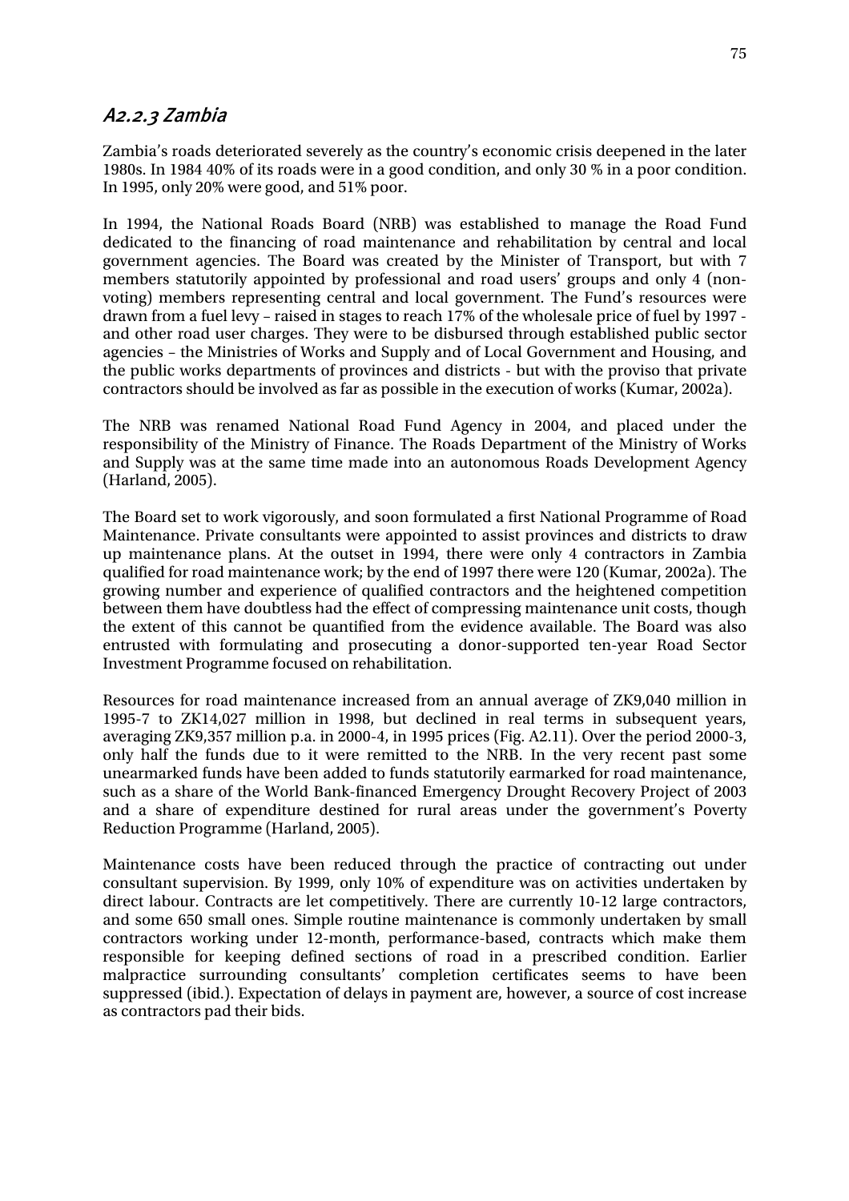### A2.2.3 Zambia

Zambia's roads deteriorated severely as the country's economic crisis deepened in the later 1980s. In 1984 40% of its roads were in a good condition, and only 30 % in a poor condition. In 1995, only 20% were good, and 51% poor.

In 1994, the National Roads Board (NRB) was established to manage the Road Fund dedicated to the financing of road maintenance and rehabilitation by central and local government agencies. The Board was created by the Minister of Transport, but with 7 members statutorily appointed by professional and road users' groups and only 4 (non-voting) members representing central and local government. The Fund's resources were drawn from a fuel levy – raised in stages to reach 17% of the wholesale price of fuel by 1997 - and other road user charges. They were to be disbursed through established public sector agencies – the Ministries of Works and Supply and of Local Government and Housing, and the public works departments of provinces and districts - but with the proviso that private contractors should be involved as far as possible in the execution of works (Kumar, 2002a).

The NRB was renamed National Road Fund Agency in 2004, and placed under the responsibility of the Ministry of Finance. The Roads Department of the Ministry of Works and Supply was at the same time made into an autonomous Roads Development Agency (Harland, 2005).

The Board set to work vigorously, and soon formulated a first National Programme of Road Maintenance. Private consultants were appointed to assist provinces and districts to draw up maintenance plans. At the outset in 1994, there were only 4 contractors in Zambia qualified for road maintenance work; by the end of 1997 there were 120 (Kumar, 2002a). The growing number and experience of qualified contractors and the heightened competition between them have doubtless had the effect of compressing maintenance unit costs, though the extent of this cannot be quantified from the evidence available. The Board was also entrusted with formulating and prosecuting a donor-supported ten-year Road Sector Investment Programme focused on rehabilitation.

Resources for road maintenance increased from an annual average of ZK9,040 million in 1995-7 to ZK14,027 million in 1998, but declined in real terms in subsequent years, averaging ZK9,357 million p.a. in 2000-4, in 1995 prices (Fig. A2.11). Over the period 2000-3, only half the funds due to it were remitted to the NRB. In the very recent past some unearmarked funds have been added to funds statutorily earmarked for road maintenance, such as a share of the World Bank-financed Emergency Drought Recovery Project of 2003 and a share of expenditure destined for rural areas under the government's Poverty Reduction Programme (Harland, 2005).

Maintenance costs have been reduced through the practice of contracting out under consultant supervision. By 1999, only 10% of expenditure was on activities undertaken by direct labour. Contracts are let competitively. There are currently 10-12 large contractors, and some 650 small ones. Simple routine maintenance is commonly undertaken by small contractors working under 12-month, performance-based, contracts which make them responsible for keeping defined sections of road in a prescribed condition. Earlier malpractice surrounding consultants' completion certificates seems to have been suppressed (ibid.). Expectation of delays in payment are, however, a source of cost increase as contractors pad their bids.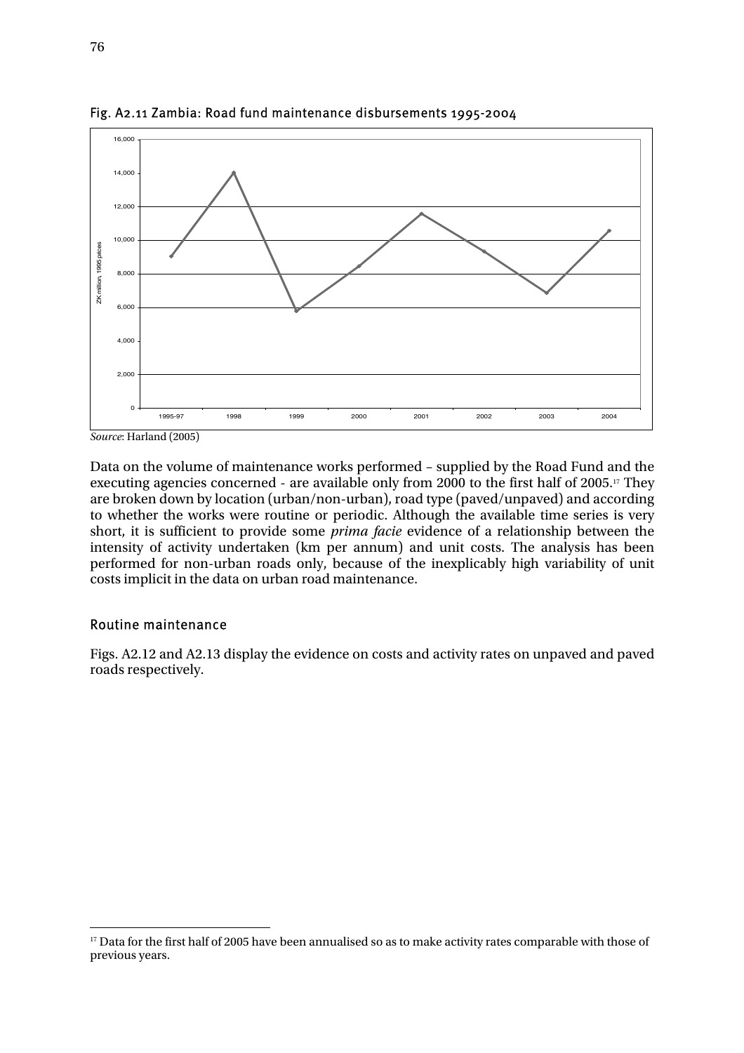Fig. A2.11 Zambia: Road fund maintenance disbursements 1995-2004

*Source*: Harland (2005)

Data on the volume of maintenance works performed – supplied by the Road Fund and the executing agencies concerned - are available only from 2000 to the first half of 2005.[17] They are broken down by location (urban/non-urban), road type (paved/unpaved) and according to whether the works were routine or periodic. Although the available time series is very short, it is sufficient to provide some *prima facie* evidence of a relationship between the intensity of activity undertaken (km per annum) and unit costs. The analysis has been performed for non-urban roads only, because of the inexplicably high variability of unit costs implicit in the data on urban road maintenance.

## Routine maintenance

Figs. A2.12 and A2.13 display the evidence on costs and activity rates on unpaved and paved roads respectively.

[17] Data for the first half of 2005 have been annualised so as to make activity rates comparable with those of previous years.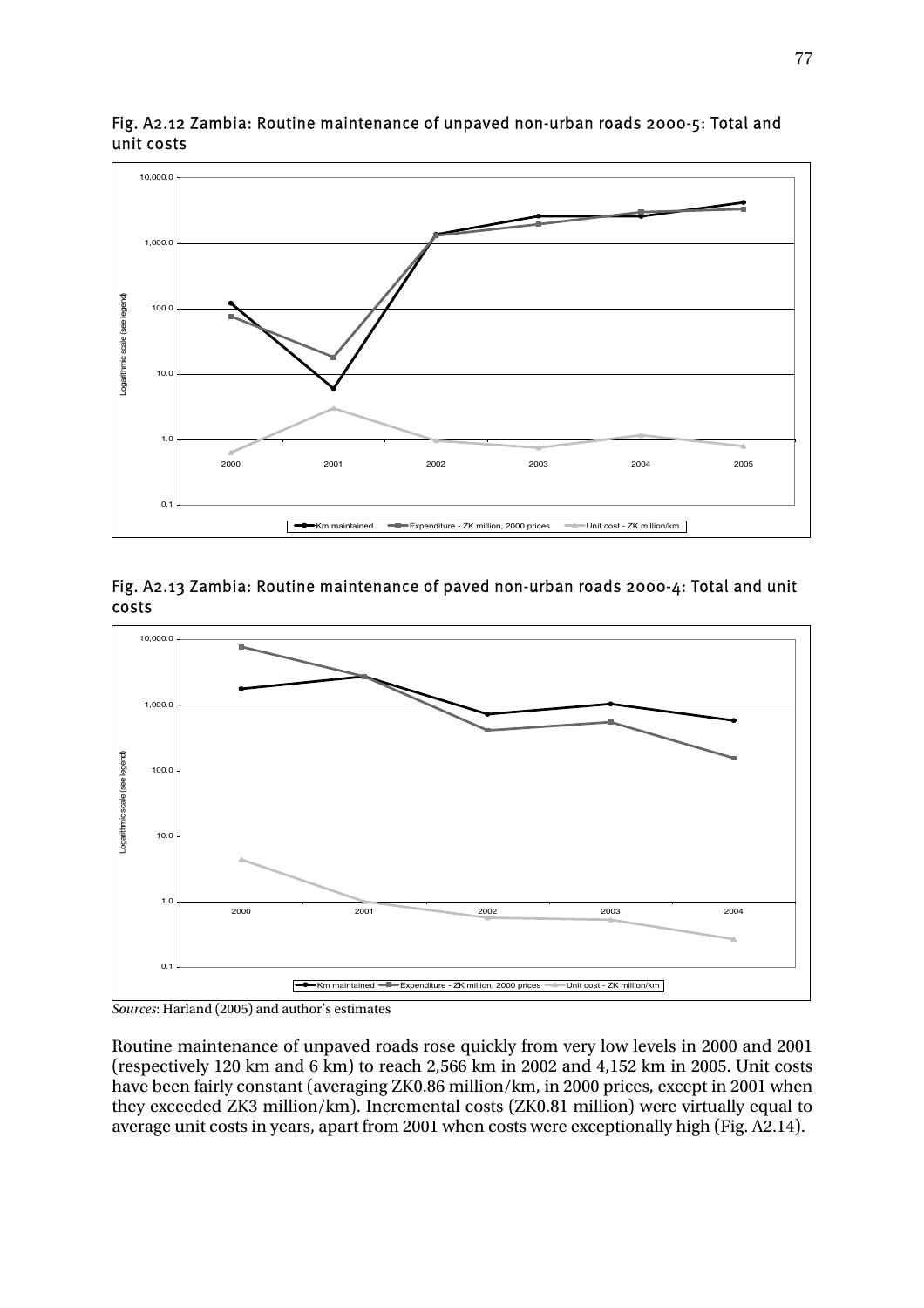Fig. A2.12 Zambia: Routine maintenance of unpaved non-urban roads 2000-5: Total and unit costs

Fig. A2.13 Zambia: Routine maintenance of paved non-urban roads 2000-4: Total and unit costs

*Sources*: Harland (2005) and author's estimates

Routine maintenance of unpaved roads rose quickly from very low levels in 2000 and 2001 (respectively 120 km and 6 km) to reach 2,566 km in 2002 and 4,152 km in 2005. Unit costs have been fairly constant (averaging ZK0.86 million/km, in 2000 prices, except in 2001 when they exceeded ZK3 million/km). Incremental costs (ZK0.81 million) were virtually equal to average unit costs in years, apart from 2001 when costs were exceptionally high (Fig. A2.14).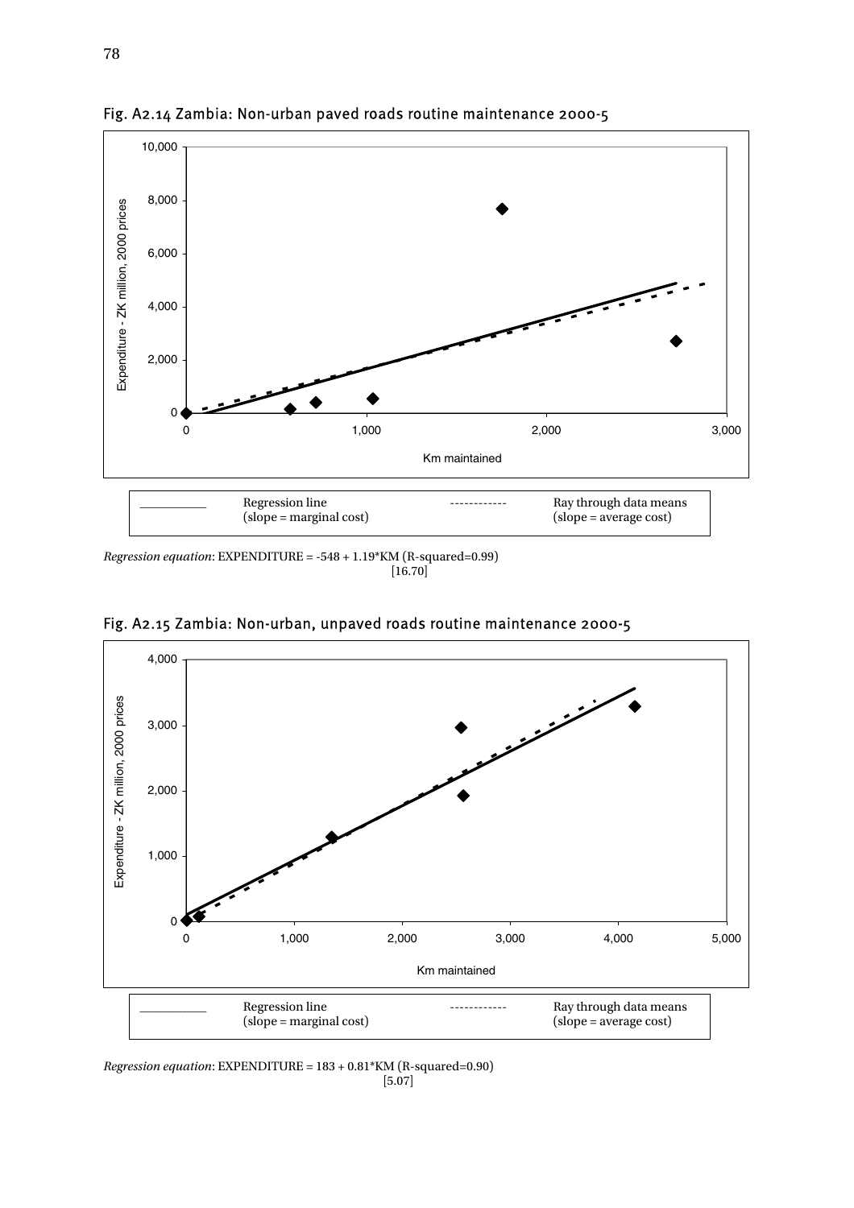### Fig. A2.14 Zambia: Non-urban paved roads routine maintenance 2000-5

| | |
|---|---|
| ———— Regression line (slope = marginal cost) | ------------ Ray through data means (slope = average cost) |

*Regression equation*: EXPENDITURE = -548 + 1.19*KM (R-squared=0.99)
[16.70]

### Fig. A2.15 Zambia: Non-urban, unpaved roads routine maintenance 2000-5

| | |
|---|---|
| ———— Regression line (slope = marginal cost) | ------------ Ray through data means (slope = average cost) |

*Regression equation*: EXPENDITURE = 183 + 0.81*KM (R-squared=0.90)
[5.07]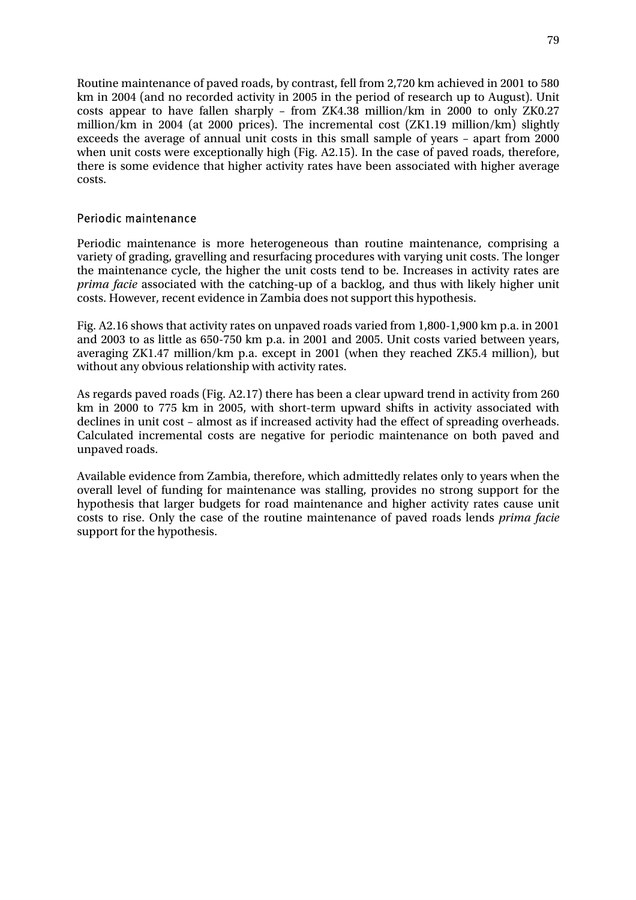Routine maintenance of paved roads, by contrast, fell from 2,720 km achieved in 2001 to 580 km in 2004 (and no recorded activity in 2005 in the period of research up to August). Unit costs appear to have fallen sharply – from ZK4.38 million/km in 2000 to only ZK0.27 million/km in 2004 (at 2000 prices). The incremental cost (ZK1.19 million/km) slightly exceeds the average of annual unit costs in this small sample of years – apart from 2000 when unit costs were exceptionally high (Fig. A2.15). In the case of paved roads, therefore, there is some evidence that higher activity rates have been associated with higher average costs.

### Periodic maintenance

Periodic maintenance is more heterogeneous than routine maintenance, comprising a variety of grading, gravelling and resurfacing procedures with varying unit costs. The longer the maintenance cycle, the higher the unit costs tend to be. Increases in activity rates are *prima facie* associated with the catching-up of a backlog, and thus with likely higher unit costs. However, recent evidence in Zambia does not support this hypothesis.

Fig. A2.16 shows that activity rates on unpaved roads varied from 1,800-1,900 km p.a. in 2001 and 2003 to as little as 650-750 km p.a. in 2001 and 2005. Unit costs varied between years, averaging ZK1.47 million/km p.a. except in 2001 (when they reached ZK5.4 million), but without any obvious relationship with activity rates.

As regards paved roads (Fig. A2.17) there has been a clear upward trend in activity from 260 km in 2000 to 775 km in 2005, with short-term upward shifts in activity associated with declines in unit cost – almost as if increased activity had the effect of spreading overheads. Calculated incremental costs are negative for periodic maintenance on both paved and unpaved roads.

Available evidence from Zambia, therefore, which admittedly relates only to years when the overall level of funding for maintenance was stalling, provides no strong support for the hypothesis that larger budgets for road maintenance and higher activity rates cause unit costs to rise. Only the case of the routine maintenance of paved roads lends *prima facie* support for the hypothesis.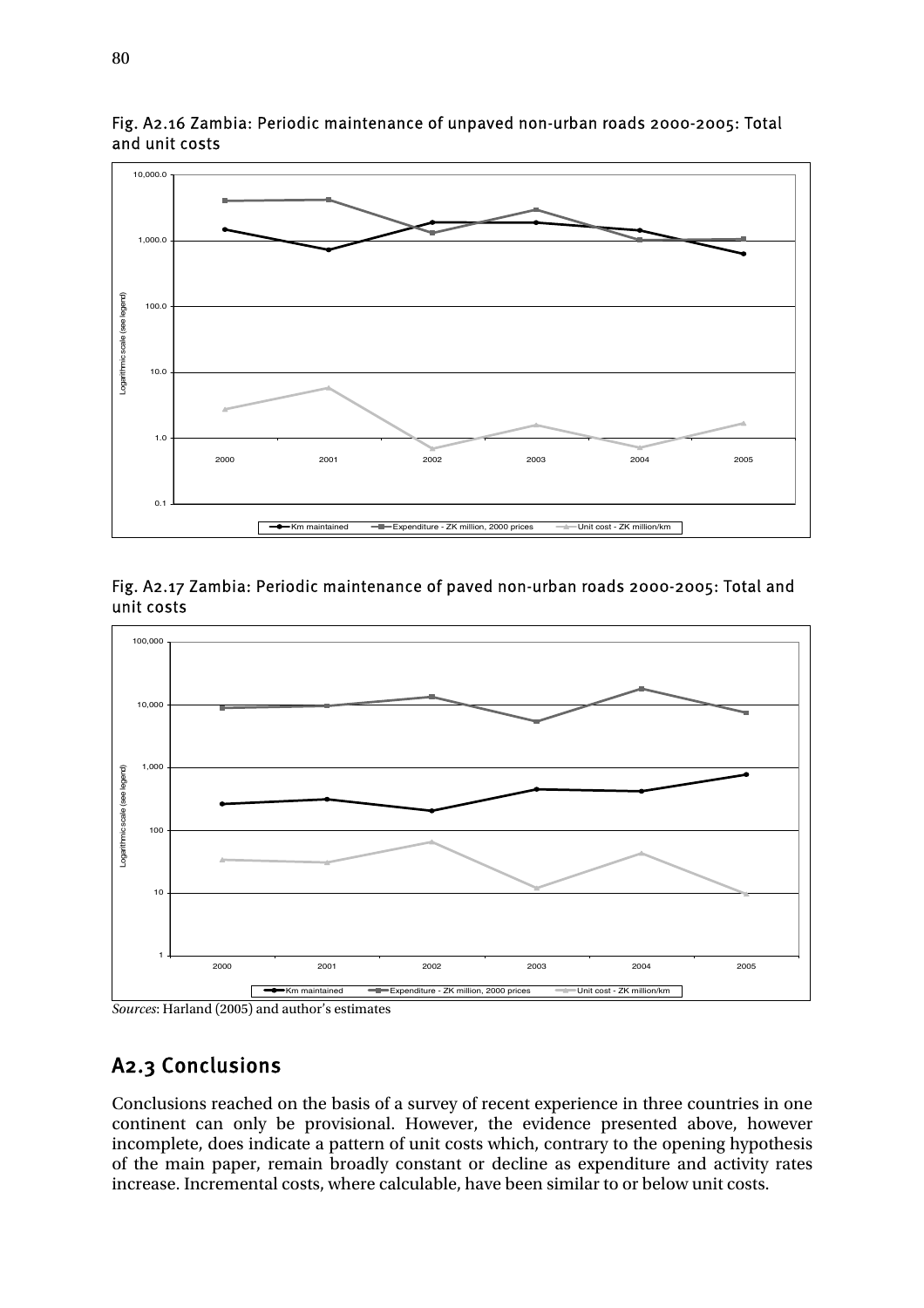Fig. A2.16 Zambia: Periodic maintenance of unpaved non-urban roads 2000-2005: Total and unit costs

Fig. A2.17 Zambia: Periodic maintenance of paved non-urban roads 2000-2005: Total and unit costs

*Sources*: Harland (2005) and author's estimates

## A2.3 Conclusions

Conclusions reached on the basis of a survey of recent experience in three countries in one continent can only be provisional. However, the evidence presented above, however incomplete, does indicate a pattern of unit costs which, contrary to the opening hypothesis of the main paper, remain broadly constant or decline as expenditure and activity rates increase. Incremental costs, where calculable, have been similar to or below unit costs.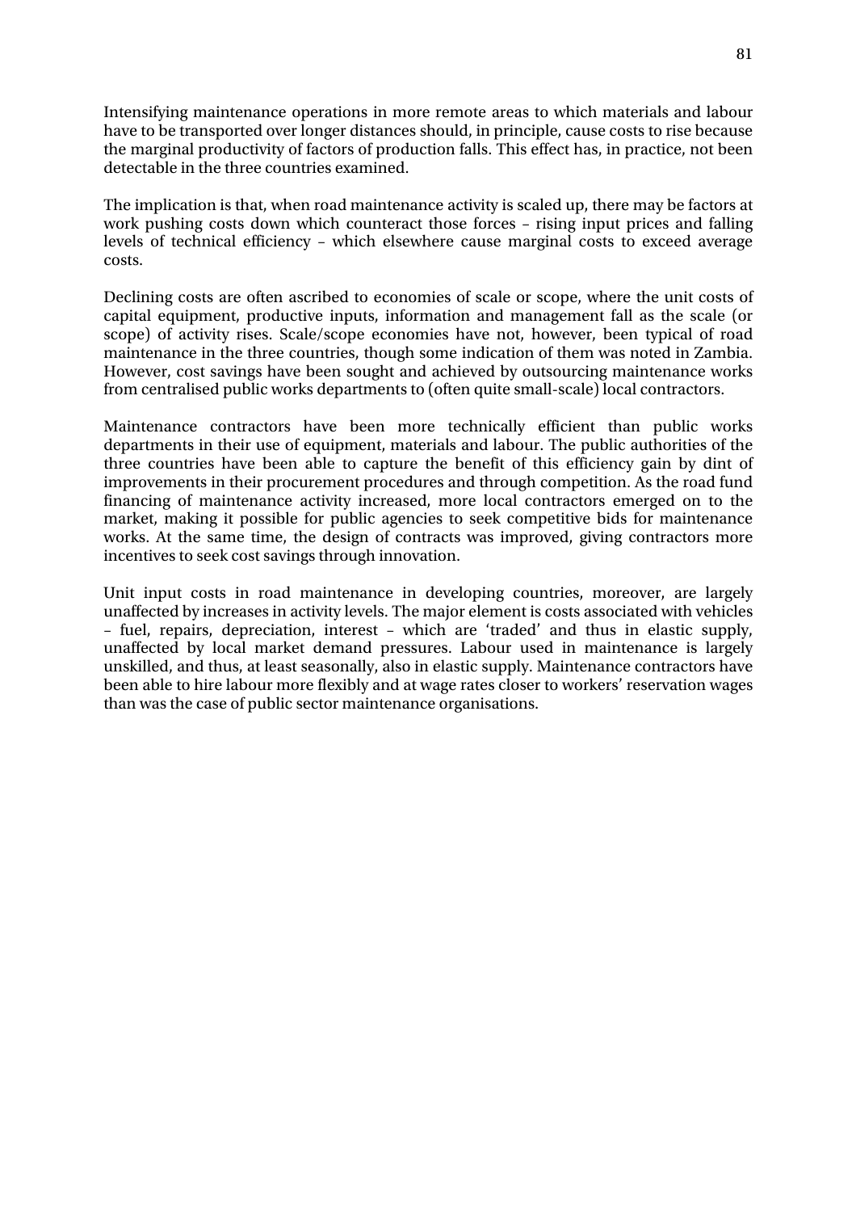Intensifying maintenance operations in more remote areas to which materials and labour have to be transported over longer distances should, in principle, cause costs to rise because the marginal productivity of factors of production falls. This effect has, in practice, not been detectable in the three countries examined.

The implication is that, when road maintenance activity is scaled up, there may be factors at work pushing costs down which counteract those forces – rising input prices and falling levels of technical efficiency – which elsewhere cause marginal costs to exceed average costs.

Declining costs are often ascribed to economies of scale or scope, where the unit costs of capital equipment, productive inputs, information and management fall as the scale (or scope) of activity rises. Scale/scope economies have not, however, been typical of road maintenance in the three countries, though some indication of them was noted in Zambia. However, cost savings have been sought and achieved by outsourcing maintenance works from centralised public works departments to (often quite small-scale) local contractors.

Maintenance contractors have been more technically efficient than public works departments in their use of equipment, materials and labour. The public authorities of the three countries have been able to capture the benefit of this efficiency gain by dint of improvements in their procurement procedures and through competition. As the road fund financing of maintenance activity increased, more local contractors emerged on to the market, making it possible for public agencies to seek competitive bids for maintenance works. At the same time, the design of contracts was improved, giving contractors more incentives to seek cost savings through innovation.

Unit input costs in road maintenance in developing countries, moreover, are largely unaffected by increases in activity levels. The major element is costs associated with vehicles – fuel, repairs, depreciation, interest – which are 'traded' and thus in elastic supply, unaffected by local market demand pressures. Labour used in maintenance is largely unskilled, and thus, at least seasonally, also in elastic supply. Maintenance contractors have been able to hire labour more flexibly and at wage rates closer to workers' reservation wages than was the case of public sector maintenance organisations.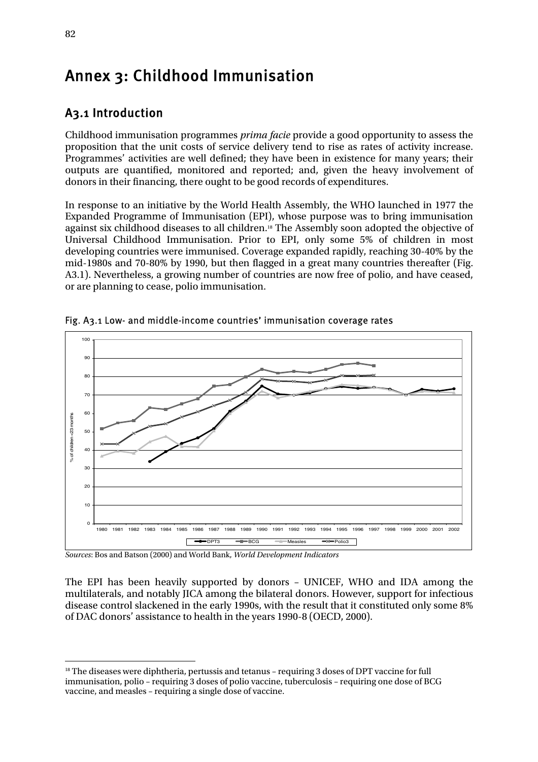# Annex 3: Childhood Immunisation

## A3.1 Introduction

Childhood immunisation programmes *prima facie* provide a good opportunity to assess the proposition that the unit costs of service delivery tend to rise as rates of activity increase. Programmes' activities are well defined; they have been in existence for many years; their outputs are quantified, monitored and reported; and, given the heavy involvement of donors in their financing, there ought to be good records of expenditures.

In response to an initiative by the World Health Assembly, the WHO launched in 1977 the Expanded Programme of Immunisation (EPI), whose purpose was to bring immunisation against six childhood diseases to all children.[18] The Assembly soon adopted the objective of Universal Childhood Immunisation. Prior to EPI, only some 5% of children in most developing countries were immunised. Coverage expanded rapidly, reaching 30-40% by the mid-1980s and 70-80% by 1990, but then flagged in a great many countries thereafter (Fig. A3.1). Nevertheless, a growing number of countries are now free of polio, and have ceased, or are planning to cease, polio immunisation.

Fig. A3.1 Low- and middle-income countries' immunisation coverage rates

*Sources*: Bos and Batson (2000) and World Bank, *World Development Indicators*

The EPI has been heavily supported by donors – UNICEF, WHO and IDA among the multilaterals, and notably JICA among the bilateral donors. However, support for infectious disease control slackened in the early 1990s, with the result that it constituted only some 8% of DAC donors' assistance to health in the years 1990-8 (OECD, 2000).

[18] The diseases were diphtheria, pertussis and tetanus – requiring 3 doses of DPT vaccine for full immunisation, polio – requiring 3 doses of polio vaccine, tuberculosis – requiring one dose of BCG vaccine, and measles – requiring a single dose of vaccine.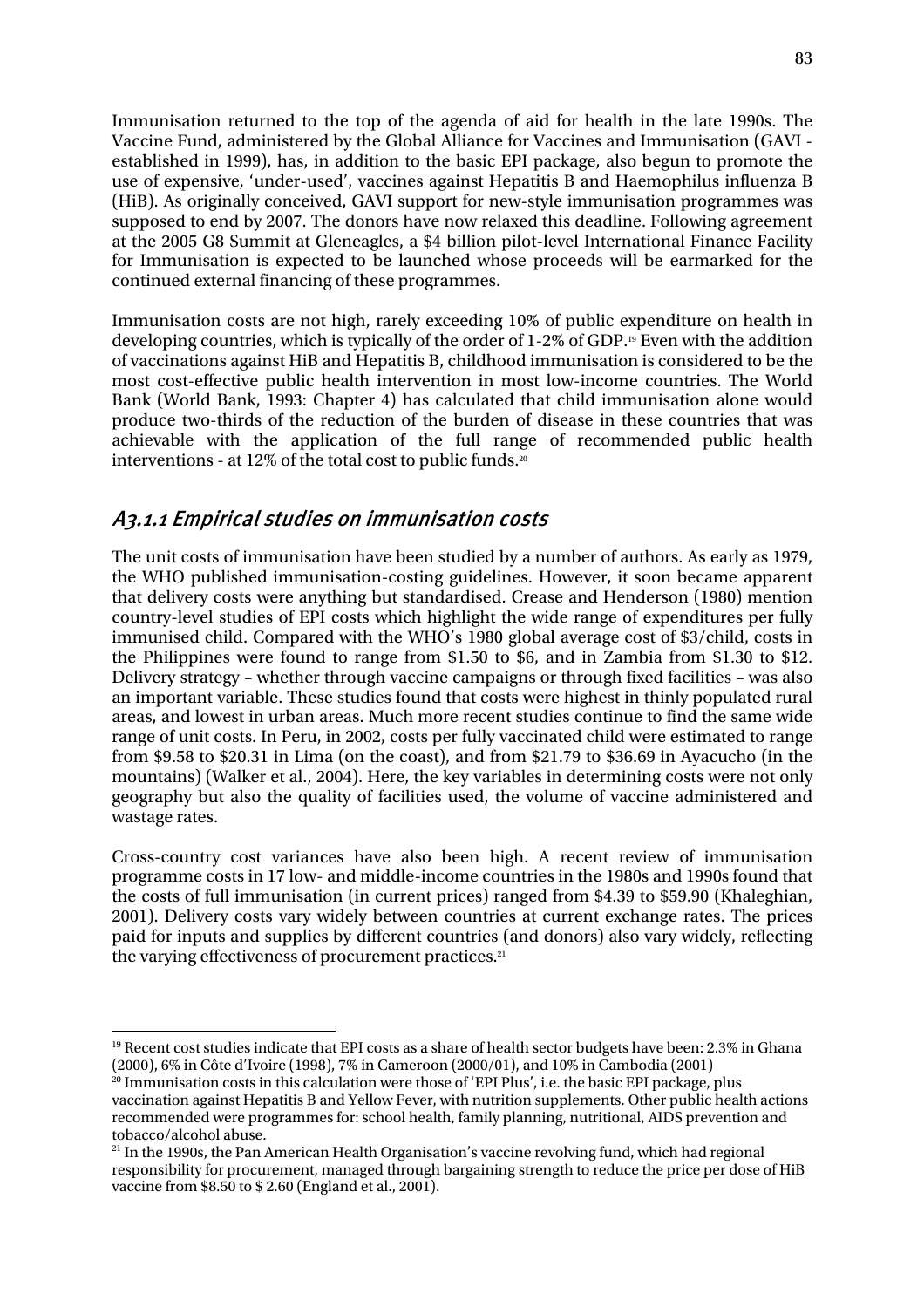Immunisation returned to the top of the agenda of aid for health in the late 1990s. The Vaccine Fund, administered by the Global Alliance for Vaccines and Immunisation (GAVI - established in 1999), has, in addition to the basic EPI package, also begun to promote the use of expensive, 'under-used', vaccines against Hepatitis B and Haemophilus influenza B (HiB). As originally conceived, GAVI support for new-style immunisation programmes was supposed to end by 2007. The donors have now relaxed this deadline. Following agreement at the 2005 G8 Summit at Gleneagles, a $4 billion pilot-level International Finance Facility for Immunisation is expected to be launched whose proceeds will be earmarked for the continued external financing of these programmes.

Immunisation costs are not high, rarely exceeding 10% of public expenditure on health in developing countries, which is typically of the order of 1-2% of GDP.[19] Even with the addition of vaccinations against HiB and Hepatitis B, childhood immunisation is considered to be the most cost-effective public health intervention in most low-income countries. The World Bank (World Bank, 1993: Chapter 4) has calculated that child immunisation alone would produce two-thirds of the reduction of the burden of disease in these countries that was achievable with the application of the full range of recommended public health interventions - at 12% of the total cost to public funds.[20]

### A3.1.1 Empirical studies on immunisation costs

The unit costs of immunisation have been studied by a number of authors. As early as 1979, the WHO published immunisation-costing guidelines. However, it soon became apparent that delivery costs were anything but standardised. Crease and Henderson (1980) mention country-level studies of EPI costs which highlight the wide range of expenditures per fully immunised child. Compared with the WHO's 1980 global average cost of $3/child, costs in the Philippines were found to range from $1.50 to $6, and in Zambia from $1.30 to $12. Delivery strategy – whether through vaccine campaigns or through fixed facilities – was also an important variable. These studies found that costs were highest in thinly populated rural areas, and lowest in urban areas. Much more recent studies continue to find the same wide range of unit costs. In Peru, in 2002, costs per fully vaccinated child were estimated to range from $9.58 to $20.31 in Lima (on the coast), and from $21.79 to $36.69 in Ayacucho (in the mountains) (Walker et al., 2004). Here, the key variables in determining costs were not only geography but also the quality of facilities used, the volume of vaccine administered and wastage rates.

Cross-country cost variances have also been high. A recent review of immunisation programme costs in 17 low- and middle-income countries in the 1980s and 1990s found that the costs of full immunisation (in current prices) ranged from $4.39 to $59.90 (Khaleghian, 2001). Delivery costs vary widely between countries at current exchange rates. The prices paid for inputs and supplies by different countries (and donors) also vary widely, reflecting the varying effectiveness of procurement practices.[21]

---

[19] Recent cost studies indicate that EPI costs as a share of health sector budgets have been: 2.3% in Ghana (2000), 6% in Côte d'Ivoire (1998), 7% in Cameroon (2000/01), and 10% in Cambodia (2001)

[20] Immunisation costs in this calculation were those of 'EPI Plus', i.e. the basic EPI package, plus vaccination against Hepatitis B and Yellow Fever, with nutrition supplements. Other public health actions recommended were programmes for: school health, family planning, nutritional, AIDS prevention and tobacco/alcohol abuse.

[21] In the 1990s, the Pan American Health Organisation's vaccine revolving fund, which had regional responsibility for procurement, managed through bargaining strength to reduce the price per dose of HiB vaccine from $8.50 to $ 2.60 (England et al., 2001).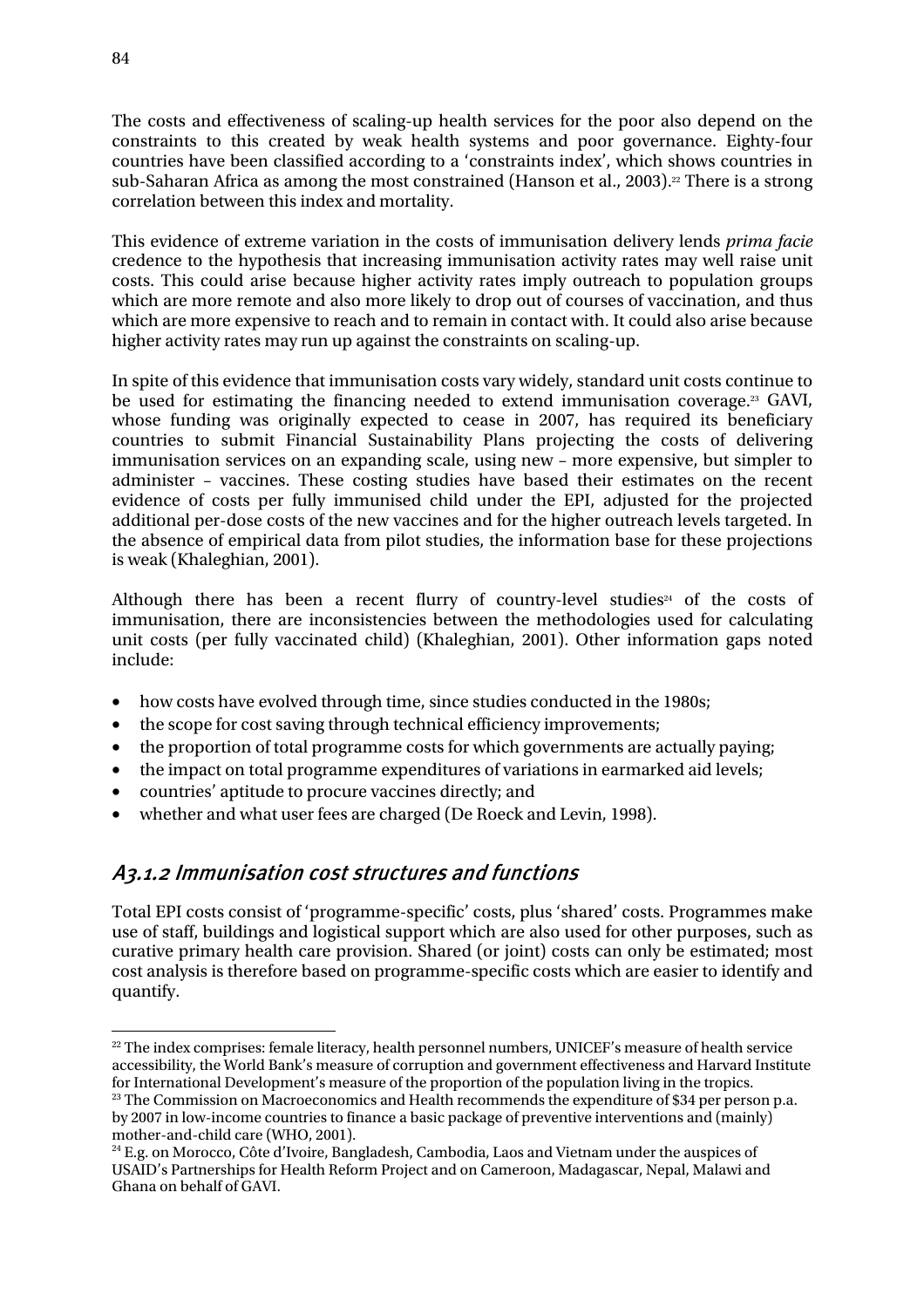The costs and effectiveness of scaling-up health services for the poor also depend on the constraints to this created by weak health systems and poor governance. Eighty-four countries have been classified according to a 'constraints index', which shows countries in sub-Saharan Africa as among the most constrained (Hanson et al., 2003).[22] There is a strong correlation between this index and mortality.

This evidence of extreme variation in the costs of immunisation delivery lends *prima facie* credence to the hypothesis that increasing immunisation activity rates may well raise unit costs. This could arise because higher activity rates imply outreach to population groups which are more remote and also more likely to drop out of courses of vaccination, and thus which are more expensive to reach and to remain in contact with. It could also arise because higher activity rates may run up against the constraints on scaling-up.

In spite of this evidence that immunisation costs vary widely, standard unit costs continue to be used for estimating the financing needed to extend immunisation coverage.[23] GAVI, whose funding was originally expected to cease in 2007, has required its beneficiary countries to submit Financial Sustainability Plans projecting the costs of delivering immunisation services on an expanding scale, using new – more expensive, but simpler to administer – vaccines. These costing studies have based their estimates on the recent evidence of costs per fully immunised child under the EPI, adjusted for the projected additional per-dose costs of the new vaccines and for the higher outreach levels targeted. In the absence of empirical data from pilot studies, the information base for these projections is weak (Khaleghian, 2001).

Although there has been a recent flurry of country-level studies[24] of the costs of immunisation, there are inconsistencies between the methodologies used for calculating unit costs (per fully vaccinated child) (Khaleghian, 2001). Other information gaps noted include:

- how costs have evolved through time, since studies conducted in the 1980s;
- the scope for cost saving through technical efficiency improvements;
- the proportion of total programme costs for which governments are actually paying;
- the impact on total programme expenditures of variations in earmarked aid levels;
- countries' aptitude to procure vaccines directly; and
- whether and what user fees are charged (De Roeck and Levin, 1998).

### A3.1.2 Immunisation cost structures and functions

Total EPI costs consist of 'programme-specific' costs, plus 'shared' costs. Programmes make use of staff, buildings and logistical support which are also used for other purposes, such as curative primary health care provision. Shared (or joint) costs can only be estimated; most cost analysis is therefore based on programme-specific costs which are easier to identify and quantify.

---

[22] The index comprises: female literacy, health personnel numbers, UNICEF's measure of health service accessibility, the World Bank's measure of corruption and government effectiveness and Harvard Institute for International Development's measure of the proportion of the population living in the tropics.

[23] The Commission on Macroeconomics and Health recommends the expenditure of $34 per person p.a. by 2007 in low-income countries to finance a basic package of preventive interventions and (mainly) mother-and-child care (WHO, 2001).

[24] E.g. on Morocco, Côte d'Ivoire, Bangladesh, Cambodia, Laos and Vietnam under the auspices of USAID's Partnerships for Health Reform Project and on Cameroon, Madagascar, Nepal, Malawi and Ghana on behalf of GAVI.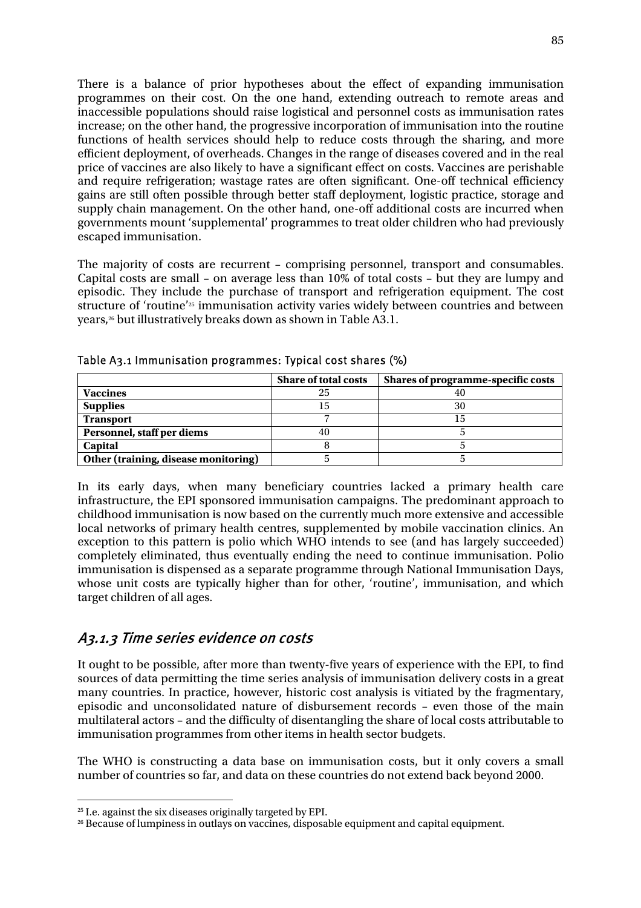There is a balance of prior hypotheses about the effect of expanding immunisation programmes on their cost. On the one hand, extending outreach to remote areas and inaccessible populations should raise logistical and personnel costs as immunisation rates increase; on the other hand, the progressive incorporation of immunisation into the routine functions of health services should help to reduce costs through the sharing, and more efficient deployment, of overheads. Changes in the range of diseases covered and in the real price of vaccines are also likely to have a significant effect on costs. Vaccines are perishable and require refrigeration; wastage rates are often significant. One-off technical efficiency gains are still often possible through better staff deployment, logistic practice, storage and supply chain management. On the other hand, one-off additional costs are incurred when governments mount 'supplemental' programmes to treat older children who had previously escaped immunisation.

The majority of costs are recurrent – comprising personnel, transport and consumables. Capital costs are small – on average less than 10% of total costs – but they are lumpy and episodic. They include the purchase of transport and refrigeration equipment. The cost structure of 'routine'[25] immunisation activity varies widely between countries and between years,[26] but illustratively breaks down as shown in Table A3.1.

Table A3.1 Immunisation programmes: Typical cost shares (%)

| | Share of total costs | Shares of programme-specific costs |
|---|---|---|
| **Vaccines** | 25 | 40 |
| **Supplies** | 15 | 30 |
| **Transport** | 7 | 15 |
| **Personnel, staff per diems** | 40 | 5 |
| **Capital** | 8 | 5 |
| **Other (training, disease monitoring)** | 5 | 5 |

In its early days, when many beneficiary countries lacked a primary health care infrastructure, the EPI sponsored immunisation campaigns. The predominant approach to childhood immunisation is now based on the currently much more extensive and accessible local networks of primary health centres, supplemented by mobile vaccination clinics. An exception to this pattern is polio which WHO intends to see (and has largely succeeded) completely eliminated, thus eventually ending the need to continue immunisation. Polio immunisation is dispensed as a separate programme through National Immunisation Days, whose unit costs are typically higher than for other, 'routine', immunisation, and which target children of all ages.

### *A3.1.3 Time series evidence on costs*

It ought to be possible, after more than twenty-five years of experience with the EPI, to find sources of data permitting the time series analysis of immunisation delivery costs in a great many countries. In practice, however, historic cost analysis is vitiated by the fragmentary, episodic and unconsolidated nature of disbursement records – even those of the main multilateral actors – and the difficulty of disentangling the share of local costs attributable to immunisation programmes from other items in health sector budgets.

The WHO is constructing a data base on immunisation costs, but it only covers a small number of countries so far, and data on these countries do not extend back beyond 2000.

[25] I.e. against the six diseases originally targeted by EPI.

[26] Because of lumpiness in outlays on vaccines, disposable equipment and capital equipment.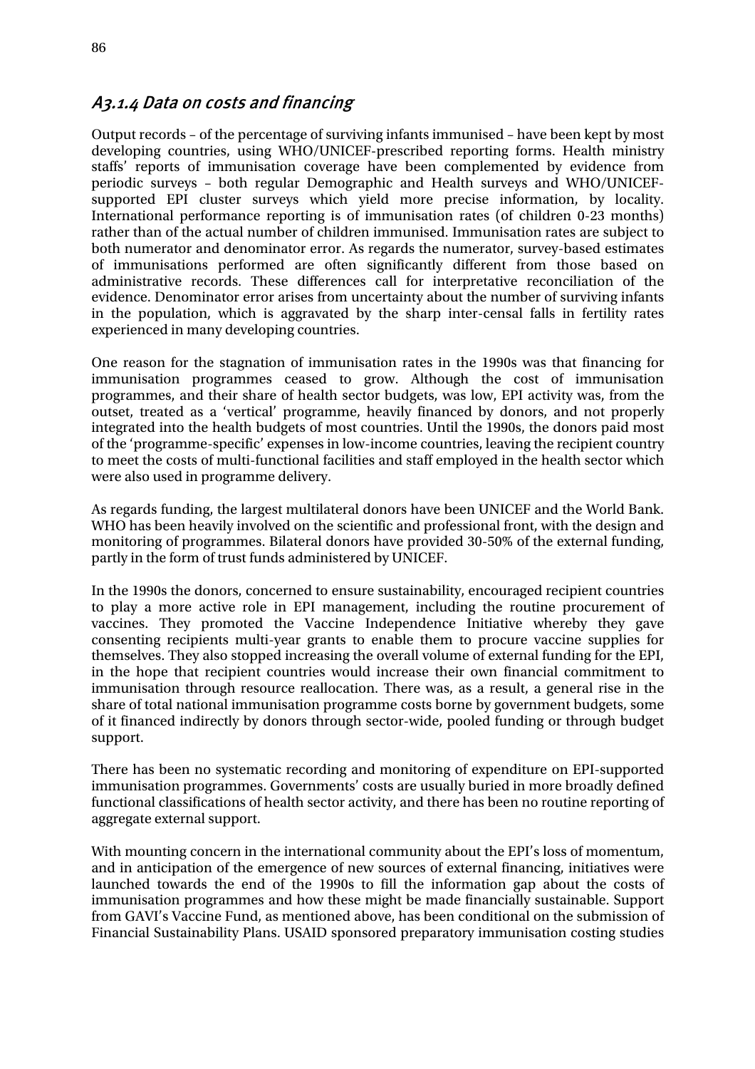### A3.1.4 Data on costs and financing

Output records – of the percentage of surviving infants immunised – have been kept by most developing countries, using WHO/UNICEF-prescribed reporting forms. Health ministry staffs' reports of immunisation coverage have been complemented by evidence from periodic surveys – both regular Demographic and Health surveys and WHO/UNICEF-supported EPI cluster surveys which yield more precise information, by locality. International performance reporting is of immunisation rates (of children 0-23 months) rather than of the actual number of children immunised. Immunisation rates are subject to both numerator and denominator error. As regards the numerator, survey-based estimates of immunisations performed are often significantly different from those based on administrative records. These differences call for interpretative reconciliation of the evidence. Denominator error arises from uncertainty about the number of surviving infants in the population, which is aggravated by the sharp inter-censal falls in fertility rates experienced in many developing countries.

One reason for the stagnation of immunisation rates in the 1990s was that financing for immunisation programmes ceased to grow. Although the cost of immunisation programmes, and their share of health sector budgets, was low, EPI activity was, from the outset, treated as a 'vertical' programme, heavily financed by donors, and not properly integrated into the health budgets of most countries. Until the 1990s, the donors paid most of the 'programme-specific' expenses in low-income countries, leaving the recipient country to meet the costs of multi-functional facilities and staff employed in the health sector which were also used in programme delivery.

As regards funding, the largest multilateral donors have been UNICEF and the World Bank. WHO has been heavily involved on the scientific and professional front, with the design and monitoring of programmes. Bilateral donors have provided 30-50% of the external funding, partly in the form of trust funds administered by UNICEF.

In the 1990s the donors, concerned to ensure sustainability, encouraged recipient countries to play a more active role in EPI management, including the routine procurement of vaccines. They promoted the Vaccine Independence Initiative whereby they gave consenting recipients multi-year grants to enable them to procure vaccine supplies for themselves. They also stopped increasing the overall volume of external funding for the EPI, in the hope that recipient countries would increase their own financial commitment to immunisation through resource reallocation. There was, as a result, a general rise in the share of total national immunisation programme costs borne by government budgets, some of it financed indirectly by donors through sector-wide, pooled funding or through budget support.

There has been no systematic recording and monitoring of expenditure on EPI-supported immunisation programmes. Governments' costs are usually buried in more broadly defined functional classifications of health sector activity, and there has been no routine reporting of aggregate external support.

With mounting concern in the international community about the EPI's loss of momentum, and in anticipation of the emergence of new sources of external financing, initiatives were launched towards the end of the 1990s to fill the information gap about the costs of immunisation programmes and how these might be made financially sustainable. Support from GAVI's Vaccine Fund, as mentioned above, has been conditional on the submission of Financial Sustainability Plans. USAID sponsored preparatory immunisation costing studies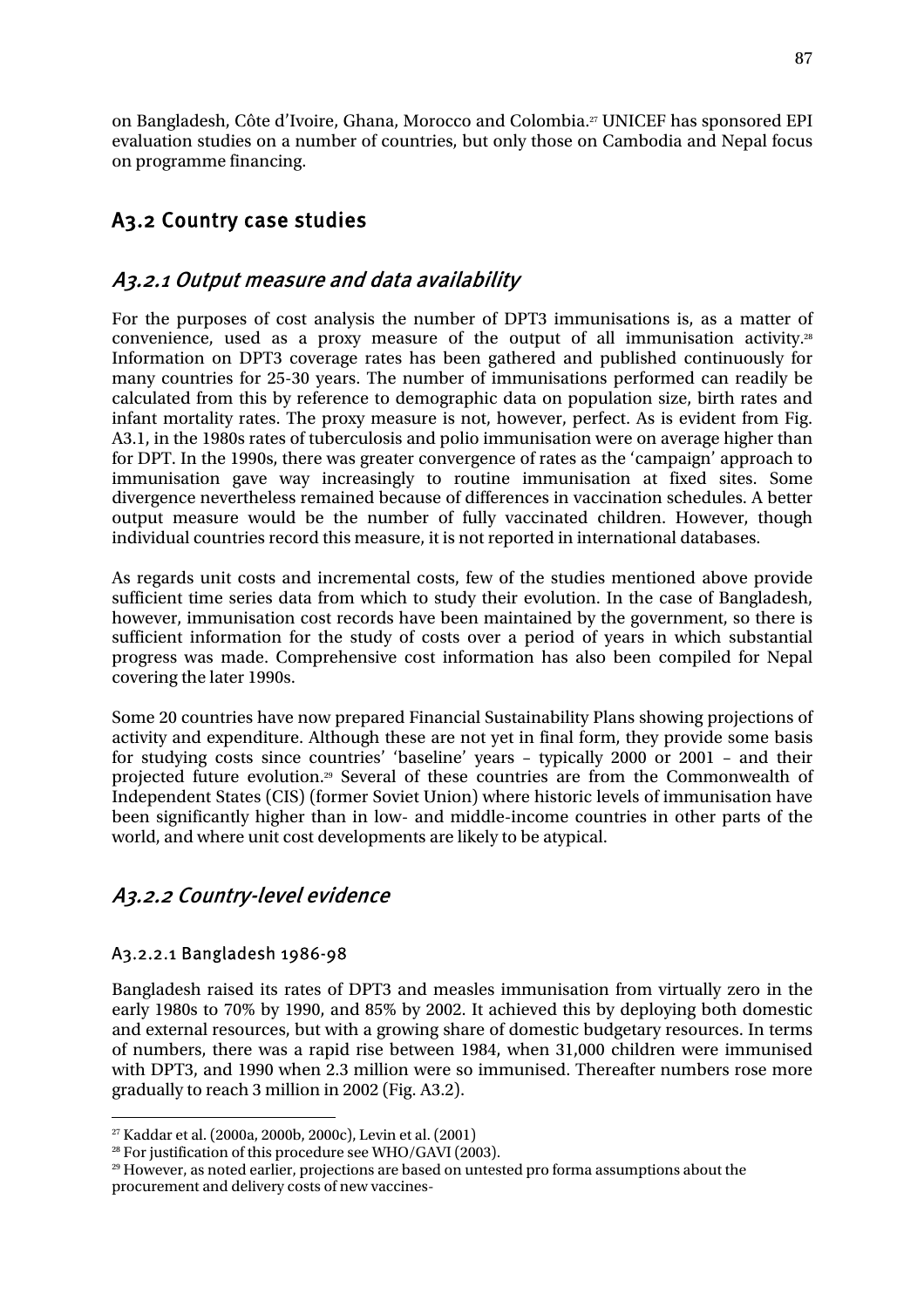on Bangladesh, Côte d'Ivoire, Ghana, Morocco and Colombia.[27] UNICEF has sponsored EPI evaluation studies on a number of countries, but only those on Cambodia and Nepal focus on programme financing.

## A3.2 Country case studies

### *A3.2.1 Output measure and data availability*

For the purposes of cost analysis the number of DPT3 immunisations is, as a matter of convenience, used as a proxy measure of the output of all immunisation activity.[28] Information on DPT3 coverage rates has been gathered and published continuously for many countries for 25-30 years. The number of immunisations performed can readily be calculated from this by reference to demographic data on population size, birth rates and infant mortality rates. The proxy measure is not, however, perfect. As is evident from Fig. A3.1, in the 1980s rates of tuberculosis and polio immunisation were on average higher than for DPT. In the 1990s, there was greater convergence of rates as the 'campaign' approach to immunisation gave way increasingly to routine immunisation at fixed sites. Some divergence nevertheless remained because of differences in vaccination schedules. A better output measure would be the number of fully vaccinated children. However, though individual countries record this measure, it is not reported in international databases.

As regards unit costs and incremental costs, few of the studies mentioned above provide sufficient time series data from which to study their evolution. In the case of Bangladesh, however, immunisation cost records have been maintained by the government, so there is sufficient information for the study of costs over a period of years in which substantial progress was made. Comprehensive cost information has also been compiled for Nepal covering the later 1990s.

Some 20 countries have now prepared Financial Sustainability Plans showing projections of activity and expenditure. Although these are not yet in final form, they provide some basis for studying costs since countries' 'baseline' years – typically 2000 or 2001 – and their projected future evolution.[29] Several of these countries are from the Commonwealth of Independent States (CIS) (former Soviet Union) where historic levels of immunisation have been significantly higher than in low- and middle-income countries in other parts of the world, and where unit cost developments are likely to be atypical.

### *A3.2.2 Country-level evidence*

#### A3.2.2.1 Bangladesh 1986-98

Bangladesh raised its rates of DPT3 and measles immunisation from virtually zero in the early 1980s to 70% by 1990, and 85% by 2002. It achieved this by deploying both domestic and external resources, but with a growing share of domestic budgetary resources. In terms of numbers, there was a rapid rise between 1984, when 31,000 children were immunised with DPT3, and 1990 when 2.3 million were so immunised. Thereafter numbers rose more gradually to reach 3 million in 2002 (Fig. A3.2).

---

[27] Kaddar et al. (2000a, 2000b, 2000c), Levin et al. (2001)

[28] For justification of this procedure see WHO/GAVI (2003).

[29] However, as noted earlier, projections are based on untested pro forma assumptions about the procurement and delivery costs of new vaccines-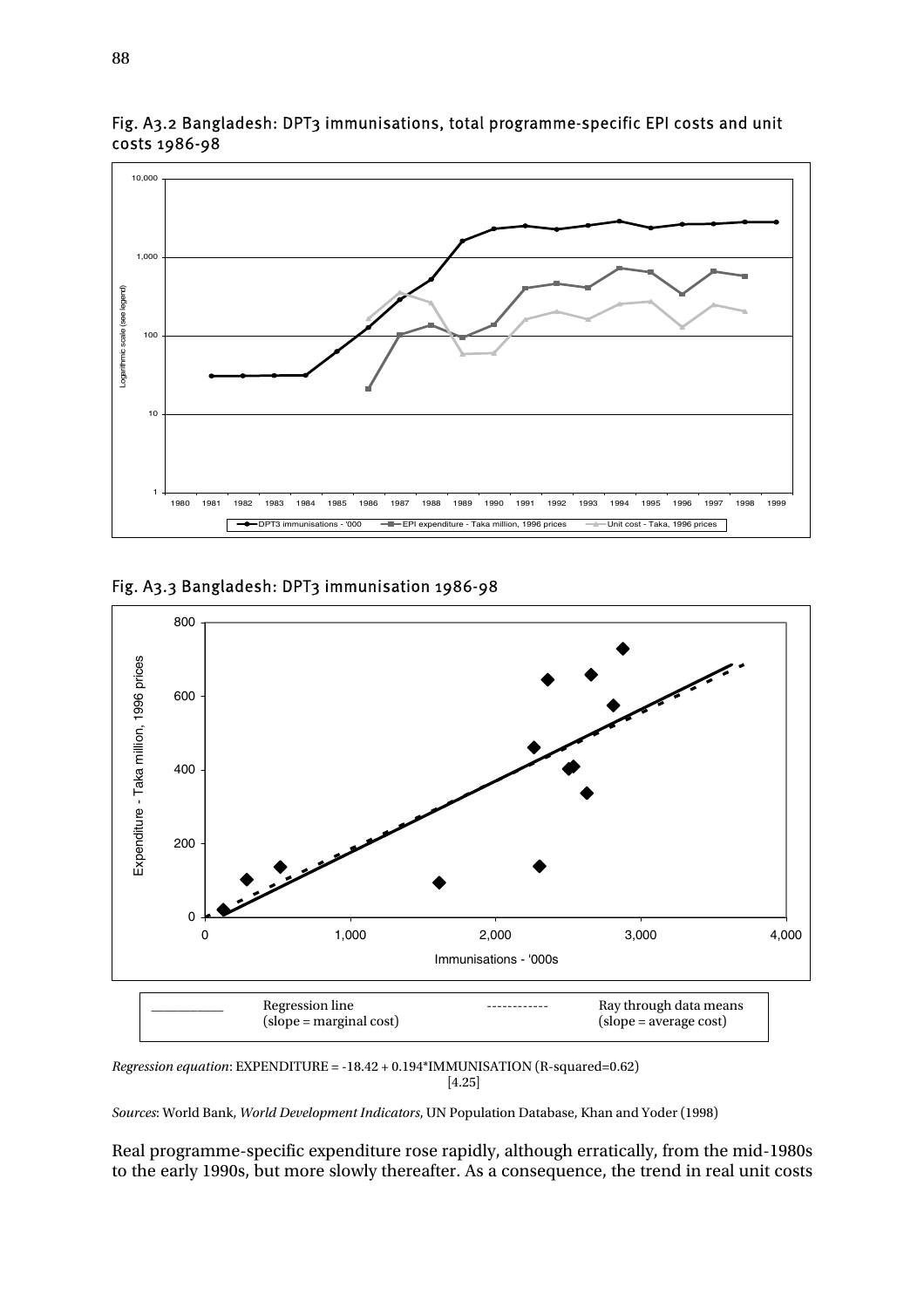Fig. A3.2 Bangladesh: DPT3 immunisations, total programme-specific EPI costs and unit costs 1986-98

Fig. A3.3 Bangladesh: DPT3 immunisation 1986-98

| Regression line (slope = marginal cost) | Ray through data means (slope = average cost) |
|---|---|

*Regression equation*: EXPENDITURE = -18.42 + 0.194*IMMUNISATION (R-squared=0.62)
[4.25]

*Sources*: World Bank, *World Development Indicators*, UN Population Database, Khan and Yoder (1998)

Real programme-specific expenditure rose rapidly, although erratically, from the mid-1980s to the early 1990s, but more slowly thereafter. As a consequence, the trend in real unit costs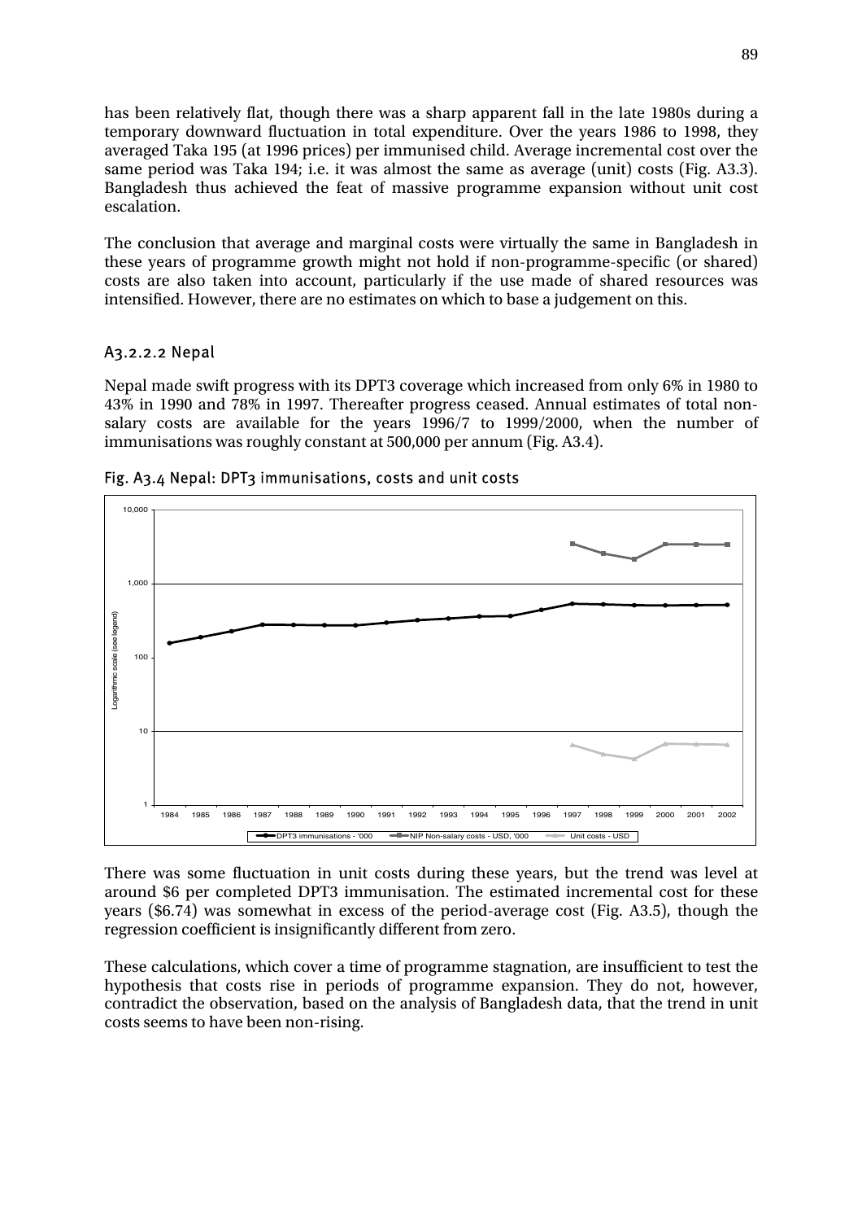has been relatively flat, though there was a sharp apparent fall in the late 1980s during a temporary downward fluctuation in total expenditure. Over the years 1986 to 1998, they averaged Taka 195 (at 1996 prices) per immunised child. Average incremental cost over the same period was Taka 194; i.e. it was almost the same as average (unit) costs (Fig. A3.3). Bangladesh thus achieved the feat of massive programme expansion without unit cost escalation.

The conclusion that average and marginal costs were virtually the same in Bangladesh in these years of programme growth might not hold if non-programme-specific (or shared) costs are also taken into account, particularly if the use made of shared resources was intensified. However, there are no estimates on which to base a judgement on this.

#### A3.2.2.2 Nepal

Nepal made swift progress with its DPT3 coverage which increased from only 6% in 1980 to 43% in 1990 and 78% in 1997. Thereafter progress ceased. Annual estimates of total non-salary costs are available for the years 1996/7 to 1999/2000, when the number of immunisations was roughly constant at 500,000 per annum (Fig. A3.4).

Fig. A3.4 Nepal: DPT3 immunisations, costs and unit costs

There was some fluctuation in unit costs during these years, but the trend was level at around \$6 per completed DPT3 immunisation. The estimated incremental cost for these years (\$6.74) was somewhat in excess of the period-average cost (Fig. A3.5), though the regression coefficient is insignificantly different from zero.

These calculations, which cover a time of programme stagnation, are insufficient to test the hypothesis that costs rise in periods of programme expansion. They do not, however, contradict the observation, based on the analysis of Bangladesh data, that the trend in unit costs seems to have been non-rising.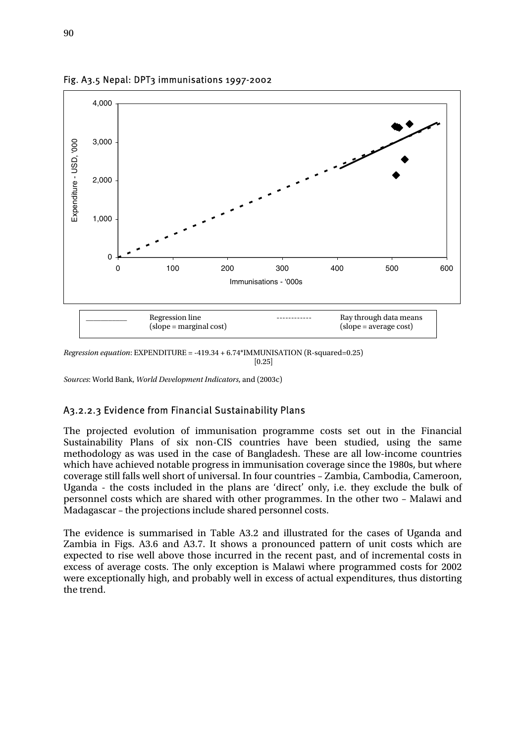Fig. A3.5 Nepal: DPT3 immunisations 1997-2002

| __________ | Regression line (slope = marginal cost) | ------------ | Ray through data means (slope = average cost) |
|---|---|---|---|

*Regression equation*: EXPENDITURE = -419.34 + 6.74*IMMUNISATION (R-squared=0.25)
[0.25]

*Sources*: World Bank, *World Development Indicators*, and (2003c)

### A3.2.2.3 Evidence from Financial Sustainability Plans

The projected evolution of immunisation programme costs set out in the Financial Sustainability Plans of six non-CIS countries have been studied, using the same methodology as was used in the case of Bangladesh. These are all low-income countries which have achieved notable progress in immunisation coverage since the 1980s, but where coverage still falls well short of universal. In four countries – Zambia, Cambodia, Cameroon, Uganda - the costs included in the plans are 'direct' only, i.e. they exclude the bulk of personnel costs which are shared with other programmes. In the other two – Malawi and Madagascar – the projections include shared personnel costs.

The evidence is summarised in Table A3.2 and illustrated for the cases of Uganda and Zambia in Figs. A3.6 and A3.7. It shows a pronounced pattern of unit costs which are expected to rise well above those incurred in the recent past, and of incremental costs in excess of average costs. The only exception is Malawi where programmed costs for 2002 were exceptionally high, and probably well in excess of actual expenditures, thus distorting the trend.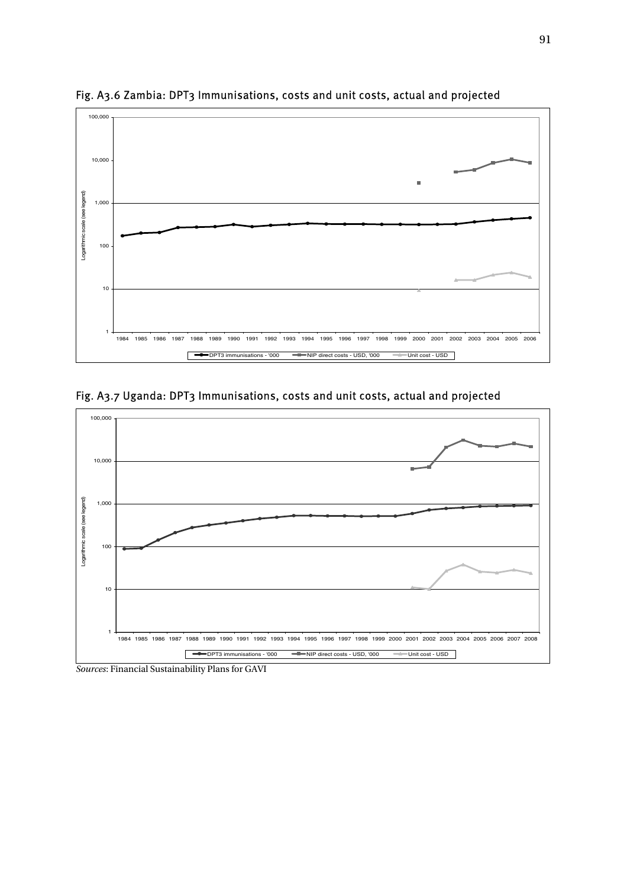Fig. A3.6 Zambia: DPT3 Immunisations, costs and unit costs, actual and projected

Fig. A3.7 Uganda: DPT3 Immunisations, costs and unit costs, actual and projected

*Sources*: Financial Sustainability Plans for GAVI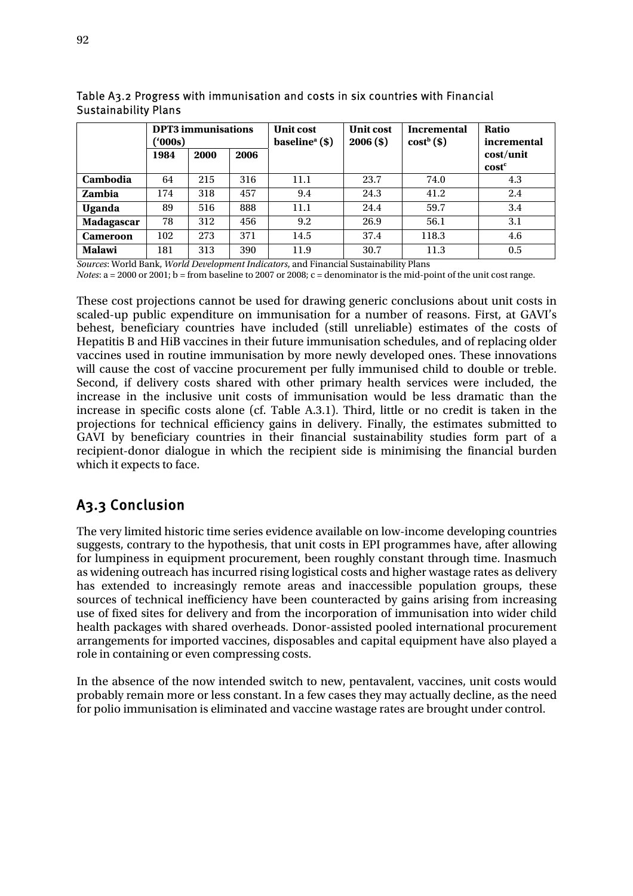Table A3.2 Progress with immunisation and costs in six countries with Financial Sustainability Plans

| | DPT3 immunisations ('000s) | | | Unit cost baseline[a] ($) | Unit cost 2006 ($) | Incremental cost[b] ($) | Ratio incremental cost/unit cost[c] |
|---|---|---|---|---|---|---|---|
| | 1984 | 2000 | 2006 | | | | |
| **Cambodia** | 64 | 215 | 316 | 11.1 | 23.7 | 74.0 | 4.3 |
| **Zambia** | 174 | 318 | 457 | 9.4 | 24.3 | 41.2 | 2.4 |
| **Uganda** | 89 | 516 | 888 | 11.1 | 24.4 | 59.7 | 3.4 |
| **Madagascar** | 78 | 312 | 456 | 9.2 | 26.9 | 56.1 | 3.1 |
| **Cameroon** | 102 | 273 | 371 | 14.5 | 37.4 | 118.3 | 4.6 |
| **Malawi** | 181 | 313 | 390 | 11.9 | 30.7 | 11.3 | 0.5 |

*Sources*: World Bank, *World Development Indicators*, and Financial Sustainability Plans
*Notes*: a = 2000 or 2001; b = from baseline to 2007 or 2008; c = denominator is the mid-point of the unit cost range.

These cost projections cannot be used for drawing generic conclusions about unit costs in scaled-up public expenditure on immunisation for a number of reasons. First, at GAVI's behest, beneficiary countries have included (still unreliable) estimates of the costs of Hepatitis B and HiB vaccines in their future immunisation schedules, and of replacing older vaccines used in routine immunisation by more newly developed ones. These innovations will cause the cost of vaccine procurement per fully immunised child to double or treble. Second, if delivery costs shared with other primary health services were included, the increase in the inclusive unit costs of immunisation would be less dramatic than the increase in specific costs alone (cf. Table A.3.1). Third, little or no credit is taken in the projections for technical efficiency gains in delivery. Finally, the estimates submitted to GAVI by beneficiary countries in their financial sustainability studies form part of a recipient-donor dialogue in which the recipient side is minimising the financial burden which it expects to face.

## A3.3 Conclusion

The very limited historic time series evidence available on low-income developing countries suggests, contrary to the hypothesis, that unit costs in EPI programmes have, after allowing for lumpiness in equipment procurement, been roughly constant through time. Inasmuch as widening outreach has incurred rising logistical costs and higher wastage rates as delivery has extended to increasingly remote areas and inaccessible population groups, these sources of technical inefficiency have been counteracted by gains arising from increasing use of fixed sites for delivery and from the incorporation of immunisation into wider child health packages with shared overheads. Donor-assisted pooled international procurement arrangements for imported vaccines, disposables and capital equipment have also played a role in containing or even compressing costs.

In the absence of the now intended switch to new, pentavalent, vaccines, unit costs would probably remain more or less constant. In a few cases they may actually decline, as the need for polio immunisation is eliminated and vaccine wastage rates are brought under control.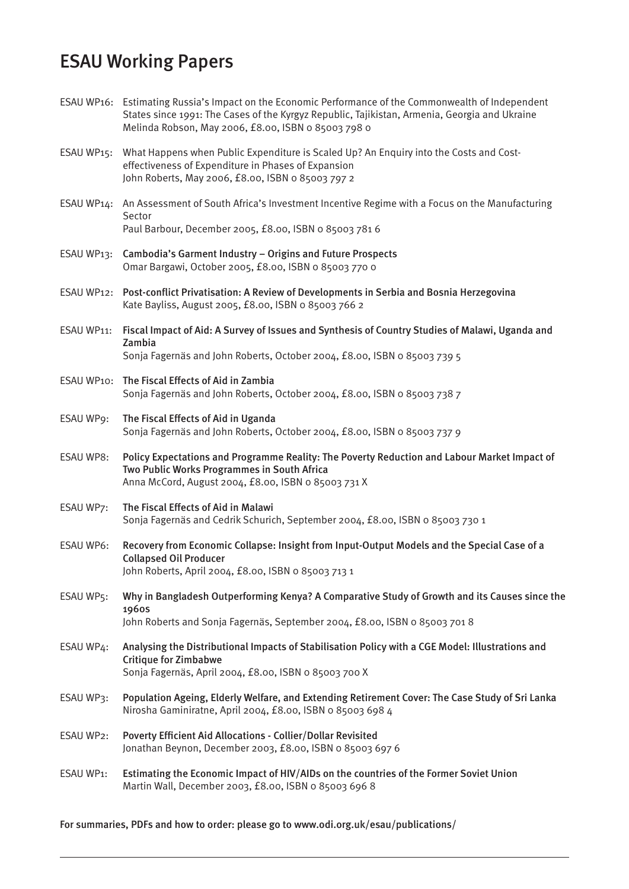# ESAU Working Papers

ESAU WP16: Estimating Russia's Impact on the Economic Performance of the Commonwealth of Independent States since 1991: The Cases of the Kyrgyz Republic, Tajikistan, Armenia, Georgia and Ukraine
Melinda Robson, May 2006, £8.00, ISBN 0 85003 798 0

ESAU WP15: What Happens when Public Expenditure is Scaled Up? An Enquiry into the Costs and Cost-effectiveness of Expenditure in Phases of Expansion
John Roberts, May 2006, £8.00, ISBN 0 85003 797 2

ESAU WP14: An Assessment of South Africa's Investment Incentive Regime with a Focus on the Manufacturing Sector
Paul Barbour, December 2005, £8.00, ISBN 0 85003 781 6

ESAU WP13: **Cambodia's Garment Industry – Origins and Future Prospects**
Omar Bargawi, October 2005, £8.00, ISBN 0 85003 770 0

ESAU WP12: **Post-conflict Privatisation: A Review of Developments in Serbia and Bosnia Herzegovina**
Kate Bayliss, August 2005, £8.00, ISBN 0 85003 766 2

ESAU WP11: **Fiscal Impact of Aid: A Survey of Issues and Synthesis of Country Studies of Malawi, Uganda and Zambia**
Sonja Fagernäs and John Roberts, October 2004, £8.00, ISBN 0 85003 739 5

ESAU WP10: **The Fiscal Effects of Aid in Zambia**
Sonja Fagernäs and John Roberts, October 2004, £8.00, ISBN 0 85003 738 7

ESAU WP9: **The Fiscal Effects of Aid in Uganda**
Sonja Fagernäs and John Roberts, October 2004, £8.00, ISBN 0 85003 737 9

ESAU WP8: **Policy Expectations and Programme Reality: The Poverty Reduction and Labour Market Impact of Two Public Works Programmes in South Africa**
Anna McCord, August 2004, £8.00, ISBN 0 85003 731 X

ESAU WP7: **The Fiscal Effects of Aid in Malawi**
Sonja Fagernäs and Cedrik Schurich, September 2004, £8.00, ISBN 0 85003 730 1

ESAU WP6: **Recovery from Economic Collapse: Insight from Input-Output Models and the Special Case of a Collapsed Oil Producer**
John Roberts, April 2004, £8.00, ISBN 0 85003 713 1

ESAU WP5: **Why in Bangladesh Outperforming Kenya? A Comparative Study of Growth and its Causes since the 1960s**
John Roberts and Sonja Fagernäs, September 2004, £8.00, ISBN 0 85003 701 8

ESAU WP4: **Analysing the Distributional Impacts of Stabilisation Policy with a CGE Model: Illustrations and Critique for Zimbabwe**
Sonja Fagernäs, April 2004, £8.00, ISBN 0 85003 700 X

ESAU WP3: **Population Ageing, Elderly Welfare, and Extending Retirement Cover: The Case Study of Sri Lanka**
Nirosha Gaminiratne, April 2004, £8.00, ISBN 0 85003 698 4

ESAU WP2: **Poverty Efficient Aid Allocations - Collier/Dollar Revisited**
Jonathan Beynon, December 2003, £8.00, ISBN 0 85003 697 6

ESAU WP1: **Estimating the Economic Impact of HIV/AIDs on the countries of the Former Soviet Union**
Martin Wall, December 2003, £8.00, ISBN 0 85003 696 8

For summaries, PDFs and how to order: please go to www.odi.org.uk/esau/publications/